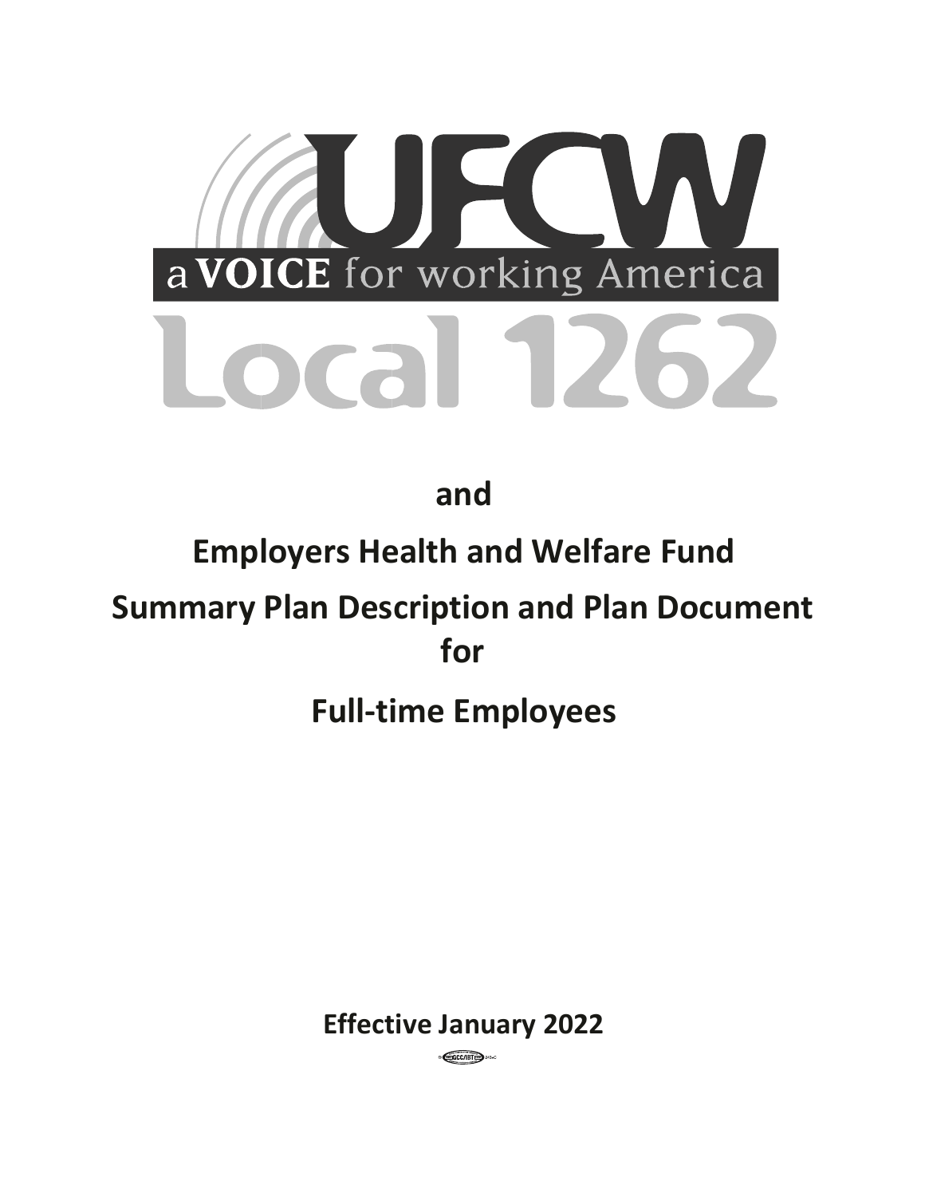# UFCW

a VOICE for working America

Local 1262

**and**

# Employers Health and Welfare Fund

# Summary Plan Description and Plan Document for

# Full-time Employees

**Effective January 2022**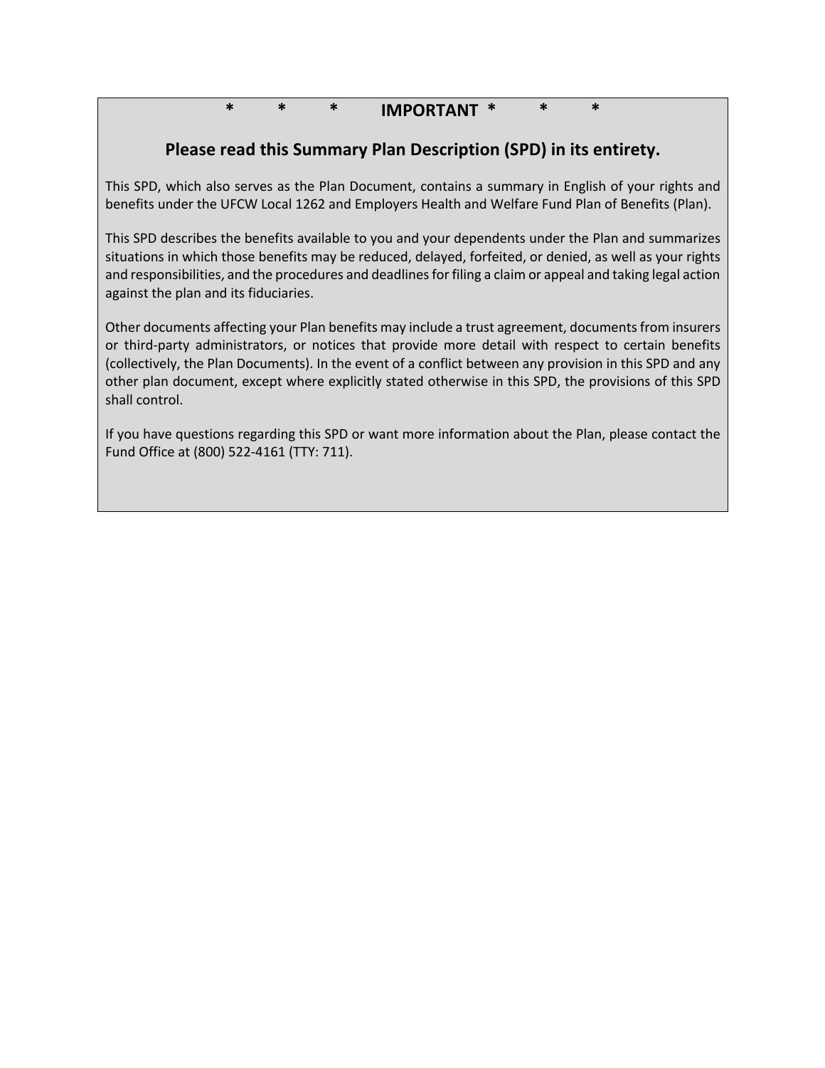**\*    \*    \*    IMPORTANT    \*    \*    \***

## Please read this Summary Plan Description (SPD) in its entirety.

This SPD, which also serves as the Plan Document, contains a summary in English of your rights and benefits under the UFCW Local 1262 and Employers Health and Welfare Fund Plan of Benefits (Plan).

This SPD describes the benefits available to you and your dependents under the Plan and summarizes situations in which those benefits may be reduced, delayed, forfeited, or denied, as well as your rights and responsibilities, and the procedures and deadlines for filing a claim or appeal and taking legal action against the plan and its fiduciaries.

Other documents affecting your Plan benefits may include a trust agreement, documents from insurers or third-party administrators, or notices that provide more detail with respect to certain benefits (collectively, the Plan Documents). In the event of a conflict between any provision in this SPD and any other plan document, except where explicitly stated otherwise in this SPD, the provisions of this SPD shall control.

If you have questions regarding this SPD or want more information about the Plan, please contact the Fund Office at (800) 522-4161 (TTY: 711).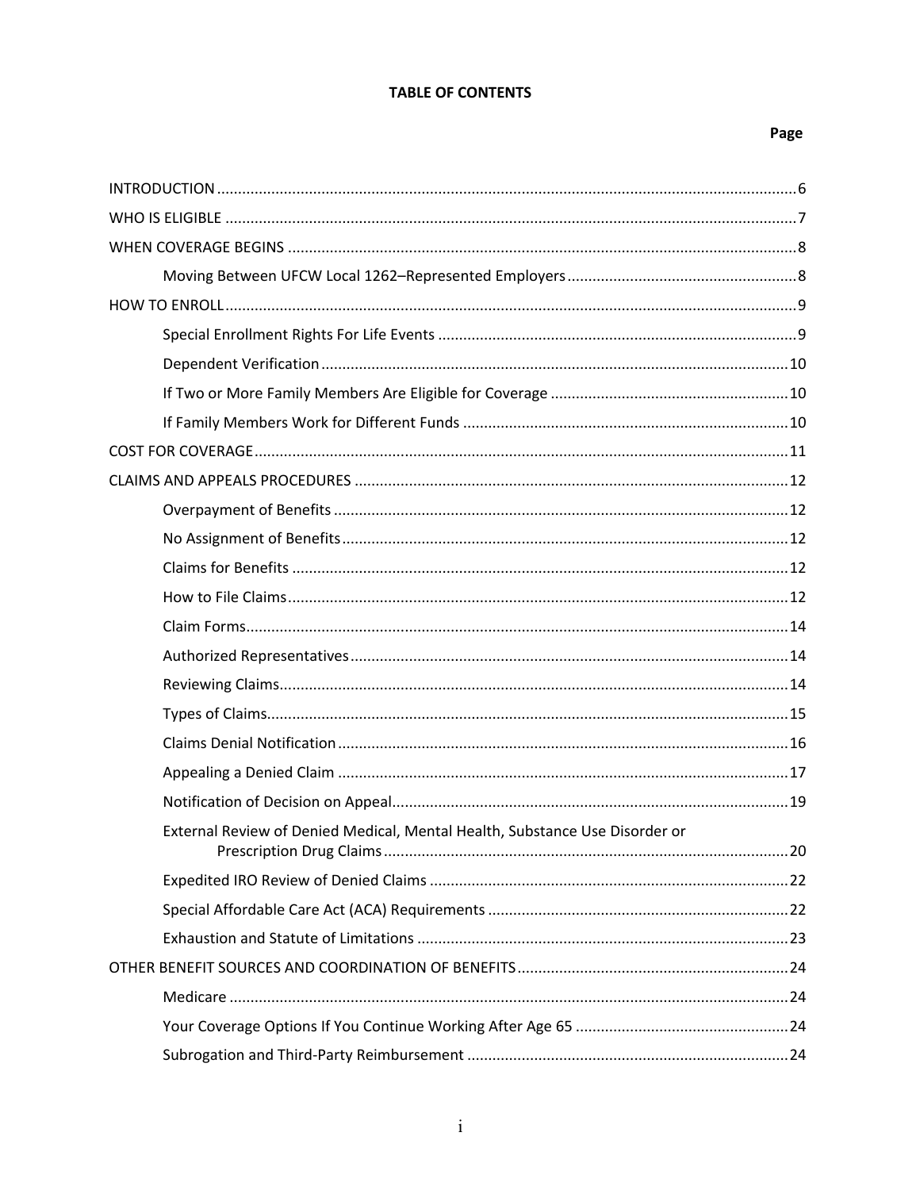**TABLE OF CONTENTS**

| | Page |
|---|---|
| INTRODUCTION | 6 |
| WHO IS ELIGIBLE | 7 |
| WHEN COVERAGE BEGINS | 8 |
| Moving Between UFCW Local 1262–Represented Employers | 8 |
| HOW TO ENROLL | 9 |
| Special Enrollment Rights For Life Events | 9 |
| Dependent Verification | 10 |
| If Two or More Family Members Are Eligible for Coverage | 10 |
| If Family Members Work for Different Funds | 10 |
| COST FOR COVERAGE | 11 |
| CLAIMS AND APPEALS PROCEDURES | 12 |
| Overpayment of Benefits | 12 |
| No Assignment of Benefits | 12 |
| Claims for Benefits | 12 |
| How to File Claims | 12 |
| Claim Forms | 14 |
| Authorized Representatives | 14 |
| Reviewing Claims | 14 |
| Types of Claims | 15 |
| Claims Denial Notification | 16 |
| Appealing a Denied Claim | 17 |
| Notification of Decision on Appeal | 19 |
| External Review of Denied Medical, Mental Health, Substance Use Disorder or Prescription Drug Claims | 20 |
| Expedited IRO Review of Denied Claims | 22 |
| Special Affordable Care Act (ACA) Requirements | 22 |
| Exhaustion and Statute of Limitations | 23 |
| OTHER BENEFIT SOURCES AND COORDINATION OF BENEFITS | 24 |
| Medicare | 24 |
| Your Coverage Options If You Continue Working After Age 65 | 24 |
| Subrogation and Third-Party Reimbursement | 24 |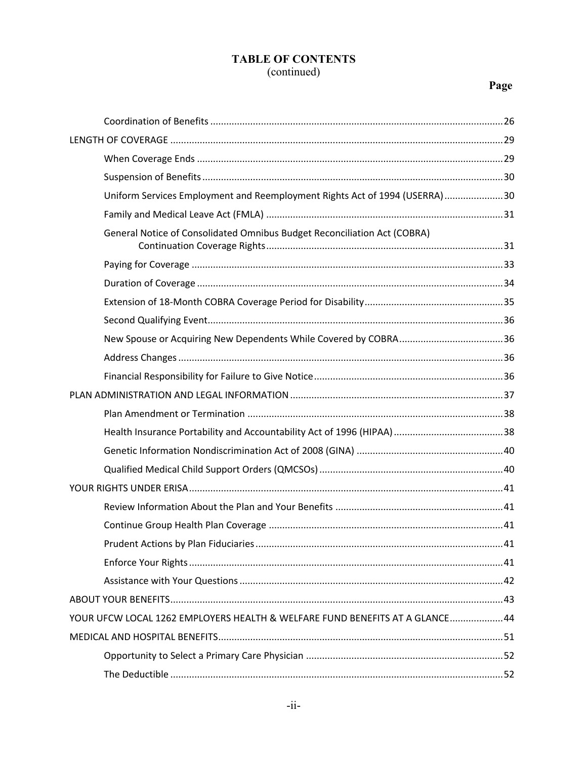# TABLE OF CONTENTS
(continued)

| | Page |
|---|---|
| Coordination of Benefits | 26 |
| LENGTH OF COVERAGE | 29 |
| When Coverage Ends | 29 |
| Suspension of Benefits | 30 |
| Uniform Services Employment and Reemployment Rights Act of 1994 (USERRA) | 30 |
| Family and Medical Leave Act (FMLA) | 31 |
| General Notice of Consolidated Omnibus Budget Reconciliation Act (COBRA) Continuation Coverage Rights | 31 |
| Paying for Coverage | 33 |
| Duration of Coverage | 34 |
| Extension of 18-Month COBRA Coverage Period for Disability | 35 |
| Second Qualifying Event | 36 |
| New Spouse or Acquiring New Dependents While Covered by COBRA | 36 |
| Address Changes | 36 |
| Financial Responsibility for Failure to Give Notice | 36 |
| PLAN ADMINISTRATION AND LEGAL INFORMATION | 37 |
| Plan Amendment or Termination | 38 |
| Health Insurance Portability and Accountability Act of 1996 (HIPAA) | 38 |
| Genetic Information Nondiscrimination Act of 2008 (GINA) | 40 |
| Qualified Medical Child Support Orders (QMCSOs) | 40 |
| YOUR RIGHTS UNDER ERISA | 41 |
| Review Information About the Plan and Your Benefits | 41 |
| Continue Group Health Plan Coverage | 41 |
| Prudent Actions by Plan Fiduciaries | 41 |
| Enforce Your Rights | 41 |
| Assistance with Your Questions | 42 |
| ABOUT YOUR BENEFITS | 43 |
| YOUR UFCW LOCAL 1262 EMPLOYERS HEALTH & WELFARE FUND BENEFITS AT A GLANCE | 44 |
| MEDICAL AND HOSPITAL BENEFITS | 51 |
| Opportunity to Select a Primary Care Physician | 52 |
| The Deductible | 52 |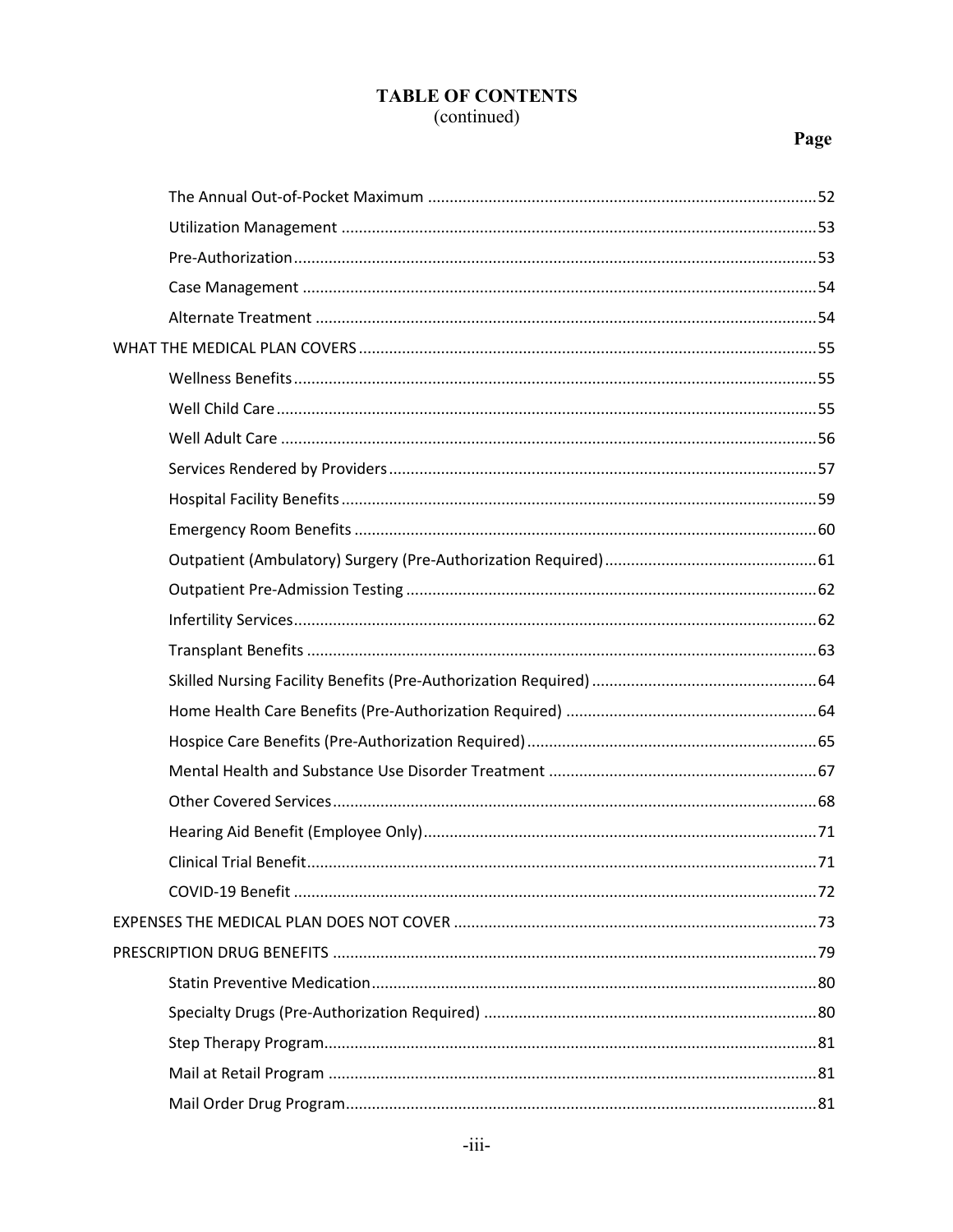# TABLE OF CONTENTS
(continued)

| | Page |
|---|---|
| The Annual Out-of-Pocket Maximum | 52 |
| Utilization Management | 53 |
| Pre-Authorization | 53 |
| Case Management | 54 |
| Alternate Treatment | 54 |
| WHAT THE MEDICAL PLAN COVERS | 55 |
| Wellness Benefits | 55 |
| Well Child Care | 55 |
| Well Adult Care | 56 |
| Services Rendered by Providers | 57 |
| Hospital Facility Benefits | 59 |
| Emergency Room Benefits | 60 |
| Outpatient (Ambulatory) Surgery (Pre-Authorization Required) | 61 |
| Outpatient Pre-Admission Testing | 62 |
| Infertility Services | 62 |
| Transplant Benefits | 63 |
| Skilled Nursing Facility Benefits (Pre-Authorization Required) | 64 |
| Home Health Care Benefits (Pre-Authorization Required) | 64 |
| Hospice Care Benefits (Pre-Authorization Required) | 65 |
| Mental Health and Substance Use Disorder Treatment | 67 |
| Other Covered Services | 68 |
| Hearing Aid Benefit (Employee Only) | 71 |
| Clinical Trial Benefit | 71 |
| COVID-19 Benefit | 72 |
| EXPENSES THE MEDICAL PLAN DOES NOT COVER | 73 |
| PRESCRIPTION DRUG BENEFITS | 79 |
| Statin Preventive Medication | 80 |
| Specialty Drugs (Pre-Authorization Required) | 80 |
| Step Therapy Program | 81 |
| Mail at Retail Program | 81 |
| Mail Order Drug Program | 81 |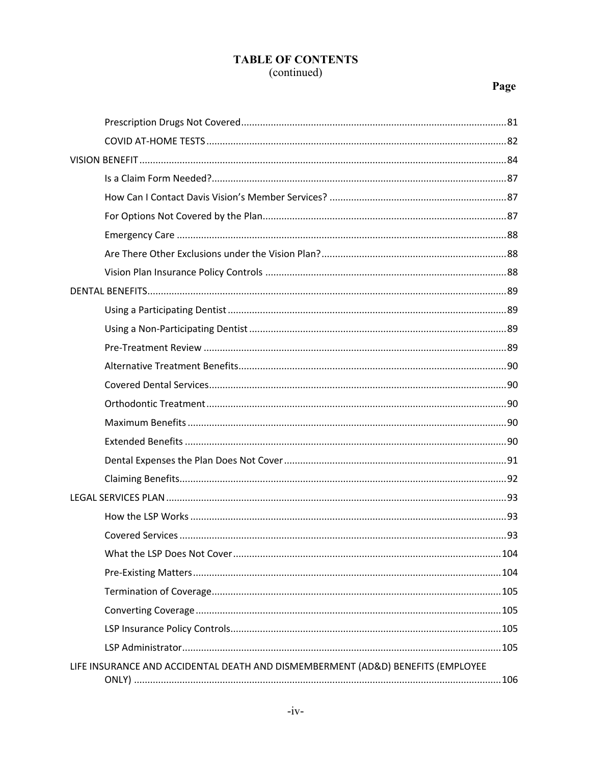## TABLE OF CONTENTS
(continued)

| | Page |
|---|---|
| Prescription Drugs Not Covered | 81 |
| COVID AT-HOME TESTS | 82 |
| VISION BENEFIT | 84 |
| Is a Claim Form Needed? | 87 |
| How Can I Contact Davis Vision's Member Services? | 87 |
| For Options Not Covered by the Plan | 87 |
| Emergency Care | 88 |
| Are There Other Exclusions under the Vision Plan? | 88 |
| Vision Plan Insurance Policy Controls | 88 |
| DENTAL BENEFITS | 89 |
| Using a Participating Dentist | 89 |
| Using a Non-Participating Dentist | 89 |
| Pre-Treatment Review | 89 |
| Alternative Treatment Benefits | 90 |
| Covered Dental Services | 90 |
| Orthodontic Treatment | 90 |
| Maximum Benefits | 90 |
| Extended Benefits | 90 |
| Dental Expenses the Plan Does Not Cover | 91 |
| Claiming Benefits | 92 |
| LEGAL SERVICES PLAN | 93 |
| How the LSP Works | 93 |
| Covered Services | 93 |
| What the LSP Does Not Cover | 104 |
| Pre-Existing Matters | 104 |
| Termination of Coverage | 105 |
| Converting Coverage | 105 |
| LSP Insurance Policy Controls | 105 |
| LSP Administrator | 105 |
| LIFE INSURANCE AND ACCIDENTAL DEATH AND DISMEMBERMENT (AD&D) BENEFITS (EMPLOYEE ONLY) | 106 |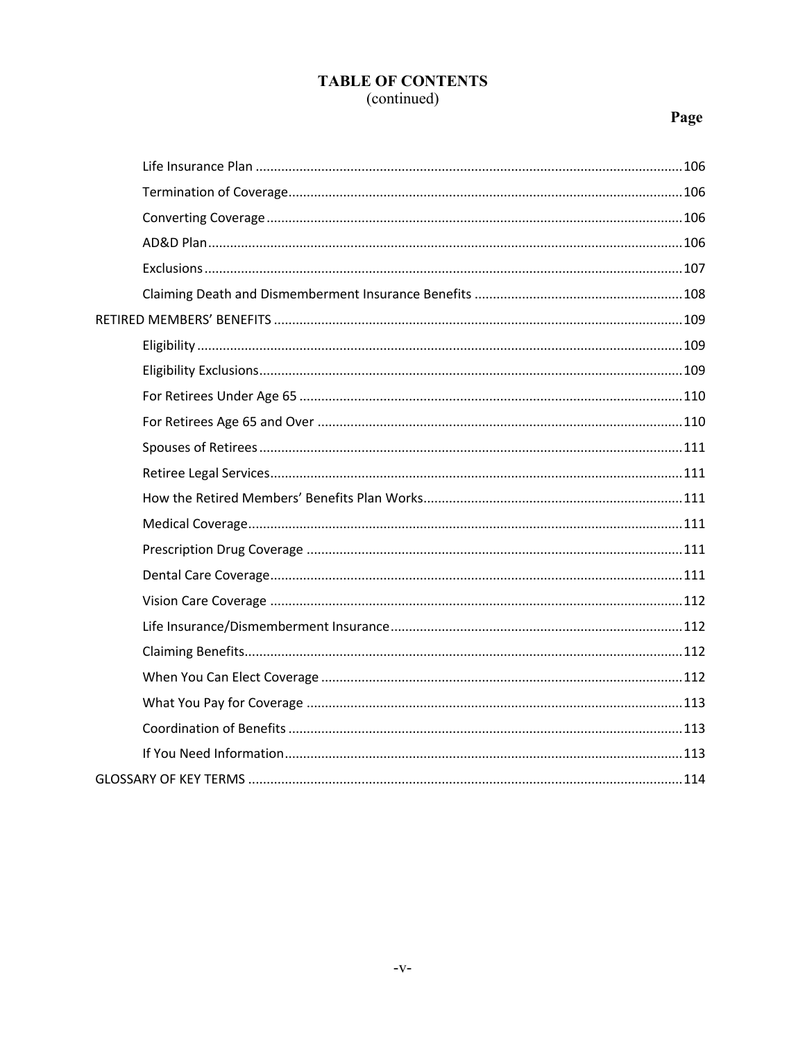# TABLE OF CONTENTS
(continued)

| | Page |
|---|---|
| Life Insurance Plan | 106 |
| Termination of Coverage | 106 |
| Converting Coverage | 106 |
| AD&D Plan | 106 |
| Exclusions | 107 |
| Claiming Death and Dismemberment Insurance Benefits | 108 |
| RETIRED MEMBERS' BENEFITS | 109 |
| Eligibility | 109 |
| Eligibility Exclusions | 109 |
| For Retirees Under Age 65 | 110 |
| For Retirees Age 65 and Over | 110 |
| Spouses of Retirees | 111 |
| Retiree Legal Services | 111 |
| How the Retired Members' Benefits Plan Works | 111 |
| Medical Coverage | 111 |
| Prescription Drug Coverage | 111 |
| Dental Care Coverage | 111 |
| Vision Care Coverage | 112 |
| Life Insurance/Dismemberment Insurance | 112 |
| Claiming Benefits | 112 |
| When You Can Elect Coverage | 112 |
| What You Pay for Coverage | 113 |
| Coordination of Benefits | 113 |
| If You Need Information | 113 |
| GLOSSARY OF KEY TERMS | 114 |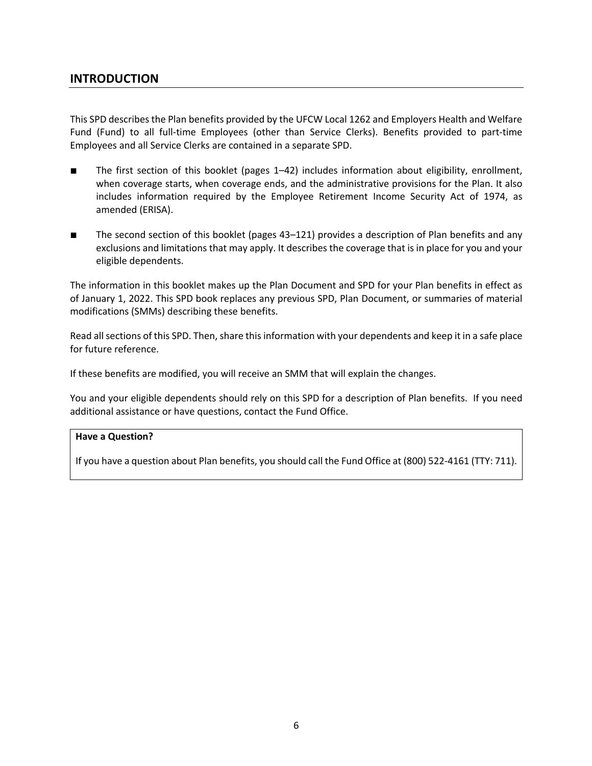## INTRODUCTION

This SPD describes the Plan benefits provided by the UFCW Local 1262 and Employers Health and Welfare Fund (Fund) to all full-time Employees (other than Service Clerks). Benefits provided to part-time Employees and all Service Clerks are contained in a separate SPD.

- The first section of this booklet (pages 1–42) includes information about eligibility, enrollment, when coverage starts, when coverage ends, and the administrative provisions for the Plan. It also includes information required by the Employee Retirement Income Security Act of 1974, as amended (ERISA).
- The second section of this booklet (pages 43–121) provides a description of Plan benefits and any exclusions and limitations that may apply. It describes the coverage that is in place for you and your eligible dependents.

The information in this booklet makes up the Plan Document and SPD for your Plan benefits in effect as of January 1, 2022. This SPD book replaces any previous SPD, Plan Document, or summaries of material modifications (SMMs) describing these benefits.

Read all sections of this SPD. Then, share this information with your dependents and keep it in a safe place for future reference.

If these benefits are modified, you will receive an SMM that will explain the changes.

You and your eligible dependents should rely on this SPD for a description of Plan benefits. If you need additional assistance or have questions, contact the Fund Office.

**Have a Question?**

If you have a question about Plan benefits, you should call the Fund Office at (800) 522-4161 (TTY: 711).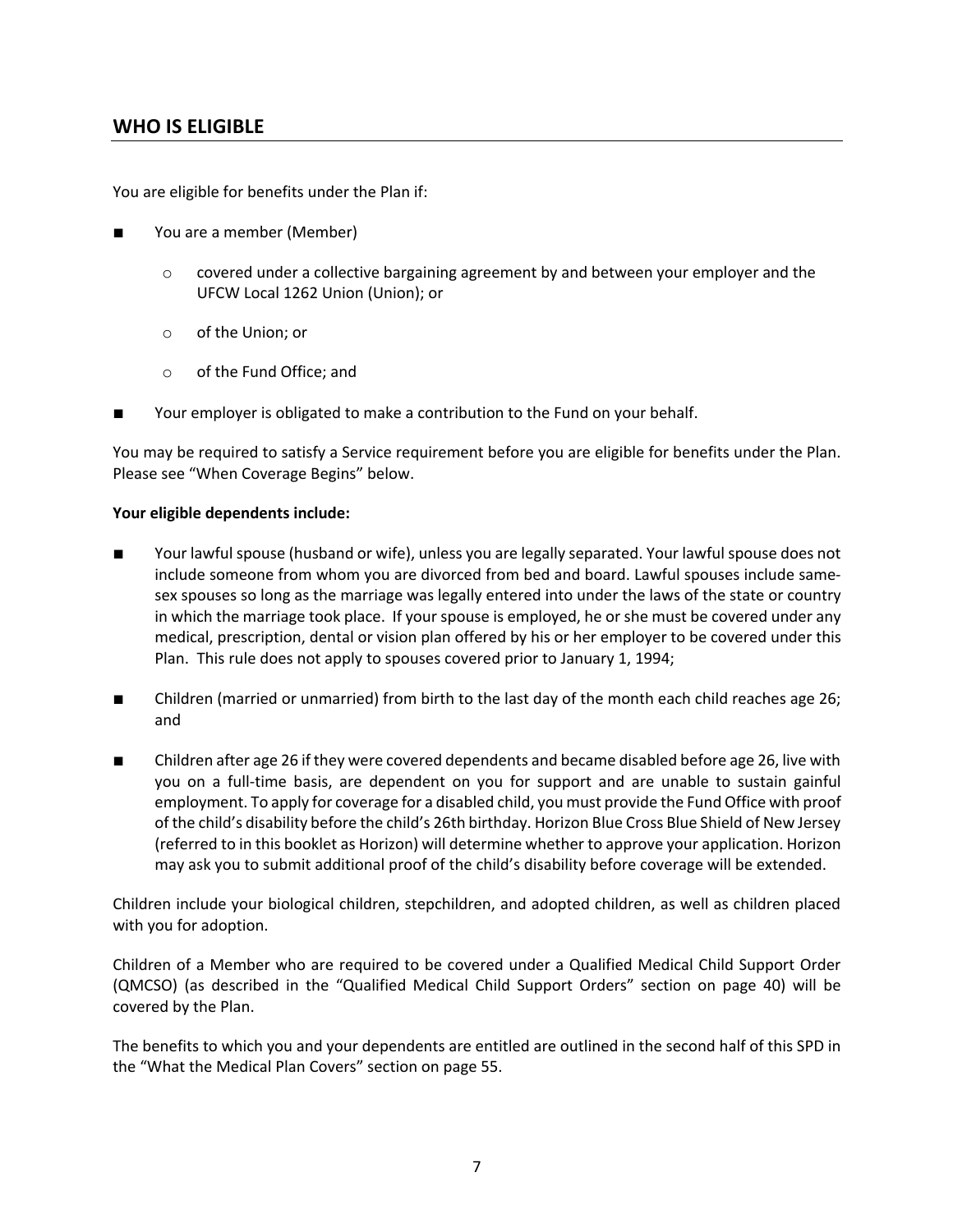## WHO IS ELIGIBLE

You are eligible for benefits under the Plan if:

- You are a member (Member)
  - covered under a collective bargaining agreement by and between your employer and the UFCW Local 1262 Union (Union); or
  - of the Union; or
  - of the Fund Office; and
- Your employer is obligated to make a contribution to the Fund on your behalf.

You may be required to satisfy a Service requirement before you are eligible for benefits under the Plan. Please see "When Coverage Begins" below.

**Your eligible dependents include:**

- Your lawful spouse (husband or wife), unless you are legally separated. Your lawful spouse does not include someone from whom you are divorced from bed and board. Lawful spouses include same-sex spouses so long as the marriage was legally entered into under the laws of the state or country in which the marriage took place. If your spouse is employed, he or she must be covered under any medical, prescription, dental or vision plan offered by his or her employer to be covered under this Plan. This rule does not apply to spouses covered prior to January 1, 1994;
- Children (married or unmarried) from birth to the last day of the month each child reaches age 26; and
- Children after age 26 if they were covered dependents and became disabled before age 26, live with you on a full-time basis, are dependent on you for support and are unable to sustain gainful employment. To apply for coverage for a disabled child, you must provide the Fund Office with proof of the child's disability before the child's 26th birthday. Horizon Blue Cross Blue Shield of New Jersey (referred to in this booklet as Horizon) will determine whether to approve your application. Horizon may ask you to submit additional proof of the child's disability before coverage will be extended.

Children include your biological children, stepchildren, and adopted children, as well as children placed with you for adoption.

Children of a Member who are required to be covered under a Qualified Medical Child Support Order (QMCSO) (as described in the "Qualified Medical Child Support Orders" section on page 40) will be covered by the Plan.

The benefits to which you and your dependents are entitled are outlined in the second half of this SPD in the "What the Medical Plan Covers" section on page 55.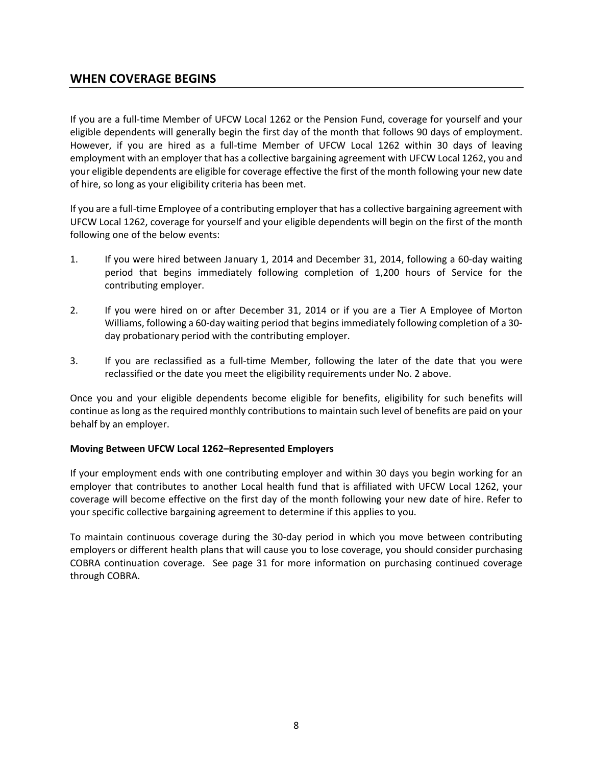## WHEN COVERAGE BEGINS

If you are a full-time Member of UFCW Local 1262 or the Pension Fund, coverage for yourself and your eligible dependents will generally begin the first day of the month that follows 90 days of employment. However, if you are hired as a full-time Member of UFCW Local 1262 within 30 days of leaving employment with an employer that has a collective bargaining agreement with UFCW Local 1262, you and your eligible dependents are eligible for coverage effective the first of the month following your new date of hire, so long as your eligibility criteria has been met.

If you are a full-time Employee of a contributing employer that has a collective bargaining agreement with UFCW Local 1262, coverage for yourself and your eligible dependents will begin on the first of the month following one of the below events:

1. If you were hired between January 1, 2014 and December 31, 2014, following a 60-day waiting period that begins immediately following completion of 1,200 hours of Service for the contributing employer.

2. If you were hired on or after December 31, 2014 or if you are a Tier A Employee of Morton Williams, following a 60-day waiting period that begins immediately following completion of a 30-day probationary period with the contributing employer.

3. If you are reclassified as a full-time Member, following the later of the date that you were reclassified or the date you meet the eligibility requirements under No. 2 above.

Once you and your eligible dependents become eligible for benefits, eligibility for such benefits will continue as long as the required monthly contributions to maintain such level of benefits are paid on your behalf by an employer.

**Moving Between UFCW Local 1262–Represented Employers**

If your employment ends with one contributing employer and within 30 days you begin working for an employer that contributes to another Local health fund that is affiliated with UFCW Local 1262, your coverage will become effective on the first day of the month following your new date of hire. Refer to your specific collective bargaining agreement to determine if this applies to you.

To maintain continuous coverage during the 30-day period in which you move between contributing employers or different health plans that will cause you to lose coverage, you should consider purchasing COBRA continuation coverage. See page 31 for more information on purchasing continued coverage through COBRA.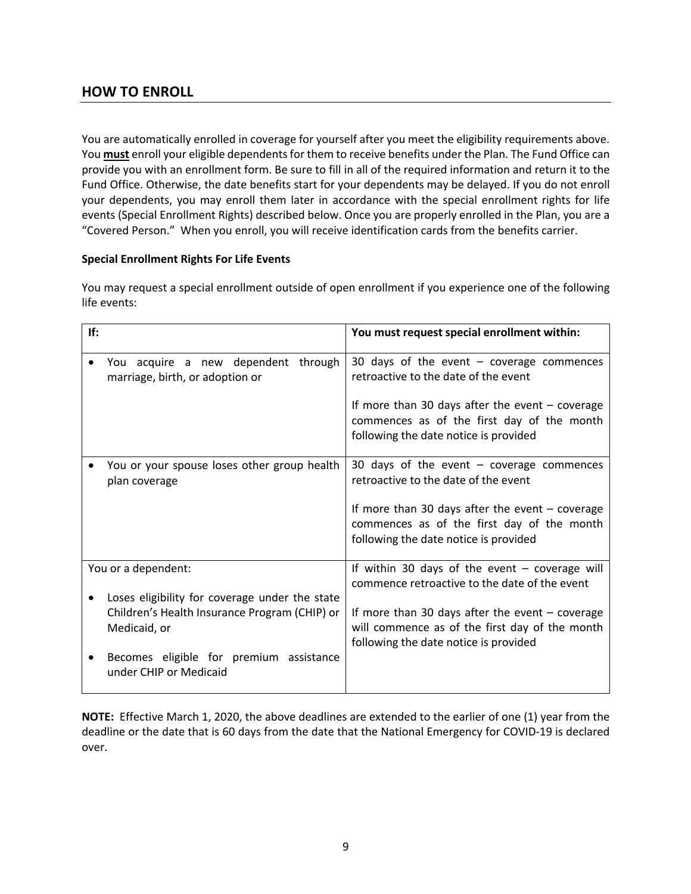## HOW TO ENROLL

You are automatically enrolled in coverage for yourself after you meet the eligibility requirements above. You **must** enroll your eligible dependents for them to receive benefits under the Plan. The Fund Office can provide you with an enrollment form. Be sure to fill in all of the required information and return it to the Fund Office. Otherwise, the date benefits start for your dependents may be delayed. If you do not enroll your dependents, you may enroll them later in accordance with the special enrollment rights for life events (Special Enrollment Rights) described below. Once you are properly enrolled in the Plan, you are a "Covered Person." When you enroll, you will receive identification cards from the benefits carrier.

**Special Enrollment Rights For Life Events**

You may request a special enrollment outside of open enrollment if you experience one of the following life events:

| If: | You must request special enrollment within: |
|---|---|
| • You acquire a new dependent through marriage, birth, or adoption or | 30 days of the event – coverage commences retroactive to the date of the event<br><br>If more than 30 days after the event – coverage commences as of the first day of the month following the date notice is provided |
| • You or your spouse loses other group health plan coverage | 30 days of the event – coverage commences retroactive to the date of the event<br><br>If more than 30 days after the event – coverage commences as of the first day of the month following the date notice is provided |
| You or a dependent:<br><br>• Loses eligibility for coverage under the state Children's Health Insurance Program (CHIP) or Medicaid, or<br><br>• Becomes eligible for premium assistance under CHIP or Medicaid | If within 30 days of the event – coverage will commence retroactive to the date of the event<br><br>If more than 30 days after the event – coverage will commence as of the first day of the month following the date notice is provided |

**NOTE:** Effective March 1, 2020, the above deadlines are extended to the earlier of one (1) year from the deadline or the date that is 60 days from the date that the National Emergency for COVID-19 is declared over.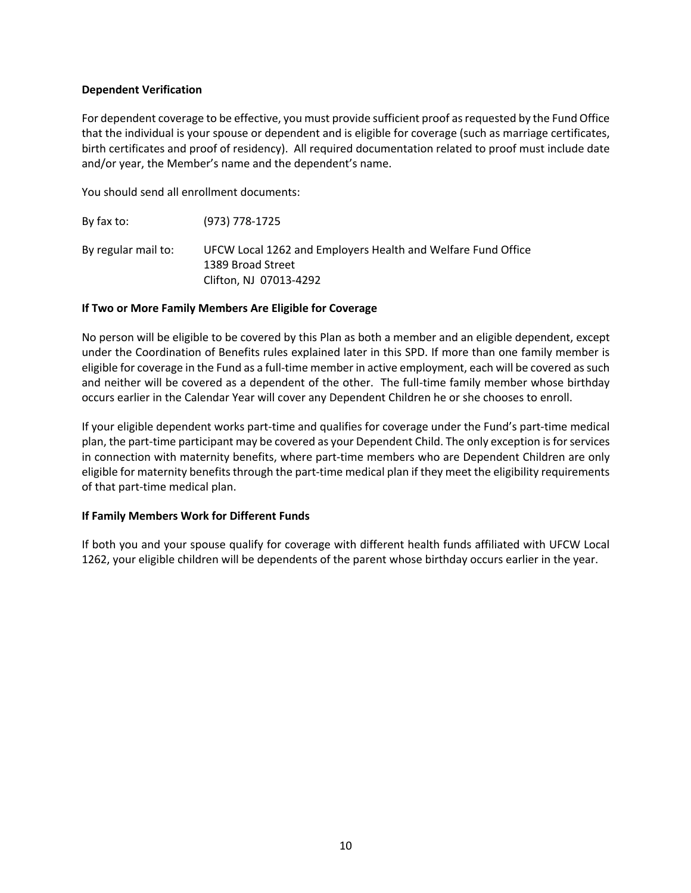### Dependent Verification

For dependent coverage to be effective, you must provide sufficient proof as requested by the Fund Office that the individual is your spouse or dependent and is eligible for coverage (such as marriage certificates, birth certificates and proof of residency). All required documentation related to proof must include date and/or year, the Member's name and the dependent's name.

You should send all enrollment documents:

By fax to: (973) 778-1725

By regular mail to: UFCW Local 1262 and Employers Health and Welfare Fund Office
1389 Broad Street
Clifton, NJ 07013-4292

### If Two or More Family Members Are Eligible for Coverage

No person will be eligible to be covered by this Plan as both a member and an eligible dependent, except under the Coordination of Benefits rules explained later in this SPD. If more than one family member is eligible for coverage in the Fund as a full-time member in active employment, each will be covered as such and neither will be covered as a dependent of the other. The full-time family member whose birthday occurs earlier in the Calendar Year will cover any Dependent Children he or she chooses to enroll.

If your eligible dependent works part-time and qualifies for coverage under the Fund's part-time medical plan, the part-time participant may be covered as your Dependent Child. The only exception is for services in connection with maternity benefits, where part-time members who are Dependent Children are only eligible for maternity benefits through the part-time medical plan if they meet the eligibility requirements of that part-time medical plan.

### If Family Members Work for Different Funds

If both you and your spouse qualify for coverage with different health funds affiliated with UFCW Local 1262, your eligible children will be dependents of the parent whose birthday occurs earlier in the year.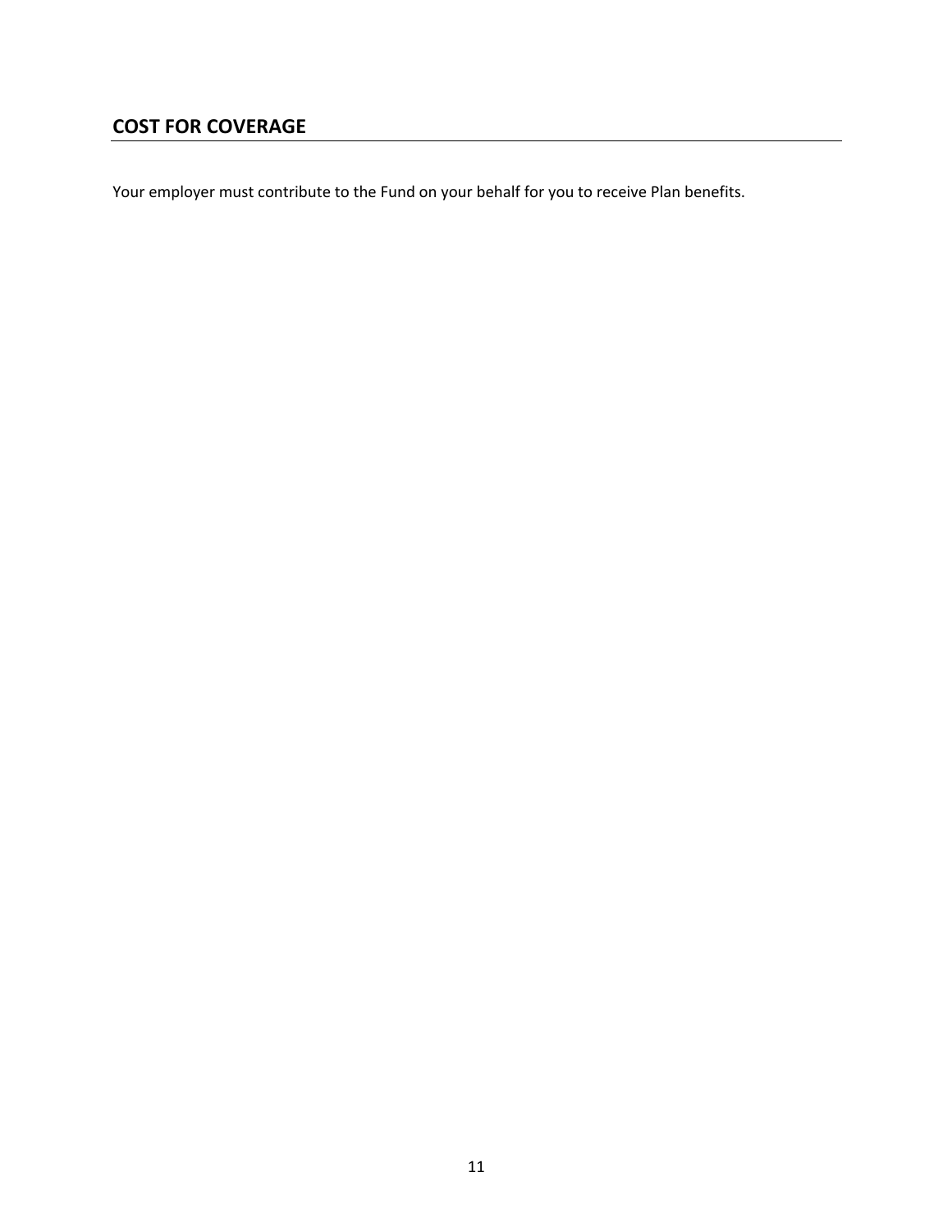## COST FOR COVERAGE

Your employer must contribute to the Fund on your behalf for you to receive Plan benefits.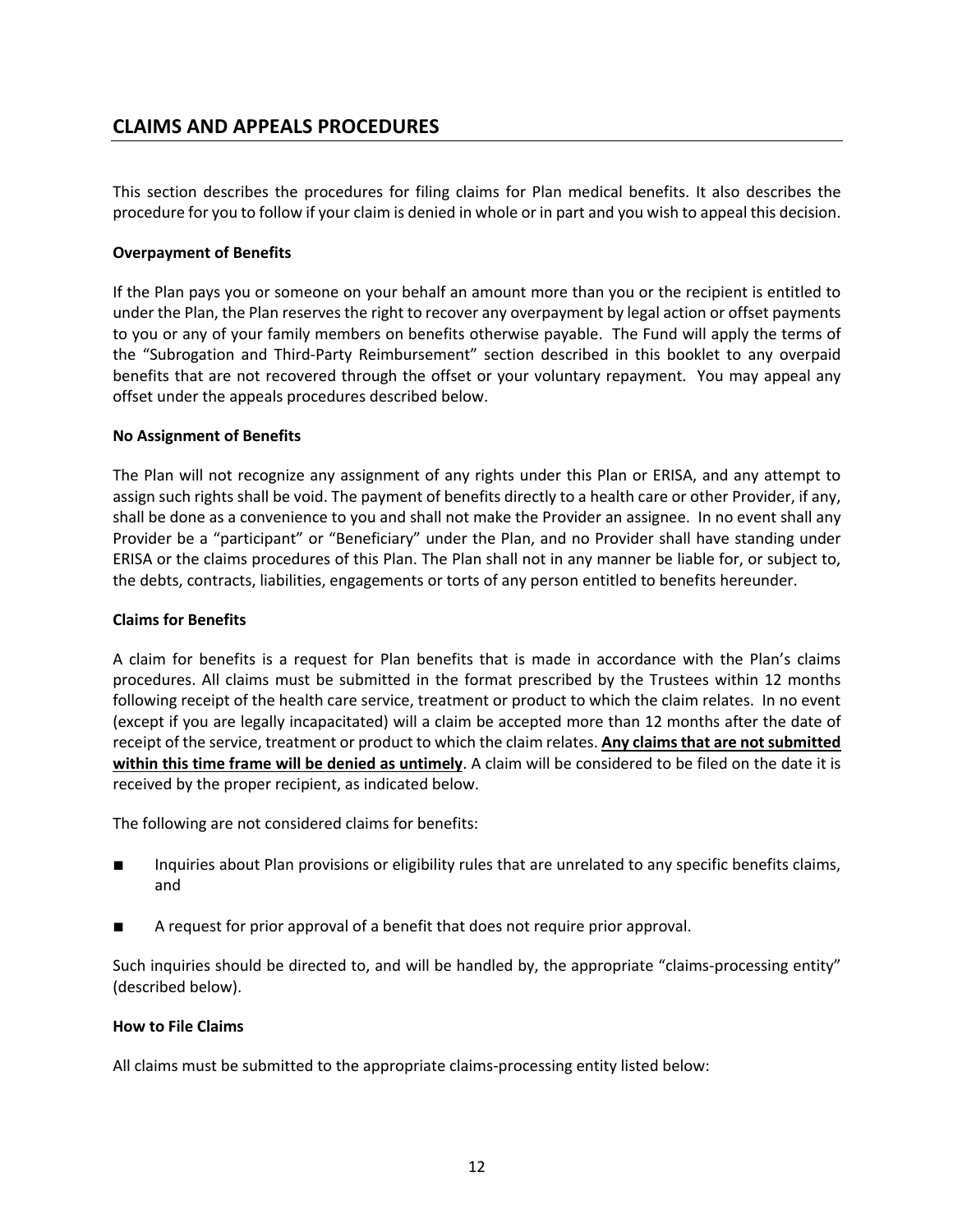## CLAIMS AND APPEALS PROCEDURES

This section describes the procedures for filing claims for Plan medical benefits. It also describes the procedure for you to follow if your claim is denied in whole or in part and you wish to appeal this decision.

**Overpayment of Benefits**

If the Plan pays you or someone on your behalf an amount more than you or the recipient is entitled to under the Plan, the Plan reserves the right to recover any overpayment by legal action or offset payments to you or any of your family members on benefits otherwise payable. The Fund will apply the terms of the "Subrogation and Third-Party Reimbursement" section described in this booklet to any overpaid benefits that are not recovered through the offset or your voluntary repayment. You may appeal any offset under the appeals procedures described below.

**No Assignment of Benefits**

The Plan will not recognize any assignment of any rights under this Plan or ERISA, and any attempt to assign such rights shall be void. The payment of benefits directly to a health care or other Provider, if any, shall be done as a convenience to you and shall not make the Provider an assignee. In no event shall any Provider be a "participant" or "Beneficiary" under the Plan, and no Provider shall have standing under ERISA or the claims procedures of this Plan. The Plan shall not in any manner be liable for, or subject to, the debts, contracts, liabilities, engagements or torts of any person entitled to benefits hereunder.

**Claims for Benefits**

A claim for benefits is a request for Plan benefits that is made in accordance with the Plan's claims procedures. All claims must be submitted in the format prescribed by the Trustees within 12 months following receipt of the health care service, treatment or product to which the claim relates. In no event (except if you are legally incapacitated) will a claim be accepted more than 12 months after the date of receipt of the service, treatment or product to which the claim relates. **<u>Any claims that are not submitted within this time frame will be denied as untimely</u>**. A claim will be considered to be filed on the date it is received by the proper recipient, as indicated below.

The following are not considered claims for benefits:

- Inquiries about Plan provisions or eligibility rules that are unrelated to any specific benefits claims, and
- A request for prior approval of a benefit that does not require prior approval.

Such inquiries should be directed to, and will be handled by, the appropriate "claims-processing entity" (described below).

**How to File Claims**

All claims must be submitted to the appropriate claims-processing entity listed below: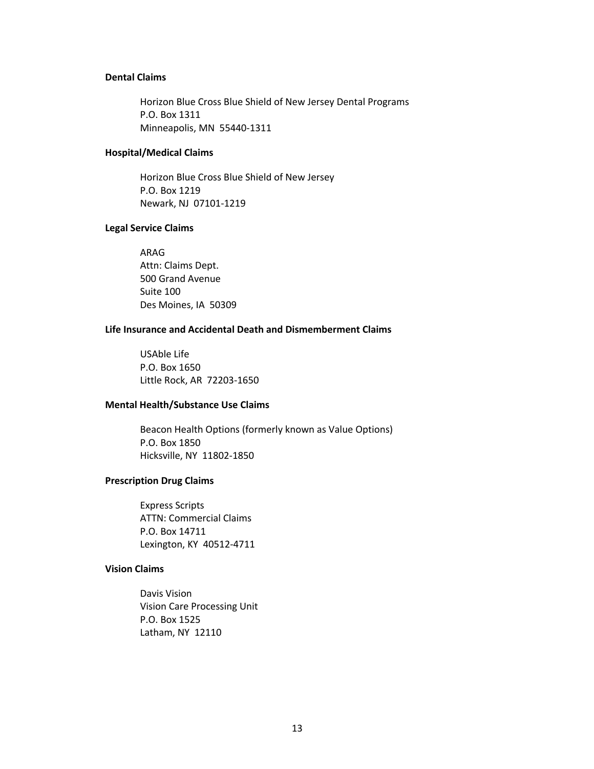**Dental Claims**

Horizon Blue Cross Blue Shield of New Jersey Dental Programs
P.O. Box 1311
Minneapolis, MN 55440-1311

**Hospital/Medical Claims**

Horizon Blue Cross Blue Shield of New Jersey
P.O. Box 1219
Newark, NJ 07101-1219

**Legal Service Claims**

ARAG
Attn: Claims Dept.
500 Grand Avenue
Suite 100
Des Moines, IA 50309

**Life Insurance and Accidental Death and Dismemberment Claims**

USAble Life
P.O. Box 1650
Little Rock, AR 72203-1650

**Mental Health/Substance Use Claims**

Beacon Health Options (formerly known as Value Options)
P.O. Box 1850
Hicksville, NY 11802-1850

**Prescription Drug Claims**

Express Scripts
ATTN: Commercial Claims
P.O. Box 14711
Lexington, KY 40512-4711

**Vision Claims**

Davis Vision
Vision Care Processing Unit
P.O. Box 1525
Latham, NY 12110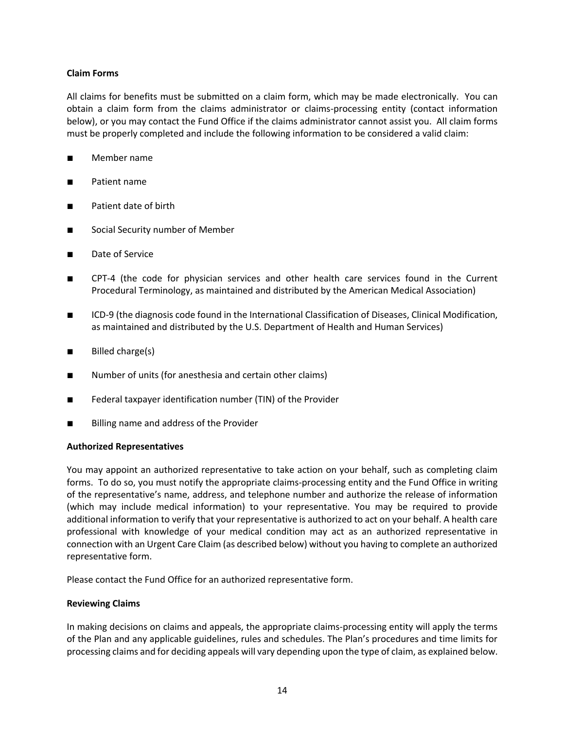**Claim Forms**

All claims for benefits must be submitted on a claim form, which may be made electronically. You can obtain a claim form from the claims administrator or claims-processing entity (contact information below), or you may contact the Fund Office if the claims administrator cannot assist you. All claim forms must be properly completed and include the following information to be considered a valid claim:

- Member name
- Patient name
- Patient date of birth
- Social Security number of Member
- Date of Service
- CPT-4 (the code for physician services and other health care services found in the Current Procedural Terminology, as maintained and distributed by the American Medical Association)
- ICD-9 (the diagnosis code found in the International Classification of Diseases, Clinical Modification, as maintained and distributed by the U.S. Department of Health and Human Services)
- Billed charge(s)
- Number of units (for anesthesia and certain other claims)
- Federal taxpayer identification number (TIN) of the Provider
- Billing name and address of the Provider

**Authorized Representatives**

You may appoint an authorized representative to take action on your behalf, such as completing claim forms. To do so, you must notify the appropriate claims-processing entity and the Fund Office in writing of the representative's name, address, and telephone number and authorize the release of information (which may include medical information) to your representative. You may be required to provide additional information to verify that your representative is authorized to act on your behalf. A health care professional with knowledge of your medical condition may act as an authorized representative in connection with an Urgent Care Claim (as described below) without you having to complete an authorized representative form.

Please contact the Fund Office for an authorized representative form.

**Reviewing Claims**

In making decisions on claims and appeals, the appropriate claims-processing entity will apply the terms of the Plan and any applicable guidelines, rules and schedules. The Plan's procedures and time limits for processing claims and for deciding appeals will vary depending upon the type of claim, as explained below.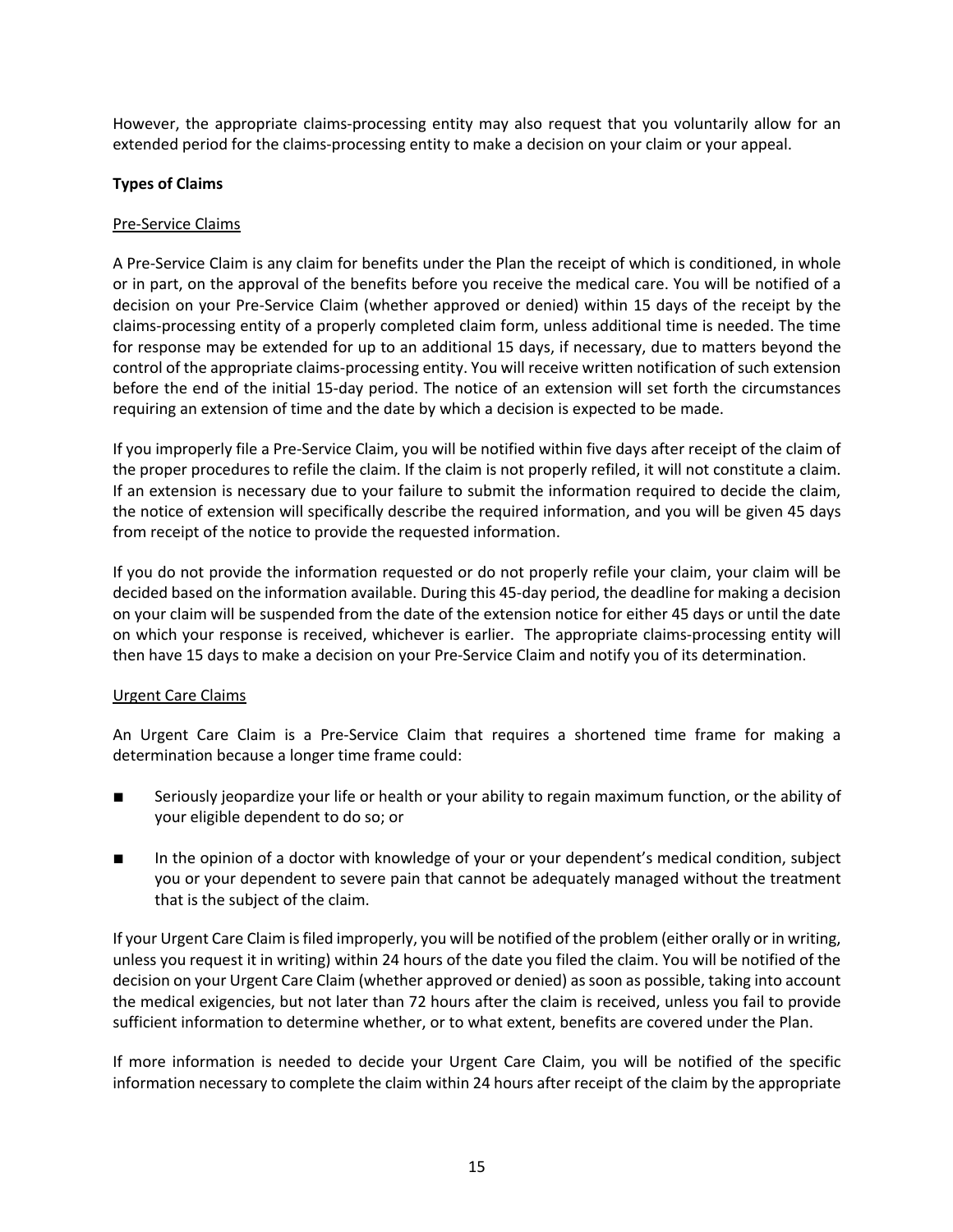However, the appropriate claims-processing entity may also request that you voluntarily allow for an extended period for the claims-processing entity to make a decision on your claim or your appeal.

**Types of Claims**

Pre-Service Claims

A Pre-Service Claim is any claim for benefits under the Plan the receipt of which is conditioned, in whole or in part, on the approval of the benefits before you receive the medical care. You will be notified of a decision on your Pre-Service Claim (whether approved or denied) within 15 days of the receipt by the claims-processing entity of a properly completed claim form, unless additional time is needed. The time for response may be extended for up to an additional 15 days, if necessary, due to matters beyond the control of the appropriate claims-processing entity. You will receive written notification of such extension before the end of the initial 15-day period. The notice of an extension will set forth the circumstances requiring an extension of time and the date by which a decision is expected to be made.

If you improperly file a Pre-Service Claim, you will be notified within five days after receipt of the claim of the proper procedures to refile the claim. If the claim is not properly refiled, it will not constitute a claim. If an extension is necessary due to your failure to submit the information required to decide the claim, the notice of extension will specifically describe the required information, and you will be given 45 days from receipt of the notice to provide the requested information.

If you do not provide the information requested or do not properly refile your claim, your claim will be decided based on the information available. During this 45-day period, the deadline for making a decision on your claim will be suspended from the date of the extension notice for either 45 days or until the date on which your response is received, whichever is earlier. The appropriate claims-processing entity will then have 15 days to make a decision on your Pre-Service Claim and notify you of its determination.

Urgent Care Claims

An Urgent Care Claim is a Pre-Service Claim that requires a shortened time frame for making a determination because a longer time frame could:

- Seriously jeopardize your life or health or your ability to regain maximum function, or the ability of your eligible dependent to do so; or
- In the opinion of a doctor with knowledge of your or your dependent's medical condition, subject you or your dependent to severe pain that cannot be adequately managed without the treatment that is the subject of the claim.

If your Urgent Care Claim is filed improperly, you will be notified of the problem (either orally or in writing, unless you request it in writing) within 24 hours of the date you filed the claim. You will be notified of the decision on your Urgent Care Claim (whether approved or denied) as soon as possible, taking into account the medical exigencies, but not later than 72 hours after the claim is received, unless you fail to provide sufficient information to determine whether, or to what extent, benefits are covered under the Plan.

If more information is needed to decide your Urgent Care Claim, you will be notified of the specific information necessary to complete the claim within 24 hours after receipt of the claim by the appropriate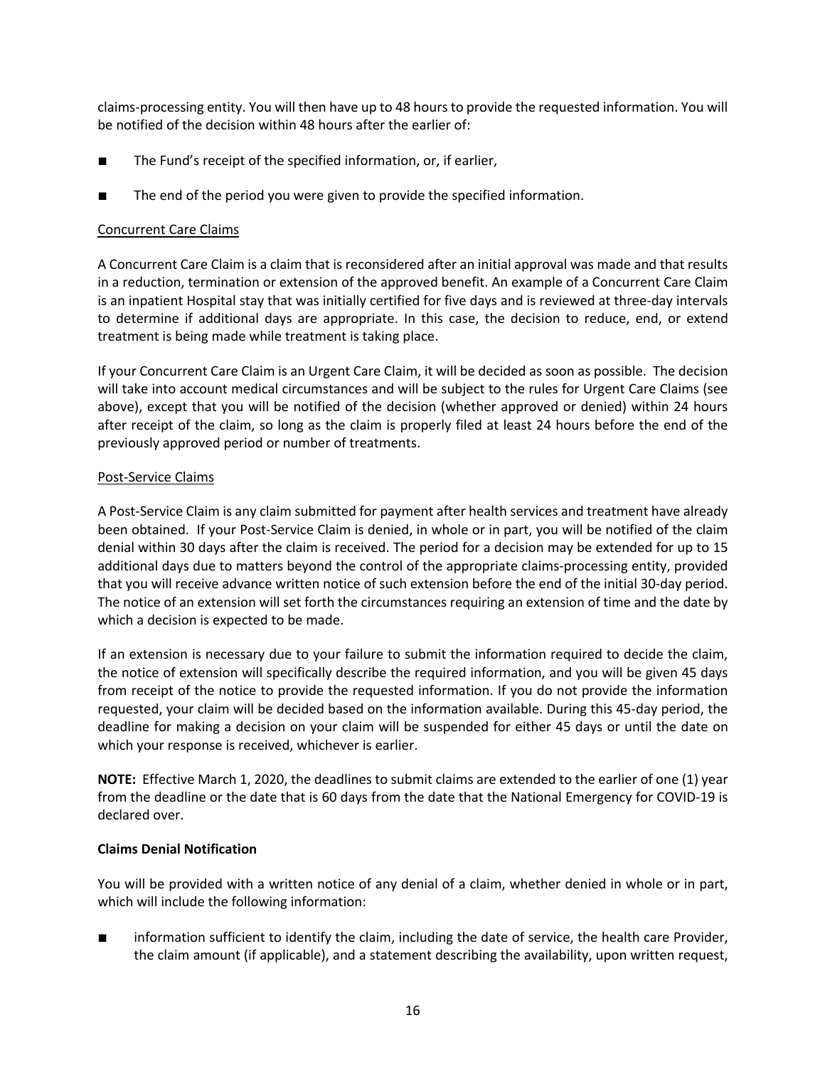claims-processing entity. You will then have up to 48 hours to provide the requested information. You will be notified of the decision within 48 hours after the earlier of:

- The Fund's receipt of the specified information, or, if earlier,
- The end of the period you were given to provide the specified information.

### Concurrent Care Claims

A Concurrent Care Claim is a claim that is reconsidered after an initial approval was made and that results in a reduction, termination or extension of the approved benefit. An example of a Concurrent Care Claim is an inpatient Hospital stay that was initially certified for five days and is reviewed at three-day intervals to determine if additional days are appropriate. In this case, the decision to reduce, end, or extend treatment is being made while treatment is taking place.

If your Concurrent Care Claim is an Urgent Care Claim, it will be decided as soon as possible. The decision will take into account medical circumstances and will be subject to the rules for Urgent Care Claims (see above), except that you will be notified of the decision (whether approved or denied) within 24 hours after receipt of the claim, so long as the claim is properly filed at least 24 hours before the end of the previously approved period or number of treatments.

### Post-Service Claims

A Post-Service Claim is any claim submitted for payment after health services and treatment have already been obtained. If your Post-Service Claim is denied, in whole or in part, you will be notified of the claim denial within 30 days after the claim is received. The period for a decision may be extended for up to 15 additional days due to matters beyond the control of the appropriate claims-processing entity, provided that you will receive advance written notice of such extension before the end of the initial 30-day period. The notice of an extension will set forth the circumstances requiring an extension of time and the date by which a decision is expected to be made.

If an extension is necessary due to your failure to submit the information required to decide the claim, the notice of extension will specifically describe the required information, and you will be given 45 days from receipt of the notice to provide the requested information. If you do not provide the information requested, your claim will be decided based on the information available. During this 45-day period, the deadline for making a decision on your claim will be suspended for either 45 days or until the date on which your response is received, whichever is earlier.

**NOTE:** Effective March 1, 2020, the deadlines to submit claims are extended to the earlier of one (1) year from the deadline or the date that is 60 days from the date that the National Emergency for COVID-19 is declared over.

**Claims Denial Notification**

You will be provided with a written notice of any denial of a claim, whether denied in whole or in part, which will include the following information:

- information sufficient to identify the claim, including the date of service, the health care Provider, the claim amount (if applicable), and a statement describing the availability, upon written request,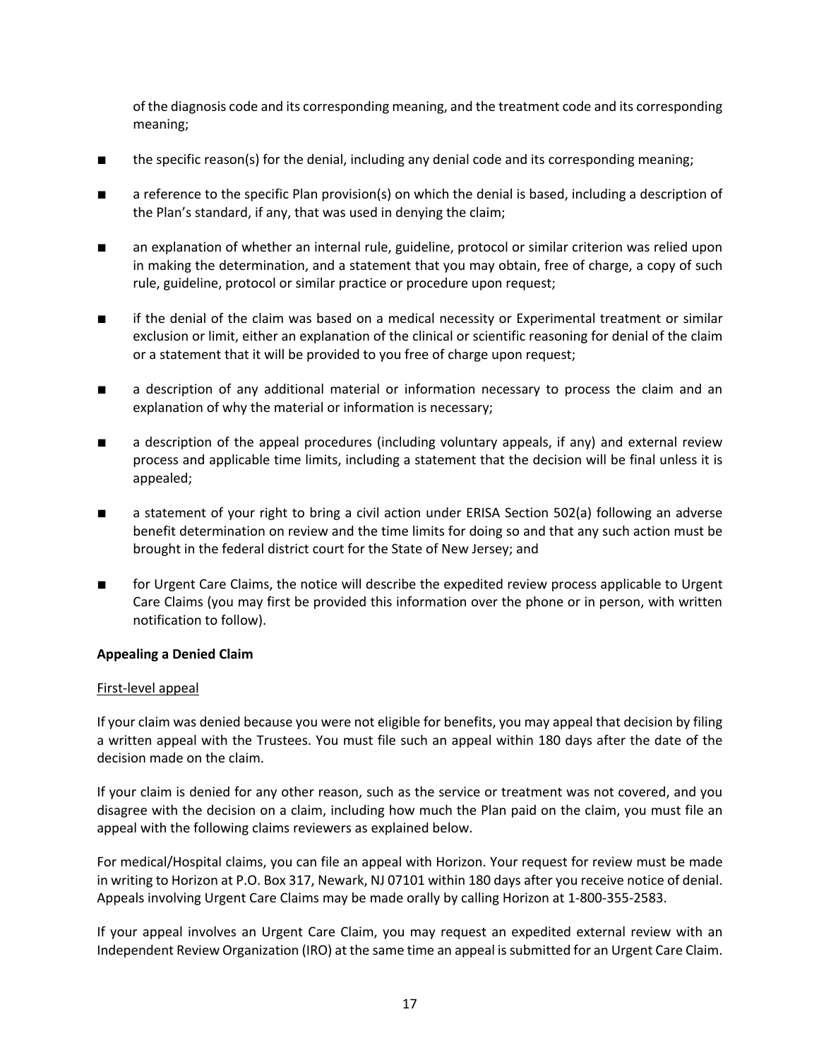of the diagnosis code and its corresponding meaning, and the treatment code and its corresponding meaning;

- the specific reason(s) for the denial, including any denial code and its corresponding meaning;
- a reference to the specific Plan provision(s) on which the denial is based, including a description of the Plan's standard, if any, that was used in denying the claim;
- an explanation of whether an internal rule, guideline, protocol or similar criterion was relied upon in making the determination, and a statement that you may obtain, free of charge, a copy of such rule, guideline, protocol or similar practice or procedure upon request;
- if the denial of the claim was based on a medical necessity or Experimental treatment or similar exclusion or limit, either an explanation of the clinical or scientific reasoning for denial of the claim or a statement that it will be provided to you free of charge upon request;
- a description of any additional material or information necessary to process the claim and an explanation of why the material or information is necessary;
- a description of the appeal procedures (including voluntary appeals, if any) and external review process and applicable time limits, including a statement that the decision will be final unless it is appealed;
- a statement of your right to bring a civil action under ERISA Section 502(a) following an adverse benefit determination on review and the time limits for doing so and that any such action must be brought in the federal district court for the State of New Jersey; and
- for Urgent Care Claims, the notice will describe the expedited review process applicable to Urgent Care Claims (you may first be provided this information over the phone or in person, with written notification to follow).

**Appealing a Denied Claim**

First-level appeal

If your claim was denied because you were not eligible for benefits, you may appeal that decision by filing a written appeal with the Trustees. You must file such an appeal within 180 days after the date of the decision made on the claim.

If your claim is denied for any other reason, such as the service or treatment was not covered, and you disagree with the decision on a claim, including how much the Plan paid on the claim, you must file an appeal with the following claims reviewers as explained below.

For medical/Hospital claims, you can file an appeal with Horizon. Your request for review must be made in writing to Horizon at P.O. Box 317, Newark, NJ 07101 within 180 days after you receive notice of denial. Appeals involving Urgent Care Claims may be made orally by calling Horizon at 1-800-355-2583.

If your appeal involves an Urgent Care Claim, you may request an expedited external review with an Independent Review Organization (IRO) at the same time an appeal is submitted for an Urgent Care Claim.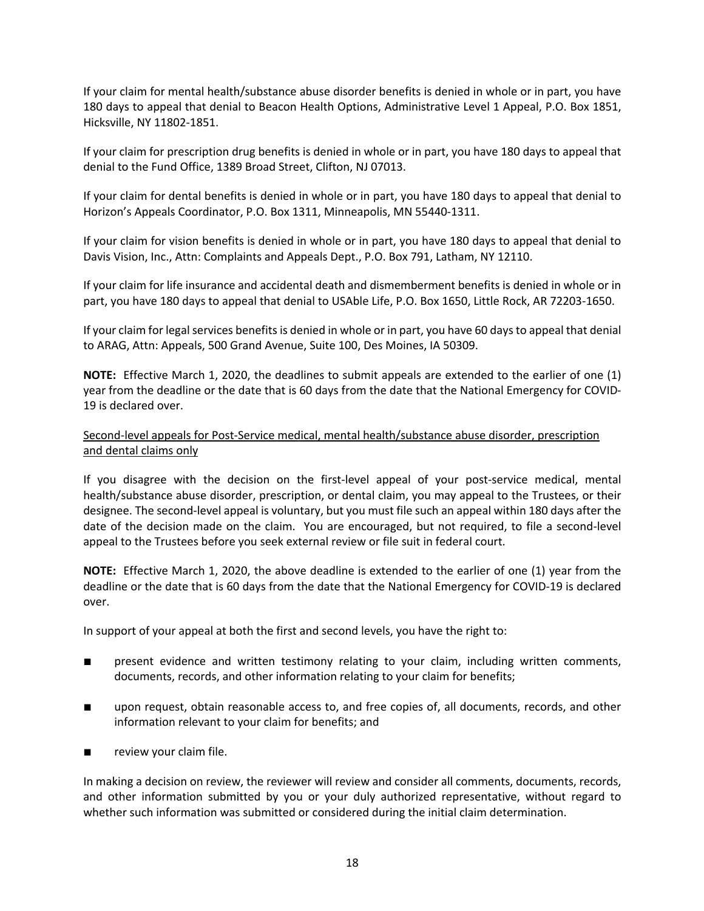If your claim for mental health/substance abuse disorder benefits is denied in whole or in part, you have 180 days to appeal that denial to Beacon Health Options, Administrative Level 1 Appeal, P.O. Box 1851, Hicksville, NY 11802-1851.

If your claim for prescription drug benefits is denied in whole or in part, you have 180 days to appeal that denial to the Fund Office, 1389 Broad Street, Clifton, NJ 07013.

If your claim for dental benefits is denied in whole or in part, you have 180 days to appeal that denial to Horizon's Appeals Coordinator, P.O. Box 1311, Minneapolis, MN 55440-1311.

If your claim for vision benefits is denied in whole or in part, you have 180 days to appeal that denial to Davis Vision, Inc., Attn: Complaints and Appeals Dept., P.O. Box 791, Latham, NY 12110.

If your claim for life insurance and accidental death and dismemberment benefits is denied in whole or in part, you have 180 days to appeal that denial to USAble Life, P.O. Box 1650, Little Rock, AR 72203-1650.

If your claim for legal services benefits is denied in whole or in part, you have 60 days to appeal that denial to ARAG, Attn: Appeals, 500 Grand Avenue, Suite 100, Des Moines, IA 50309.

**NOTE:** Effective March 1, 2020, the deadlines to submit appeals are extended to the earlier of one (1) year from the deadline or the date that is 60 days from the date that the National Emergency for COVID-19 is declared over.

<u>Second-level appeals for Post-Service medical, mental health/substance abuse disorder, prescription and dental claims only</u>

If you disagree with the decision on the first-level appeal of your post-service medical, mental health/substance abuse disorder, prescription, or dental claim, you may appeal to the Trustees, or their designee. The second-level appeal is voluntary, but you must file such an appeal within 180 days after the date of the decision made on the claim. You are encouraged, but not required, to file a second-level appeal to the Trustees before you seek external review or file suit in federal court.

**NOTE:** Effective March 1, 2020, the above deadline is extended to the earlier of one (1) year from the deadline or the date that is 60 days from the date that the National Emergency for COVID-19 is declared over.

In support of your appeal at both the first and second levels, you have the right to:

- present evidence and written testimony relating to your claim, including written comments, documents, records, and other information relating to your claim for benefits;
- upon request, obtain reasonable access to, and free copies of, all documents, records, and other information relevant to your claim for benefits; and
- review your claim file.

In making a decision on review, the reviewer will review and consider all comments, documents, records, and other information submitted by you or your duly authorized representative, without regard to whether such information was submitted or considered during the initial claim determination.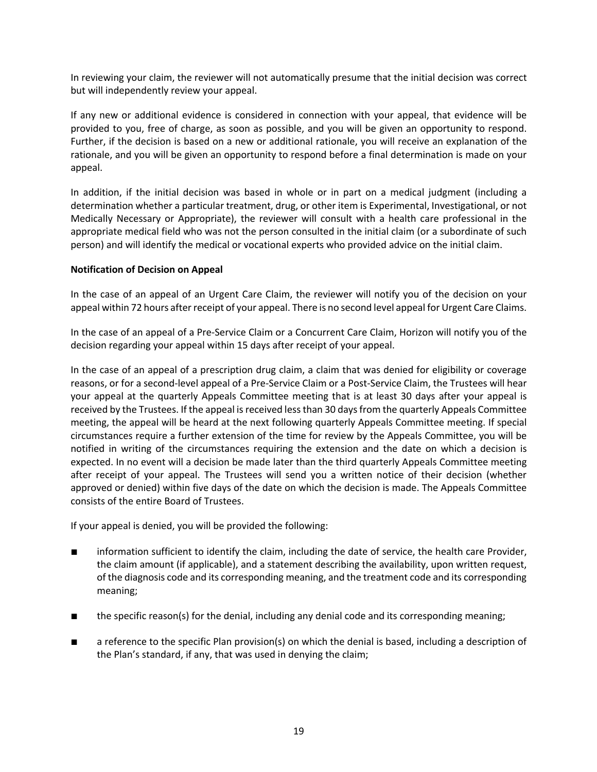In reviewing your claim, the reviewer will not automatically presume that the initial decision was correct but will independently review your appeal.

If any new or additional evidence is considered in connection with your appeal, that evidence will be provided to you, free of charge, as soon as possible, and you will be given an opportunity to respond. Further, if the decision is based on a new or additional rationale, you will receive an explanation of the rationale, and you will be given an opportunity to respond before a final determination is made on your appeal.

In addition, if the initial decision was based in whole or in part on a medical judgment (including a determination whether a particular treatment, drug, or other item is Experimental, Investigational, or not Medically Necessary or Appropriate), the reviewer will consult with a health care professional in the appropriate medical field who was not the person consulted in the initial claim (or a subordinate of such person) and will identify the medical or vocational experts who provided advice on the initial claim.

**Notification of Decision on Appeal**

In the case of an appeal of an Urgent Care Claim, the reviewer will notify you of the decision on your appeal within 72 hours after receipt of your appeal. There is no second level appeal for Urgent Care Claims.

In the case of an appeal of a Pre-Service Claim or a Concurrent Care Claim, Horizon will notify you of the decision regarding your appeal within 15 days after receipt of your appeal.

In the case of an appeal of a prescription drug claim, a claim that was denied for eligibility or coverage reasons, or for a second-level appeal of a Pre-Service Claim or a Post-Service Claim, the Trustees will hear your appeal at the quarterly Appeals Committee meeting that is at least 30 days after your appeal is received by the Trustees. If the appeal is received less than 30 days from the quarterly Appeals Committee meeting, the appeal will be heard at the next following quarterly Appeals Committee meeting. If special circumstances require a further extension of the time for review by the Appeals Committee, you will be notified in writing of the circumstances requiring the extension and the date on which a decision is expected. In no event will a decision be made later than the third quarterly Appeals Committee meeting after receipt of your appeal. The Trustees will send you a written notice of their decision (whether approved or denied) within five days of the date on which the decision is made. The Appeals Committee consists of the entire Board of Trustees.

If your appeal is denied, you will be provided the following:

- information sufficient to identify the claim, including the date of service, the health care Provider, the claim amount (if applicable), and a statement describing the availability, upon written request, of the diagnosis code and its corresponding meaning, and the treatment code and its corresponding meaning;
- the specific reason(s) for the denial, including any denial code and its corresponding meaning;
- a reference to the specific Plan provision(s) on which the denial is based, including a description of the Plan's standard, if any, that was used in denying the claim;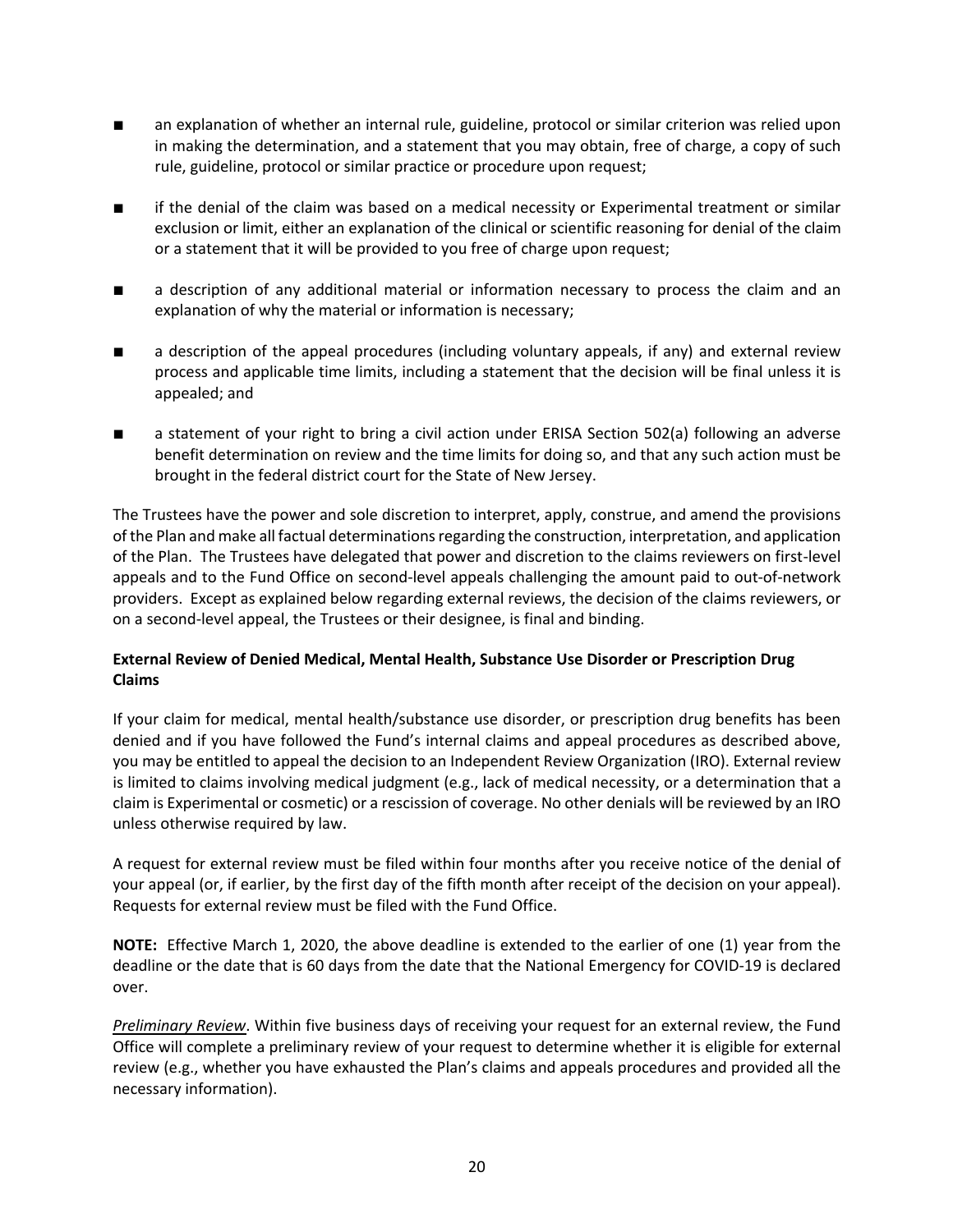- an explanation of whether an internal rule, guideline, protocol or similar criterion was relied upon in making the determination, and a statement that you may obtain, free of charge, a copy of such rule, guideline, protocol or similar practice or procedure upon request;

- if the denial of the claim was based on a medical necessity or Experimental treatment or similar exclusion or limit, either an explanation of the clinical or scientific reasoning for denial of the claim or a statement that it will be provided to you free of charge upon request;

- a description of any additional material or information necessary to process the claim and an explanation of why the material or information is necessary;

- a description of the appeal procedures (including voluntary appeals, if any) and external review process and applicable time limits, including a statement that the decision will be final unless it is appealed; and

- a statement of your right to bring a civil action under ERISA Section 502(a) following an adverse benefit determination on review and the time limits for doing so, and that any such action must be brought in the federal district court for the State of New Jersey.

The Trustees have the power and sole discretion to interpret, apply, construe, and amend the provisions of the Plan and make all factual determinations regarding the construction, interpretation, and application of the Plan. The Trustees have delegated that power and discretion to the claims reviewers on first-level appeals and to the Fund Office on second-level appeals challenging the amount paid to out-of-network providers. Except as explained below regarding external reviews, the decision of the claims reviewers, or on a second-level appeal, the Trustees or their designee, is final and binding.

**External Review of Denied Medical, Mental Health, Substance Use Disorder or Prescription Drug Claims**

If your claim for medical, mental health/substance use disorder, or prescription drug benefits has been denied and if you have followed the Fund's internal claims and appeal procedures as described above, you may be entitled to appeal the decision to an Independent Review Organization (IRO). External review is limited to claims involving medical judgment (e.g., lack of medical necessity, or a determination that a claim is Experimental or cosmetic) or a rescission of coverage. No other denials will be reviewed by an IRO unless otherwise required by law.

A request for external review must be filed within four months after you receive notice of the denial of your appeal (or, if earlier, by the first day of the fifth month after receipt of the decision on your appeal). Requests for external review must be filed with the Fund Office.

**NOTE:** Effective March 1, 2020, the above deadline is extended to the earlier of one (1) year from the deadline or the date that is 60 days from the date that the National Emergency for COVID-19 is declared over.

*Preliminary Review*. Within five business days of receiving your request for an external review, the Fund Office will complete a preliminary review of your request to determine whether it is eligible for external review (e.g., whether you have exhausted the Plan's claims and appeals procedures and provided all the necessary information).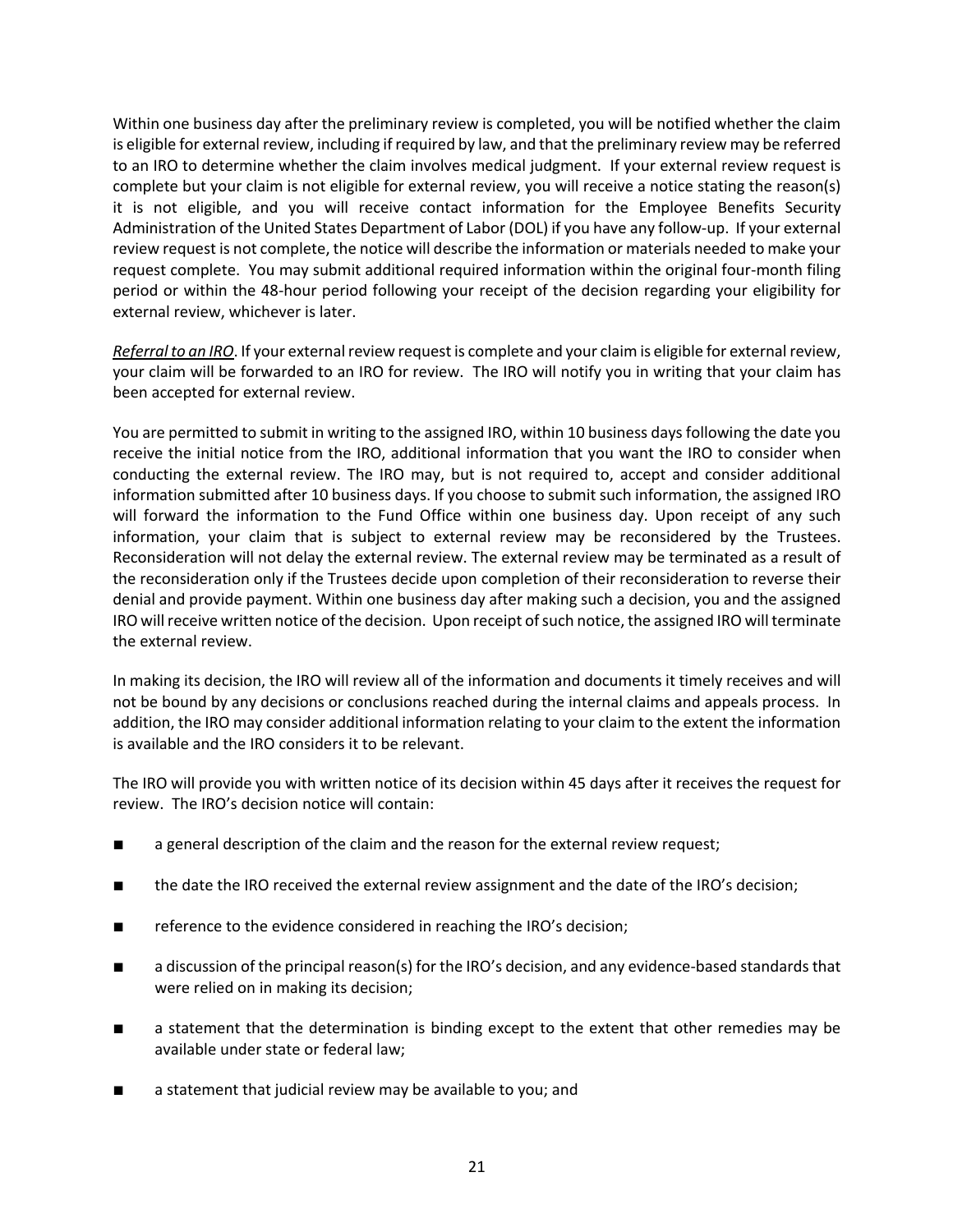Within one business day after the preliminary review is completed, you will be notified whether the claim is eligible for external review, including if required by law, and that the preliminary review may be referred to an IRO to determine whether the claim involves medical judgment. If your external review request is complete but your claim is not eligible for external review, you will receive a notice stating the reason(s) it is not eligible, and you will receive contact information for the Employee Benefits Security Administration of the United States Department of Labor (DOL) if you have any follow-up. If your external review request is not complete, the notice will describe the information or materials needed to make your request complete. You may submit additional required information within the original four-month filing period or within the 48-hour period following your receipt of the decision regarding your eligibility for external review, whichever is later.

*Referral to an IRO*. If your external review request is complete and your claim is eligible for external review, your claim will be forwarded to an IRO for review. The IRO will notify you in writing that your claim has been accepted for external review.

You are permitted to submit in writing to the assigned IRO, within 10 business days following the date you receive the initial notice from the IRO, additional information that you want the IRO to consider when conducting the external review. The IRO may, but is not required to, accept and consider additional information submitted after 10 business days. If you choose to submit such information, the assigned IRO will forward the information to the Fund Office within one business day. Upon receipt of any such information, your claim that is subject to external review may be reconsidered by the Trustees. Reconsideration will not delay the external review. The external review may be terminated as a result of the reconsideration only if the Trustees decide upon completion of their reconsideration to reverse their denial and provide payment. Within one business day after making such a decision, you and the assigned IRO will receive written notice of the decision. Upon receipt of such notice, the assigned IRO will terminate the external review.

In making its decision, the IRO will review all of the information and documents it timely receives and will not be bound by any decisions or conclusions reached during the internal claims and appeals process. In addition, the IRO may consider additional information relating to your claim to the extent the information is available and the IRO considers it to be relevant.

The IRO will provide you with written notice of its decision within 45 days after it receives the request for review. The IRO's decision notice will contain:

- a general description of the claim and the reason for the external review request;
- the date the IRO received the external review assignment and the date of the IRO's decision;
- reference to the evidence considered in reaching the IRO's decision;
- a discussion of the principal reason(s) for the IRO's decision, and any evidence-based standards that were relied on in making its decision;
- a statement that the determination is binding except to the extent that other remedies may be available under state or federal law;
- a statement that judicial review may be available to you; and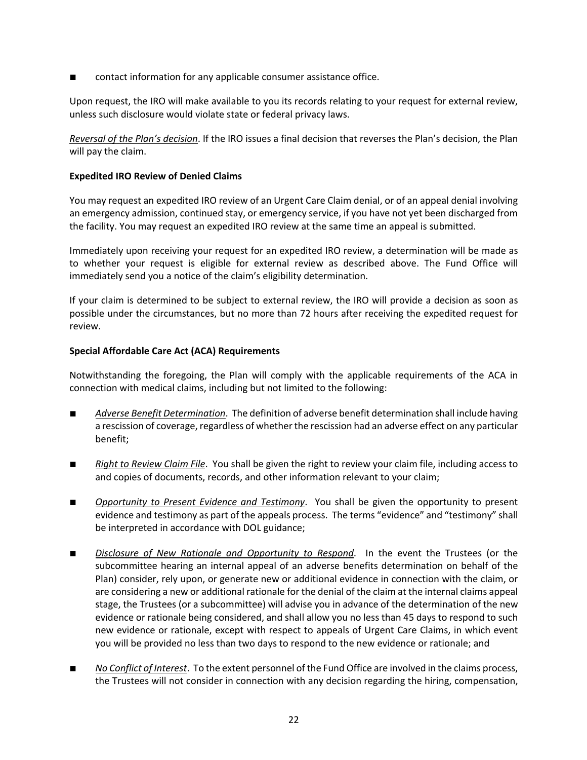- contact information for any applicable consumer assistance office.

Upon request, the IRO will make available to you its records relating to your request for external review, unless such disclosure would violate state or federal privacy laws.

_Reversal of the Plan's decision_. If the IRO issues a final decision that reverses the Plan's decision, the Plan will pay the claim.

**Expedited IRO Review of Denied Claims**

You may request an expedited IRO review of an Urgent Care Claim denial, or of an appeal denial involving an emergency admission, continued stay, or emergency service, if you have not yet been discharged from the facility. You may request an expedited IRO review at the same time an appeal is submitted.

Immediately upon receiving your request for an expedited IRO review, a determination will be made as to whether your request is eligible for external review as described above. The Fund Office will immediately send you a notice of the claim's eligibility determination.

If your claim is determined to be subject to external review, the IRO will provide a decision as soon as possible under the circumstances, but no more than 72 hours after receiving the expedited request for review.

**Special Affordable Care Act (ACA) Requirements**

Notwithstanding the foregoing, the Plan will comply with the applicable requirements of the ACA in connection with medical claims, including but not limited to the following:

- _Adverse Benefit Determination_. The definition of adverse benefit determination shall include having a rescission of coverage, regardless of whether the rescission had an adverse effect on any particular benefit;

- _Right to Review Claim File_. You shall be given the right to review your claim file, including access to and copies of documents, records, and other information relevant to your claim;

- _Opportunity to Present Evidence and Testimony_. You shall be given the opportunity to present evidence and testimony as part of the appeals process. The terms "evidence" and "testimony" shall be interpreted in accordance with DOL guidance;

- _Disclosure of New Rationale and Opportunity to Respond_. In the event the Trustees (or the subcommittee hearing an internal appeal of an adverse benefits determination on behalf of the Plan) consider, rely upon, or generate new or additional evidence in connection with the claim, or are considering a new or additional rationale for the denial of the claim at the internal claims appeal stage, the Trustees (or a subcommittee) will advise you in advance of the determination of the new evidence or rationale being considered, and shall allow you no less than 45 days to respond to such new evidence or rationale, except with respect to appeals of Urgent Care Claims, in which event you will be provided no less than two days to respond to the new evidence or rationale; and

- _No Conflict of Interest_. To the extent personnel of the Fund Office are involved in the claims process, the Trustees will not consider in connection with any decision regarding the hiring, compensation,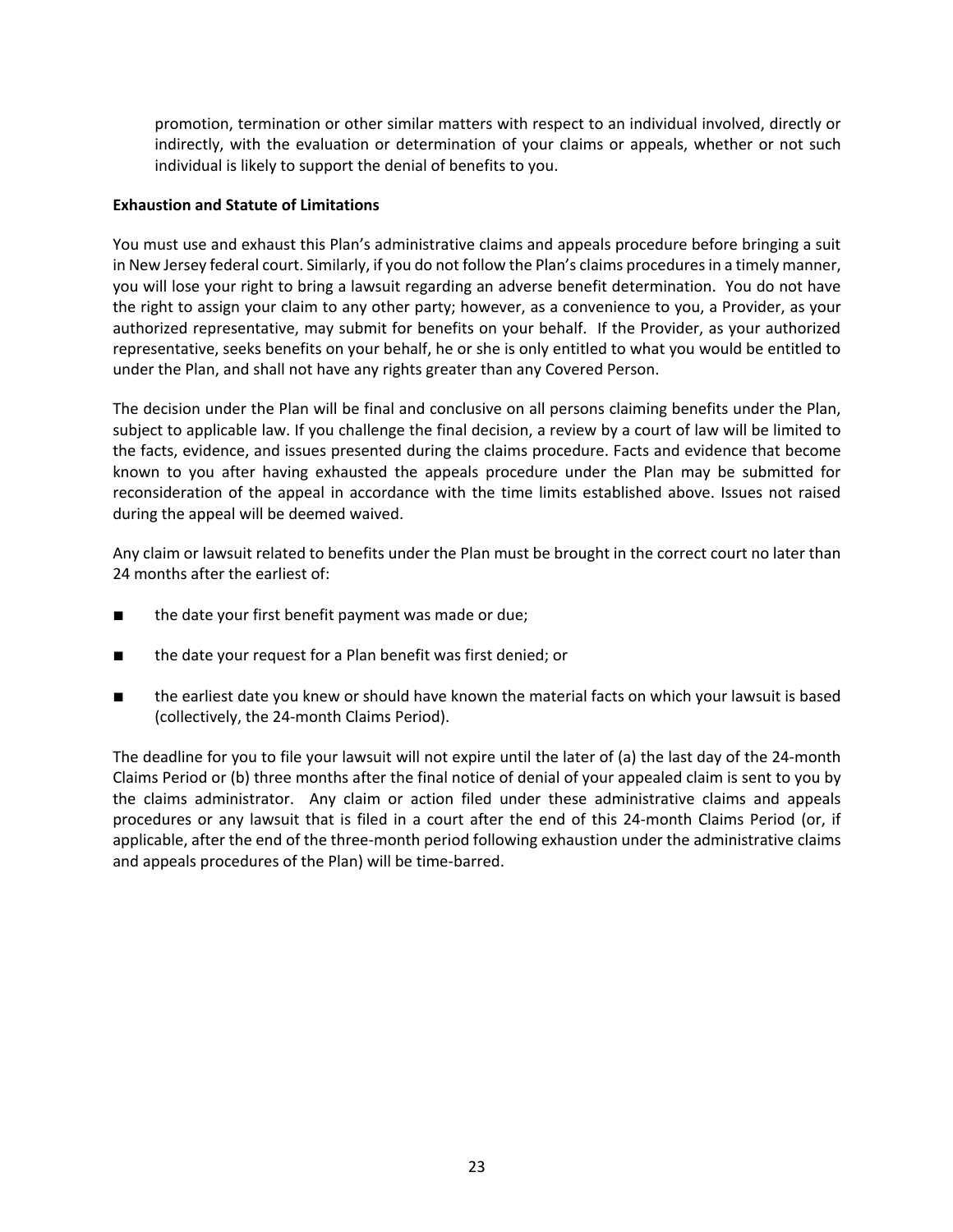promotion, termination or other similar matters with respect to an individual involved, directly or indirectly, with the evaluation or determination of your claims or appeals, whether or not such individual is likely to support the denial of benefits to you.

**Exhaustion and Statute of Limitations**

You must use and exhaust this Plan's administrative claims and appeals procedure before bringing a suit in New Jersey federal court. Similarly, if you do not follow the Plan's claims procedures in a timely manner, you will lose your right to bring a lawsuit regarding an adverse benefit determination. You do not have the right to assign your claim to any other party; however, as a convenience to you, a Provider, as your authorized representative, may submit for benefits on your behalf. If the Provider, as your authorized representative, seeks benefits on your behalf, he or she is only entitled to what you would be entitled to under the Plan, and shall not have any rights greater than any Covered Person.

The decision under the Plan will be final and conclusive on all persons claiming benefits under the Plan, subject to applicable law. If you challenge the final decision, a review by a court of law will be limited to the facts, evidence, and issues presented during the claims procedure. Facts and evidence that become known to you after having exhausted the appeals procedure under the Plan may be submitted for reconsideration of the appeal in accordance with the time limits established above. Issues not raised during the appeal will be deemed waived.

Any claim or lawsuit related to benefits under the Plan must be brought in the correct court no later than 24 months after the earliest of:

- the date your first benefit payment was made or due;
- the date your request for a Plan benefit was first denied; or
- the earliest date you knew or should have known the material facts on which your lawsuit is based (collectively, the 24-month Claims Period).

The deadline for you to file your lawsuit will not expire until the later of (a) the last day of the 24-month Claims Period or (b) three months after the final notice of denial of your appealed claim is sent to you by the claims administrator. Any claim or action filed under these administrative claims and appeals procedures or any lawsuit that is filed in a court after the end of this 24-month Claims Period (or, if applicable, after the end of the three-month period following exhaustion under the administrative claims and appeals procedures of the Plan) will be time-barred.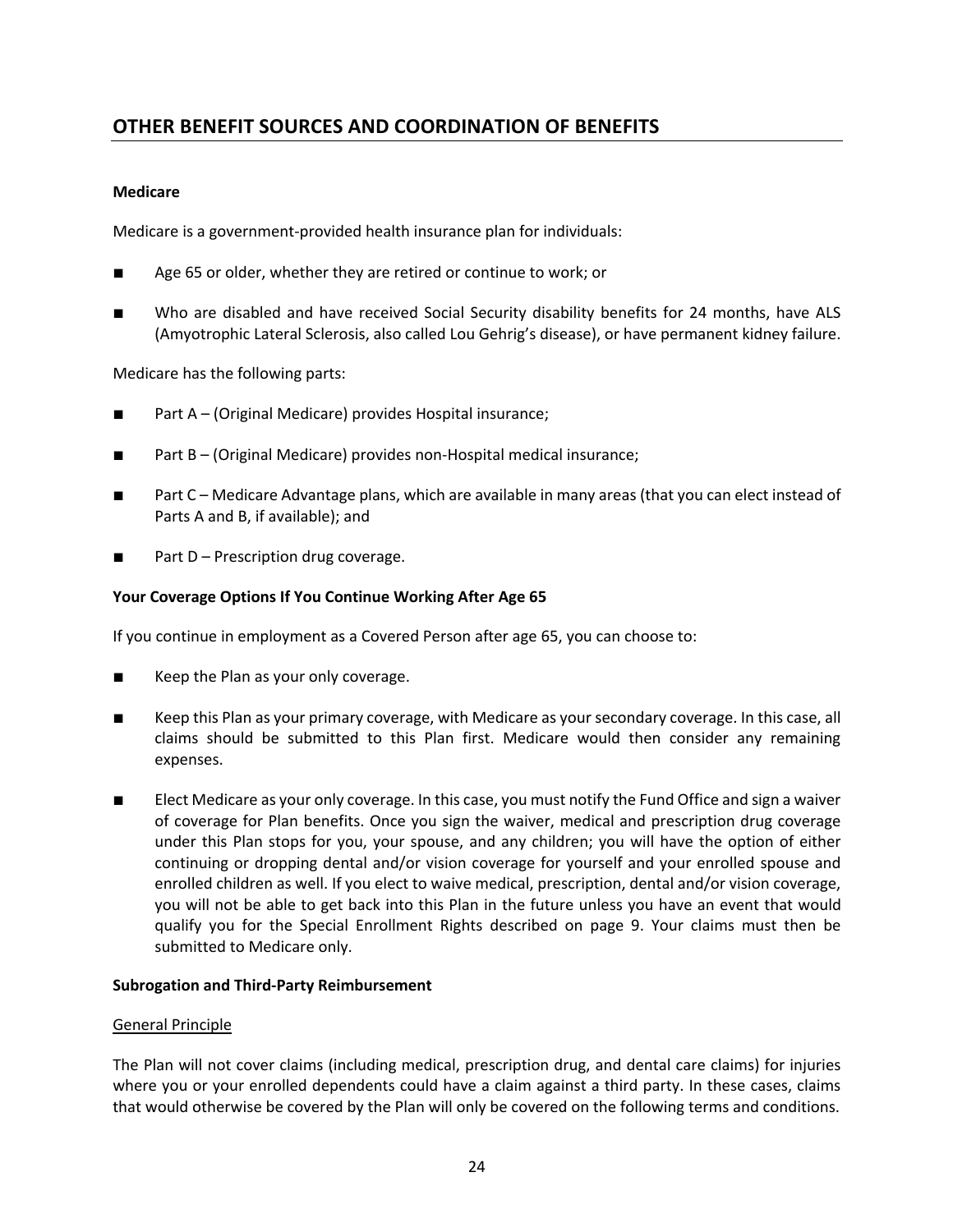## OTHER BENEFIT SOURCES AND COORDINATION OF BENEFITS

**Medicare**

Medicare is a government-provided health insurance plan for individuals:

- Age 65 or older, whether they are retired or continue to work; or
- Who are disabled and have received Social Security disability benefits for 24 months, have ALS (Amyotrophic Lateral Sclerosis, also called Lou Gehrig's disease), or have permanent kidney failure.

Medicare has the following parts:

- Part A – (Original Medicare) provides Hospital insurance;
- Part B – (Original Medicare) provides non-Hospital medical insurance;
- Part C – Medicare Advantage plans, which are available in many areas (that you can elect instead of Parts A and B, if available); and
- Part D – Prescription drug coverage.

**Your Coverage Options If You Continue Working After Age 65**

If you continue in employment as a Covered Person after age 65, you can choose to:

- Keep the Plan as your only coverage.
- Keep this Plan as your primary coverage, with Medicare as your secondary coverage. In this case, all claims should be submitted to this Plan first. Medicare would then consider any remaining expenses.
- Elect Medicare as your only coverage. In this case, you must notify the Fund Office and sign a waiver of coverage for Plan benefits. Once you sign the waiver, medical and prescription drug coverage under this Plan stops for you, your spouse, and any children; you will have the option of either continuing or dropping dental and/or vision coverage for yourself and your enrolled spouse and enrolled children as well. If you elect to waive medical, prescription, dental and/or vision coverage, you will not be able to get back into this Plan in the future unless you have an event that would qualify you for the Special Enrollment Rights described on page 9. Your claims must then be submitted to Medicare only.

**Subrogation and Third-Party Reimbursement**

<u>General Principle</u>

The Plan will not cover claims (including medical, prescription drug, and dental care claims) for injuries where you or your enrolled dependents could have a claim against a third party. In these cases, claims that would otherwise be covered by the Plan will only be covered on the following terms and conditions.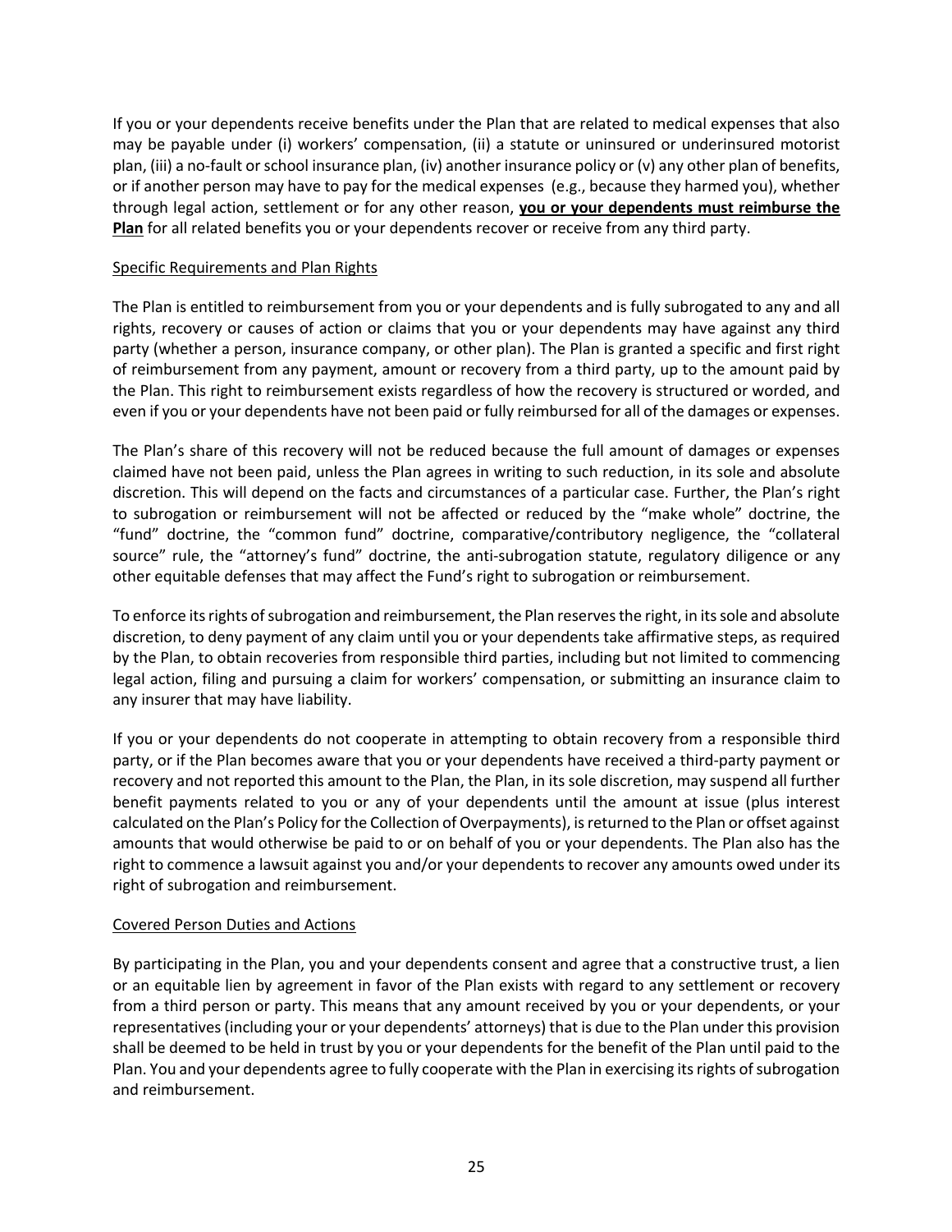If you or your dependents receive benefits under the Plan that are related to medical expenses that also may be payable under (i) workers' compensation, (ii) a statute or uninsured or underinsured motorist plan, (iii) a no-fault or school insurance plan, (iv) another insurance policy or (v) any other plan of benefits, or if another person may have to pay for the medical expenses (e.g., because they harmed you), whether through legal action, settlement or for any other reason, **<u>you or your dependents must reimburse the Plan</u>** for all related benefits you or your dependents recover or receive from any third party.

<u>Specific Requirements and Plan Rights</u>

The Plan is entitled to reimbursement from you or your dependents and is fully subrogated to any and all rights, recovery or causes of action or claims that you or your dependents may have against any third party (whether a person, insurance company, or other plan). The Plan is granted a specific and first right of reimbursement from any payment, amount or recovery from a third party, up to the amount paid by the Plan. This right to reimbursement exists regardless of how the recovery is structured or worded, and even if you or your dependents have not been paid or fully reimbursed for all of the damages or expenses.

The Plan's share of this recovery will not be reduced because the full amount of damages or expenses claimed have not been paid, unless the Plan agrees in writing to such reduction, in its sole and absolute discretion. This will depend on the facts and circumstances of a particular case. Further, the Plan's right to subrogation or reimbursement will not be affected or reduced by the "make whole" doctrine, the "fund" doctrine, the "common fund" doctrine, comparative/contributory negligence, the "collateral source" rule, the "attorney's fund" doctrine, the anti-subrogation statute, regulatory diligence or any other equitable defenses that may affect the Fund's right to subrogation or reimbursement.

To enforce its rights of subrogation and reimbursement, the Plan reserves the right, in its sole and absolute discretion, to deny payment of any claim until you or your dependents take affirmative steps, as required by the Plan, to obtain recoveries from responsible third parties, including but not limited to commencing legal action, filing and pursuing a claim for workers' compensation, or submitting an insurance claim to any insurer that may have liability.

If you or your dependents do not cooperate in attempting to obtain recovery from a responsible third party, or if the Plan becomes aware that you or your dependents have received a third-party payment or recovery and not reported this amount to the Plan, the Plan, in its sole discretion, may suspend all further benefit payments related to you or any of your dependents until the amount at issue (plus interest calculated on the Plan's Policy for the Collection of Overpayments), is returned to the Plan or offset against amounts that would otherwise be paid to or on behalf of you or your dependents. The Plan also has the right to commence a lawsuit against you and/or your dependents to recover any amounts owed under its right of subrogation and reimbursement.

<u>Covered Person Duties and Actions</u>

By participating in the Plan, you and your dependents consent and agree that a constructive trust, a lien or an equitable lien by agreement in favor of the Plan exists with regard to any settlement or recovery from a third person or party. This means that any amount received by you or your dependents, or your representatives (including your or your dependents' attorneys) that is due to the Plan under this provision shall be deemed to be held in trust by you or your dependents for the benefit of the Plan until paid to the Plan. You and your dependents agree to fully cooperate with the Plan in exercising its rights of subrogation and reimbursement.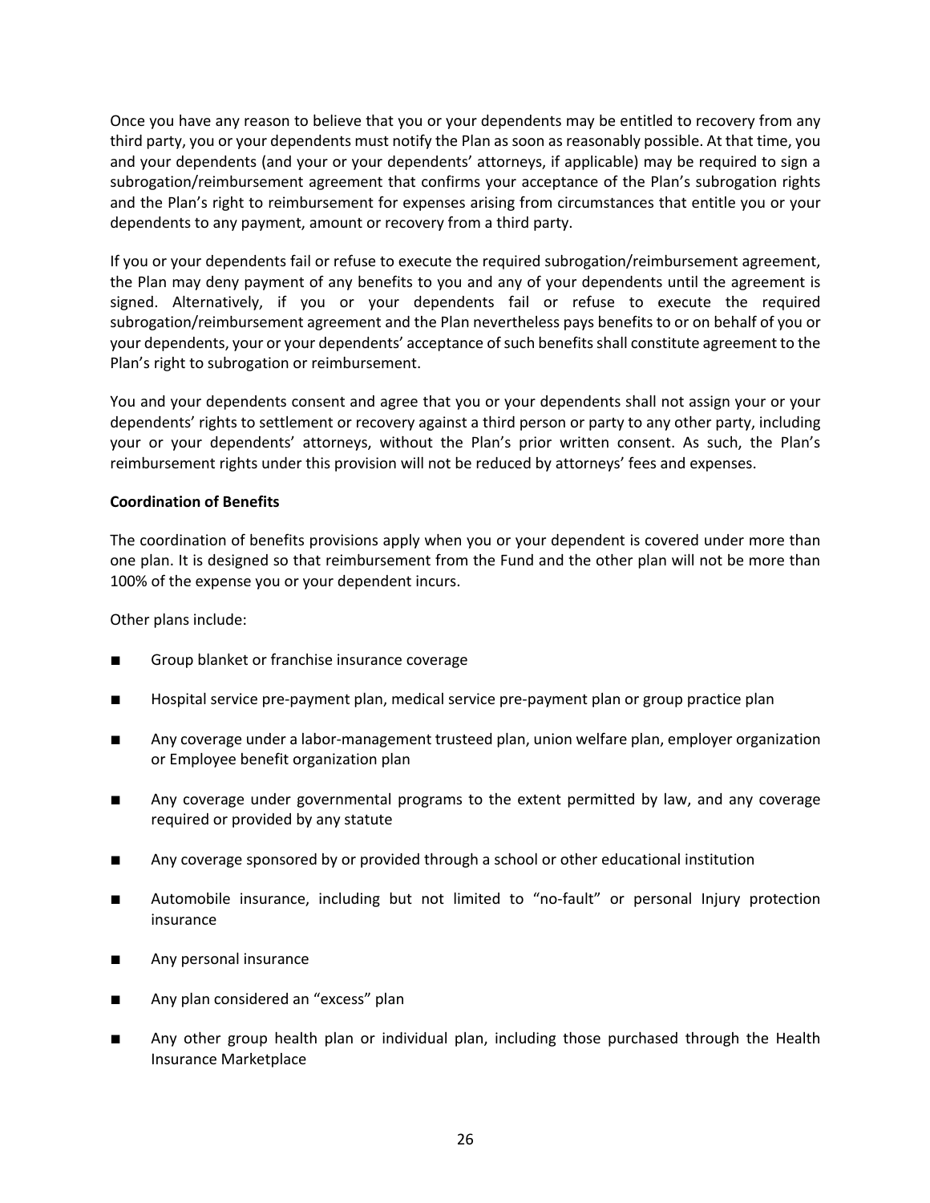Once you have any reason to believe that you or your dependents may be entitled to recovery from any third party, you or your dependents must notify the Plan as soon as reasonably possible. At that time, you and your dependents (and your or your dependents' attorneys, if applicable) may be required to sign a subrogation/reimbursement agreement that confirms your acceptance of the Plan's subrogation rights and the Plan's right to reimbursement for expenses arising from circumstances that entitle you or your dependents to any payment, amount or recovery from a third party.

If you or your dependents fail or refuse to execute the required subrogation/reimbursement agreement, the Plan may deny payment of any benefits to you and any of your dependents until the agreement is signed. Alternatively, if you or your dependents fail or refuse to execute the required subrogation/reimbursement agreement and the Plan nevertheless pays benefits to or on behalf of you or your dependents, your or your dependents' acceptance of such benefits shall constitute agreement to the Plan's right to subrogation or reimbursement.

You and your dependents consent and agree that you or your dependents shall not assign your or your dependents' rights to settlement or recovery against a third person or party to any other party, including your or your dependents' attorneys, without the Plan's prior written consent. As such, the Plan's reimbursement rights under this provision will not be reduced by attorneys' fees and expenses.

**Coordination of Benefits**

The coordination of benefits provisions apply when you or your dependent is covered under more than one plan. It is designed so that reimbursement from the Fund and the other plan will not be more than 100% of the expense you or your dependent incurs.

Other plans include:

- Group blanket or franchise insurance coverage
- Hospital service pre-payment plan, medical service pre-payment plan or group practice plan
- Any coverage under a labor-management trusteed plan, union welfare plan, employer organization or Employee benefit organization plan
- Any coverage under governmental programs to the extent permitted by law, and any coverage required or provided by any statute
- Any coverage sponsored by or provided through a school or other educational institution
- Automobile insurance, including but not limited to "no-fault" or personal Injury protection insurance
- Any personal insurance
- Any plan considered an "excess" plan
- Any other group health plan or individual plan, including those purchased through the Health Insurance Marketplace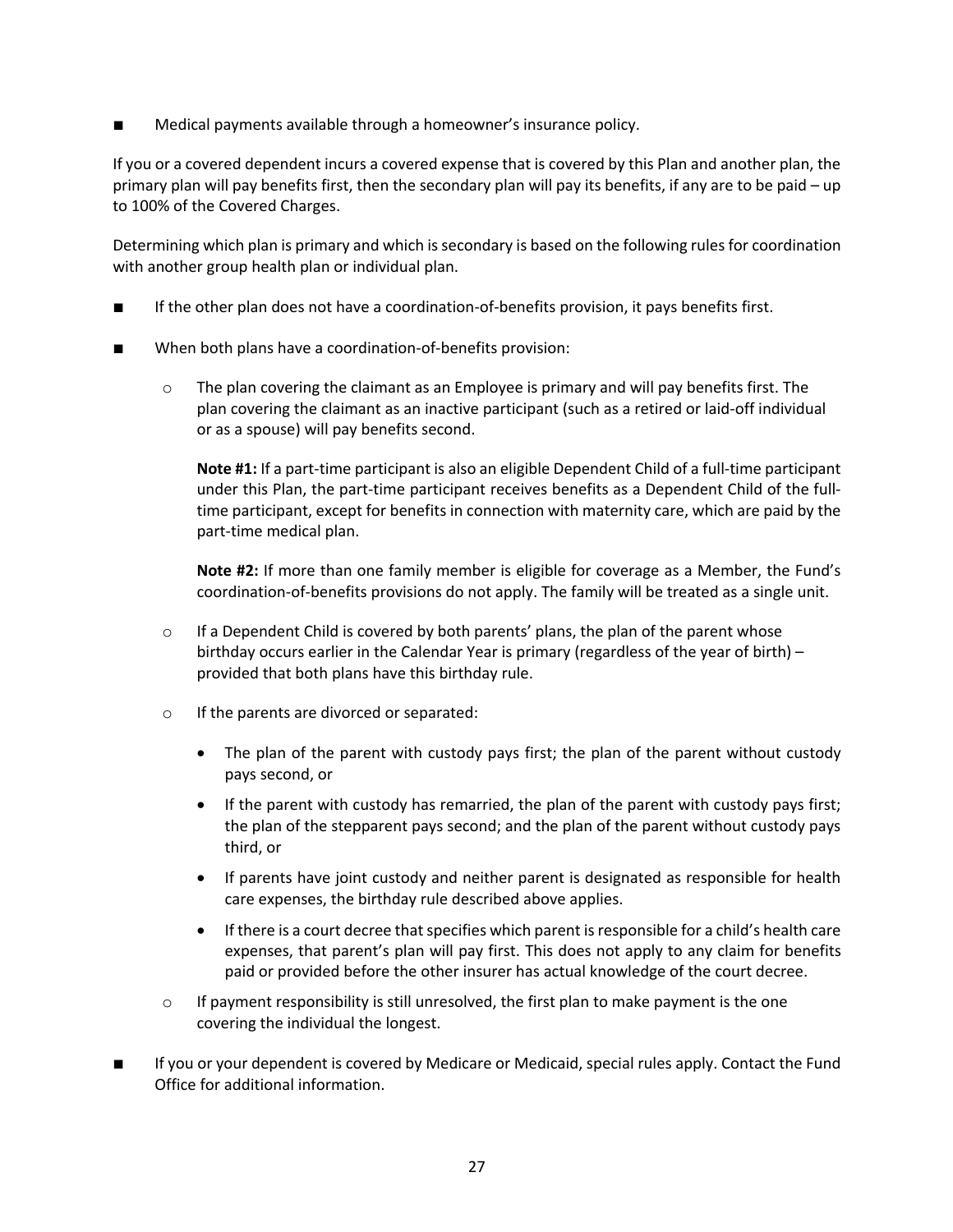- Medical payments available through a homeowner's insurance policy.

If you or a covered dependent incurs a covered expense that is covered by this Plan and another plan, the primary plan will pay benefits first, then the secondary plan will pay its benefits, if any are to be paid – up to 100% of the Covered Charges.

Determining which plan is primary and which is secondary is based on the following rules for coordination with another group health plan or individual plan.

- If the other plan does not have a coordination-of-benefits provision, it pays benefits first.
- When both plans have a coordination-of-benefits provision:
  - The plan covering the claimant as an Employee is primary and will pay benefits first. The plan covering the claimant as an inactive participant (such as a retired or laid-off individual or as a spouse) will pay benefits second.

    **Note #1:** If a part-time participant is also an eligible Dependent Child of a full-time participant under this Plan, the part-time participant receives benefits as a Dependent Child of the full-time participant, except for benefits in connection with maternity care, which are paid by the part-time medical plan.

    **Note #2:** If more than one family member is eligible for coverage as a Member, the Fund's coordination-of-benefits provisions do not apply. The family will be treated as a single unit.

  - If a Dependent Child is covered by both parents' plans, the plan of the parent whose birthday occurs earlier in the Calendar Year is primary (regardless of the year of birth) – provided that both plans have this birthday rule.
  - If the parents are divorced or separated:
    - The plan of the parent with custody pays first; the plan of the parent without custody pays second, or
    - If the parent with custody has remarried, the plan of the parent with custody pays first; the plan of the stepparent pays second; and the plan of the parent without custody pays third, or
    - If parents have joint custody and neither parent is designated as responsible for health care expenses, the birthday rule described above applies.
    - If there is a court decree that specifies which parent is responsible for a child's health care expenses, that parent's plan will pay first. This does not apply to any claim for benefits paid or provided before the other insurer has actual knowledge of the court decree.
  - If payment responsibility is still unresolved, the first plan to make payment is the one covering the individual the longest.
- If you or your dependent is covered by Medicare or Medicaid, special rules apply. Contact the Fund Office for additional information.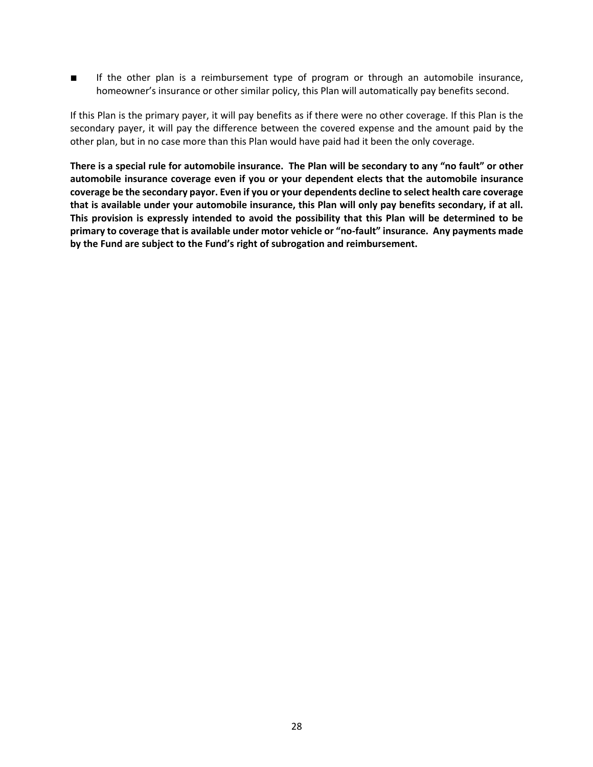- If the other plan is a reimbursement type of program or through an automobile insurance, homeowner's insurance or other similar policy, this Plan will automatically pay benefits second.

If this Plan is the primary payer, it will pay benefits as if there were no other coverage. If this Plan is the secondary payer, it will pay the difference between the covered expense and the amount paid by the other plan, but in no case more than this Plan would have paid had it been the only coverage.

**There is a special rule for automobile insurance. The Plan will be secondary to any "no fault" or other automobile insurance coverage even if you or your dependent elects that the automobile insurance coverage be the secondary payor. Even if you or your dependents decline to select health care coverage that is available under your automobile insurance, this Plan will only pay benefits secondary, if at all. This provision is expressly intended to avoid the possibility that this Plan will be determined to be primary to coverage that is available under motor vehicle or "no-fault" insurance. Any payments made by the Fund are subject to the Fund's right of subrogation and reimbursement.**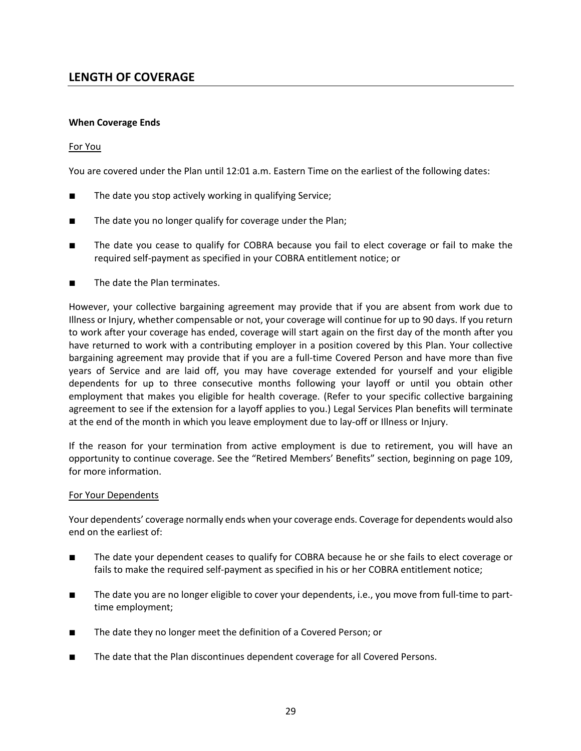## LENGTH OF COVERAGE

**When Coverage Ends**

For You

You are covered under the Plan until 12:01 a.m. Eastern Time on the earliest of the following dates:

- The date you stop actively working in qualifying Service;
- The date you no longer qualify for coverage under the Plan;
- The date you cease to qualify for COBRA because you fail to elect coverage or fail to make the required self-payment as specified in your COBRA entitlement notice; or
- The date the Plan terminates.

However, your collective bargaining agreement may provide that if you are absent from work due to Illness or Injury, whether compensable or not, your coverage will continue for up to 90 days. If you return to work after your coverage has ended, coverage will start again on the first day of the month after you have returned to work with a contributing employer in a position covered by this Plan. Your collective bargaining agreement may provide that if you are a full-time Covered Person and have more than five years of Service and are laid off, you may have coverage extended for yourself and your eligible dependents for up to three consecutive months following your layoff or until you obtain other employment that makes you eligible for health coverage. (Refer to your specific collective bargaining agreement to see if the extension for a layoff applies to you.) Legal Services Plan benefits will terminate at the end of the month in which you leave employment due to lay-off or Illness or Injury.

If the reason for your termination from active employment is due to retirement, you will have an opportunity to continue coverage. See the "Retired Members' Benefits" section, beginning on page 109, for more information.

For Your Dependents

Your dependents' coverage normally ends when your coverage ends. Coverage for dependents would also end on the earliest of:

- The date your dependent ceases to qualify for COBRA because he or she fails to elect coverage or fails to make the required self-payment as specified in his or her COBRA entitlement notice;
- The date you are no longer eligible to cover your dependents, i.e., you move from full-time to part-time employment;
- The date they no longer meet the definition of a Covered Person; or
- The date that the Plan discontinues dependent coverage for all Covered Persons.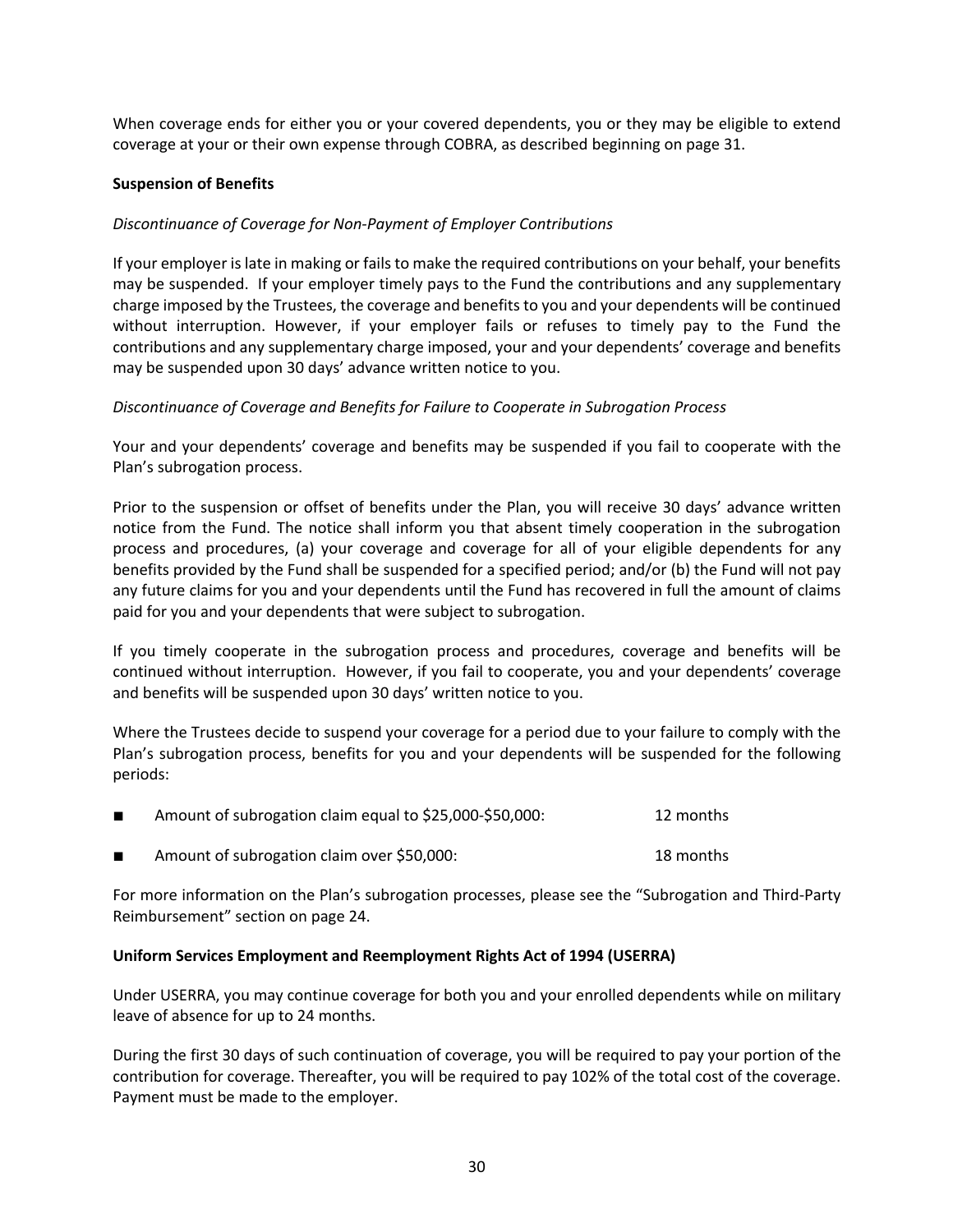When coverage ends for either you or your covered dependents, you or they may be eligible to extend coverage at your or their own expense through COBRA, as described beginning on page 31.

**Suspension of Benefits**

*Discontinuance of Coverage for Non-Payment of Employer Contributions*

If your employer is late in making or fails to make the required contributions on your behalf, your benefits may be suspended. If your employer timely pays to the Fund the contributions and any supplementary charge imposed by the Trustees, the coverage and benefits to you and your dependents will be continued without interruption. However, if your employer fails or refuses to timely pay to the Fund the contributions and any supplementary charge imposed, your and your dependents' coverage and benefits may be suspended upon 30 days' advance written notice to you.

*Discontinuance of Coverage and Benefits for Failure to Cooperate in Subrogation Process*

Your and your dependents' coverage and benefits may be suspended if you fail to cooperate with the Plan's subrogation process.

Prior to the suspension or offset of benefits under the Plan, you will receive 30 days' advance written notice from the Fund. The notice shall inform you that absent timely cooperation in the subrogation process and procedures, (a) your coverage and coverage for all of your eligible dependents for any benefits provided by the Fund shall be suspended for a specified period; and/or (b) the Fund will not pay any future claims for you and your dependents until the Fund has recovered in full the amount of claims paid for you and your dependents that were subject to subrogation.

If you timely cooperate in the subrogation process and procedures, coverage and benefits will be continued without interruption. However, if you fail to cooperate, you and your dependents' coverage and benefits will be suspended upon 30 days' written notice to you.

Where the Trustees decide to suspend your coverage for a period due to your failure to comply with the Plan's subrogation process, benefits for you and your dependents will be suspended for the following periods:

- Amount of subrogation claim equal to $25,000-$50,000: 12 months
- Amount of subrogation claim over $50,000: 18 months

For more information on the Plan's subrogation processes, please see the "Subrogation and Third-Party Reimbursement" section on page 24.

**Uniform Services Employment and Reemployment Rights Act of 1994 (USERRA)**

Under USERRA, you may continue coverage for both you and your enrolled dependents while on military leave of absence for up to 24 months.

During the first 30 days of such continuation of coverage, you will be required to pay your portion of the contribution for coverage. Thereafter, you will be required to pay 102% of the total cost of the coverage. Payment must be made to the employer.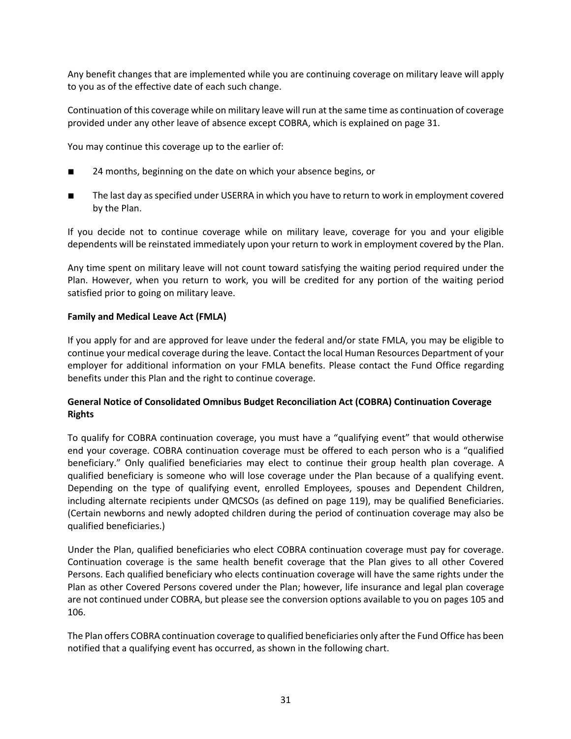Any benefit changes that are implemented while you are continuing coverage on military leave will apply to you as of the effective date of each such change.

Continuation of this coverage while on military leave will run at the same time as continuation of coverage provided under any other leave of absence except COBRA, which is explained on page 31.

You may continue this coverage up to the earlier of:

- 24 months, beginning on the date on which your absence begins, or
- The last day as specified under USERRA in which you have to return to work in employment covered by the Plan.

If you decide not to continue coverage while on military leave, coverage for you and your eligible dependents will be reinstated immediately upon your return to work in employment covered by the Plan.

Any time spent on military leave will not count toward satisfying the waiting period required under the Plan. However, when you return to work, you will be credited for any portion of the waiting period satisfied prior to going on military leave.

**Family and Medical Leave Act (FMLA)**

If you apply for and are approved for leave under the federal and/or state FMLA, you may be eligible to continue your medical coverage during the leave. Contact the local Human Resources Department of your employer for additional information on your FMLA benefits. Please contact the Fund Office regarding benefits under this Plan and the right to continue coverage.

**General Notice of Consolidated Omnibus Budget Reconciliation Act (COBRA) Continuation Coverage Rights**

To qualify for COBRA continuation coverage, you must have a "qualifying event" that would otherwise end your coverage. COBRA continuation coverage must be offered to each person who is a "qualified beneficiary." Only qualified beneficiaries may elect to continue their group health plan coverage. A qualified beneficiary is someone who will lose coverage under the Plan because of a qualifying event. Depending on the type of qualifying event, enrolled Employees, spouses and Dependent Children, including alternate recipients under QMCSOs (as defined on page 119), may be qualified Beneficiaries. (Certain newborns and newly adopted children during the period of continuation coverage may also be qualified beneficiaries.)

Under the Plan, qualified beneficiaries who elect COBRA continuation coverage must pay for coverage. Continuation coverage is the same health benefit coverage that the Plan gives to all other Covered Persons. Each qualified beneficiary who elects continuation coverage will have the same rights under the Plan as other Covered Persons covered under the Plan; however, life insurance and legal plan coverage are not continued under COBRA, but please see the conversion options available to you on pages 105 and 106.

The Plan offers COBRA continuation coverage to qualified beneficiaries only after the Fund Office has been notified that a qualifying event has occurred, as shown in the following chart.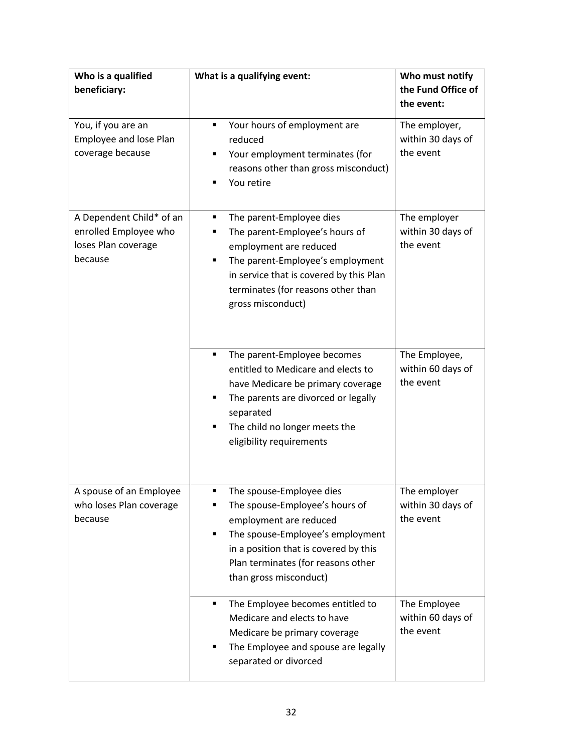| Who is a qualified beneficiary: | What is a qualifying event: | Who must notify the Fund Office of the event: |
|---|---|---|
| You, if you are an Employee and lose Plan coverage because | ▪ Your hours of employment are reduced<br>▪ Your employment terminates (for reasons other than gross misconduct)<br>▪ You retire | The employer, within 30 days of the event |
| A Dependent Child* of an enrolled Employee who loses Plan coverage because | ▪ The parent-Employee dies<br>▪ The parent-Employee's hours of employment are reduced<br>▪ The parent-Employee's employment in service that is covered by this Plan terminates (for reasons other than gross misconduct) | The employer within 30 days of the event |
| | ▪ The parent-Employee becomes entitled to Medicare and elects to have Medicare be primary coverage<br>▪ The parents are divorced or legally separated<br>▪ The child no longer meets the eligibility requirements | The Employee, within 60 days of the event |
| A spouse of an Employee who loses Plan coverage because | ▪ The spouse-Employee dies<br>▪ The spouse-Employee's hours of employment are reduced<br>▪ The spouse-Employee's employment in a position that is covered by this Plan terminates (for reasons other than gross misconduct) | The employer within 30 days of the event |
| | ▪ The Employee becomes entitled to Medicare and elects to have Medicare be primary coverage<br>▪ The Employee and spouse are legally separated or divorced | The Employee within 60 days of the event |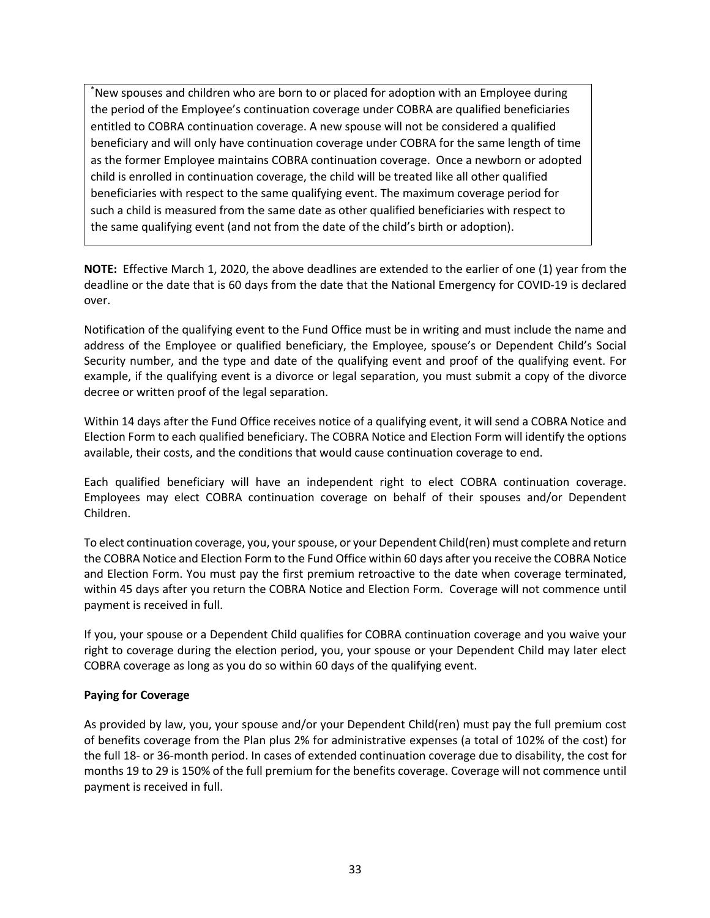*New spouses and children who are born to or placed for adoption with an Employee during the period of the Employee's continuation coverage under COBRA are qualified beneficiaries entitled to COBRA continuation coverage. A new spouse will not be considered a qualified beneficiary and will only have continuation coverage under COBRA for the same length of time as the former Employee maintains COBRA continuation coverage. Once a newborn or adopted child is enrolled in continuation coverage, the child will be treated like all other qualified beneficiaries with respect to the same qualifying event. The maximum coverage period for such a child is measured from the same date as other qualified beneficiaries with respect to the same qualifying event (and not from the date of the child's birth or adoption).

**NOTE:** Effective March 1, 2020, the above deadlines are extended to the earlier of one (1) year from the deadline or the date that is 60 days from the date that the National Emergency for COVID-19 is declared over.

Notification of the qualifying event to the Fund Office must be in writing and must include the name and address of the Employee or qualified beneficiary, the Employee, spouse's or Dependent Child's Social Security number, and the type and date of the qualifying event and proof of the qualifying event. For example, if the qualifying event is a divorce or legal separation, you must submit a copy of the divorce decree or written proof of the legal separation.

Within 14 days after the Fund Office receives notice of a qualifying event, it will send a COBRA Notice and Election Form to each qualified beneficiary. The COBRA Notice and Election Form will identify the options available, their costs, and the conditions that would cause continuation coverage to end.

Each qualified beneficiary will have an independent right to elect COBRA continuation coverage. Employees may elect COBRA continuation coverage on behalf of their spouses and/or Dependent Children.

To elect continuation coverage, you, your spouse, or your Dependent Child(ren) must complete and return the COBRA Notice and Election Form to the Fund Office within 60 days after you receive the COBRA Notice and Election Form. You must pay the first premium retroactive to the date when coverage terminated, within 45 days after you return the COBRA Notice and Election Form. Coverage will not commence until payment is received in full.

If you, your spouse or a Dependent Child qualifies for COBRA continuation coverage and you waive your right to coverage during the election period, you, your spouse or your Dependent Child may later elect COBRA coverage as long as you do so within 60 days of the qualifying event.

**Paying for Coverage**

As provided by law, you, your spouse and/or your Dependent Child(ren) must pay the full premium cost of benefits coverage from the Plan plus 2% for administrative expenses (a total of 102% of the cost) for the full 18- or 36-month period. In cases of extended continuation coverage due to disability, the cost for months 19 to 29 is 150% of the full premium for the benefits coverage. Coverage will not commence until payment is received in full.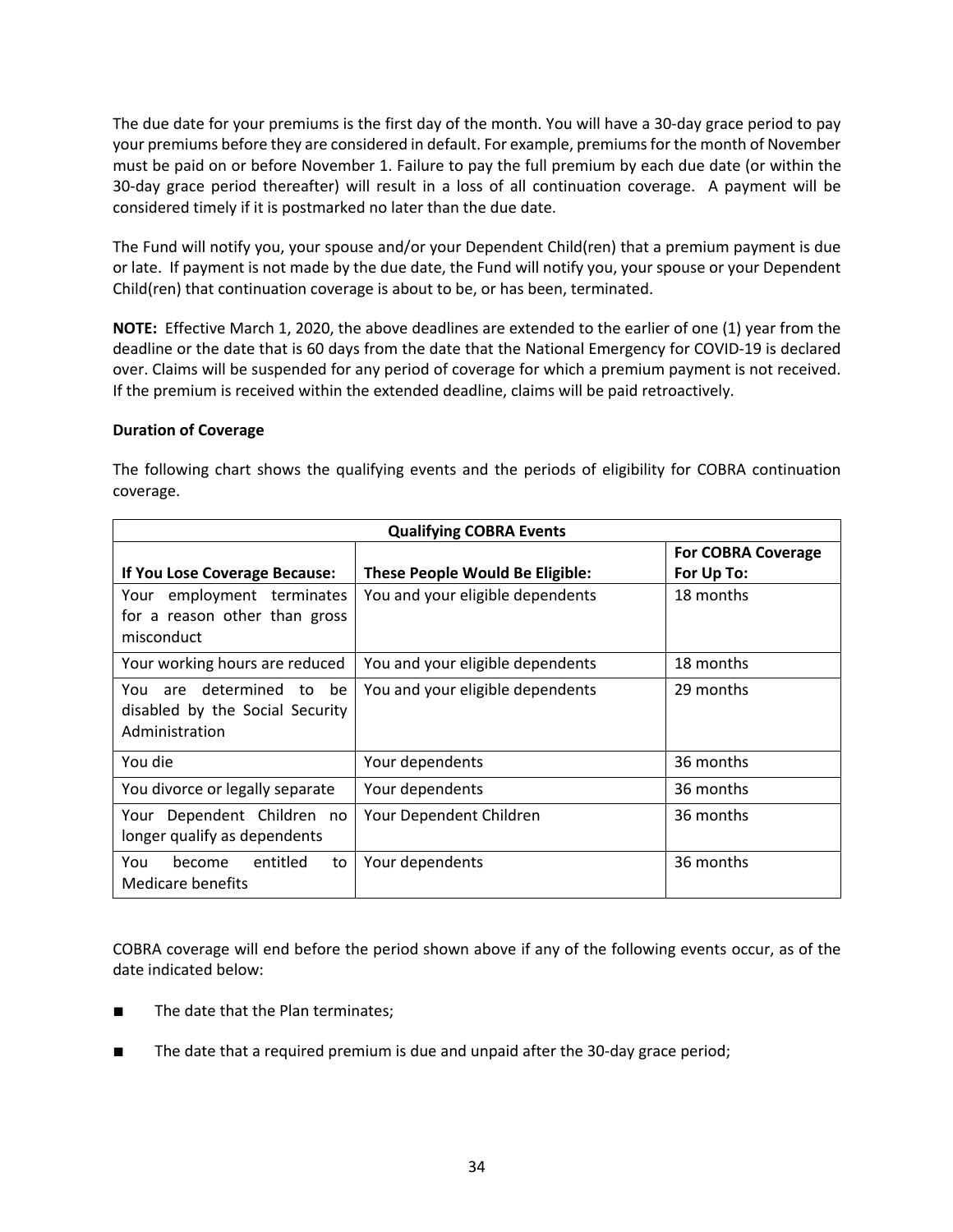The due date for your premiums is the first day of the month. You will have a 30-day grace period to pay your premiums before they are considered in default. For example, premiums for the month of November must be paid on or before November 1. Failure to pay the full premium by each due date (or within the 30-day grace period thereafter) will result in a loss of all continuation coverage. A payment will be considered timely if it is postmarked no later than the due date.

The Fund will notify you, your spouse and/or your Dependent Child(ren) that a premium payment is due or late. If payment is not made by the due date, the Fund will notify you, your spouse or your Dependent Child(ren) that continuation coverage is about to be, or has been, terminated.

**NOTE:** Effective March 1, 2020, the above deadlines are extended to the earlier of one (1) year from the deadline or the date that is 60 days from the date that the National Emergency for COVID-19 is declared over. Claims will be suspended for any period of coverage for which a premium payment is not received. If the premium is received within the extended deadline, claims will be paid retroactively.

**Duration of Coverage**

The following chart shows the qualifying events and the periods of eligibility for COBRA continuation coverage.

| **Qualifying COBRA Events** | | |
|---|---|---|
| **If You Lose Coverage Because:** | **These People Would Be Eligible:** | **For COBRA Coverage For Up To:** |
| Your employment terminates for a reason other than gross misconduct | You and your eligible dependents | 18 months |
| Your working hours are reduced | You and your eligible dependents | 18 months |
| You are determined to be disabled by the Social Security Administration | You and your eligible dependents | 29 months |
| You die | Your dependents | 36 months |
| You divorce or legally separate | Your dependents | 36 months |
| Your Dependent Children no longer qualify as dependents | Your Dependent Children | 36 months |
| You become entitled to Medicare benefits | Your dependents | 36 months |

COBRA coverage will end before the period shown above if any of the following events occur, as of the date indicated below:

- The date that the Plan terminates;
- The date that a required premium is due and unpaid after the 30-day grace period;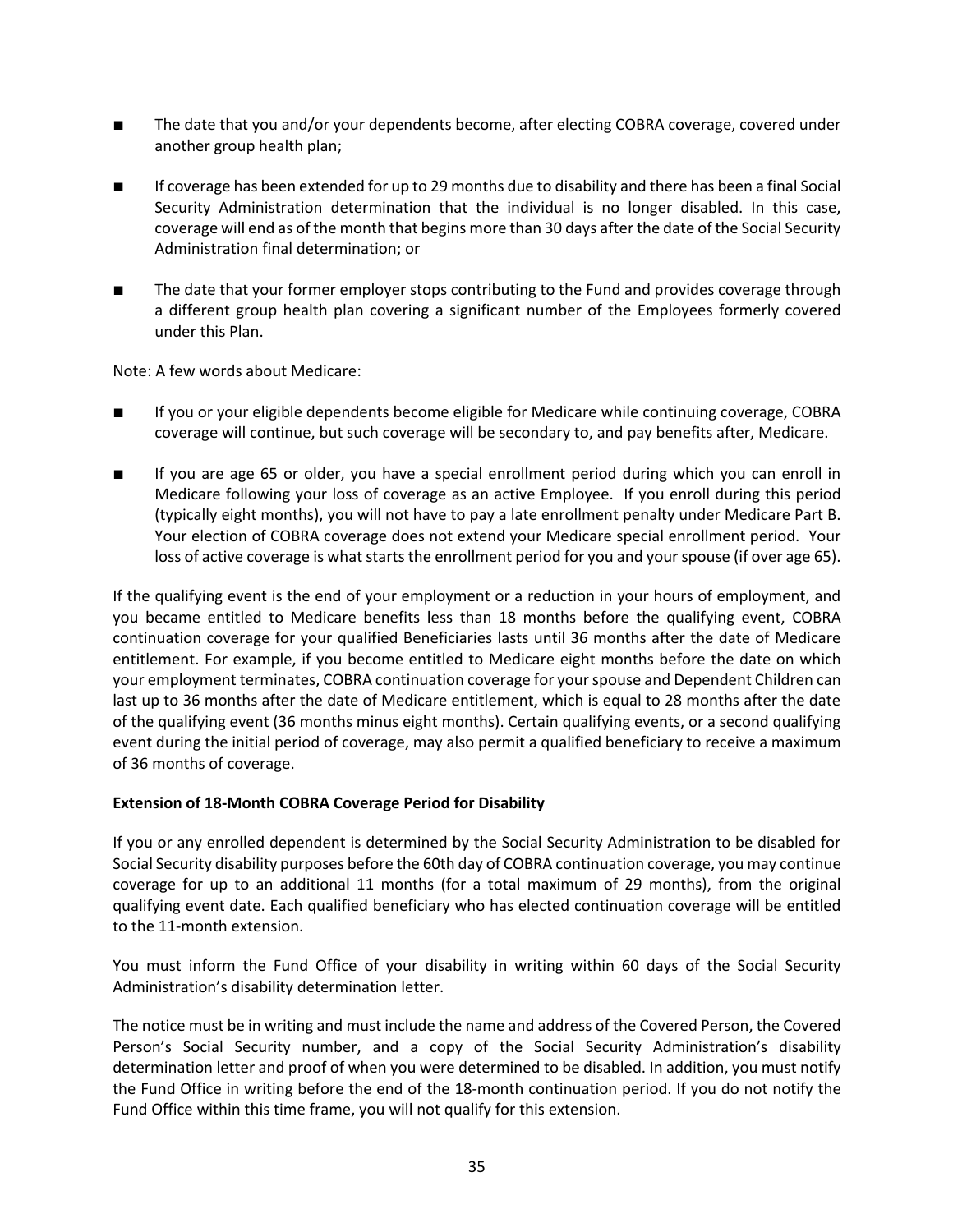- The date that you and/or your dependents become, after electing COBRA coverage, covered under another group health plan;
- If coverage has been extended for up to 29 months due to disability and there has been a final Social Security Administration determination that the individual is no longer disabled. In this case, coverage will end as of the month that begins more than 30 days after the date of the Social Security Administration final determination; or
- The date that your former employer stops contributing to the Fund and provides coverage through a different group health plan covering a significant number of the Employees formerly covered under this Plan.

Note: A few words about Medicare:

- If you or your eligible dependents become eligible for Medicare while continuing coverage, COBRA coverage will continue, but such coverage will be secondary to, and pay benefits after, Medicare.
- If you are age 65 or older, you have a special enrollment period during which you can enroll in Medicare following your loss of coverage as an active Employee. If you enroll during this period (typically eight months), you will not have to pay a late enrollment penalty under Medicare Part B. Your election of COBRA coverage does not extend your Medicare special enrollment period. Your loss of active coverage is what starts the enrollment period for you and your spouse (if over age 65).

If the qualifying event is the end of your employment or a reduction in your hours of employment, and you became entitled to Medicare benefits less than 18 months before the qualifying event, COBRA continuation coverage for your qualified Beneficiaries lasts until 36 months after the date of Medicare entitlement. For example, if you become entitled to Medicare eight months before the date on which your employment terminates, COBRA continuation coverage for your spouse and Dependent Children can last up to 36 months after the date of Medicare entitlement, which is equal to 28 months after the date of the qualifying event (36 months minus eight months). Certain qualifying events, or a second qualifying event during the initial period of coverage, may also permit a qualified beneficiary to receive a maximum of 36 months of coverage.

**Extension of 18-Month COBRA Coverage Period for Disability**

If you or any enrolled dependent is determined by the Social Security Administration to be disabled for Social Security disability purposes before the 60th day of COBRA continuation coverage, you may continue coverage for up to an additional 11 months (for a total maximum of 29 months), from the original qualifying event date. Each qualified beneficiary who has elected continuation coverage will be entitled to the 11-month extension.

You must inform the Fund Office of your disability in writing within 60 days of the Social Security Administration's disability determination letter.

The notice must be in writing and must include the name and address of the Covered Person, the Covered Person's Social Security number, and a copy of the Social Security Administration's disability determination letter and proof of when you were determined to be disabled. In addition, you must notify the Fund Office in writing before the end of the 18-month continuation period. If you do not notify the Fund Office within this time frame, you will not qualify for this extension.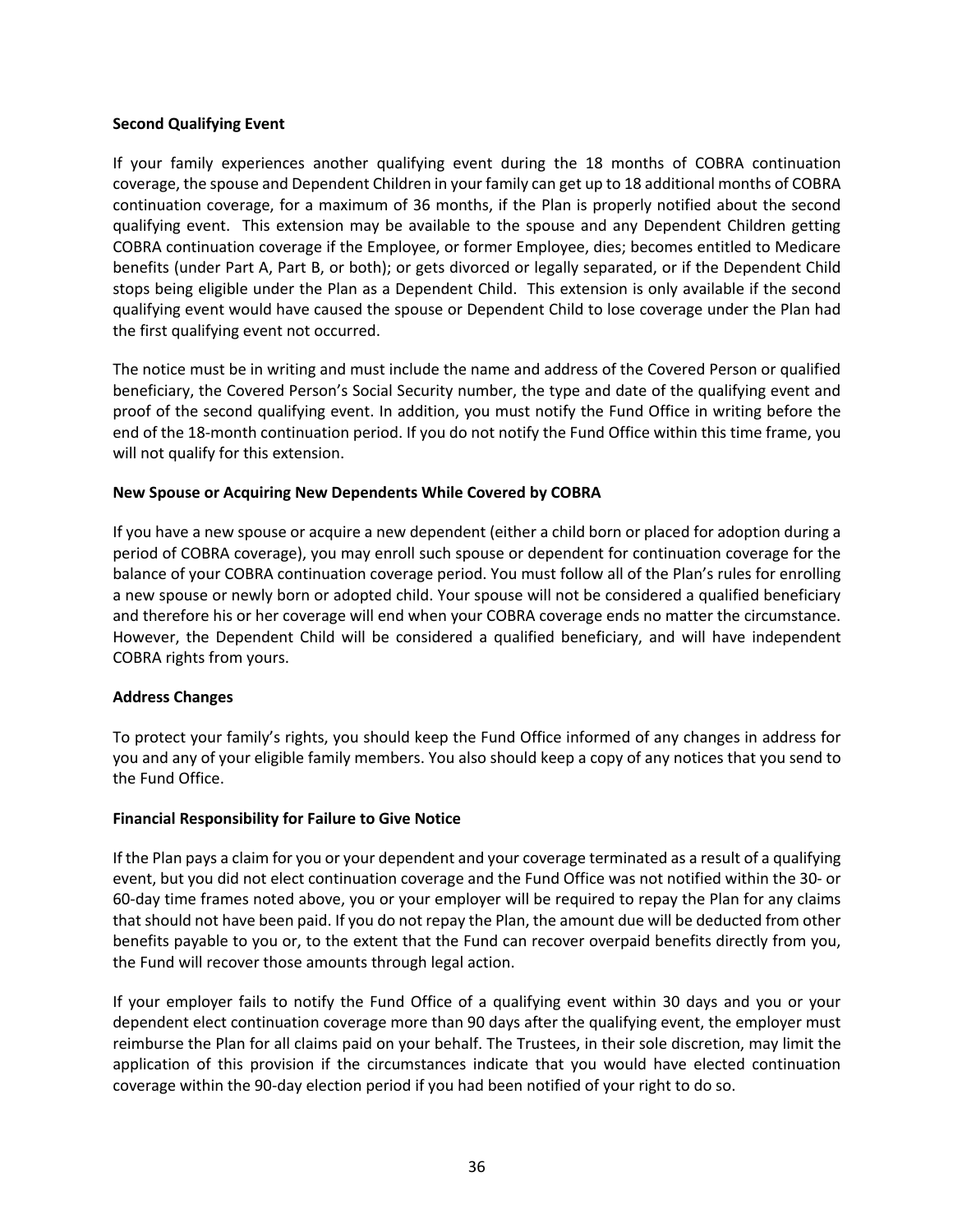**Second Qualifying Event**

If your family experiences another qualifying event during the 18 months of COBRA continuation coverage, the spouse and Dependent Children in your family can get up to 18 additional months of COBRA continuation coverage, for a maximum of 36 months, if the Plan is properly notified about the second qualifying event. This extension may be available to the spouse and any Dependent Children getting COBRA continuation coverage if the Employee, or former Employee, dies; becomes entitled to Medicare benefits (under Part A, Part B, or both); or gets divorced or legally separated, or if the Dependent Child stops being eligible under the Plan as a Dependent Child. This extension is only available if the second qualifying event would have caused the spouse or Dependent Child to lose coverage under the Plan had the first qualifying event not occurred.

The notice must be in writing and must include the name and address of the Covered Person or qualified beneficiary, the Covered Person's Social Security number, the type and date of the qualifying event and proof of the second qualifying event. In addition, you must notify the Fund Office in writing before the end of the 18-month continuation period. If you do not notify the Fund Office within this time frame, you will not qualify for this extension.

**New Spouse or Acquiring New Dependents While Covered by COBRA**

If you have a new spouse or acquire a new dependent (either a child born or placed for adoption during a period of COBRA coverage), you may enroll such spouse or dependent for continuation coverage for the balance of your COBRA continuation coverage period. You must follow all of the Plan's rules for enrolling a new spouse or newly born or adopted child. Your spouse will not be considered a qualified beneficiary and therefore his or her coverage will end when your COBRA coverage ends no matter the circumstance. However, the Dependent Child will be considered a qualified beneficiary, and will have independent COBRA rights from yours.

**Address Changes**

To protect your family's rights, you should keep the Fund Office informed of any changes in address for you and any of your eligible family members. You also should keep a copy of any notices that you send to the Fund Office.

**Financial Responsibility for Failure to Give Notice**

If the Plan pays a claim for you or your dependent and your coverage terminated as a result of a qualifying event, but you did not elect continuation coverage and the Fund Office was not notified within the 30- or 60-day time frames noted above, you or your employer will be required to repay the Plan for any claims that should not have been paid. If you do not repay the Plan, the amount due will be deducted from other benefits payable to you or, to the extent that the Fund can recover overpaid benefits directly from you, the Fund will recover those amounts through legal action.

If your employer fails to notify the Fund Office of a qualifying event within 30 days and you or your dependent elect continuation coverage more than 90 days after the qualifying event, the employer must reimburse the Plan for all claims paid on your behalf. The Trustees, in their sole discretion, may limit the application of this provision if the circumstances indicate that you would have elected continuation coverage within the 90-day election period if you had been notified of your right to do so.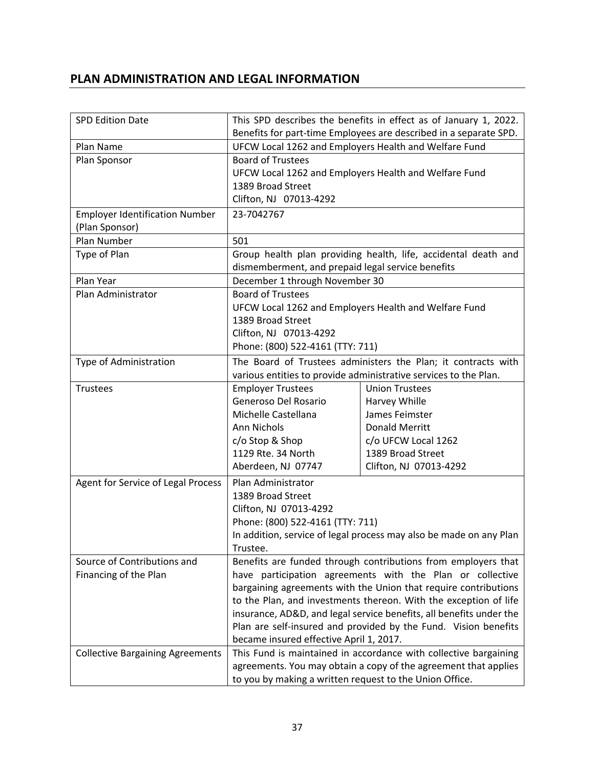## PLAN ADMINISTRATION AND LEGAL INFORMATION

| | | |
|---|---|---|
| SPD Edition Date | This SPD describes the benefits in effect as of January 1, 2022. Benefits for part-time Employees are described in a separate SPD. | |
| Plan Name | UFCW Local 1262 and Employers Health and Welfare Fund | |
| Plan Sponsor | Board of Trustees<br>UFCW Local 1262 and Employers Health and Welfare Fund<br>1389 Broad Street<br>Clifton, NJ 07013-4292 | |
| Employer Identification Number (Plan Sponsor) | 23-7042767 | |
| Plan Number | 501 | |
| Type of Plan | Group health plan providing health, life, accidental death and dismemberment, and prepaid legal service benefits | |
| Plan Year | December 1 through November 30 | |
| Plan Administrator | Board of Trustees<br>UFCW Local 1262 and Employers Health and Welfare Fund<br>1389 Broad Street<br>Clifton, NJ 07013-4292<br>Phone: (800) 522-4161 (TTY: 711) | |
| Type of Administration | The Board of Trustees administers the Plan; it contracts with various entities to provide administrative services to the Plan. | |
| Trustees | Employer Trustees<br>Generoso Del Rosario<br>Michelle Castellana<br>Ann Nichols<br>c/o Stop & Shop<br>1129 Rte. 34 North<br>Aberdeen, NJ 07747 | Union Trustees<br>Harvey Whille<br>James Feimster<br>Donald Merritt<br>c/o UFCW Local 1262<br>1389 Broad Street<br>Clifton, NJ 07013-4292 |
| Agent for Service of Legal Process | Plan Administrator<br>1389 Broad Street<br>Clifton, NJ 07013-4292<br>Phone: (800) 522-4161 (TTY: 711)<br>In addition, service of legal process may also be made on any Plan Trustee. | |
| Source of Contributions and Financing of the Plan | Benefits are funded through contributions from employers that have participation agreements with the Plan or collective bargaining agreements with the Union that require contributions to the Plan, and investments thereon. With the exception of life insurance, AD&D, and legal service benefits, all benefits under the Plan are self-insured and provided by the Fund. Vision benefits became insured effective April 1, 2017. | |
| Collective Bargaining Agreements | This Fund is maintained in accordance with collective bargaining agreements. You may obtain a copy of the agreement that applies to you by making a written request to the Union Office. | |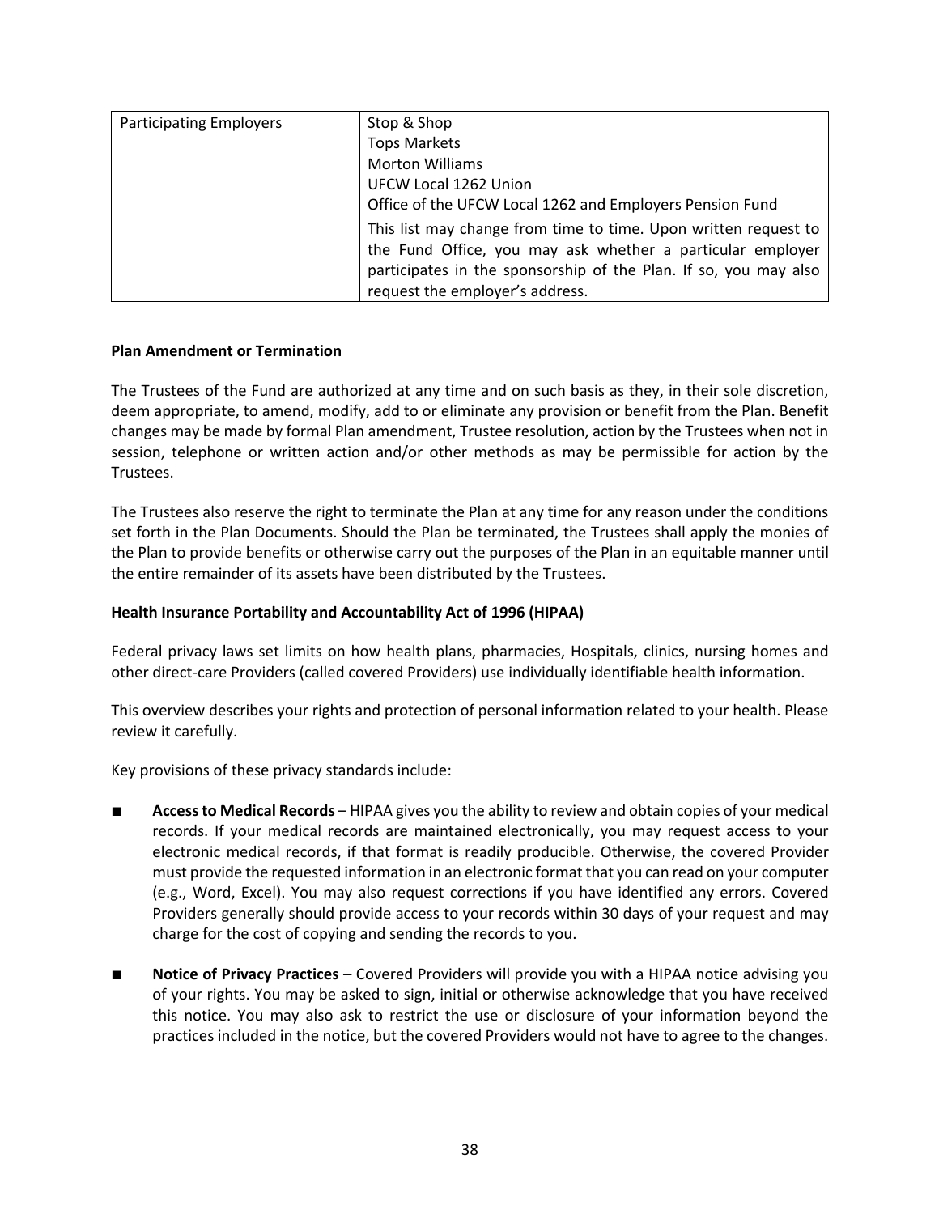| Participating Employers | Stop & Shop<br>Tops Markets<br>Morton Williams<br>UFCW Local 1262 Union<br>Office of the UFCW Local 1262 and Employers Pension Fund<br>This list may change from time to time. Upon written request to the Fund Office, you may ask whether a particular employer participates in the sponsorship of the Plan. If so, you may also request the employer's address. |
|---|---|

**Plan Amendment or Termination**

The Trustees of the Fund are authorized at any time and on such basis as they, in their sole discretion, deem appropriate, to amend, modify, add to or eliminate any provision or benefit from the Plan. Benefit changes may be made by formal Plan amendment, Trustee resolution, action by the Trustees when not in session, telephone or written action and/or other methods as may be permissible for action by the Trustees.

The Trustees also reserve the right to terminate the Plan at any time for any reason under the conditions set forth in the Plan Documents. Should the Plan be terminated, the Trustees shall apply the monies of the Plan to provide benefits or otherwise carry out the purposes of the Plan in an equitable manner until the entire remainder of its assets have been distributed by the Trustees.

**Health Insurance Portability and Accountability Act of 1996 (HIPAA)**

Federal privacy laws set limits on how health plans, pharmacies, Hospitals, clinics, nursing homes and other direct-care Providers (called covered Providers) use individually identifiable health information.

This overview describes your rights and protection of personal information related to your health. Please review it carefully.

Key provisions of these privacy standards include:

- **Access to Medical Records** – HIPAA gives you the ability to review and obtain copies of your medical records. If your medical records are maintained electronically, you may request access to your electronic medical records, if that format is readily producible. Otherwise, the covered Provider must provide the requested information in an electronic format that you can read on your computer (e.g., Word, Excel). You may also request corrections if you have identified any errors. Covered Providers generally should provide access to your records within 30 days of your request and may charge for the cost of copying and sending the records to you.

- **Notice of Privacy Practices** – Covered Providers will provide you with a HIPAA notice advising you of your rights. You may be asked to sign, initial or otherwise acknowledge that you have received this notice. You may also ask to restrict the use or disclosure of your information beyond the practices included in the notice, but the covered Providers would not have to agree to the changes.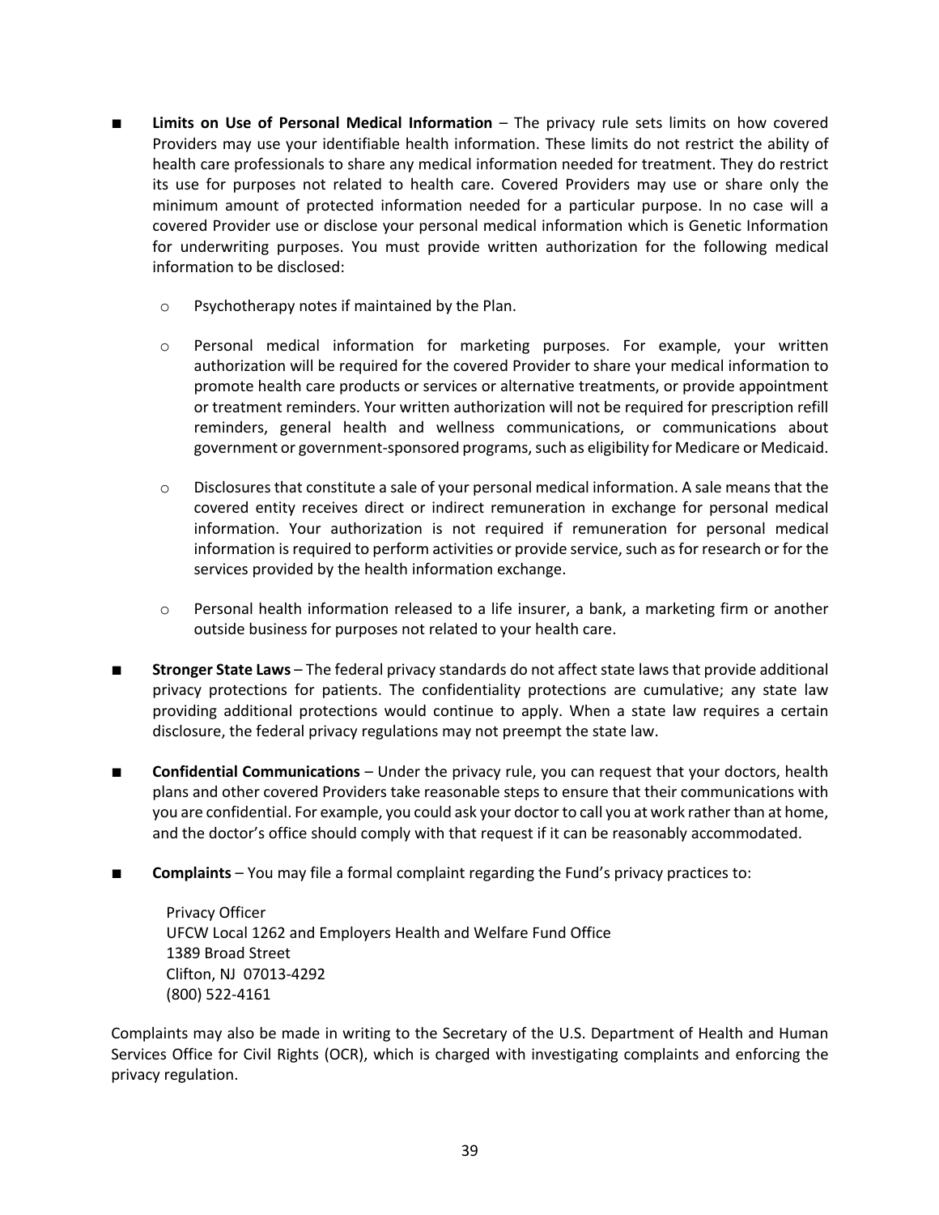- **Limits on Use of Personal Medical Information** – The privacy rule sets limits on how covered Providers may use your identifiable health information. These limits do not restrict the ability of health care professionals to share any medical information needed for treatment. They do restrict its use for purposes not related to health care. Covered Providers may use or share only the minimum amount of protected information needed for a particular purpose. In no case will a covered Provider use or disclose your personal medical information which is Genetic Information for underwriting purposes. You must provide written authorization for the following medical information to be disclosed:

  - Psychotherapy notes if maintained by the Plan.

  - Personal medical information for marketing purposes. For example, your written authorization will be required for the covered Provider to share your medical information to promote health care products or services or alternative treatments, or provide appointment or treatment reminders. Your written authorization will not be required for prescription refill reminders, general health and wellness communications, or communications about government or government-sponsored programs, such as eligibility for Medicare or Medicaid.

  - Disclosures that constitute a sale of your personal medical information. A sale means that the covered entity receives direct or indirect remuneration in exchange for personal medical information. Your authorization is not required if remuneration for personal medical information is required to perform activities or provide service, such as for research or for the services provided by the health information exchange.

  - Personal health information released to a life insurer, a bank, a marketing firm or another outside business for purposes not related to your health care.

- **Stronger State Laws** – The federal privacy standards do not affect state laws that provide additional privacy protections for patients. The confidentiality protections are cumulative; any state law providing additional protections would continue to apply. When a state law requires a certain disclosure, the federal privacy regulations may not preempt the state law.

- **Confidential Communications** – Under the privacy rule, you can request that your doctors, health plans and other covered Providers take reasonable steps to ensure that their communications with you are confidential. For example, you could ask your doctor to call you at work rather than at home, and the doctor's office should comply with that request if it can be reasonably accommodated.

- **Complaints** – You may file a formal complaint regarding the Fund's privacy practices to:

  Privacy Officer
  UFCW Local 1262 and Employers Health and Welfare Fund Office
  1389 Broad Street
  Clifton, NJ 07013-4292
  (800) 522-4161

Complaints may also be made in writing to the Secretary of the U.S. Department of Health and Human Services Office for Civil Rights (OCR), which is charged with investigating complaints and enforcing the privacy regulation.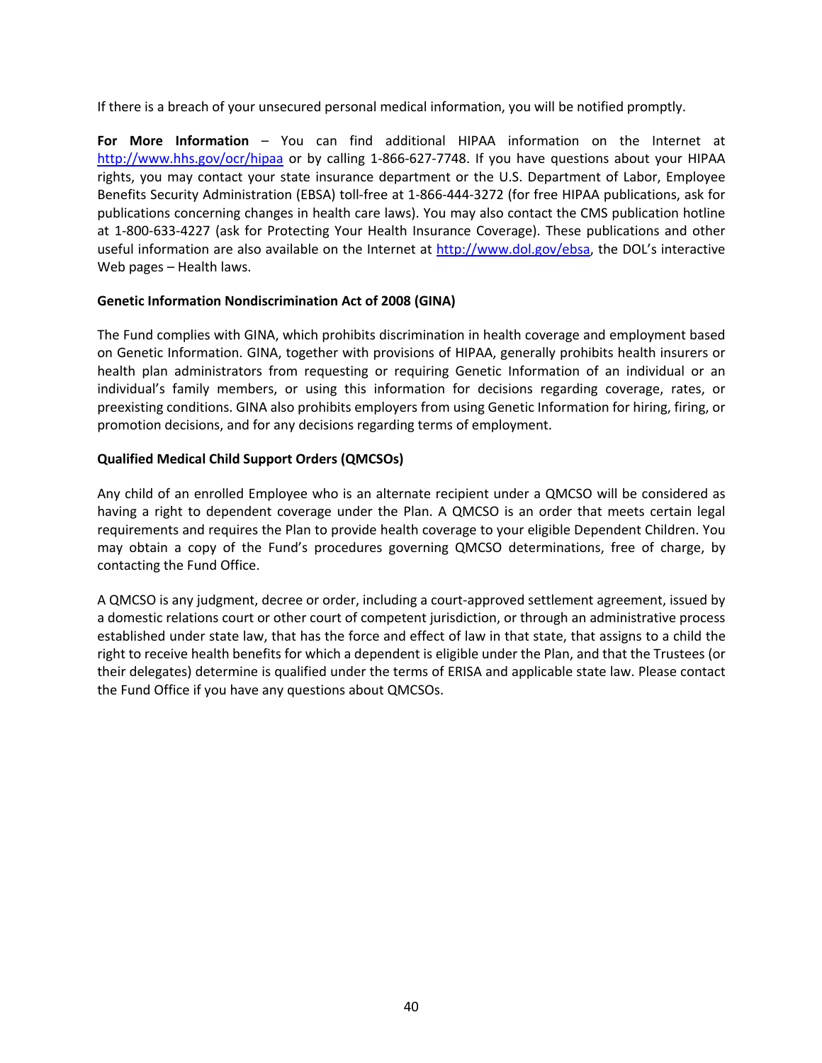If there is a breach of your unsecured personal medical information, you will be notified promptly.

**For More Information** – You can find additional HIPAA information on the Internet at [http://www.hhs.gov/ocr/hipaa](http://www.hhs.gov/ocr/hipaa) or by calling 1-866-627-7748. If you have questions about your HIPAA rights, you may contact your state insurance department or the U.S. Department of Labor, Employee Benefits Security Administration (EBSA) toll-free at 1-866-444-3272 (for free HIPAA publications, ask for publications concerning changes in health care laws). You may also contact the CMS publication hotline at 1-800-633-4227 (ask for Protecting Your Health Insurance Coverage). These publications and other useful information are also available on the Internet at [http://www.dol.gov/ebsa](http://www.dol.gov/ebsa), the DOL's interactive Web pages – Health laws.

### Genetic Information Nondiscrimination Act of 2008 (GINA)

The Fund complies with GINA, which prohibits discrimination in health coverage and employment based on Genetic Information. GINA, together with provisions of HIPAA, generally prohibits health insurers or health plan administrators from requesting or requiring Genetic Information of an individual or an individual's family members, or using this information for decisions regarding coverage, rates, or preexisting conditions. GINA also prohibits employers from using Genetic Information for hiring, firing, or promotion decisions, and for any decisions regarding terms of employment.

### Qualified Medical Child Support Orders (QMCSOs)

Any child of an enrolled Employee who is an alternate recipient under a QMCSO will be considered as having a right to dependent coverage under the Plan. A QMCSO is an order that meets certain legal requirements and requires the Plan to provide health coverage to your eligible Dependent Children. You may obtain a copy of the Fund's procedures governing QMCSO determinations, free of charge, by contacting the Fund Office.

A QMCSO is any judgment, decree or order, including a court-approved settlement agreement, issued by a domestic relations court or other court of competent jurisdiction, or through an administrative process established under state law, that has the force and effect of law in that state, that assigns to a child the right to receive health benefits for which a dependent is eligible under the Plan, and that the Trustees (or their delegates) determine is qualified under the terms of ERISA and applicable state law. Please contact the Fund Office if you have any questions about QMCSOs.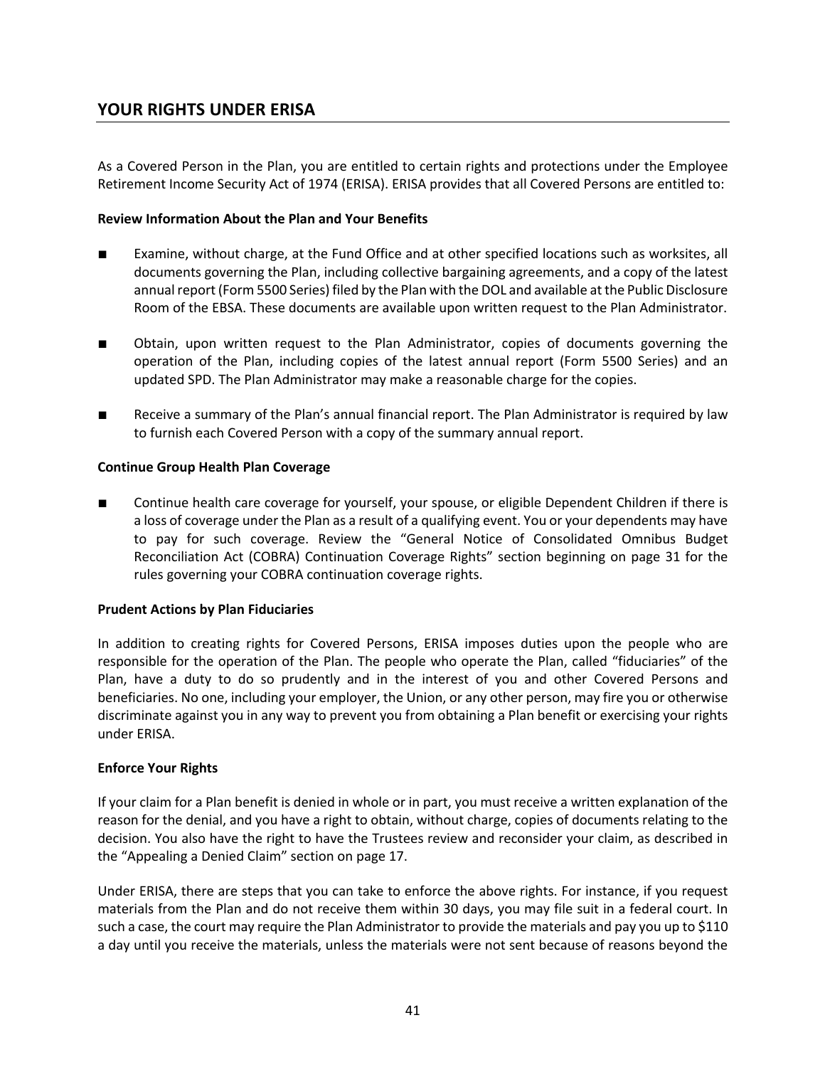## YOUR RIGHTS UNDER ERISA

As a Covered Person in the Plan, you are entitled to certain rights and protections under the Employee Retirement Income Security Act of 1974 (ERISA). ERISA provides that all Covered Persons are entitled to:

**Review Information About the Plan and Your Benefits**

- Examine, without charge, at the Fund Office and at other specified locations such as worksites, all documents governing the Plan, including collective bargaining agreements, and a copy of the latest annual report (Form 5500 Series) filed by the Plan with the DOL and available at the Public Disclosure Room of the EBSA. These documents are available upon written request to the Plan Administrator.

- Obtain, upon written request to the Plan Administrator, copies of documents governing the operation of the Plan, including copies of the latest annual report (Form 5500 Series) and an updated SPD. The Plan Administrator may make a reasonable charge for the copies.

- Receive a summary of the Plan's annual financial report. The Plan Administrator is required by law to furnish each Covered Person with a copy of the summary annual report.

**Continue Group Health Plan Coverage**

- Continue health care coverage for yourself, your spouse, or eligible Dependent Children if there is a loss of coverage under the Plan as a result of a qualifying event. You or your dependents may have to pay for such coverage. Review the "General Notice of Consolidated Omnibus Budget Reconciliation Act (COBRA) Continuation Coverage Rights" section beginning on page 31 for the rules governing your COBRA continuation coverage rights.

**Prudent Actions by Plan Fiduciaries**

In addition to creating rights for Covered Persons, ERISA imposes duties upon the people who are responsible for the operation of the Plan. The people who operate the Plan, called "fiduciaries" of the Plan, have a duty to do so prudently and in the interest of you and other Covered Persons and beneficiaries. No one, including your employer, the Union, or any other person, may fire you or otherwise discriminate against you in any way to prevent you from obtaining a Plan benefit or exercising your rights under ERISA.

**Enforce Your Rights**

If your claim for a Plan benefit is denied in whole or in part, you must receive a written explanation of the reason for the denial, and you have a right to obtain, without charge, copies of documents relating to the decision. You also have the right to have the Trustees review and reconsider your claim, as described in the "Appealing a Denied Claim" section on page 17.

Under ERISA, there are steps that you can take to enforce the above rights. For instance, if you request materials from the Plan and do not receive them within 30 days, you may file suit in a federal court. In such a case, the court may require the Plan Administrator to provide the materials and pay you up to $110 a day until you receive the materials, unless the materials were not sent because of reasons beyond the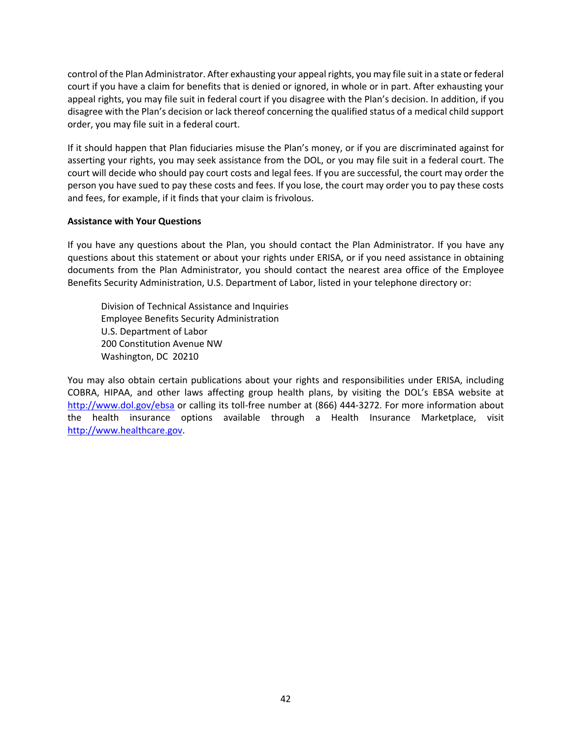control of the Plan Administrator. After exhausting your appeal rights, you may file suit in a state or federal court if you have a claim for benefits that is denied or ignored, in whole or in part. After exhausting your appeal rights, you may file suit in federal court if you disagree with the Plan's decision. In addition, if you disagree with the Plan's decision or lack thereof concerning the qualified status of a medical child support order, you may file suit in a federal court.

If it should happen that Plan fiduciaries misuse the Plan's money, or if you are discriminated against for asserting your rights, you may seek assistance from the DOL, or you may file suit in a federal court. The court will decide who should pay court costs and legal fees. If you are successful, the court may order the person you have sued to pay these costs and fees. If you lose, the court may order you to pay these costs and fees, for example, if it finds that your claim is frivolous.

**Assistance with Your Questions**

If you have any questions about the Plan, you should contact the Plan Administrator. If you have any questions about this statement or about your rights under ERISA, or if you need assistance in obtaining documents from the Plan Administrator, you should contact the nearest area office of the Employee Benefits Security Administration, U.S. Department of Labor, listed in your telephone directory or:

Division of Technical Assistance and Inquiries
Employee Benefits Security Administration
U.S. Department of Labor
200 Constitution Avenue NW
Washington, DC 20210

You may also obtain certain publications about your rights and responsibilities under ERISA, including COBRA, HIPAA, and other laws affecting group health plans, by visiting the DOL's EBSA website at http://www.dol.gov/ebsa or calling its toll-free number at (866) 444-3272. For more information about the health insurance options available through a Health Insurance Marketplace, visit http://www.healthcare.gov.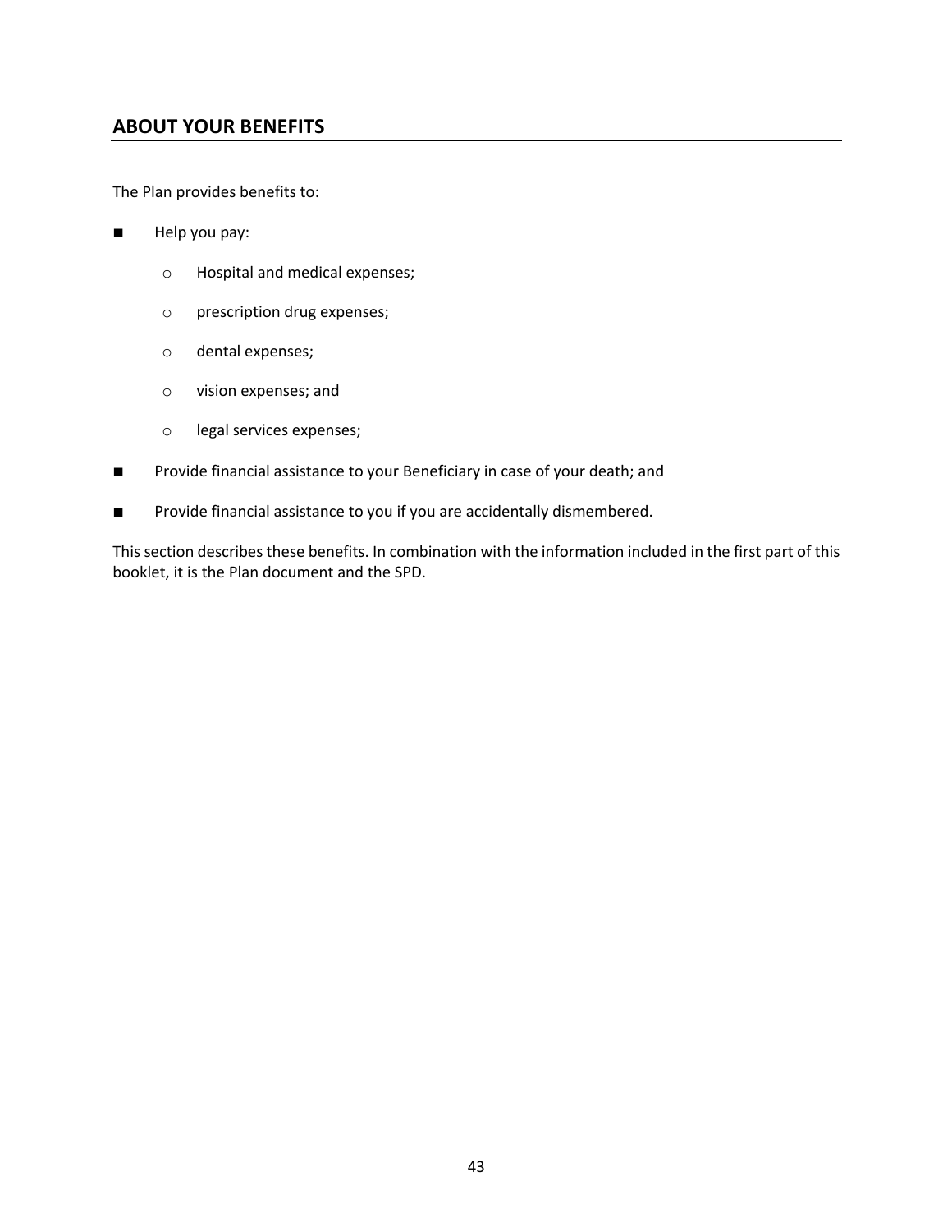## ABOUT YOUR BENEFITS

The Plan provides benefits to:

- Help you pay:
  - Hospital and medical expenses;
  - prescription drug expenses;
  - dental expenses;
  - vision expenses; and
  - legal services expenses;
- Provide financial assistance to your Beneficiary in case of your death; and
- Provide financial assistance to you if you are accidentally dismembered.

This section describes these benefits. In combination with the information included in the first part of this booklet, it is the Plan document and the SPD.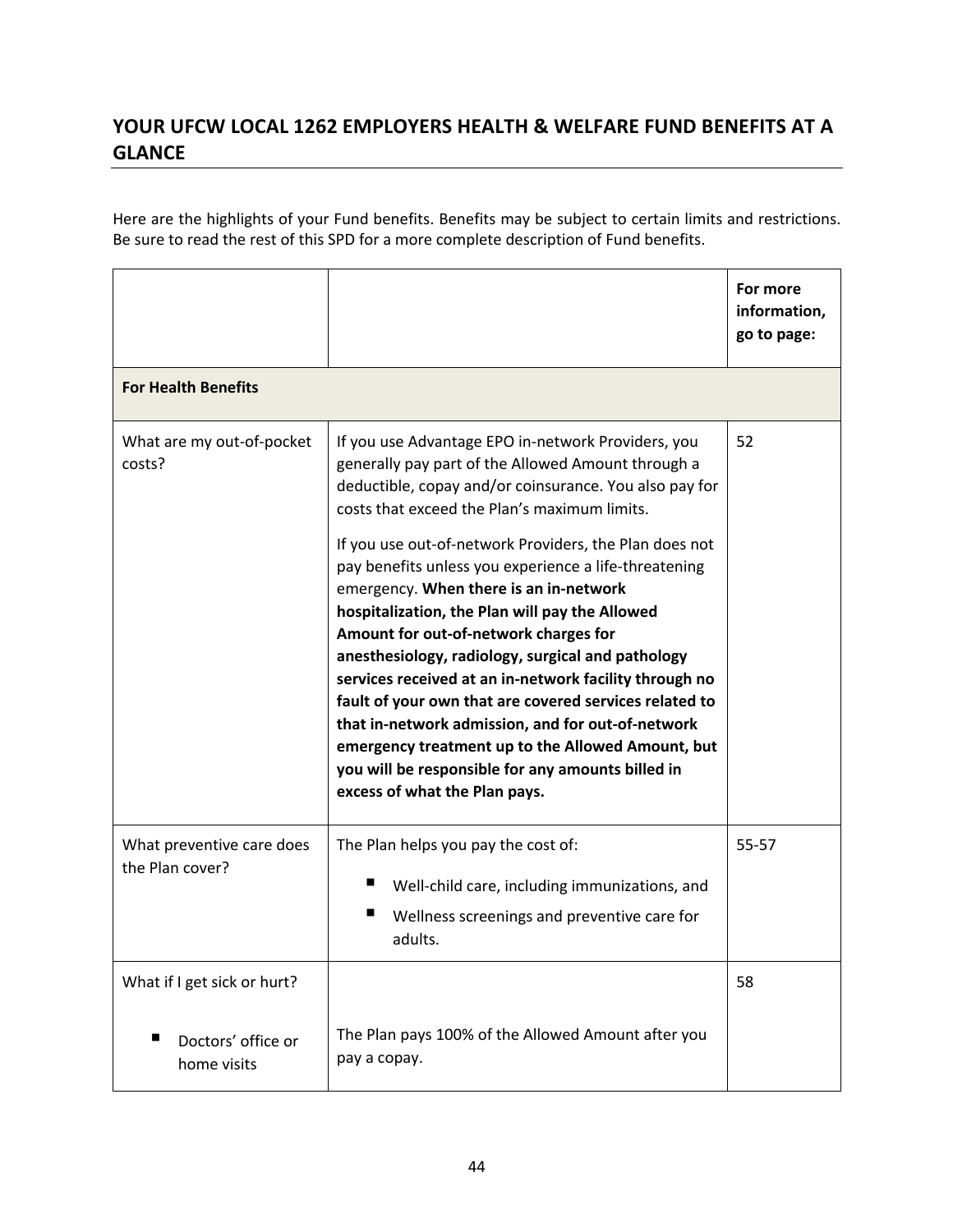## YOUR UFCW LOCAL 1262 EMPLOYERS HEALTH & WELFARE FUND BENEFITS AT A GLANCE

Here are the highlights of your Fund benefits. Benefits may be subject to certain limits and restrictions. Be sure to read the rest of this SPD for a more complete description of Fund benefits.

| | | **For more information, go to page:** |
|---|---|---|
| **For Health Benefits** | | |
| What are my out-of-pocket costs? | If you use Advantage EPO in-network Providers, you generally pay part of the Allowed Amount through a deductible, copay and/or coinsurance. You also pay for costs that exceed the Plan's maximum limits.<br><br>If you use out-of-network Providers, the Plan does not pay benefits unless you experience a life-threatening emergency. **When there is an in-network hospitalization, the Plan will pay the Allowed Amount for out-of-network charges for anesthesiology, radiology, surgical and pathology services received at an in-network facility through no fault of your own that are covered services related to that in-network admission, and for out-of-network emergency treatment up to the Allowed Amount, but you will be responsible for any amounts billed in excess of what the Plan pays.** | 52 |
| What preventive care does the Plan cover? | The Plan helps you pay the cost of:<br>▪ Well-child care, including immunizations, and<br>▪ Wellness screenings and preventive care for adults. | 55-57 |
| What if I get sick or hurt?<br>▪ Doctors' office or home visits | The Plan pays 100% of the Allowed Amount after you pay a copay. | 58 |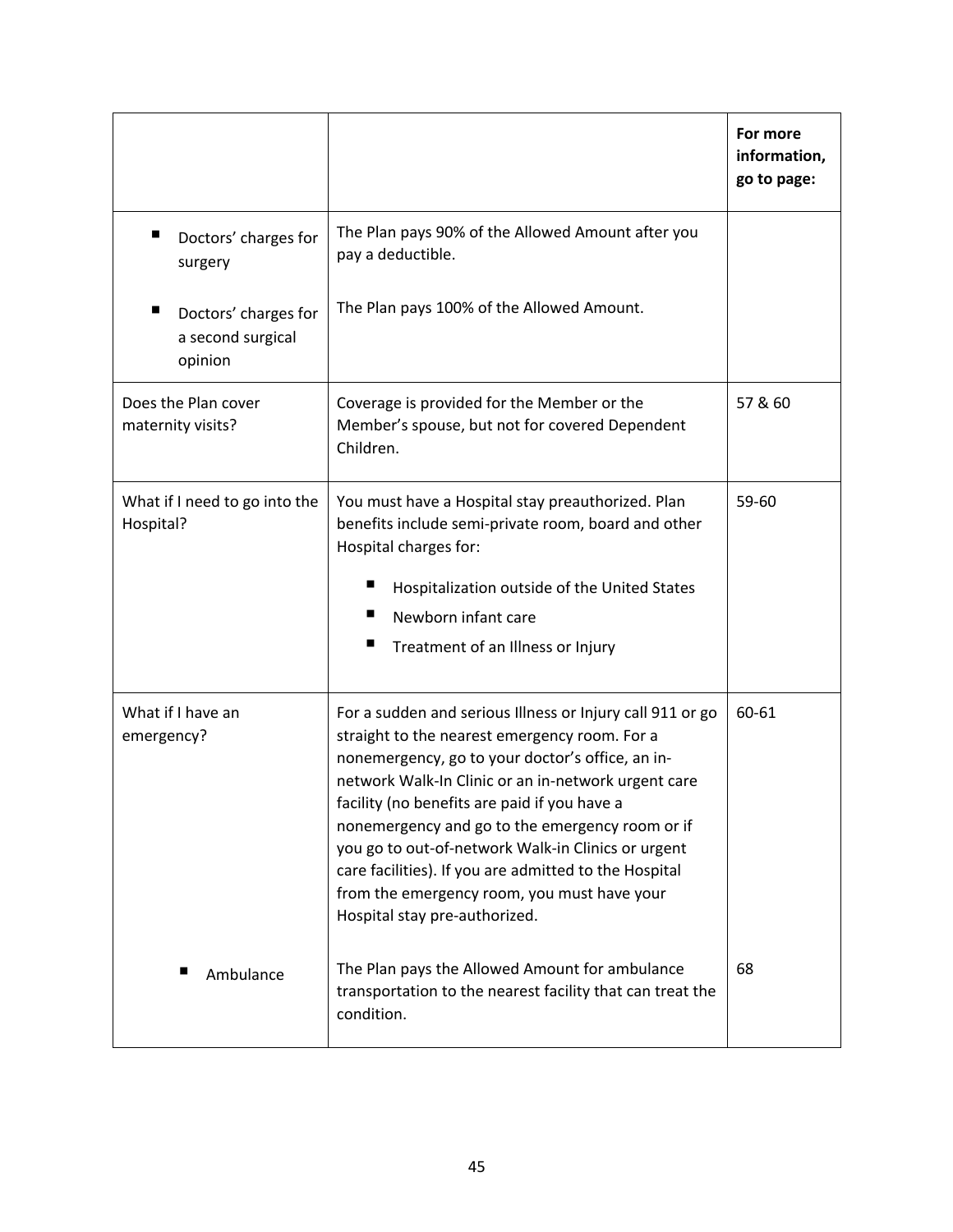| | | For more information, go to page: |
|---|---|---|
| ■ Doctors' charges for surgery | The Plan pays 90% of the Allowed Amount after you pay a deductible. | |
| ■ Doctors' charges for a second surgical opinion | The Plan pays 100% of the Allowed Amount. | |
| Does the Plan cover maternity visits? | Coverage is provided for the Member or the Member's spouse, but not for covered Dependent Children. | 57 & 60 |
| What if I need to go into the Hospital? | You must have a Hospital stay preauthorized. Plan benefits include semi-private room, board and other Hospital charges for:<br>■ Hospitalization outside of the United States<br>■ Newborn infant care<br>■ Treatment of an Illness or Injury | 59-60 |
| What if I have an emergency? | For a sudden and serious Illness or Injury call 911 or go straight to the nearest emergency room. For a nonemergency, go to your doctor's office, an in-network Walk-In Clinic or an in-network urgent care facility (no benefits are paid if you have a nonemergency and go to the emergency room or if you go to out-of-network Walk-in Clinics or urgent care facilities). If you are admitted to the Hospital from the emergency room, you must have your Hospital stay pre-authorized. | 60-61 |
| ■ Ambulance | The Plan pays the Allowed Amount for ambulance transportation to the nearest facility that can treat the condition. | 68 |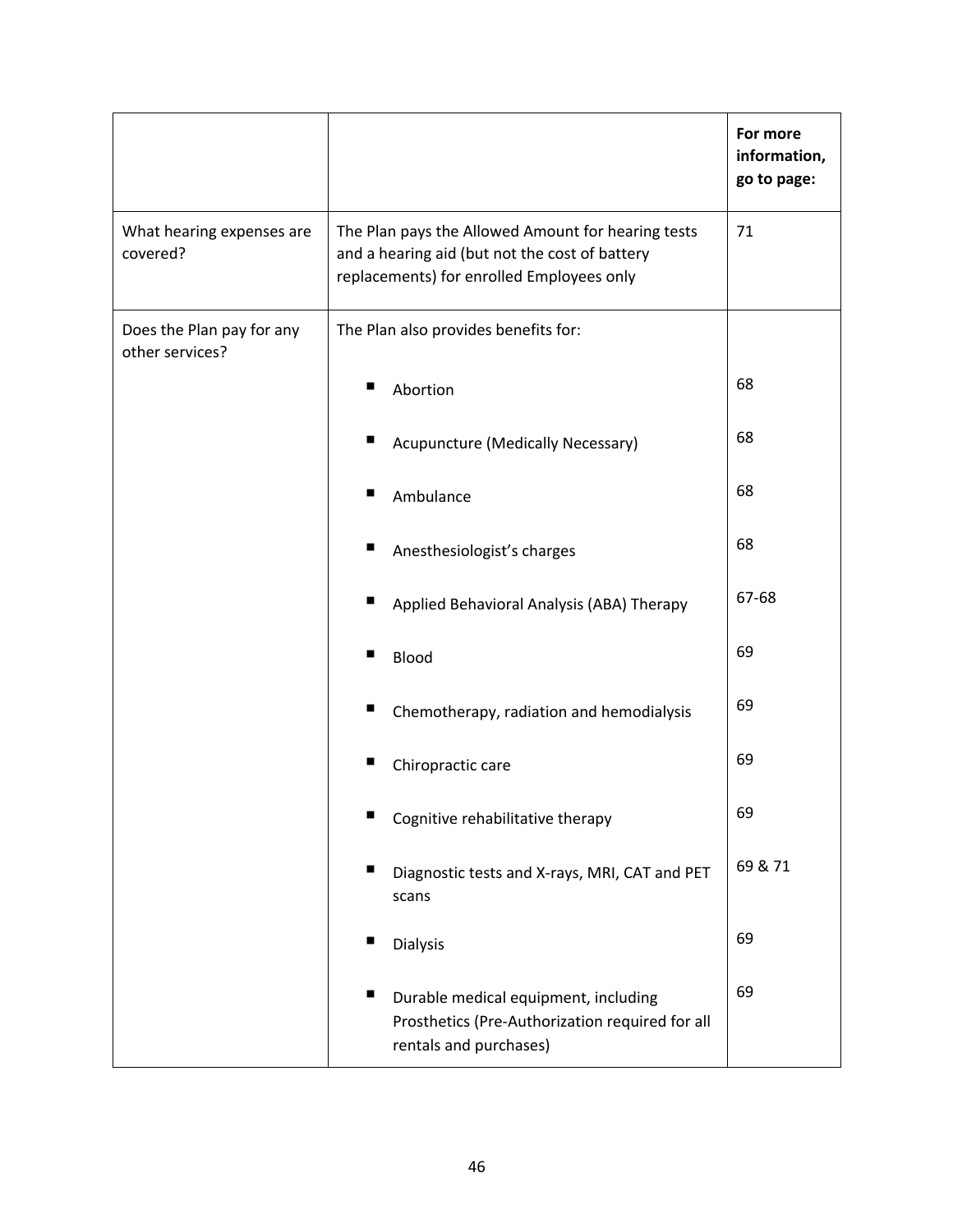| | | For more information, go to page: |
|---|---|---|
| What hearing expenses are covered? | The Plan pays the Allowed Amount for hearing tests and a hearing aid (but not the cost of battery replacements) for enrolled Employees only | 71 |
| Does the Plan pay for any other services? | The Plan also provides benefits for: | |
| | ■ Abortion | 68 |
| | ■ Acupuncture (Medically Necessary) | 68 |
| | ■ Ambulance | 68 |
| | ■ Anesthesiologist's charges | 68 |
| | ■ Applied Behavioral Analysis (ABA) Therapy | 67-68 |
| | ■ Blood | 69 |
| | ■ Chemotherapy, radiation and hemodialysis | 69 |
| | ■ Chiropractic care | 69 |
| | ■ Cognitive rehabilitative therapy | 69 |
| | ■ Diagnostic tests and X-rays, MRI, CAT and PET scans | 69 & 71 |
| | ■ Dialysis | 69 |
| | ■ Durable medical equipment, including Prosthetics (Pre-Authorization required for all rentals and purchases) | 69 |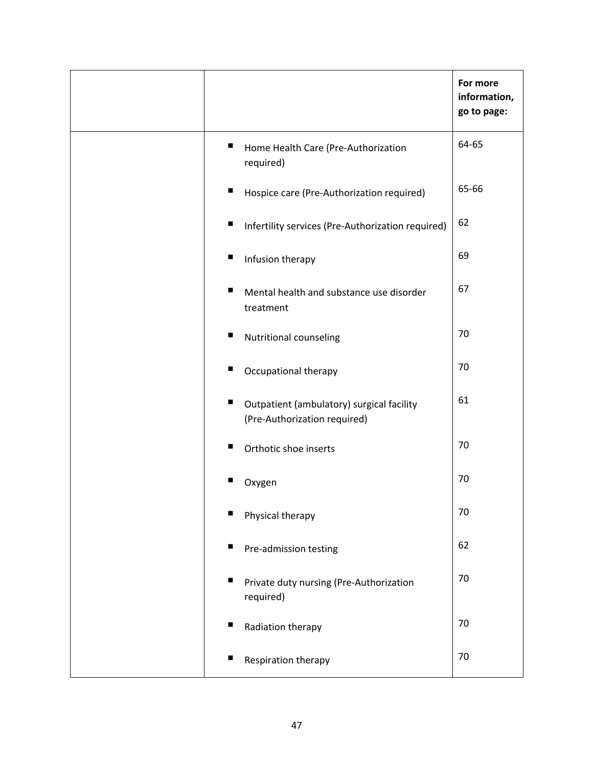| | | For more information, go to page: |
|---|---|---|
| | ■ Home Health Care (Pre-Authorization required) | 64-65 |
| | ■ Hospice care (Pre-Authorization required) | 65-66 |
| | ■ Infertility services (Pre-Authorization required) | 62 |
| | ■ Infusion therapy | 69 |
| | ■ Mental health and substance use disorder treatment | 67 |
| | ■ Nutritional counseling | 70 |
| | ■ Occupational therapy | 70 |
| | ■ Outpatient (ambulatory) surgical facility (Pre-Authorization required) | 61 |
| | ■ Orthotic shoe inserts | 70 |
| | ■ Oxygen | 70 |
| | ■ Physical therapy | 70 |
| | ■ Pre-admission testing | 62 |
| | ■ Private duty nursing (Pre-Authorization required) | 70 |
| | ■ Radiation therapy | 70 |
| | ■ Respiration therapy | 70 |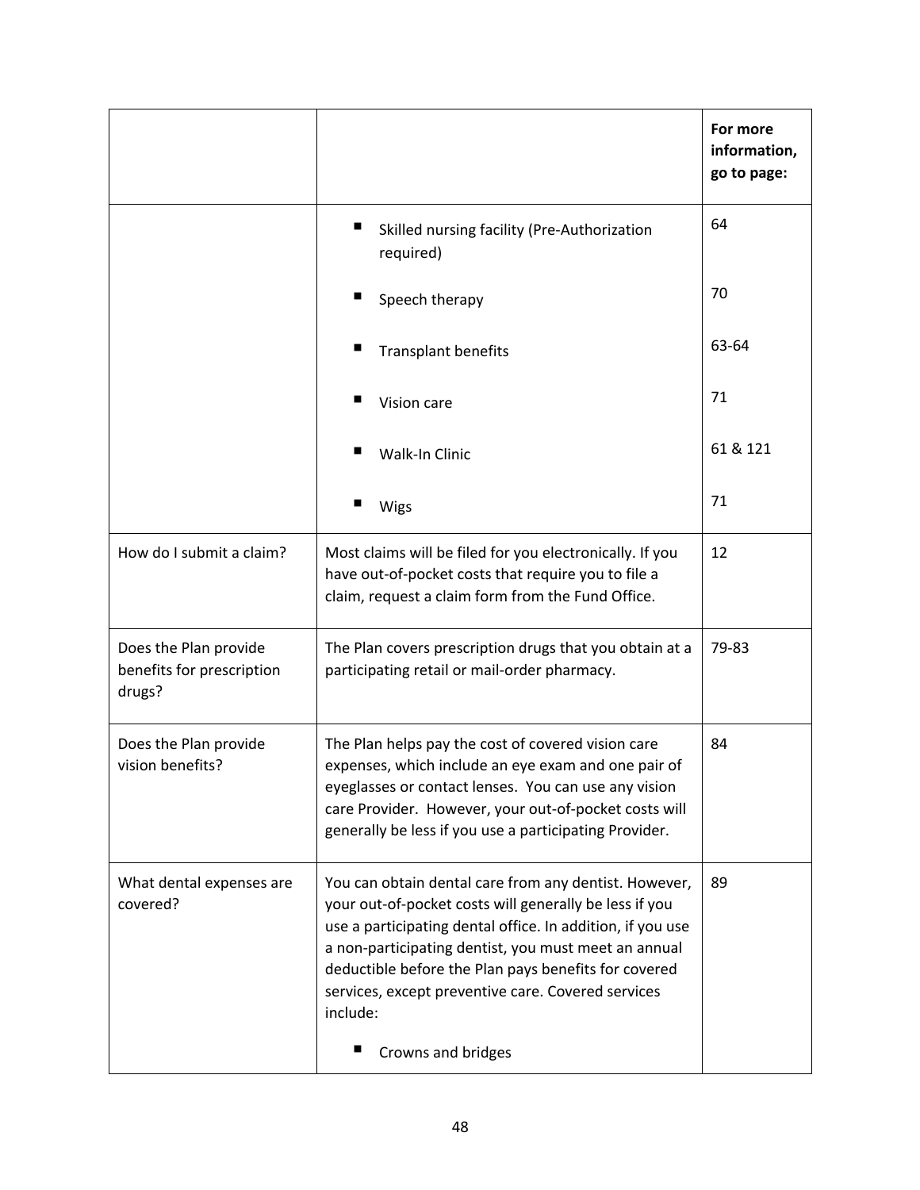| | | For more information, go to page: |
|---|---|---|
| | ▪ Skilled nursing facility (Pre-Authorization required) | 64 |
| | ▪ Speech therapy | 70 |
| | ▪ Transplant benefits | 63-64 |
| | ▪ Vision care | 71 |
| | ▪ Walk-In Clinic | 61 & 121 |
| | ▪ Wigs | 71 |
| How do I submit a claim? | Most claims will be filed for you electronically. If you have out-of-pocket costs that require you to file a claim, request a claim form from the Fund Office. | 12 |
| Does the Plan provide benefits for prescription drugs? | The Plan covers prescription drugs that you obtain at a participating retail or mail-order pharmacy. | 79-83 |
| Does the Plan provide vision benefits? | The Plan helps pay the cost of covered vision care expenses, which include an eye exam and one pair of eyeglasses or contact lenses. You can use any vision care Provider. However, your out-of-pocket costs will generally be less if you use a participating Provider. | 84 |
| What dental expenses are covered? | You can obtain dental care from any dentist. However, your out-of-pocket costs will generally be less if you use a participating dental office. In addition, if you use a non-participating dentist, you must meet an annual deductible before the Plan pays benefits for covered services, except preventive care. Covered services include: ▪ Crowns and bridges | 89 |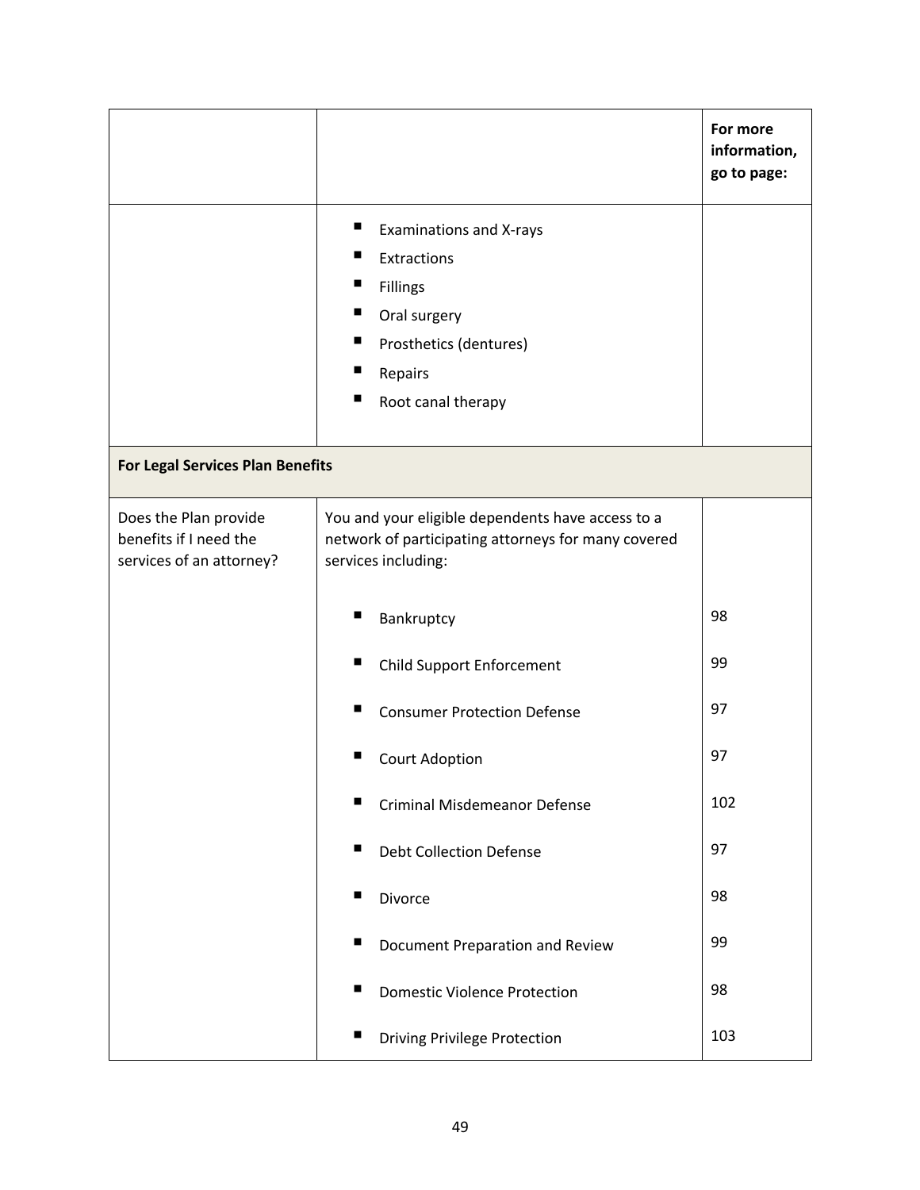| | | For more information, go to page: |
|---|---|---|
| | ▪ Examinations and X-rays<br>▪ Extractions<br>▪ Fillings<br>▪ Oral surgery<br>▪ Prosthetics (dentures)<br>▪ Repairs<br>▪ Root canal therapy | |
| **For Legal Services Plan Benefits** | | |
| Does the Plan provide benefits if I need the services of an attorney? | You and your eligible dependents have access to a network of participating attorneys for many covered services including: | |
| | ▪ Bankruptcy | 98 |
| | ▪ Child Support Enforcement | 99 |
| | ▪ Consumer Protection Defense | 97 |
| | ▪ Court Adoption | 97 |
| | ▪ Criminal Misdemeanor Defense | 102 |
| | ▪ Debt Collection Defense | 97 |
| | ▪ Divorce | 98 |
| | ▪ Document Preparation and Review | 99 |
| | ▪ Domestic Violence Protection | 98 |
| | ▪ Driving Privilege Protection | 103 |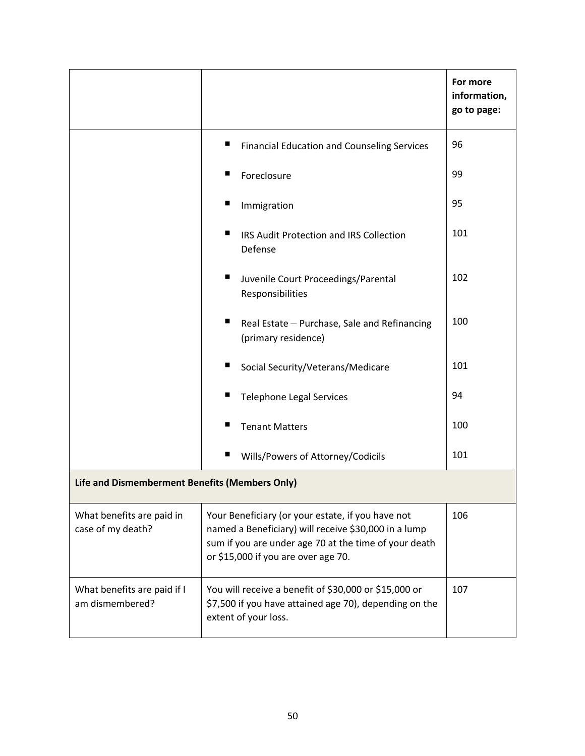| | | For more information, go to page: |
|---|---|---|
| | ▪ Financial Education and Counseling Services | 96 |
| | ▪ Foreclosure | 99 |
| | ▪ Immigration | 95 |
| | ▪ IRS Audit Protection and IRS Collection Defense | 101 |
| | ▪ Juvenile Court Proceedings/Parental Responsibilities | 102 |
| | ▪ Real Estate – Purchase, Sale and Refinancing (primary residence) | 100 |
| | ▪ Social Security/Veterans/Medicare | 101 |
| | ▪ Telephone Legal Services | 94 |
| | ▪ Tenant Matters | 100 |
| | ▪ Wills/Powers of Attorney/Codicils | 101 |
| **Life and Dismemberment Benefits (Members Only)** | | |
| What benefits are paid in case of my death? | Your Beneficiary (or your estate, if you have not named a Beneficiary) will receive $30,000 in a lump sum if you are under age 70 at the time of your death or $15,000 if you are over age 70. | 106 |
| What benefits are paid if I am dismembered? | You will receive a benefit of $30,000 or $15,000 or $7,500 if you have attained age 70), depending on the extent of your loss. | 107 |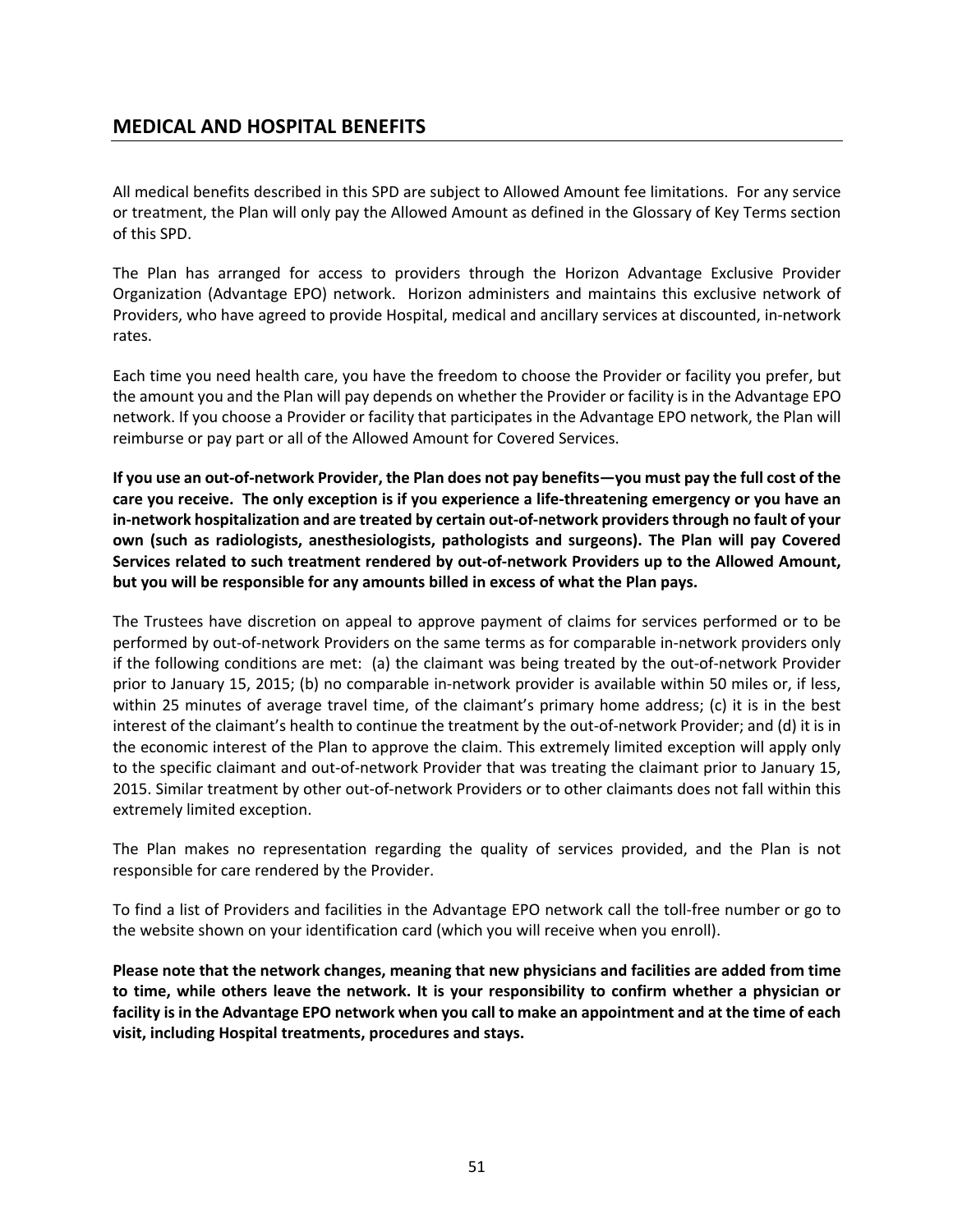## MEDICAL AND HOSPITAL BENEFITS

All medical benefits described in this SPD are subject to Allowed Amount fee limitations. For any service or treatment, the Plan will only pay the Allowed Amount as defined in the Glossary of Key Terms section of this SPD.

The Plan has arranged for access to providers through the Horizon Advantage Exclusive Provider Organization (Advantage EPO) network. Horizon administers and maintains this exclusive network of Providers, who have agreed to provide Hospital, medical and ancillary services at discounted, in-network rates.

Each time you need health care, you have the freedom to choose the Provider or facility you prefer, but the amount you and the Plan will pay depends on whether the Provider or facility is in the Advantage EPO network. If you choose a Provider or facility that participates in the Advantage EPO network, the Plan will reimburse or pay part or all of the Allowed Amount for Covered Services.

**If you use an out-of-network Provider, the Plan does not pay benefits—you must pay the full cost of the care you receive. The only exception is if you experience a life-threatening emergency or you have an in-network hospitalization and are treated by certain out-of-network providers through no fault of your own (such as radiologists, anesthesiologists, pathologists and surgeons). The Plan will pay Covered Services related to such treatment rendered by out-of-network Providers up to the Allowed Amount, but you will be responsible for any amounts billed in excess of what the Plan pays.**

The Trustees have discretion on appeal to approve payment of claims for services performed or to be performed by out-of-network Providers on the same terms as for comparable in-network providers only if the following conditions are met: (a) the claimant was being treated by the out-of-network Provider prior to January 15, 2015; (b) no comparable in-network provider is available within 50 miles or, if less, within 25 minutes of average travel time, of the claimant's primary home address; (c) it is in the best interest of the claimant's health to continue the treatment by the out-of-network Provider; and (d) it is in the economic interest of the Plan to approve the claim. This extremely limited exception will apply only to the specific claimant and out-of-network Provider that was treating the claimant prior to January 15, 2015. Similar treatment by other out-of-network Providers or to other claimants does not fall within this extremely limited exception.

The Plan makes no representation regarding the quality of services provided, and the Plan is not responsible for care rendered by the Provider.

To find a list of Providers and facilities in the Advantage EPO network call the toll-free number or go to the website shown on your identification card (which you will receive when you enroll).

**Please note that the network changes, meaning that new physicians and facilities are added from time to time, while others leave the network. It is your responsibility to confirm whether a physician or facility is in the Advantage EPO network when you call to make an appointment and at the time of each visit, including Hospital treatments, procedures and stays.**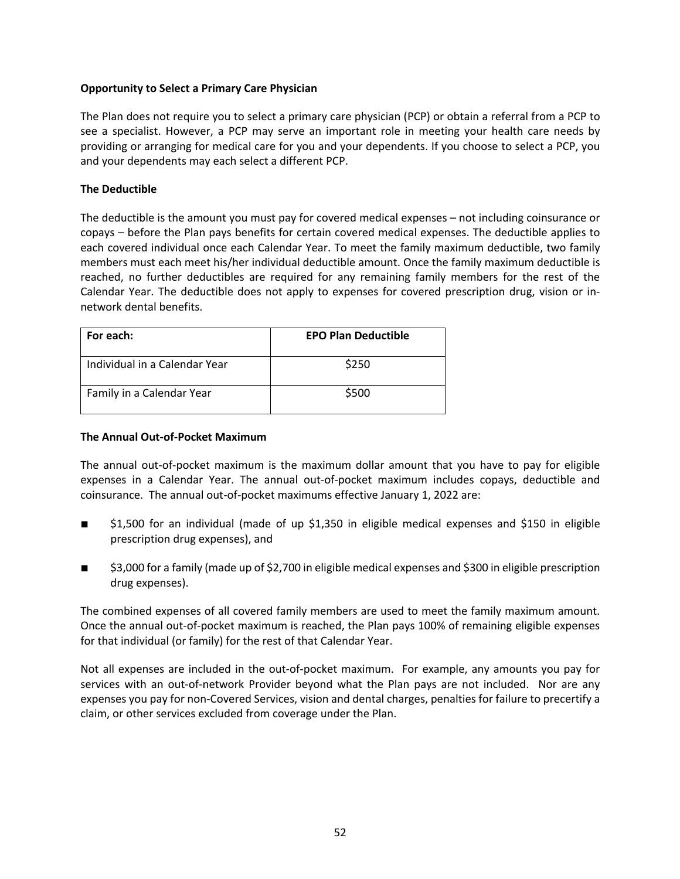**Opportunity to Select a Primary Care Physician**

The Plan does not require you to select a primary care physician (PCP) or obtain a referral from a PCP to see a specialist. However, a PCP may serve an important role in meeting your health care needs by providing or arranging for medical care for you and your dependents. If you choose to select a PCP, you and your dependents may each select a different PCP.

**The Deductible**

The deductible is the amount you must pay for covered medical expenses – not including coinsurance or copays – before the Plan pays benefits for certain covered medical expenses. The deductible applies to each covered individual once each Calendar Year. To meet the family maximum deductible, two family members must each meet his/her individual deductible amount. Once the family maximum deductible is reached, no further deductibles are required for any remaining family members for the rest of the Calendar Year. The deductible does not apply to expenses for covered prescription drug, vision or in-network dental benefits.

| For each: | EPO Plan Deductible |
|---|---|
| Individual in a Calendar Year | $250 |
| Family in a Calendar Year | $500 |

**The Annual Out-of-Pocket Maximum**

The annual out-of-pocket maximum is the maximum dollar amount that you have to pay for eligible expenses in a Calendar Year. The annual out-of-pocket maximum includes copays, deductible and coinsurance. The annual out-of-pocket maximums effective January 1, 2022 are:

- $1,500 for an individual (made of up $1,350 in eligible medical expenses and $150 in eligible prescription drug expenses), and
- $3,000 for a family (made up of $2,700 in eligible medical expenses and $300 in eligible prescription drug expenses).

The combined expenses of all covered family members are used to meet the family maximum amount. Once the annual out-of-pocket maximum is reached, the Plan pays 100% of remaining eligible expenses for that individual (or family) for the rest of that Calendar Year.

Not all expenses are included in the out-of-pocket maximum. For example, any amounts you pay for services with an out-of-network Provider beyond what the Plan pays are not included. Nor are any expenses you pay for non-Covered Services, vision and dental charges, penalties for failure to precertify a claim, or other services excluded from coverage under the Plan.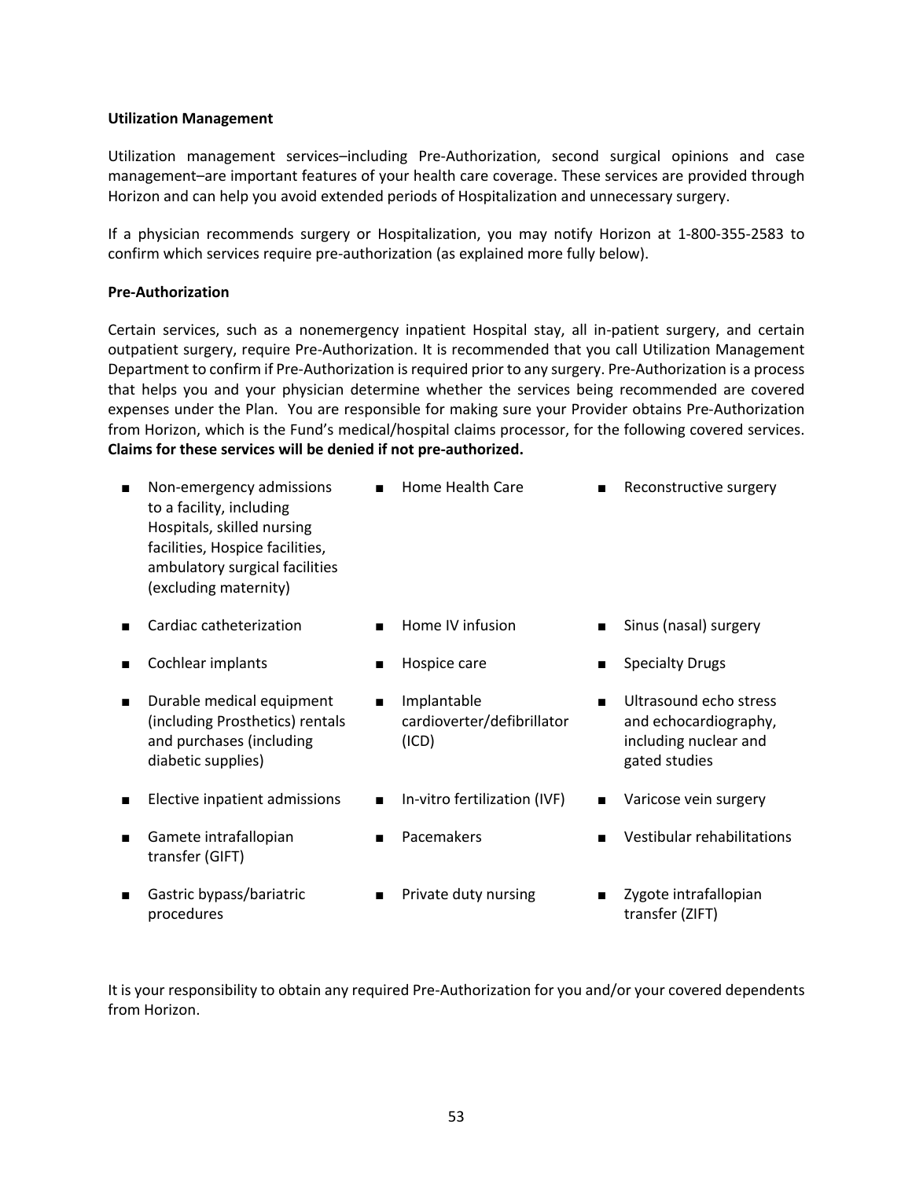**Utilization Management**

Utilization management services–including Pre-Authorization, second surgical opinions and case management–are important features of your health care coverage. These services are provided through Horizon and can help you avoid extended periods of Hospitalization and unnecessary surgery.

If a physician recommends surgery or Hospitalization, you may notify Horizon at 1-800-355-2583 to confirm which services require pre-authorization (as explained more fully below).

**Pre-Authorization**

Certain services, such as a nonemergency inpatient Hospital stay, all in-patient surgery, and certain outpatient surgery, require Pre-Authorization. It is recommended that you call Utilization Management Department to confirm if Pre-Authorization is required prior to any surgery. Pre-Authorization is a process that helps you and your physician determine whether the services being recommended are covered expenses under the Plan. You are responsible for making sure your Provider obtains Pre-Authorization from Horizon, which is the Fund's medical/hospital claims processor, for the following covered services. **Claims for these services will be denied if not pre-authorized.**

- Non-emergency admissions to a facility, including Hospitals, skilled nursing facilities, Hospice facilities, ambulatory surgical facilities (excluding maternity)
- Cardiac catheterization
- Cochlear implants
- Durable medical equipment (including Prosthetics) rentals and purchases (including diabetic supplies)
- Elective inpatient admissions
- Gamete intrafallopian transfer (GIFT)
- Gastric bypass/bariatric procedures
- Home Health Care
- Home IV infusion
- Hospice care
- Implantable cardioverter/defibrillator (ICD)
- In-vitro fertilization (IVF)
- Pacemakers
- Private duty nursing
- Reconstructive surgery
- Sinus (nasal) surgery
- Specialty Drugs
- Ultrasound echo stress and echocardiography, including nuclear and gated studies
- Varicose vein surgery
- Vestibular rehabilitations
- Zygote intrafallopian transfer (ZIFT)

It is your responsibility to obtain any required Pre-Authorization for you and/or your covered dependents from Horizon.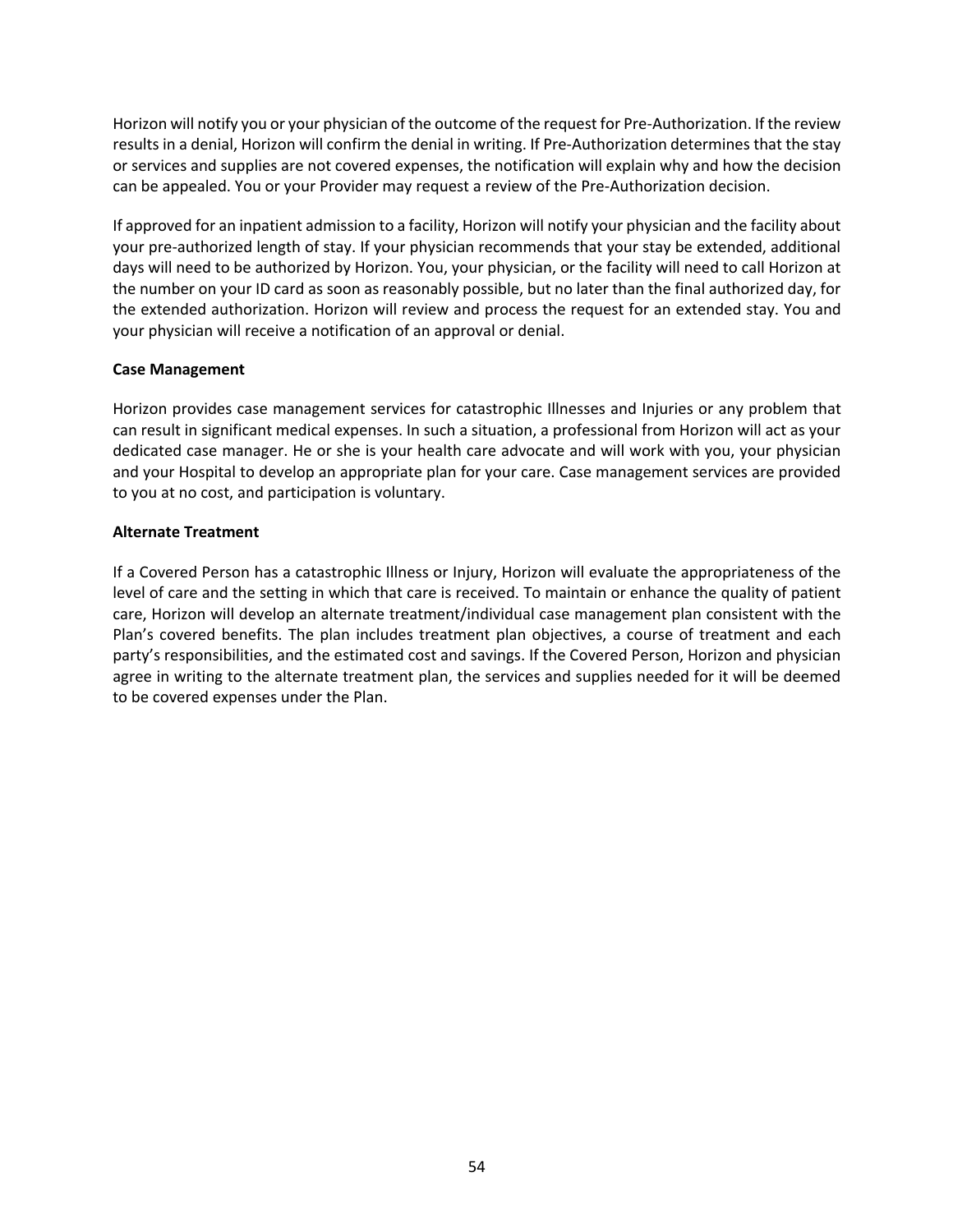Horizon will notify you or your physician of the outcome of the request for Pre-Authorization. If the review results in a denial, Horizon will confirm the denial in writing. If Pre-Authorization determines that the stay or services and supplies are not covered expenses, the notification will explain why and how the decision can be appealed. You or your Provider may request a review of the Pre-Authorization decision.

If approved for an inpatient admission to a facility, Horizon will notify your physician and the facility about your pre-authorized length of stay. If your physician recommends that your stay be extended, additional days will need to be authorized by Horizon. You, your physician, or the facility will need to call Horizon at the number on your ID card as soon as reasonably possible, but no later than the final authorized day, for the extended authorization. Horizon will review and process the request for an extended stay. You and your physician will receive a notification of an approval or denial.

**Case Management**

Horizon provides case management services for catastrophic Illnesses and Injuries or any problem that can result in significant medical expenses. In such a situation, a professional from Horizon will act as your dedicated case manager. He or she is your health care advocate and will work with you, your physician and your Hospital to develop an appropriate plan for your care. Case management services are provided to you at no cost, and participation is voluntary.

**Alternate Treatment**

If a Covered Person has a catastrophic Illness or Injury, Horizon will evaluate the appropriateness of the level of care and the setting in which that care is received. To maintain or enhance the quality of patient care, Horizon will develop an alternate treatment/individual case management plan consistent with the Plan's covered benefits. The plan includes treatment plan objectives, a course of treatment and each party's responsibilities, and the estimated cost and savings. If the Covered Person, Horizon and physician agree in writing to the alternate treatment plan, the services and supplies needed for it will be deemed to be covered expenses under the Plan.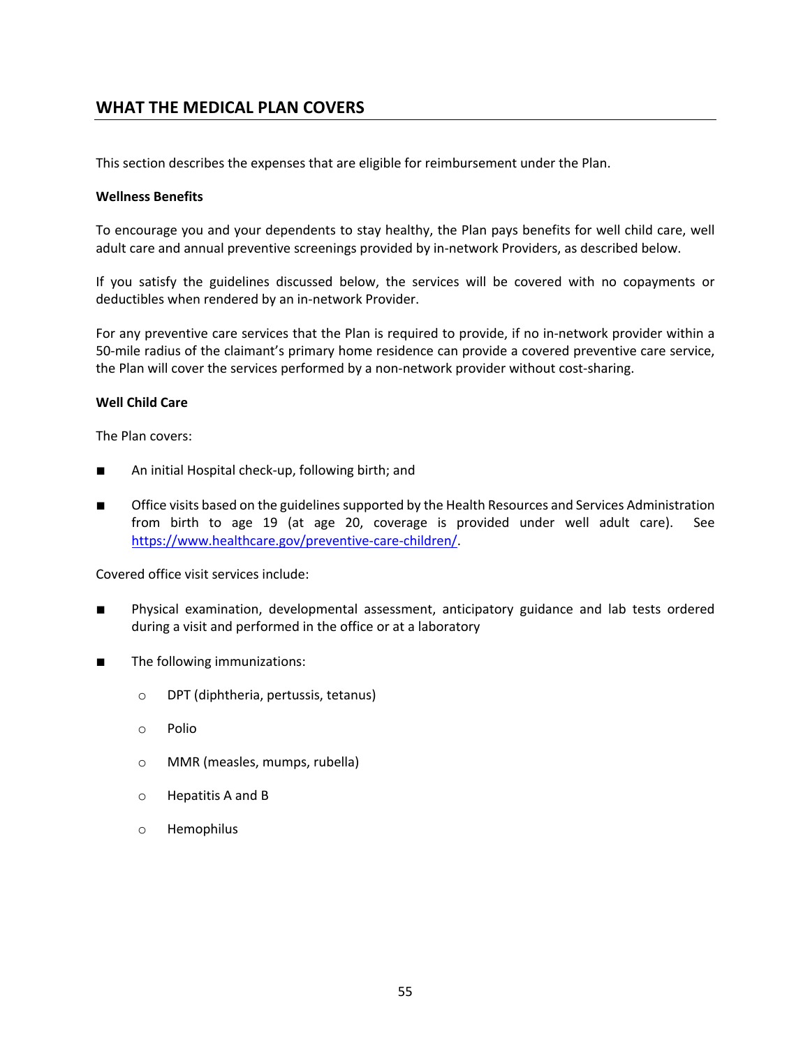## WHAT THE MEDICAL PLAN COVERS

This section describes the expenses that are eligible for reimbursement under the Plan.

**Wellness Benefits**

To encourage you and your dependents to stay healthy, the Plan pays benefits for well child care, well adult care and annual preventive screenings provided by in-network Providers, as described below.

If you satisfy the guidelines discussed below, the services will be covered with no copayments or deductibles when rendered by an in-network Provider.

For any preventive care services that the Plan is required to provide, if no in-network provider within a 50-mile radius of the claimant's primary home residence can provide a covered preventive care service, the Plan will cover the services performed by a non-network provider without cost-sharing.

**Well Child Care**

The Plan covers:

- An initial Hospital check-up, following birth; and
- Office visits based on the guidelines supported by the Health Resources and Services Administration from birth to age 19 (at age 20, coverage is provided under well adult care). See https://www.healthcare.gov/preventive-care-children/.

Covered office visit services include:

- Physical examination, developmental assessment, anticipatory guidance and lab tests ordered during a visit and performed in the office or at a laboratory
- The following immunizations:
  - DPT (diphtheria, pertussis, tetanus)
  - Polio
  - MMR (measles, mumps, rubella)
  - Hepatitis A and B
  - Hemophilus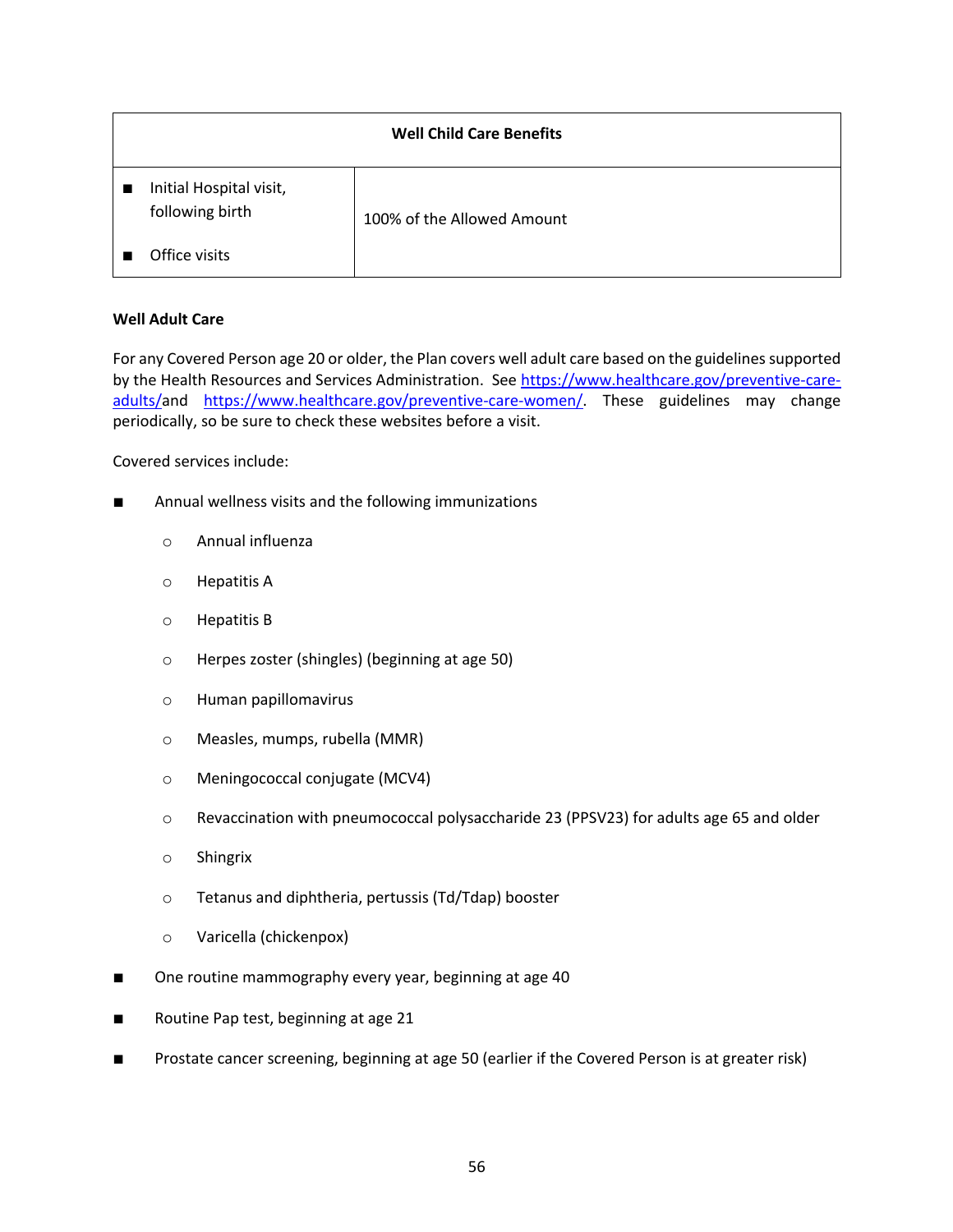| Well Child Care Benefits | |
|---|---|
| ■ Initial Hospital visit, following birth<br>■ Office visits | 100% of the Allowed Amount |

**Well Adult Care**

For any Covered Person age 20 or older, the Plan covers well adult care based on the guidelines supported by the Health Resources and Services Administration. See https://www.healthcare.gov/preventive-care-adults/and https://www.healthcare.gov/preventive-care-women/. These guidelines may change periodically, so be sure to check these websites before a visit.

Covered services include:

- Annual wellness visits and the following immunizations
  - Annual influenza
  - Hepatitis A
  - Hepatitis B
  - Herpes zoster (shingles) (beginning at age 50)
  - Human papillomavirus
  - Measles, mumps, rubella (MMR)
  - Meningococcal conjugate (MCV4)
  - Revaccination with pneumococcal polysaccharide 23 (PPSV23) for adults age 65 and older
  - Shingrix
  - Tetanus and diphtheria, pertussis (Td/Tdap) booster
  - Varicella (chickenpox)
- One routine mammography every year, beginning at age 40
- Routine Pap test, beginning at age 21
- Prostate cancer screening, beginning at age 50 (earlier if the Covered Person is at greater risk)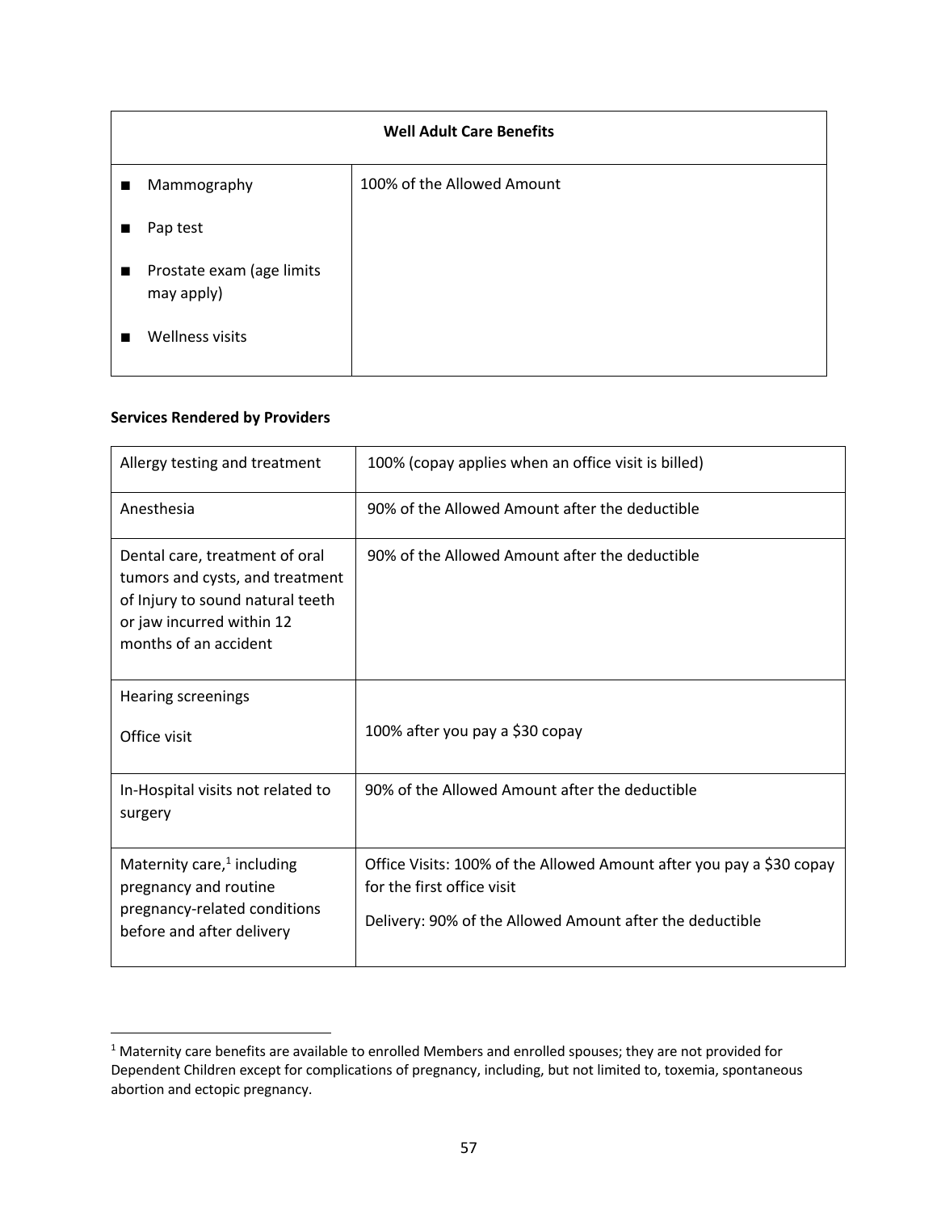| Well Adult Care Benefits | |
|---|---|
| ■ Mammography<br><br>■ Pap test<br><br>■ Prostate exam (age limits may apply)<br><br>■ Wellness visits | 100% of the Allowed Amount |

**Services Rendered by Providers**

| | |
|---|---|
| Allergy testing and treatment | 100% (copay applies when an office visit is billed) |
| Anesthesia | 90% of the Allowed Amount after the deductible |
| Dental care, treatment of oral tumors and cysts, and treatment of Injury to sound natural teeth or jaw incurred within 12 months of an accident | 90% of the Allowed Amount after the deductible |
| Hearing screenings<br><br>Office visit | 100% after you pay a $30 copay |
| In-Hospital visits not related to surgery | 90% of the Allowed Amount after the deductible |
| Maternity care,[1] including pregnancy and routine pregnancy-related conditions before and after delivery | Office Visits: 100% of the Allowed Amount after you pay a $30 copay for the first office visit<br><br>Delivery: 90% of the Allowed Amount after the deductible |

[1] Maternity care benefits are available to enrolled Members and enrolled spouses; they are not provided for Dependent Children except for complications of pregnancy, including, but not limited to, toxemia, spontaneous abortion and ectopic pregnancy.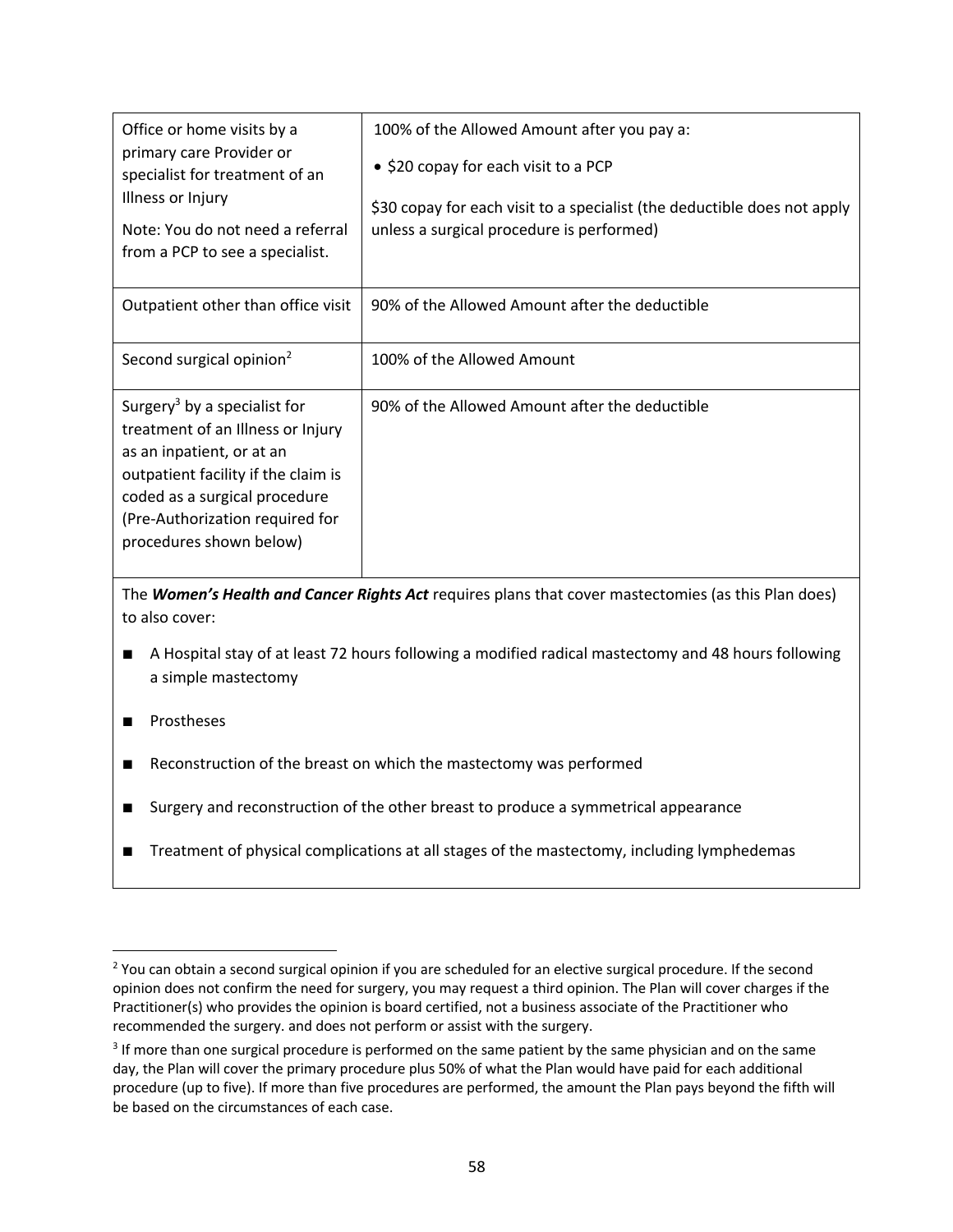| | |
|---|---|
| Office or home visits by a primary care Provider or specialist for treatment of an Illness or Injury<br><br>Note: You do not need a referral from a PCP to see a specialist. | 100% of the Allowed Amount after you pay a:<br><br>• $20 copay for each visit to a PCP<br><br>$30 copay for each visit to a specialist (the deductible does not apply unless a surgical procedure is performed) |
| Outpatient other than office visit | 90% of the Allowed Amount after the deductible |
| Second surgical opinion[2] | 100% of the Allowed Amount |
| Surgery[3] by a specialist for treatment of an Illness or Injury as an inpatient, or at an outpatient facility if the claim is coded as a surgical procedure (Pre-Authorization required for procedures shown below) | 90% of the Allowed Amount after the deductible |

The ***Women's Health and Cancer Rights Act*** requires plans that cover mastectomies (as this Plan does) to also cover:

- A Hospital stay of at least 72 hours following a modified radical mastectomy and 48 hours following a simple mastectomy
- Prostheses
- Reconstruction of the breast on which the mastectomy was performed
- Surgery and reconstruction of the other breast to produce a symmetrical appearance
- Treatment of physical complications at all stages of the mastectomy, including lymphedemas

[2] You can obtain a second surgical opinion if you are scheduled for an elective surgical procedure. If the second opinion does not confirm the need for surgery, you may request a third opinion. The Plan will cover charges if the Practitioner(s) who provides the opinion is board certified, not a business associate of the Practitioner who recommended the surgery. and does not perform or assist with the surgery.

[3] If more than one surgical procedure is performed on the same patient by the same physician and on the same day, the Plan will cover the primary procedure plus 50% of what the Plan would have paid for each additional procedure (up to five). If more than five procedures are performed, the amount the Plan pays beyond the fifth will be based on the circumstances of each case.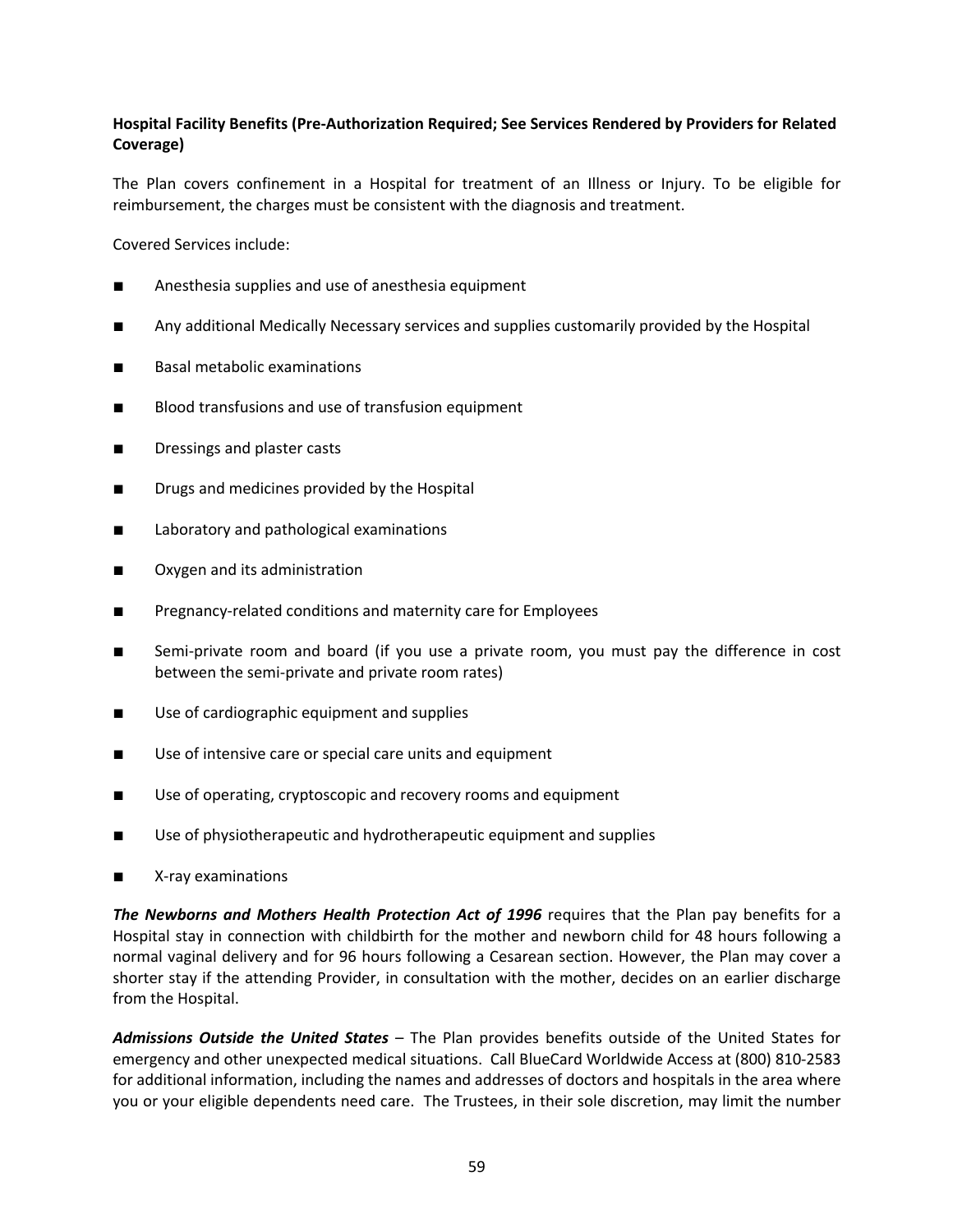**Hospital Facility Benefits (Pre-Authorization Required; See Services Rendered by Providers for Related Coverage)**

The Plan covers confinement in a Hospital for treatment of an Illness or Injury. To be eligible for reimbursement, the charges must be consistent with the diagnosis and treatment.

Covered Services include:

- Anesthesia supplies and use of anesthesia equipment
- Any additional Medically Necessary services and supplies customarily provided by the Hospital
- Basal metabolic examinations
- Blood transfusions and use of transfusion equipment
- Dressings and plaster casts
- Drugs and medicines provided by the Hospital
- Laboratory and pathological examinations
- Oxygen and its administration
- Pregnancy-related conditions and maternity care for Employees
- Semi-private room and board (if you use a private room, you must pay the difference in cost between the semi-private and private room rates)
- Use of cardiographic equipment and supplies
- Use of intensive care or special care units and equipment
- Use of operating, cryptoscopic and recovery rooms and equipment
- Use of physiotherapeutic and hydrotherapeutic equipment and supplies
- X-ray examinations

***The Newborns and Mothers Health Protection Act of 1996*** requires that the Plan pay benefits for a Hospital stay in connection with childbirth for the mother and newborn child for 48 hours following a normal vaginal delivery and for 96 hours following a Cesarean section. However, the Plan may cover a shorter stay if the attending Provider, in consultation with the mother, decides on an earlier discharge from the Hospital.

***Admissions Outside the United States*** – The Plan provides benefits outside of the United States for emergency and other unexpected medical situations. Call BlueCard Worldwide Access at (800) 810-2583 for additional information, including the names and addresses of doctors and hospitals in the area where you or your eligible dependents need care. The Trustees, in their sole discretion, may limit the number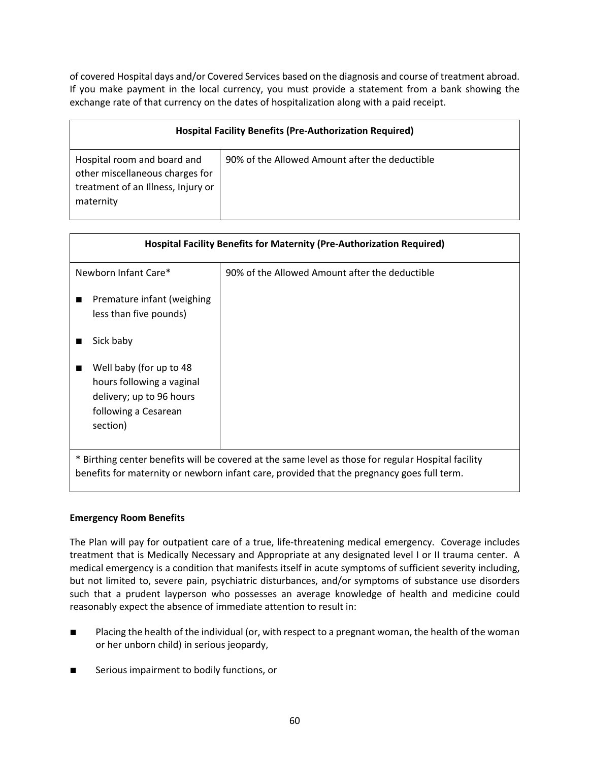of covered Hospital days and/or Covered Services based on the diagnosis and course of treatment abroad. If you make payment in the local currency, you must provide a statement from a bank showing the exchange rate of that currency on the dates of hospitalization along with a paid receipt.

| **Hospital Facility Benefits (Pre-Authorization Required)** | |
|---|---|
| Hospital room and board and other miscellaneous charges for treatment of an Illness, Injury or maternity | 90% of the Allowed Amount after the deductible |

| **Hospital Facility Benefits for Maternity (Pre-Authorization Required)** | |
|---|---|
| Newborn Infant Care*<br>■ Premature infant (weighing less than five pounds)<br>■ Sick baby<br>■ Well baby (for up to 48 hours following a vaginal delivery; up to 96 hours following a Cesarean section) | 90% of the Allowed Amount after the deductible |
| * Birthing center benefits will be covered at the same level as those for regular Hospital facility benefits for maternity or newborn infant care, provided that the pregnancy goes full term. | |

**Emergency Room Benefits**

The Plan will pay for outpatient care of a true, life-threatening medical emergency. Coverage includes treatment that is Medically Necessary and Appropriate at any designated level I or II trauma center. A medical emergency is a condition that manifests itself in acute symptoms of sufficient severity including, but not limited to, severe pain, psychiatric disturbances, and/or symptoms of substance use disorders such that a prudent layperson who possesses an average knowledge of health and medicine could reasonably expect the absence of immediate attention to result in:

- Placing the health of the individual (or, with respect to a pregnant woman, the health of the woman or her unborn child) in serious jeopardy,
- Serious impairment to bodily functions, or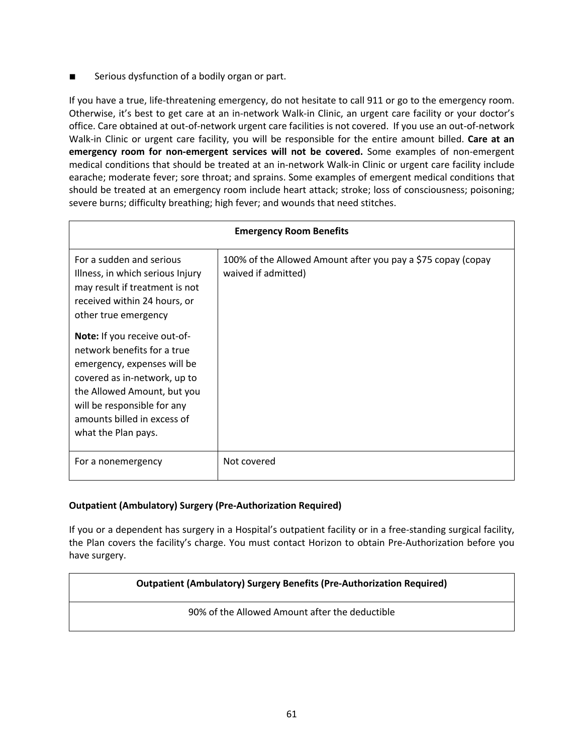- Serious dysfunction of a bodily organ or part.

If you have a true, life-threatening emergency, do not hesitate to call 911 or go to the emergency room. Otherwise, it's best to get care at an in-network Walk-in Clinic, an urgent care facility or your doctor's office. Care obtained at out-of-network urgent care facilities is not covered. If you use an out-of-network Walk-in Clinic or urgent care facility, you will be responsible for the entire amount billed. **Care at an emergency room for non-emergent services will not be covered.** Some examples of non-emergent medical conditions that should be treated at an in-network Walk-in Clinic or urgent care facility include earache; moderate fever; sore throat; and sprains. Some examples of emergent medical conditions that should be treated at an emergency room include heart attack; stroke; loss of consciousness; poisoning; severe burns; difficulty breathing; high fever; and wounds that need stitches.

| **Emergency Room Benefits** | |
|---|---|
| For a sudden and serious Illness, in which serious Injury may result if treatment is not received within 24 hours, or other true emergency<br><br>**Note:** If you receive out-of-network benefits for a true emergency, expenses will be covered as in-network, up to the Allowed Amount, but you will be responsible for any amounts billed in excess of what the Plan pays. | 100% of the Allowed Amount after you pay a $75 copay (copay waived if admitted) |
| For a nonemergency | Not covered |

**Outpatient (Ambulatory) Surgery (Pre-Authorization Required)**

If you or a dependent has surgery in a Hospital's outpatient facility or in a free-standing surgical facility, the Plan covers the facility's charge. You must contact Horizon to obtain Pre-Authorization before you have surgery.

| **Outpatient (Ambulatory) Surgery Benefits (Pre-Authorization Required)** |
|---|
| 90% of the Allowed Amount after the deductible |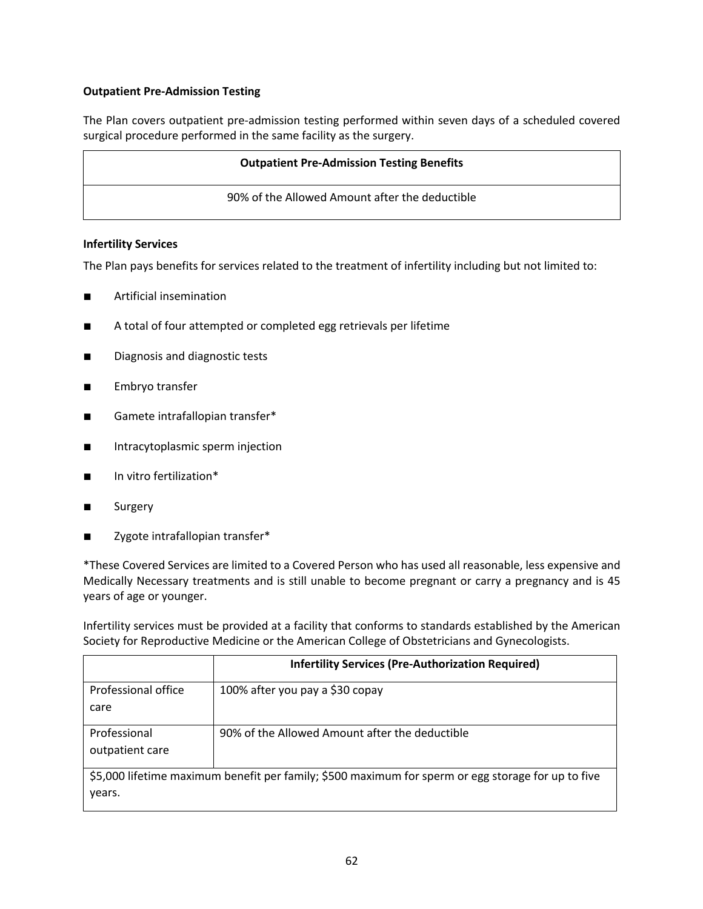**Outpatient Pre-Admission Testing**

The Plan covers outpatient pre-admission testing performed within seven days of a scheduled covered surgical procedure performed in the same facility as the surgery.

| Outpatient Pre-Admission Testing Benefits |
| --- |
| 90% of the Allowed Amount after the deductible |

**Infertility Services**

The Plan pays benefits for services related to the treatment of infertility including but not limited to:

- Artificial insemination
- A total of four attempted or completed egg retrievals per lifetime
- Diagnosis and diagnostic tests
- Embryo transfer
- Gamete intrafallopian transfer*
- Intracytoplasmic sperm injection
- In vitro fertilization*
- Surgery
- Zygote intrafallopian transfer*

*These Covered Services are limited to a Covered Person who has used all reasonable, less expensive and Medically Necessary treatments and is still unable to become pregnant or carry a pregnancy and is 45 years of age or younger.

Infertility services must be provided at a facility that conforms to standards established by the American Society for Reproductive Medicine or the American College of Obstetricians and Gynecologists.

| | Infertility Services (Pre-Authorization Required) |
| --- | --- |
| Professional office care | 100% after you pay a $30 copay |
| Professional outpatient care | 90% of the Allowed Amount after the deductible |
| $5,000 lifetime maximum benefit per family; $500 maximum for sperm or egg storage for up to five years. | |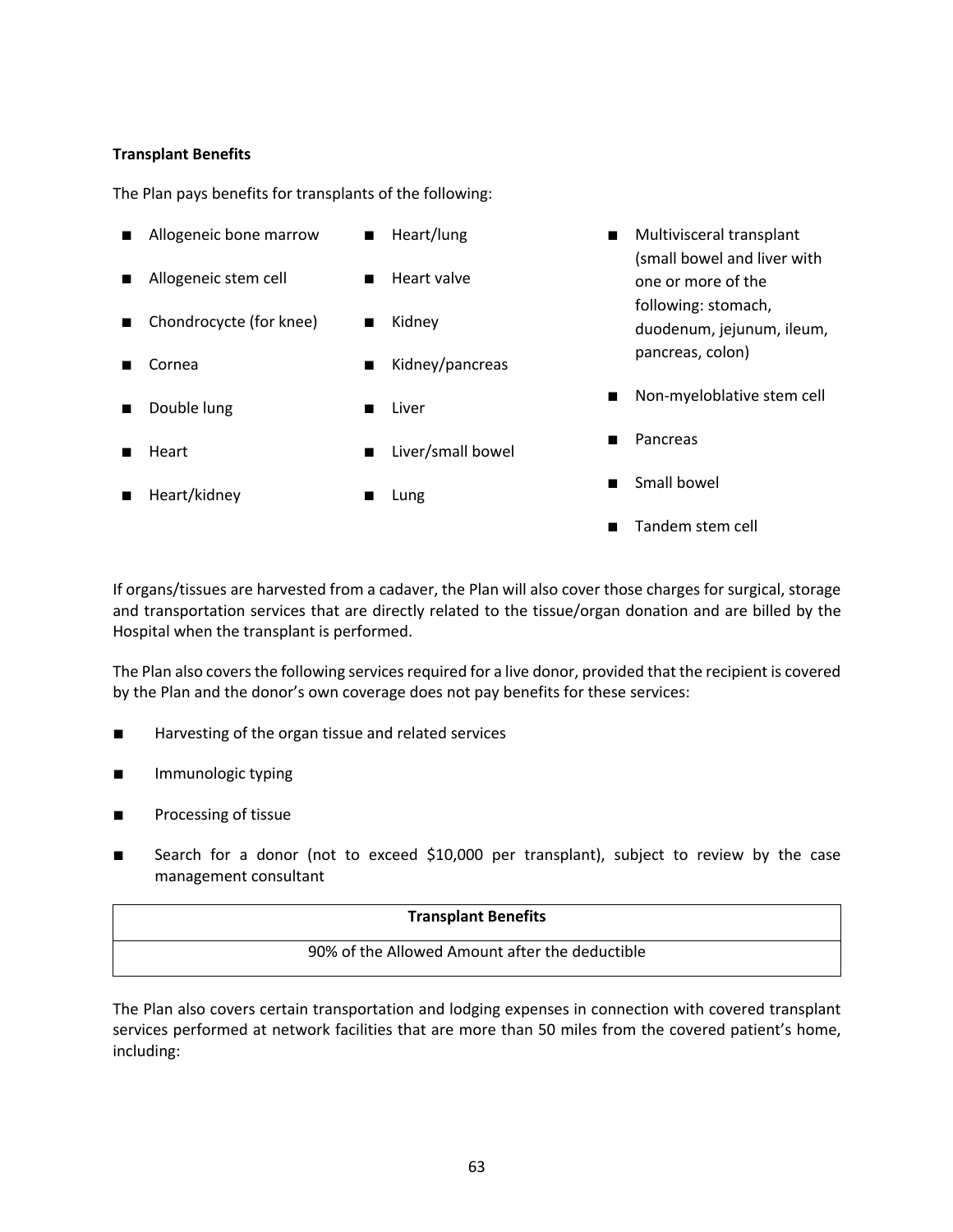**Transplant Benefits**

The Plan pays benefits for transplants of the following:

- Allogeneic bone marrow
- Allogeneic stem cell
- Chondrocycte (for knee)
- Cornea
- Double lung
- Heart
- Heart/kidney
- Heart/lung
- Heart valve
- Kidney
- Kidney/pancreas
- Liver
- Liver/small bowel
- Lung
- Multivisceral transplant (small bowel and liver with one or more of the following: stomach, duodenum, jejunum, ileum, pancreas, colon)
- Non-myeloblative stem cell
- Pancreas
- Small bowel
- Tandem stem cell

If organs/tissues are harvested from a cadaver, the Plan will also cover those charges for surgical, storage and transportation services that are directly related to the tissue/organ donation and are billed by the Hospital when the transplant is performed.

The Plan also covers the following services required for a live donor, provided that the recipient is covered by the Plan and the donor's own coverage does not pay benefits for these services:

- Harvesting of the organ tissue and related services
- Immunologic typing
- Processing of tissue
- Search for a donor (not to exceed $10,000 per transplant), subject to review by the case management consultant

| Transplant Benefits |
| --- |
| 90% of the Allowed Amount after the deductible |

The Plan also covers certain transportation and lodging expenses in connection with covered transplant services performed at network facilities that are more than 50 miles from the covered patient's home, including: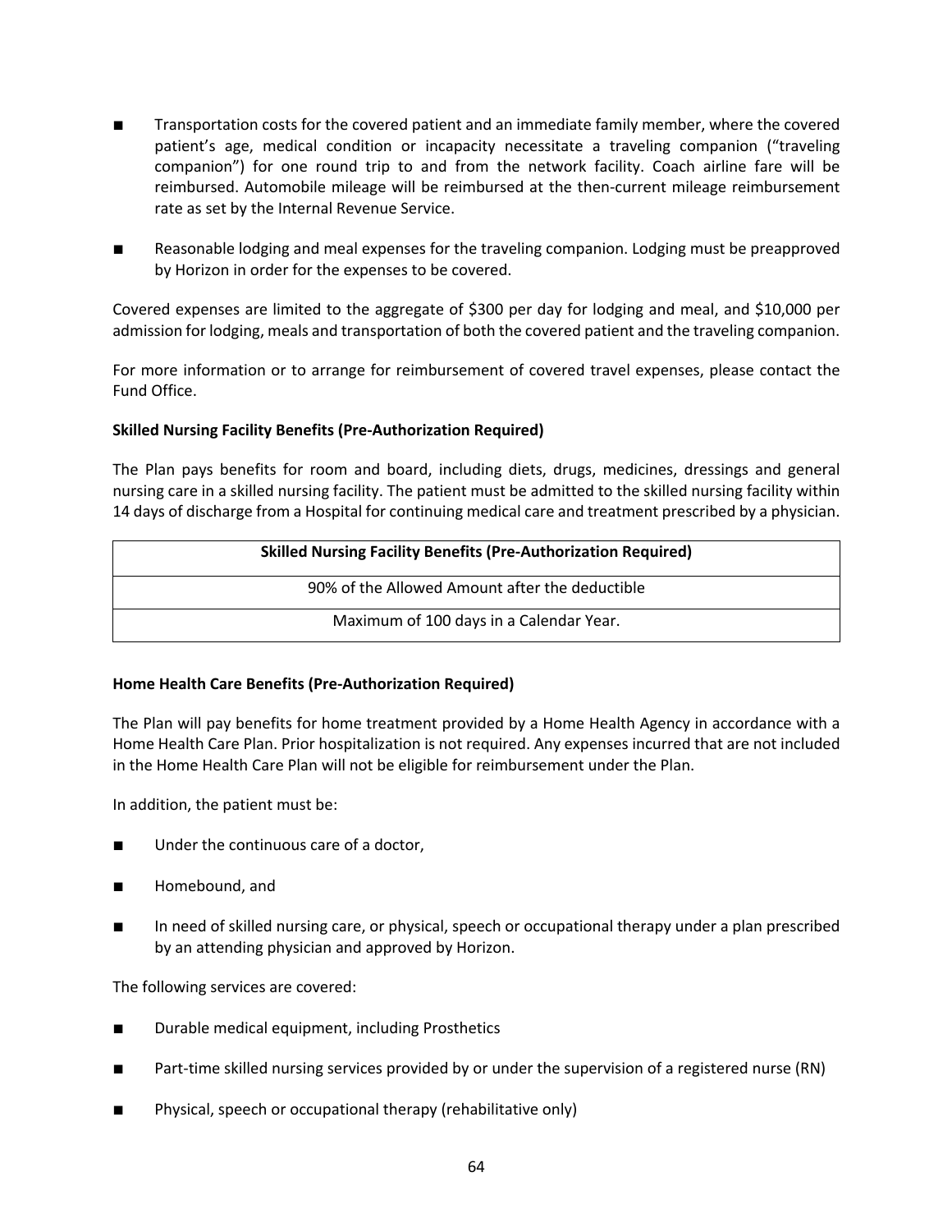- Transportation costs for the covered patient and an immediate family member, where the covered patient's age, medical condition or incapacity necessitate a traveling companion ("traveling companion") for one round trip to and from the network facility. Coach airline fare will be reimbursed. Automobile mileage will be reimbursed at the then-current mileage reimbursement rate as set by the Internal Revenue Service.

- Reasonable lodging and meal expenses for the traveling companion. Lodging must be preapproved by Horizon in order for the expenses to be covered.

Covered expenses are limited to the aggregate of $300 per day for lodging and meal, and $10,000 per admission for lodging, meals and transportation of both the covered patient and the traveling companion.

For more information or to arrange for reimbursement of covered travel expenses, please contact the Fund Office.

**Skilled Nursing Facility Benefits (Pre-Authorization Required)**

The Plan pays benefits for room and board, including diets, drugs, medicines, dressings and general nursing care in a skilled nursing facility. The patient must be admitted to the skilled nursing facility within 14 days of discharge from a Hospital for continuing medical care and treatment prescribed by a physician.

| **Skilled Nursing Facility Benefits (Pre-Authorization Required)** |
| --- |
| 90% of the Allowed Amount after the deductible |
| Maximum of 100 days in a Calendar Year. |

**Home Health Care Benefits (Pre-Authorization Required)**

The Plan will pay benefits for home treatment provided by a Home Health Agency in accordance with a Home Health Care Plan. Prior hospitalization is not required. Any expenses incurred that are not included in the Home Health Care Plan will not be eligible for reimbursement under the Plan.

In addition, the patient must be:

- Under the continuous care of a doctor,

- Homebound, and

- In need of skilled nursing care, or physical, speech or occupational therapy under a plan prescribed by an attending physician and approved by Horizon.

The following services are covered:

- Durable medical equipment, including Prosthetics

- Part-time skilled nursing services provided by or under the supervision of a registered nurse (RN)

- Physical, speech or occupational therapy (rehabilitative only)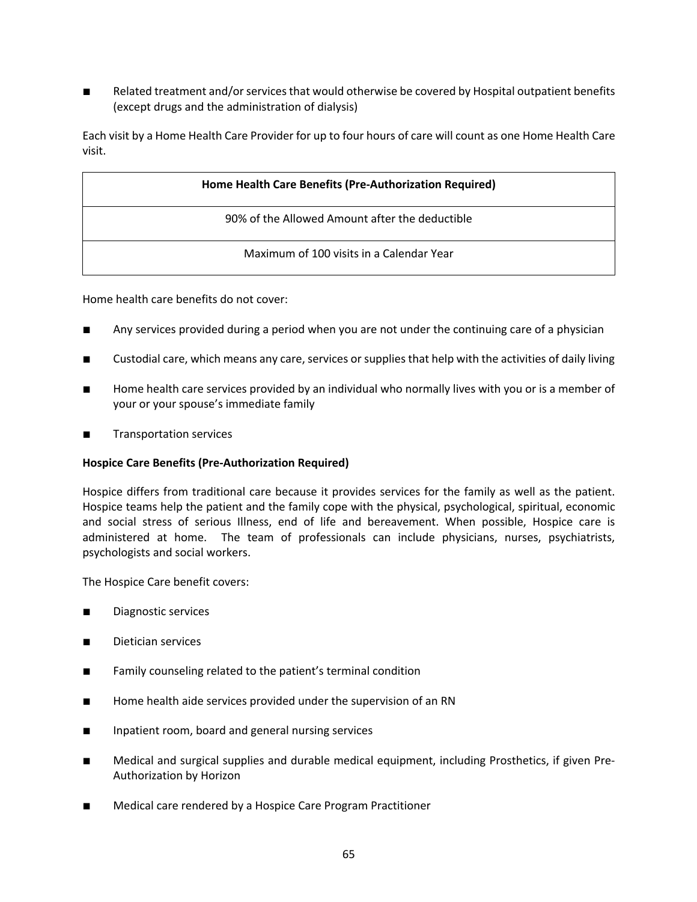- Related treatment and/or services that would otherwise be covered by Hospital outpatient benefits (except drugs and the administration of dialysis)

Each visit by a Home Health Care Provider for up to four hours of care will count as one Home Health Care visit.

| Home Health Care Benefits (Pre-Authorization Required) |
| --- |
| 90% of the Allowed Amount after the deductible |
| Maximum of 100 visits in a Calendar Year |

Home health care benefits do not cover:

- Any services provided during a period when you are not under the continuing care of a physician
- Custodial care, which means any care, services or supplies that help with the activities of daily living
- Home health care services provided by an individual who normally lives with you or is a member of your or your spouse's immediate family
- Transportation services

**Hospice Care Benefits (Pre-Authorization Required)**

Hospice differs from traditional care because it provides services for the family as well as the patient. Hospice teams help the patient and the family cope with the physical, psychological, spiritual, economic and social stress of serious Illness, end of life and bereavement. When possible, Hospice care is administered at home. The team of professionals can include physicians, nurses, psychiatrists, psychologists and social workers.

The Hospice Care benefit covers:

- Diagnostic services
- Dietician services
- Family counseling related to the patient's terminal condition
- Home health aide services provided under the supervision of an RN
- Inpatient room, board and general nursing services
- Medical and surgical supplies and durable medical equipment, including Prosthetics, if given Pre-Authorization by Horizon
- Medical care rendered by a Hospice Care Program Practitioner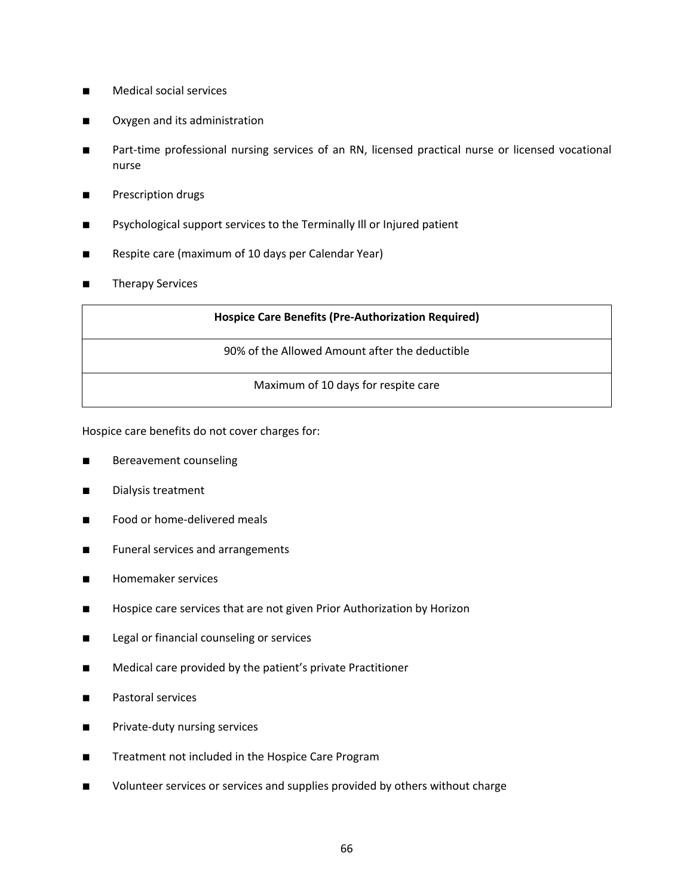- Medical social services
- Oxygen and its administration
- Part-time professional nursing services of an RN, licensed practical nurse or licensed vocational nurse
- Prescription drugs
- Psychological support services to the Terminally Ill or Injured patient
- Respite care (maximum of 10 days per Calendar Year)
- Therapy Services

| **Hospice Care Benefits (Pre-Authorization Required)** |
| --- |
| 90% of the Allowed Amount after the deductible |
| Maximum of 10 days for respite care |

Hospice care benefits do not cover charges for:

- Bereavement counseling
- Dialysis treatment
- Food or home-delivered meals
- Funeral services and arrangements
- Homemaker services
- Hospice care services that are not given Prior Authorization by Horizon
- Legal or financial counseling or services
- Medical care provided by the patient's private Practitioner
- Pastoral services
- Private-duty nursing services
- Treatment not included in the Hospice Care Program
- Volunteer services or services and supplies provided by others without charge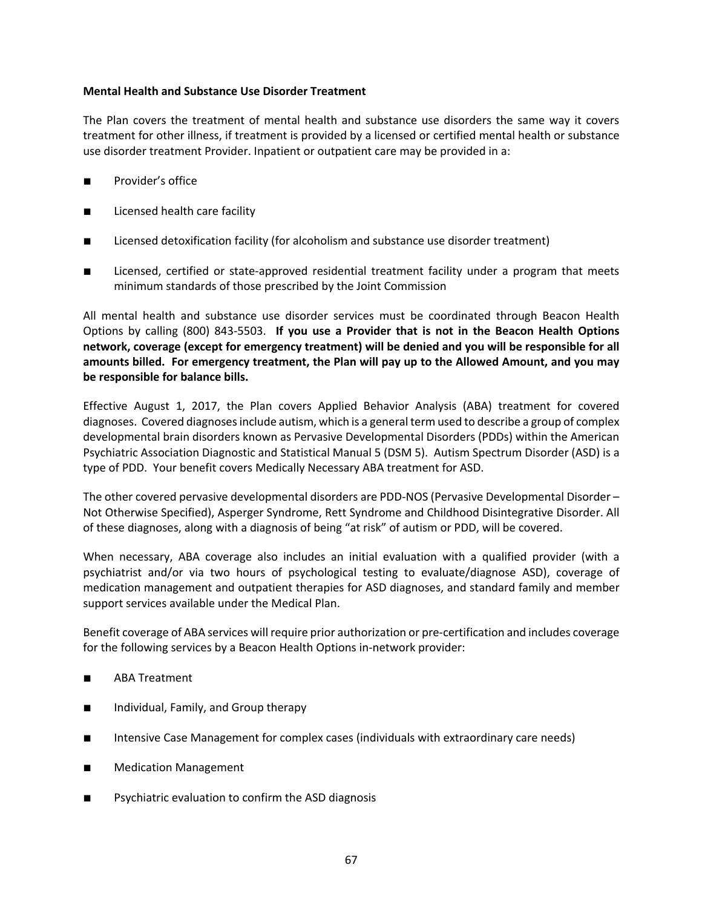**Mental Health and Substance Use Disorder Treatment**

The Plan covers the treatment of mental health and substance use disorders the same way it covers treatment for other illness, if treatment is provided by a licensed or certified mental health or substance use disorder treatment Provider. Inpatient or outpatient care may be provided in a:

- Provider's office
- Licensed health care facility
- Licensed detoxification facility (for alcoholism and substance use disorder treatment)
- Licensed, certified or state-approved residential treatment facility under a program that meets minimum standards of those prescribed by the Joint Commission

All mental health and substance use disorder services must be coordinated through Beacon Health Options by calling (800) 843-5503. **If you use a Provider that is not in the Beacon Health Options network, coverage (except for emergency treatment) will be denied and you will be responsible for all amounts billed. For emergency treatment, the Plan will pay up to the Allowed Amount, and you may be responsible for balance bills.**

Effective August 1, 2017, the Plan covers Applied Behavior Analysis (ABA) treatment for covered diagnoses. Covered diagnoses include autism, which is a general term used to describe a group of complex developmental brain disorders known as Pervasive Developmental Disorders (PDDs) within the American Psychiatric Association Diagnostic and Statistical Manual 5 (DSM 5). Autism Spectrum Disorder (ASD) is a type of PDD. Your benefit covers Medically Necessary ABA treatment for ASD.

The other covered pervasive developmental disorders are PDD-NOS (Pervasive Developmental Disorder – Not Otherwise Specified), Asperger Syndrome, Rett Syndrome and Childhood Disintegrative Disorder. All of these diagnoses, along with a diagnosis of being "at risk" of autism or PDD, will be covered.

When necessary, ABA coverage also includes an initial evaluation with a qualified provider (with a psychiatrist and/or via two hours of psychological testing to evaluate/diagnose ASD), coverage of medication management and outpatient therapies for ASD diagnoses, and standard family and member support services available under the Medical Plan.

Benefit coverage of ABA services will require prior authorization or pre-certification and includes coverage for the following services by a Beacon Health Options in-network provider:

- ABA Treatment
- Individual, Family, and Group therapy
- Intensive Case Management for complex cases (individuals with extraordinary care needs)
- Medication Management
- Psychiatric evaluation to confirm the ASD diagnosis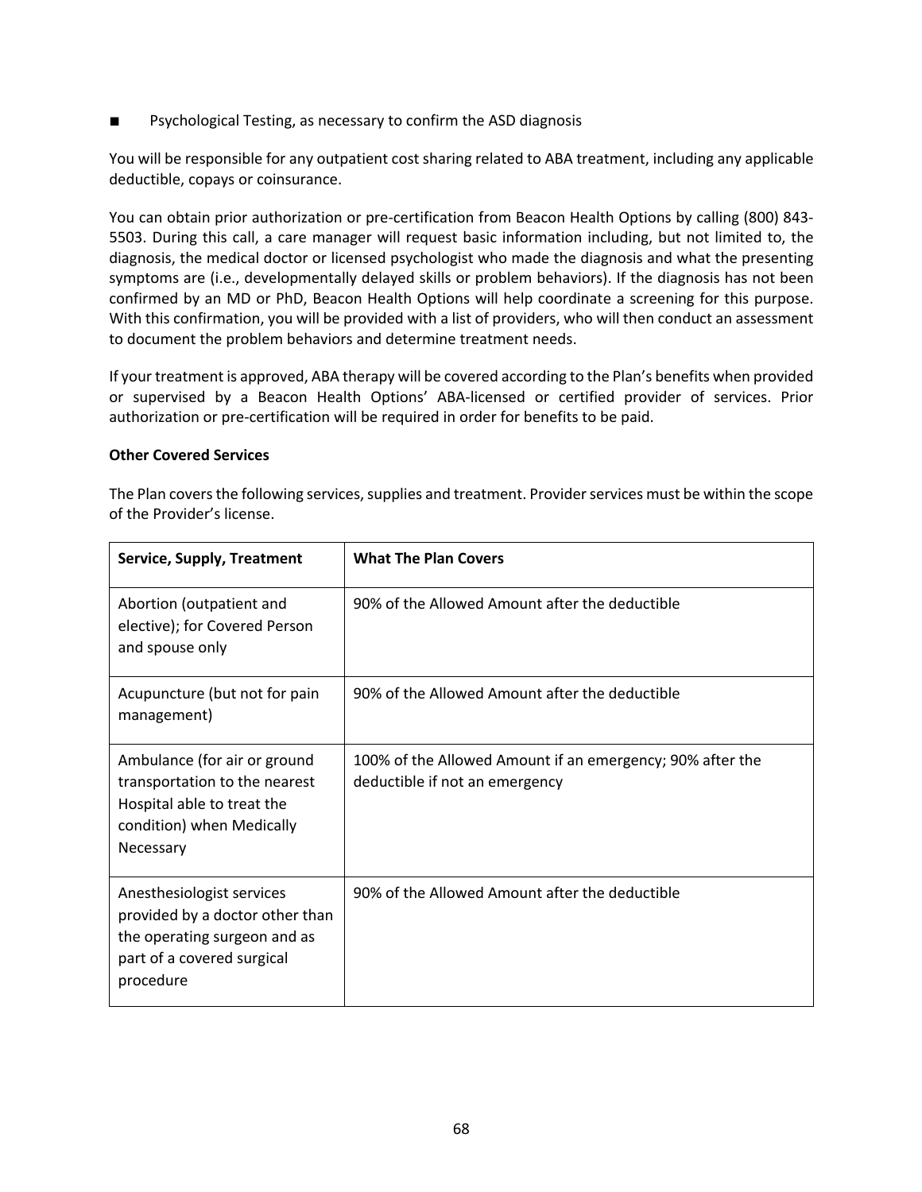- Psychological Testing, as necessary to confirm the ASD diagnosis

You will be responsible for any outpatient cost sharing related to ABA treatment, including any applicable deductible, copays or coinsurance.

You can obtain prior authorization or pre-certification from Beacon Health Options by calling (800) 843-5503. During this call, a care manager will request basic information including, but not limited to, the diagnosis, the medical doctor or licensed psychologist who made the diagnosis and what the presenting symptoms are (i.e., developmentally delayed skills or problem behaviors). If the diagnosis has not been confirmed by an MD or PhD, Beacon Health Options will help coordinate a screening for this purpose. With this confirmation, you will be provided with a list of providers, who will then conduct an assessment to document the problem behaviors and determine treatment needs.

If your treatment is approved, ABA therapy will be covered according to the Plan's benefits when provided or supervised by a Beacon Health Options' ABA-licensed or certified provider of services. Prior authorization or pre-certification will be required in order for benefits to be paid.

**Other Covered Services**

The Plan covers the following services, supplies and treatment. Provider services must be within the scope of the Provider's license.

| **Service, Supply, Treatment** | **What The Plan Covers** |
|---|---|
| Abortion (outpatient and elective); for Covered Person and spouse only | 90% of the Allowed Amount after the deductible |
| Acupuncture (but not for pain management) | 90% of the Allowed Amount after the deductible |
| Ambulance (for air or ground transportation to the nearest Hospital able to treat the condition) when Medically Necessary | 100% of the Allowed Amount if an emergency; 90% after the deductible if not an emergency |
| Anesthesiologist services provided by a doctor other than the operating surgeon and as part of a covered surgical procedure | 90% of the Allowed Amount after the deductible |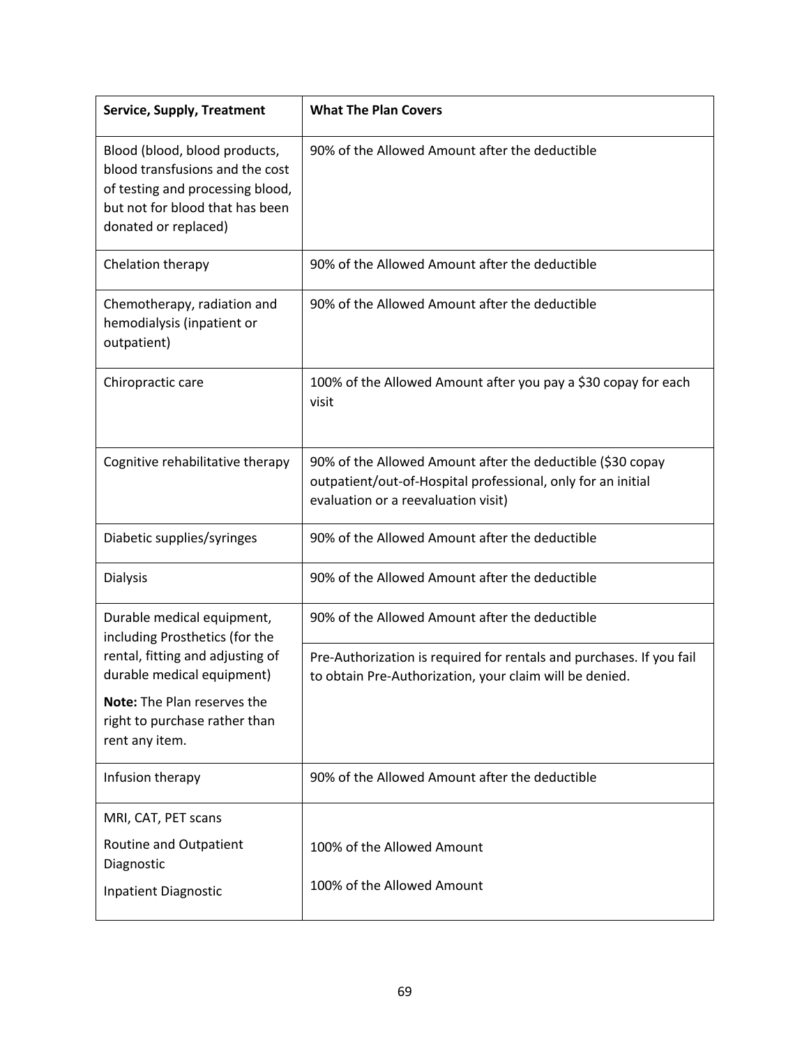| Service, Supply, Treatment | What The Plan Covers |
|---|---|
| Blood (blood, blood products, blood transfusions and the cost of testing and processing blood, but not for blood that has been donated or replaced) | 90% of the Allowed Amount after the deductible |
| Chelation therapy | 90% of the Allowed Amount after the deductible |
| Chemotherapy, radiation and hemodialysis (inpatient or outpatient) | 90% of the Allowed Amount after the deductible |
| Chiropractic care | 100% of the Allowed Amount after you pay a $30 copay for each visit |
| Cognitive rehabilitative therapy | 90% of the Allowed Amount after the deductible ($30 copay outpatient/out-of-Hospital professional, only for an initial evaluation or a reevaluation visit) |
| Diabetic supplies/syringes | 90% of the Allowed Amount after the deductible |
| Dialysis | 90% of the Allowed Amount after the deductible |
| Durable medical equipment, including Prosthetics (for the rental, fitting and adjusting of durable medical equipment)<br><br>**Note:** The Plan reserves the right to purchase rather than rent any item. | 90% of the Allowed Amount after the deductible<br><br>Pre-Authorization is required for rentals and purchases. If you fail to obtain Pre-Authorization, your claim will be denied. |
| Infusion therapy | 90% of the Allowed Amount after the deductible |
| MRI, CAT, PET scans<br>Routine and Outpatient Diagnostic<br>Inpatient Diagnostic | <br>100% of the Allowed Amount<br>100% of the Allowed Amount |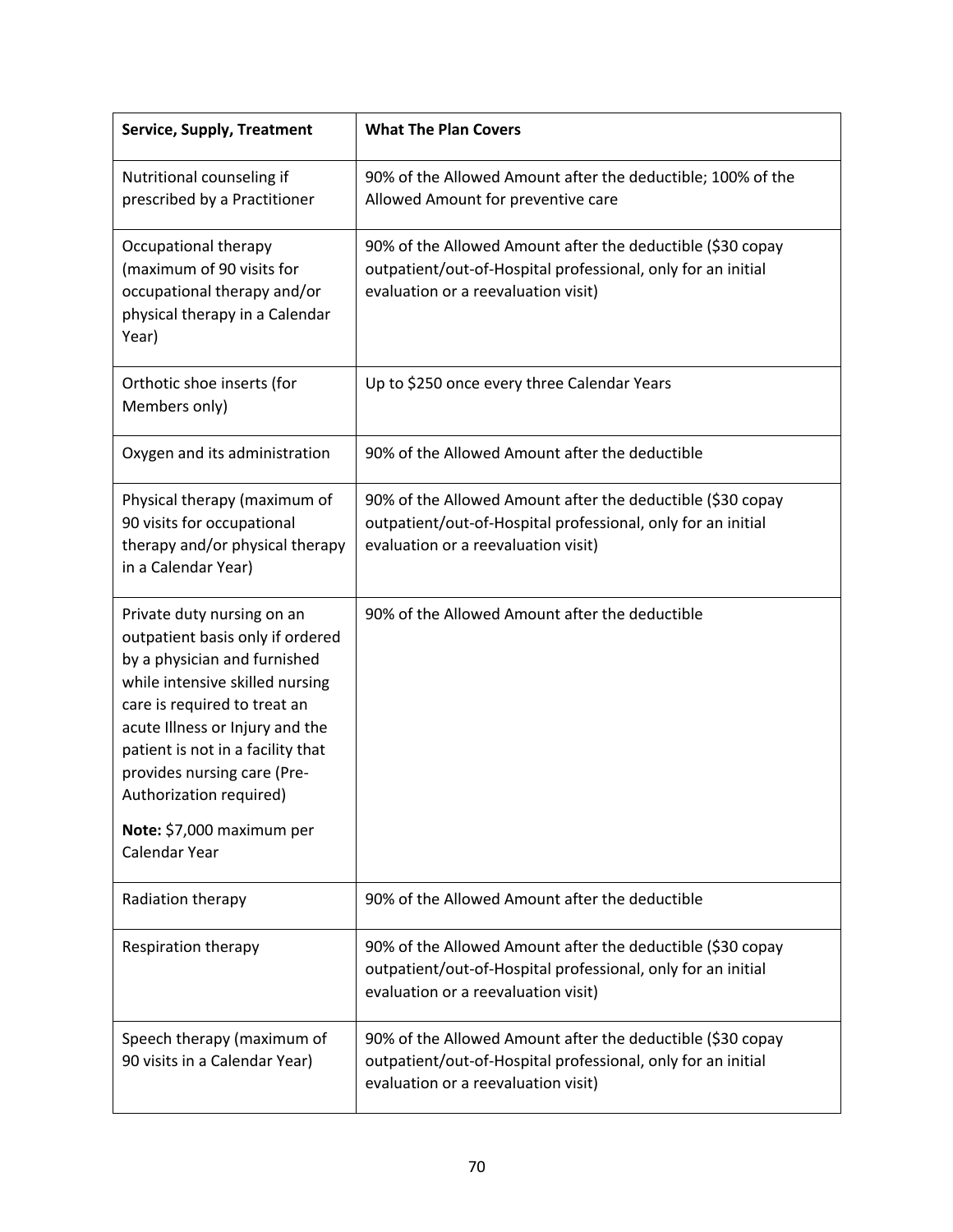| Service, Supply, Treatment | What The Plan Covers |
| --- | --- |
| Nutritional counseling if prescribed by a Practitioner | 90% of the Allowed Amount after the deductible; 100% of the Allowed Amount for preventive care |
| Occupational therapy (maximum of 90 visits for occupational therapy and/or physical therapy in a Calendar Year) | 90% of the Allowed Amount after the deductible ($30 copay outpatient/out-of-Hospital professional, only for an initial evaluation or a reevaluation visit) |
| Orthotic shoe inserts (for Members only) | Up to $250 once every three Calendar Years |
| Oxygen and its administration | 90% of the Allowed Amount after the deductible |
| Physical therapy (maximum of 90 visits for occupational therapy and/or physical therapy in a Calendar Year) | 90% of the Allowed Amount after the deductible ($30 copay outpatient/out-of-Hospital professional, only for an initial evaluation or a reevaluation visit) |
| Private duty nursing on an outpatient basis only if ordered by a physician and furnished while intensive skilled nursing care is required to treat an acute Illness or Injury and the patient is not in a facility that provides nursing care (Pre-Authorization required)<br><br>**Note:** $7,000 maximum per Calendar Year | 90% of the Allowed Amount after the deductible |
| Radiation therapy | 90% of the Allowed Amount after the deductible |
| Respiration therapy | 90% of the Allowed Amount after the deductible ($30 copay outpatient/out-of-Hospital professional, only for an initial evaluation or a reevaluation visit) |
| Speech therapy (maximum of 90 visits in a Calendar Year) | 90% of the Allowed Amount after the deductible ($30 copay outpatient/out-of-Hospital professional, only for an initial evaluation or a reevaluation visit) |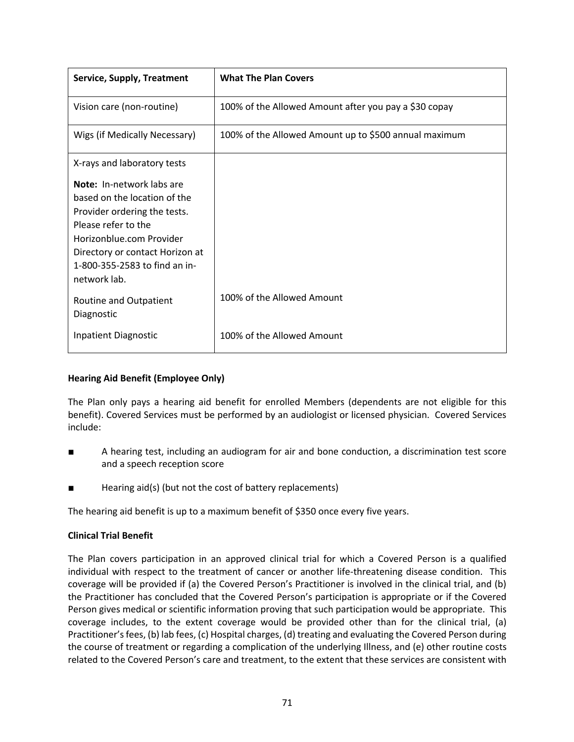| Service, Supply, Treatment | What The Plan Covers |
| --- | --- |
| Vision care (non-routine) | 100% of the Allowed Amount after you pay a $30 copay |
| Wigs (if Medically Necessary) | 100% of the Allowed Amount up to $500 annual maximum |
| X-rays and laboratory tests<br><br>**Note:** In-network labs are based on the location of the Provider ordering the tests. Please refer to the Horizonblue.com Provider Directory or contact Horizon at 1-800-355-2583 to find an in-network lab. | |
| Routine and Outpatient Diagnostic | 100% of the Allowed Amount |
| Inpatient Diagnostic | 100% of the Allowed Amount |

**Hearing Aid Benefit (Employee Only)**

The Plan only pays a hearing aid benefit for enrolled Members (dependents are not eligible for this benefit). Covered Services must be performed by an audiologist or licensed physician. Covered Services include:

- A hearing test, including an audiogram for air and bone conduction, a discrimination test score and a speech reception score
- Hearing aid(s) (but not the cost of battery replacements)

The hearing aid benefit is up to a maximum benefit of $350 once every five years.

**Clinical Trial Benefit**

The Plan covers participation in an approved clinical trial for which a Covered Person is a qualified individual with respect to the treatment of cancer or another life-threatening disease condition. This coverage will be provided if (a) the Covered Person's Practitioner is involved in the clinical trial, and (b) the Practitioner has concluded that the Covered Person's participation is appropriate or if the Covered Person gives medical or scientific information proving that such participation would be appropriate. This coverage includes, to the extent coverage would be provided other than for the clinical trial, (a) Practitioner's fees, (b) lab fees, (c) Hospital charges, (d) treating and evaluating the Covered Person during the course of treatment or regarding a complication of the underlying Illness, and (e) other routine costs related to the Covered Person's care and treatment, to the extent that these services are consistent with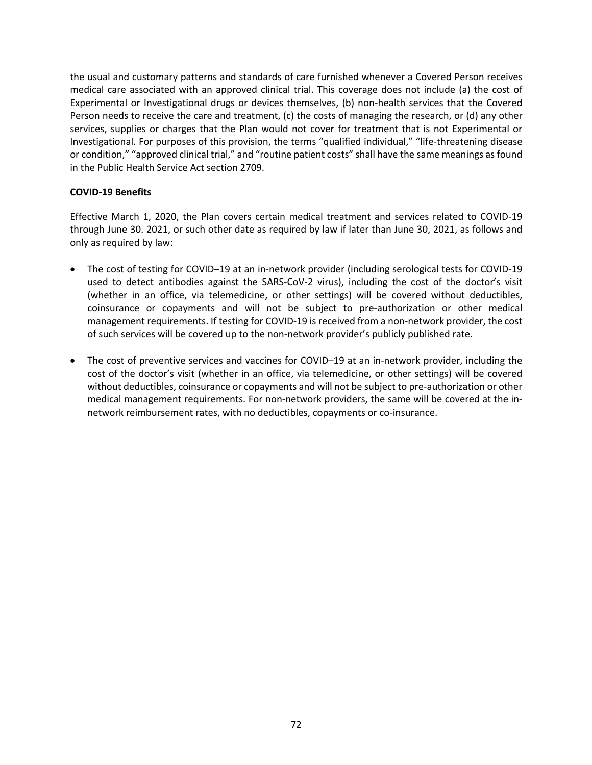the usual and customary patterns and standards of care furnished whenever a Covered Person receives medical care associated with an approved clinical trial. This coverage does not include (a) the cost of Experimental or Investigational drugs or devices themselves, (b) non-health services that the Covered Person needs to receive the care and treatment, (c) the costs of managing the research, or (d) any other services, supplies or charges that the Plan would not cover for treatment that is not Experimental or Investigational. For purposes of this provision, the terms "qualified individual," "life-threatening disease or condition," "approved clinical trial," and "routine patient costs" shall have the same meanings as found in the Public Health Service Act section 2709.

**COVID-19 Benefits**

Effective March 1, 2020, the Plan covers certain medical treatment and services related to COVID-19 through June 30. 2021, or such other date as required by law if later than June 30, 2021, as follows and only as required by law:

- The cost of testing for COVID–19 at an in-network provider (including serological tests for COVID-19 used to detect antibodies against the SARS-CoV-2 virus), including the cost of the doctor's visit (whether in an office, via telemedicine, or other settings) will be covered without deductibles, coinsurance or copayments and will not be subject to pre-authorization or other medical management requirements. If testing for COVID-19 is received from a non-network provider, the cost of such services will be covered up to the non-network provider's publicly published rate.

- The cost of preventive services and vaccines for COVID–19 at an in-network provider, including the cost of the doctor's visit (whether in an office, via telemedicine, or other settings) will be covered without deductibles, coinsurance or copayments and will not be subject to pre-authorization or other medical management requirements. For non-network providers, the same will be covered at the in-network reimbursement rates, with no deductibles, copayments or co-insurance.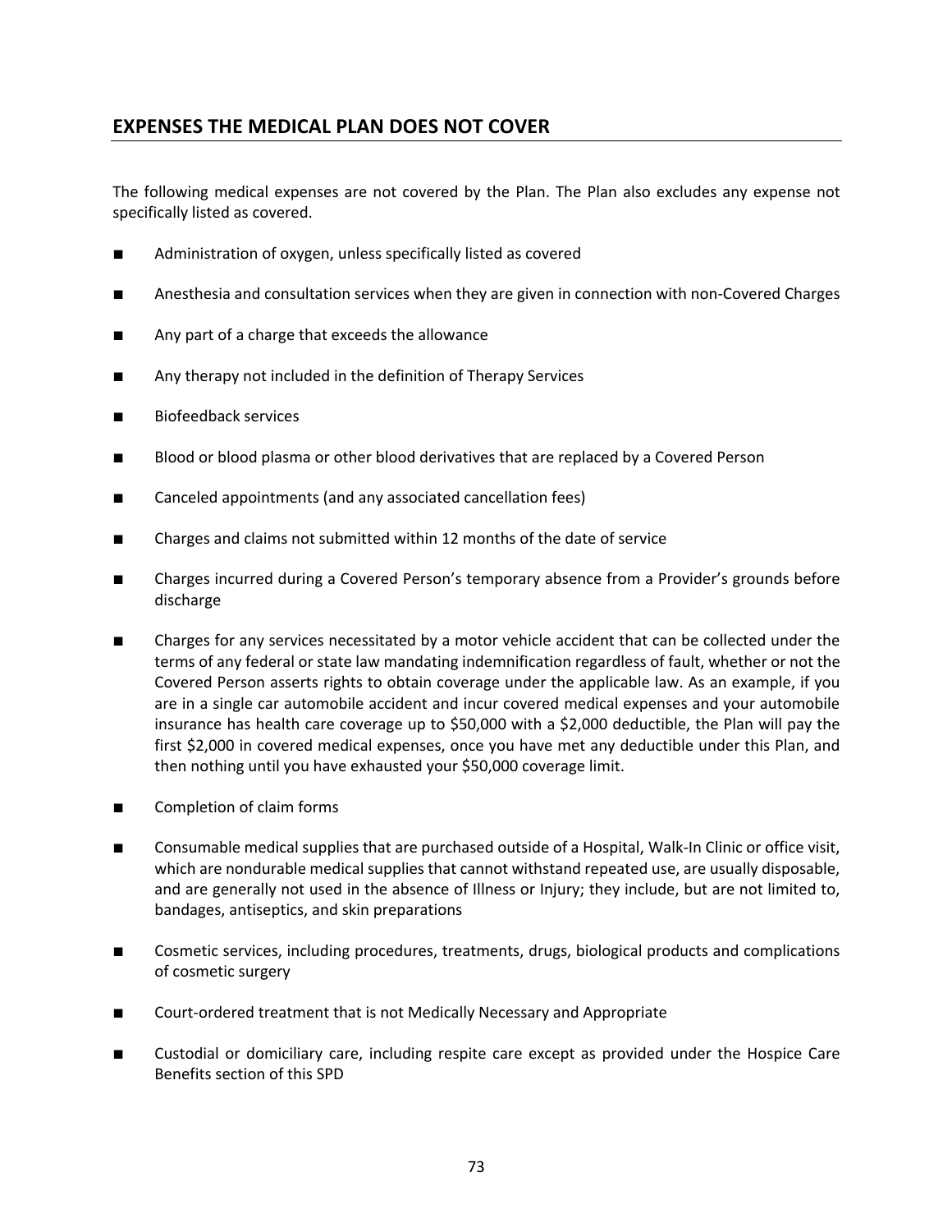## EXPENSES THE MEDICAL PLAN DOES NOT COVER

The following medical expenses are not covered by the Plan. The Plan also excludes any expense not specifically listed as covered.

- Administration of oxygen, unless specifically listed as covered
- Anesthesia and consultation services when they are given in connection with non-Covered Charges
- Any part of a charge that exceeds the allowance
- Any therapy not included in the definition of Therapy Services
- Biofeedback services
- Blood or blood plasma or other blood derivatives that are replaced by a Covered Person
- Canceled appointments (and any associated cancellation fees)
- Charges and claims not submitted within 12 months of the date of service
- Charges incurred during a Covered Person's temporary absence from a Provider's grounds before discharge
- Charges for any services necessitated by a motor vehicle accident that can be collected under the terms of any federal or state law mandating indemnification regardless of fault, whether or not the Covered Person asserts rights to obtain coverage under the applicable law. As an example, if you are in a single car automobile accident and incur covered medical expenses and your automobile insurance has health care coverage up to $50,000 with a $2,000 deductible, the Plan will pay the first $2,000 in covered medical expenses, once you have met any deductible under this Plan, and then nothing until you have exhausted your $50,000 coverage limit.
- Completion of claim forms
- Consumable medical supplies that are purchased outside of a Hospital, Walk-In Clinic or office visit, which are nondurable medical supplies that cannot withstand repeated use, are usually disposable, and are generally not used in the absence of Illness or Injury; they include, but are not limited to, bandages, antiseptics, and skin preparations
- Cosmetic services, including procedures, treatments, drugs, biological products and complications of cosmetic surgery
- Court-ordered treatment that is not Medically Necessary and Appropriate
- Custodial or domiciliary care, including respite care except as provided under the Hospice Care Benefits section of this SPD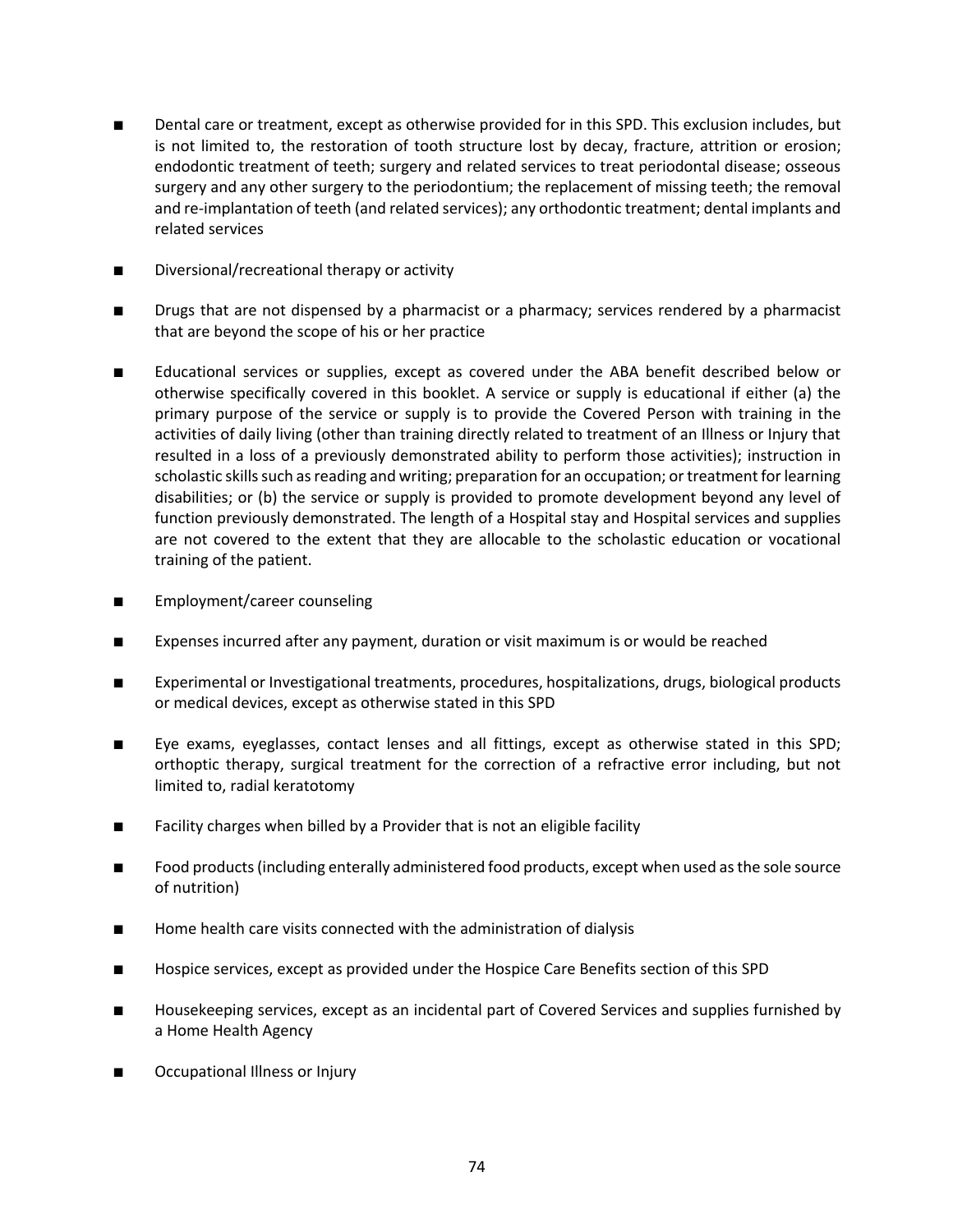- Dental care or treatment, except as otherwise provided for in this SPD. This exclusion includes, but is not limited to, the restoration of tooth structure lost by decay, fracture, attrition or erosion; endodontic treatment of teeth; surgery and related services to treat periodontal disease; osseous surgery and any other surgery to the periodontium; the replacement of missing teeth; the removal and re-implantation of teeth (and related services); any orthodontic treatment; dental implants and related services

- Diversional/recreational therapy or activity

- Drugs that are not dispensed by a pharmacist or a pharmacy; services rendered by a pharmacist that are beyond the scope of his or her practice

- Educational services or supplies, except as covered under the ABA benefit described below or otherwise specifically covered in this booklet. A service or supply is educational if either (a) the primary purpose of the service or supply is to provide the Covered Person with training in the activities of daily living (other than training directly related to treatment of an Illness or Injury that resulted in a loss of a previously demonstrated ability to perform those activities); instruction in scholastic skills such as reading and writing; preparation for an occupation; or treatment for learning disabilities; or (b) the service or supply is provided to promote development beyond any level of function previously demonstrated. The length of a Hospital stay and Hospital services and supplies are not covered to the extent that they are allocable to the scholastic education or vocational training of the patient.

- Employment/career counseling

- Expenses incurred after any payment, duration or visit maximum is or would be reached

- Experimental or Investigational treatments, procedures, hospitalizations, drugs, biological products or medical devices, except as otherwise stated in this SPD

- Eye exams, eyeglasses, contact lenses and all fittings, except as otherwise stated in this SPD; orthoptic therapy, surgical treatment for the correction of a refractive error including, but not limited to, radial keratotomy

- Facility charges when billed by a Provider that is not an eligible facility

- Food products (including enterally administered food products, except when used as the sole source of nutrition)

- Home health care visits connected with the administration of dialysis

- Hospice services, except as provided under the Hospice Care Benefits section of this SPD

- Housekeeping services, except as an incidental part of Covered Services and supplies furnished by a Home Health Agency

- Occupational Illness or Injury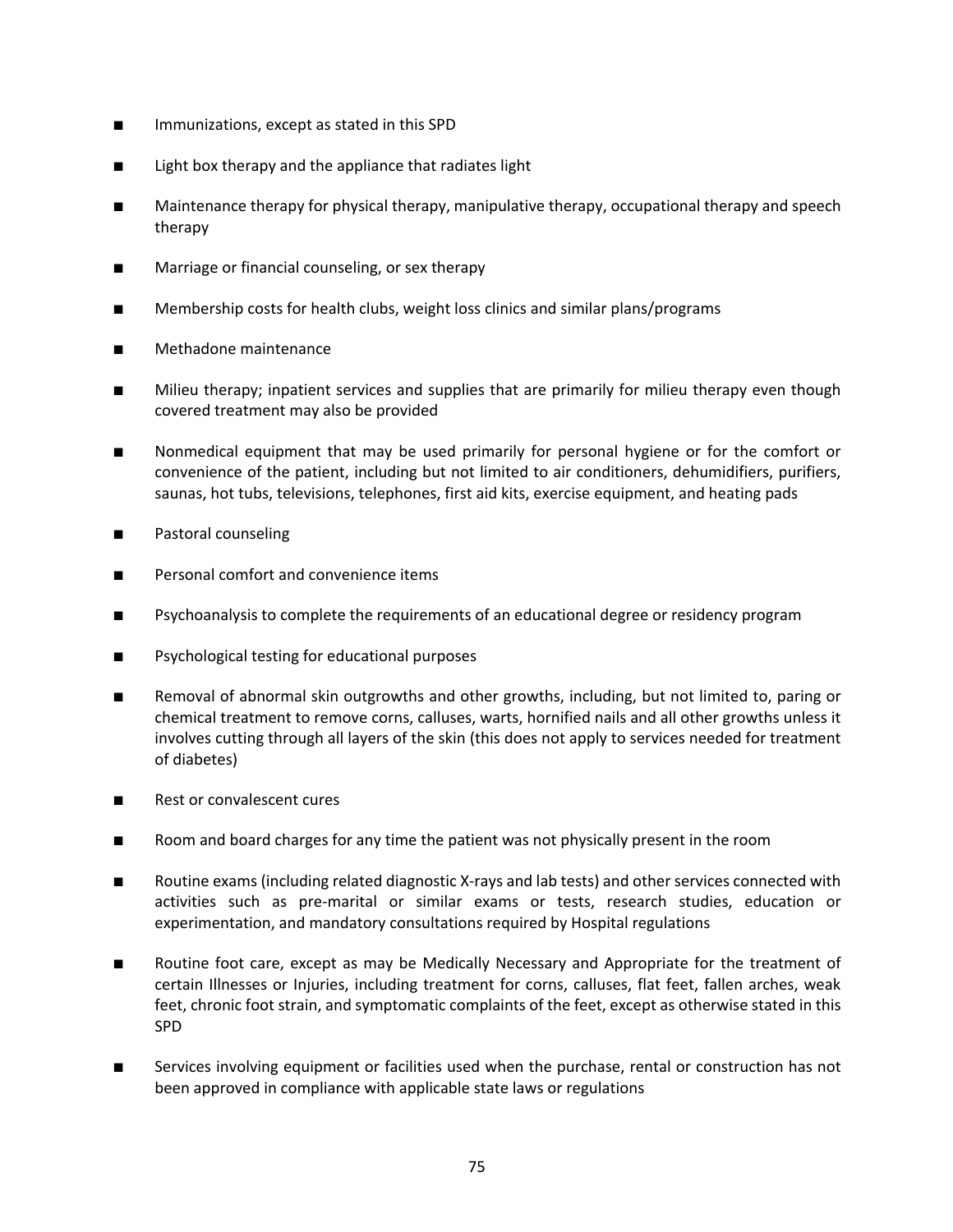- Immunizations, except as stated in this SPD
- Light box therapy and the appliance that radiates light
- Maintenance therapy for physical therapy, manipulative therapy, occupational therapy and speech therapy
- Marriage or financial counseling, or sex therapy
- Membership costs for health clubs, weight loss clinics and similar plans/programs
- Methadone maintenance
- Milieu therapy; inpatient services and supplies that are primarily for milieu therapy even though covered treatment may also be provided
- Nonmedical equipment that may be used primarily for personal hygiene or for the comfort or convenience of the patient, including but not limited to air conditioners, dehumidifiers, purifiers, saunas, hot tubs, televisions, telephones, first aid kits, exercise equipment, and heating pads
- Pastoral counseling
- Personal comfort and convenience items
- Psychoanalysis to complete the requirements of an educational degree or residency program
- Psychological testing for educational purposes
- Removal of abnormal skin outgrowths and other growths, including, but not limited to, paring or chemical treatment to remove corns, calluses, warts, hornified nails and all other growths unless it involves cutting through all layers of the skin (this does not apply to services needed for treatment of diabetes)
- Rest or convalescent cures
- Room and board charges for any time the patient was not physically present in the room
- Routine exams (including related diagnostic X-rays and lab tests) and other services connected with activities such as pre-marital or similar exams or tests, research studies, education or experimentation, and mandatory consultations required by Hospital regulations
- Routine foot care, except as may be Medically Necessary and Appropriate for the treatment of certain Illnesses or Injuries, including treatment for corns, calluses, flat feet, fallen arches, weak feet, chronic foot strain, and symptomatic complaints of the feet, except as otherwise stated in this SPD
- Services involving equipment or facilities used when the purchase, rental or construction has not been approved in compliance with applicable state laws or regulations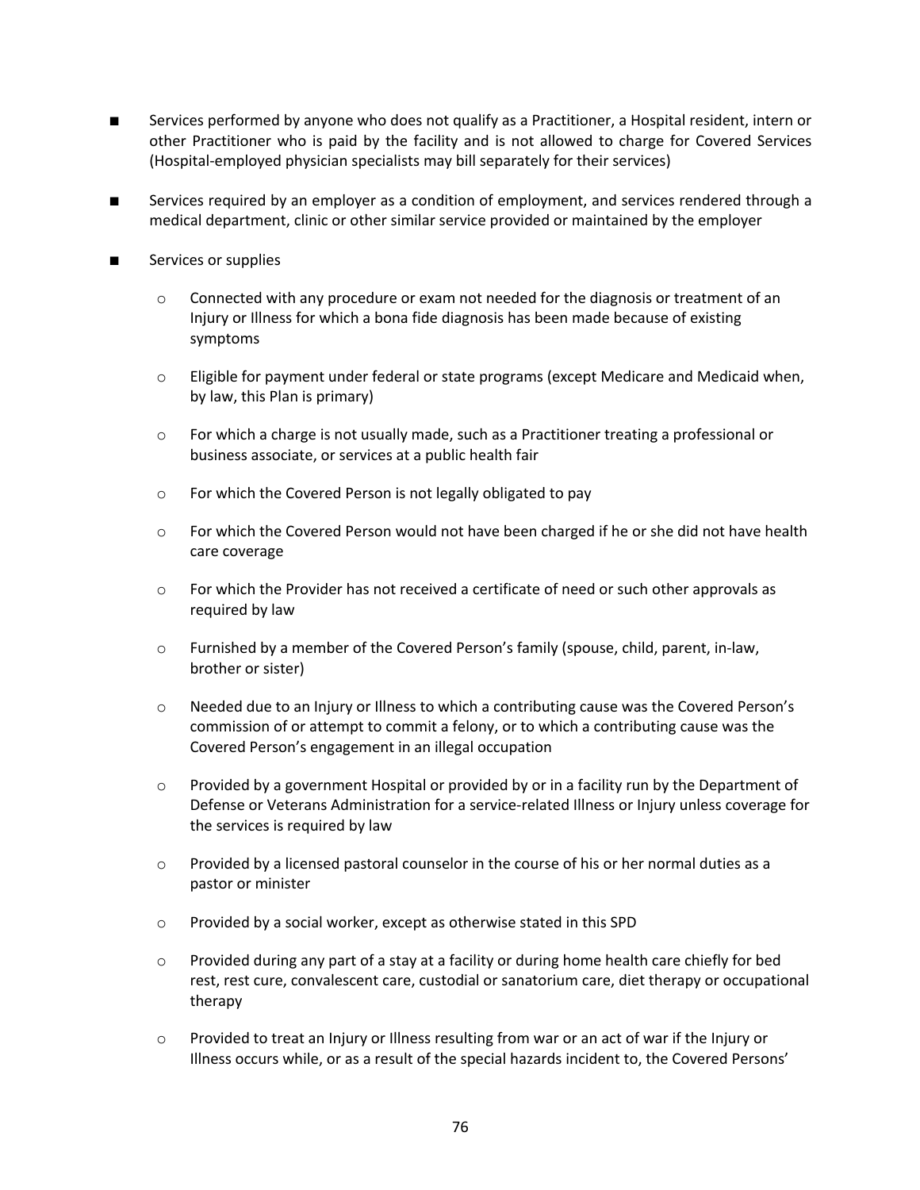- Services performed by anyone who does not qualify as a Practitioner, a Hospital resident, intern or other Practitioner who is paid by the facility and is not allowed to charge for Covered Services (Hospital-employed physician specialists may bill separately for their services)

- Services required by an employer as a condition of employment, and services rendered through a medical department, clinic or other similar service provided or maintained by the employer

- Services or supplies

  - Connected with any procedure or exam not needed for the diagnosis or treatment of an Injury or Illness for which a bona fide diagnosis has been made because of existing symptoms

  - Eligible for payment under federal or state programs (except Medicare and Medicaid when, by law, this Plan is primary)

  - For which a charge is not usually made, such as a Practitioner treating a professional or business associate, or services at a public health fair

  - For which the Covered Person is not legally obligated to pay

  - For which the Covered Person would not have been charged if he or she did not have health care coverage

  - For which the Provider has not received a certificate of need or such other approvals as required by law

  - Furnished by a member of the Covered Person's family (spouse, child, parent, in-law, brother or sister)

  - Needed due to an Injury or Illness to which a contributing cause was the Covered Person's commission of or attempt to commit a felony, or to which a contributing cause was the Covered Person's engagement in an illegal occupation

  - Provided by a government Hospital or provided by or in a facility run by the Department of Defense or Veterans Administration for a service-related Illness or Injury unless coverage for the services is required by law

  - Provided by a licensed pastoral counselor in the course of his or her normal duties as a pastor or minister

  - Provided by a social worker, except as otherwise stated in this SPD

  - Provided during any part of a stay at a facility or during home health care chiefly for bed rest, rest cure, convalescent care, custodial or sanatorium care, diet therapy or occupational therapy

  - Provided to treat an Injury or Illness resulting from war or an act of war if the Injury or Illness occurs while, or as a result of the special hazards incident to, the Covered Persons'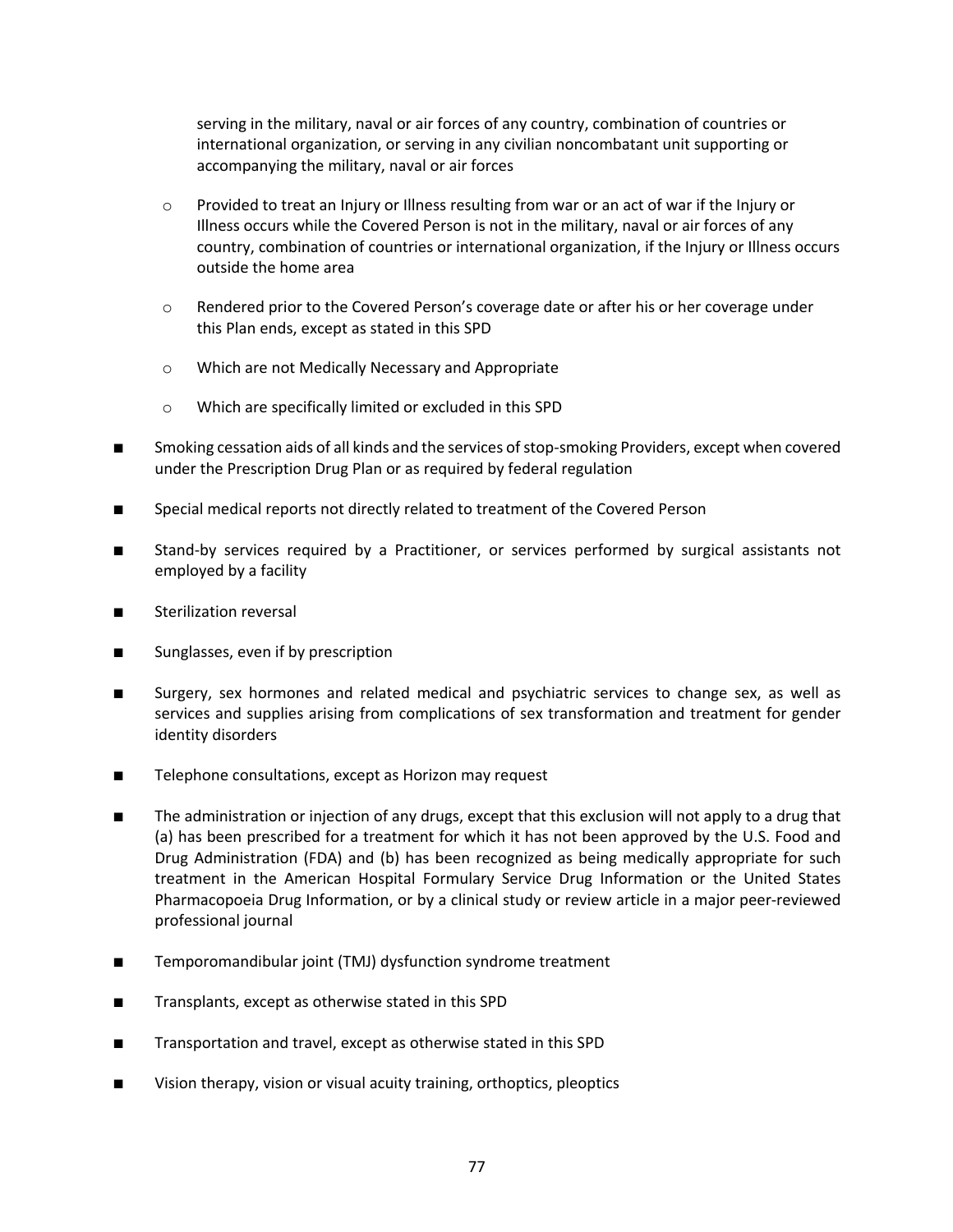serving in the military, naval or air forces of any country, combination of countries or international organization, or serving in any civilian noncombatant unit supporting or accompanying the military, naval or air forces

  - Provided to treat an Injury or Illness resulting from war or an act of war if the Injury or Illness occurs while the Covered Person is not in the military, naval or air forces of any country, combination of countries or international organization, if the Injury or Illness occurs outside the home area
  - Rendered prior to the Covered Person's coverage date or after his or her coverage under this Plan ends, except as stated in this SPD
  - Which are not Medically Necessary and Appropriate
  - Which are specifically limited or excluded in this SPD

- Smoking cessation aids of all kinds and the services of stop-smoking Providers, except when covered under the Prescription Drug Plan or as required by federal regulation
- Special medical reports not directly related to treatment of the Covered Person
- Stand-by services required by a Practitioner, or services performed by surgical assistants not employed by a facility
- Sterilization reversal
- Sunglasses, even if by prescription
- Surgery, sex hormones and related medical and psychiatric services to change sex, as well as services and supplies arising from complications of sex transformation and treatment for gender identity disorders
- Telephone consultations, except as Horizon may request
- The administration or injection of any drugs, except that this exclusion will not apply to a drug that (a) has been prescribed for a treatment for which it has not been approved by the U.S. Food and Drug Administration (FDA) and (b) has been recognized as being medically appropriate for such treatment in the American Hospital Formulary Service Drug Information or the United States Pharmacopoeia Drug Information, or by a clinical study or review article in a major peer-reviewed professional journal
- Temporomandibular joint (TMJ) dysfunction syndrome treatment
- Transplants, except as otherwise stated in this SPD
- Transportation and travel, except as otherwise stated in this SPD
- Vision therapy, vision or visual acuity training, orthoptics, pleoptics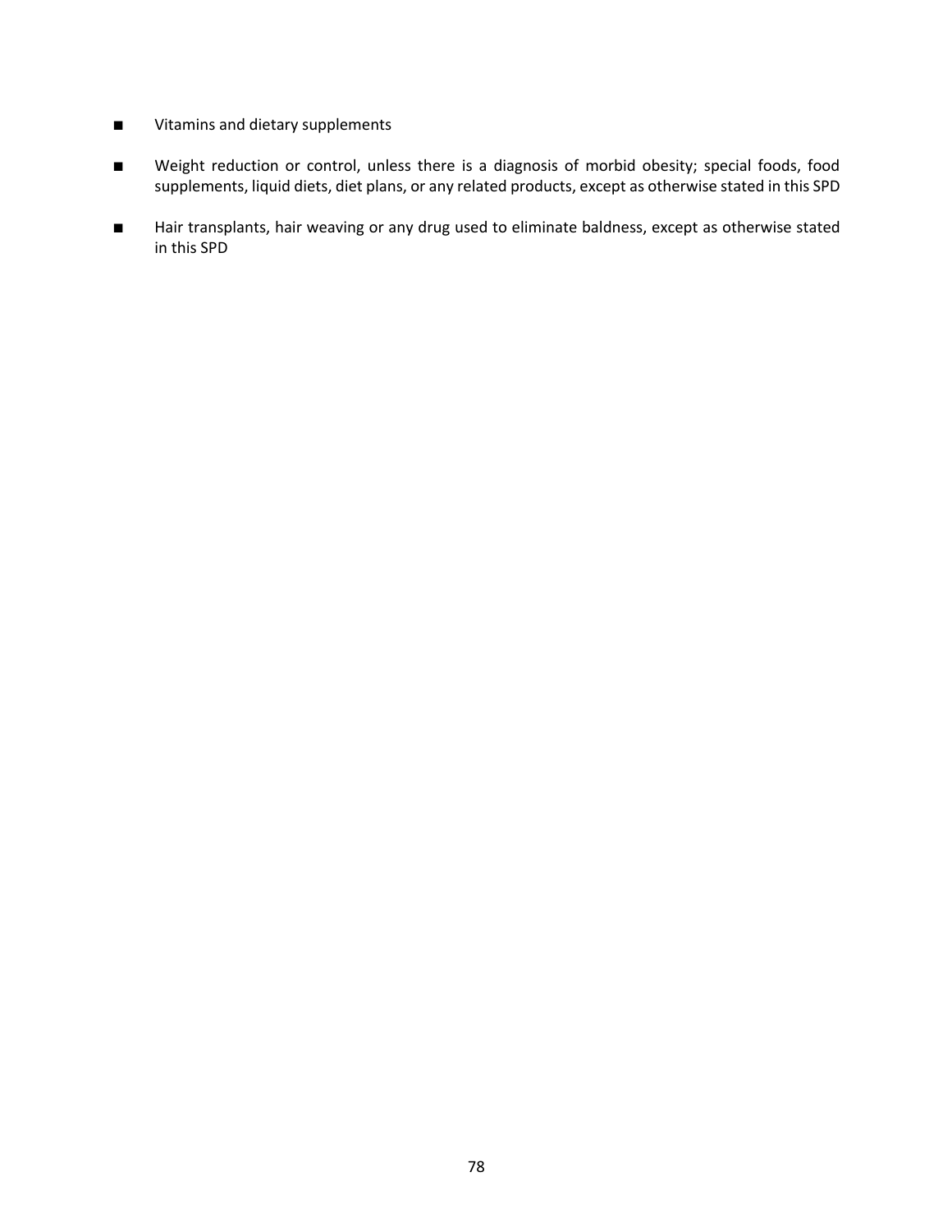- Vitamins and dietary supplements
- Weight reduction or control, unless there is a diagnosis of morbid obesity; special foods, food supplements, liquid diets, diet plans, or any related products, except as otherwise stated in this SPD
- Hair transplants, hair weaving or any drug used to eliminate baldness, except as otherwise stated in this SPD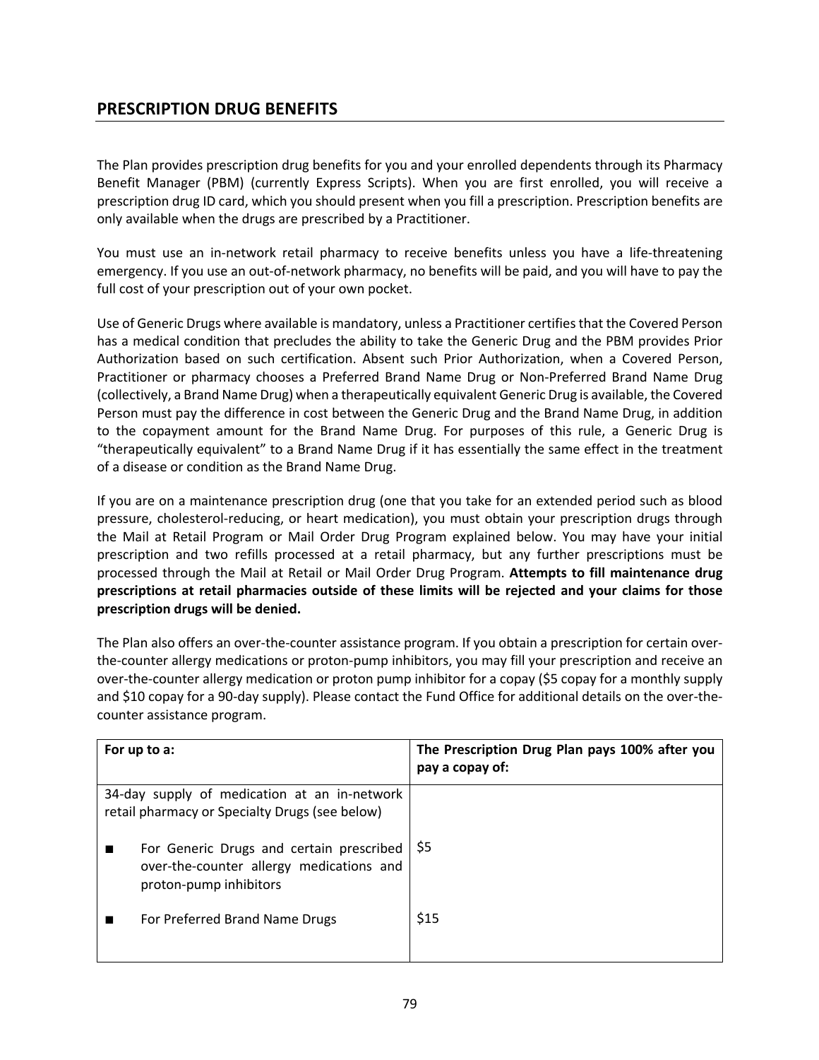## PRESCRIPTION DRUG BENEFITS

The Plan provides prescription drug benefits for you and your enrolled dependents through its Pharmacy Benefit Manager (PBM) (currently Express Scripts). When you are first enrolled, you will receive a prescription drug ID card, which you should present when you fill a prescription. Prescription benefits are only available when the drugs are prescribed by a Practitioner.

You must use an in-network retail pharmacy to receive benefits unless you have a life-threatening emergency. If you use an out-of-network pharmacy, no benefits will be paid, and you will have to pay the full cost of your prescription out of your own pocket.

Use of Generic Drugs where available is mandatory, unless a Practitioner certifies that the Covered Person has a medical condition that precludes the ability to take the Generic Drug and the PBM provides Prior Authorization based on such certification. Absent such Prior Authorization, when a Covered Person, Practitioner or pharmacy chooses a Preferred Brand Name Drug or Non-Preferred Brand Name Drug (collectively, a Brand Name Drug) when a therapeutically equivalent Generic Drug is available, the Covered Person must pay the difference in cost between the Generic Drug and the Brand Name Drug, in addition to the copayment amount for the Brand Name Drug. For purposes of this rule, a Generic Drug is "therapeutically equivalent" to a Brand Name Drug if it has essentially the same effect in the treatment of a disease or condition as the Brand Name Drug.

If you are on a maintenance prescription drug (one that you take for an extended period such as blood pressure, cholesterol-reducing, or heart medication), you must obtain your prescription drugs through the Mail at Retail Program or Mail Order Drug Program explained below. You may have your initial prescription and two refills processed at a retail pharmacy, but any further prescriptions must be processed through the Mail at Retail or Mail Order Drug Program. **Attempts to fill maintenance drug prescriptions at retail pharmacies outside of these limits will be rejected and your claims for those prescription drugs will be denied.**

The Plan also offers an over-the-counter assistance program. If you obtain a prescription for certain over-the-counter allergy medications or proton-pump inhibitors, you may fill your prescription and receive an over-the-counter allergy medication or proton pump inhibitor for a copay ($5 copay for a monthly supply and $10 copay for a 90-day supply). Please contact the Fund Office for additional details on the over-the-counter assistance program.

| For up to a: | The Prescription Drug Plan pays 100% after you pay a copay of: |
|---|---|
| 34-day supply of medication at an in-network retail pharmacy or Specialty Drugs (see below) | |
| ■ For Generic Drugs and certain prescribed over-the-counter allergy medications and proton-pump inhibitors | $5 |
| ■ For Preferred Brand Name Drugs | $15 |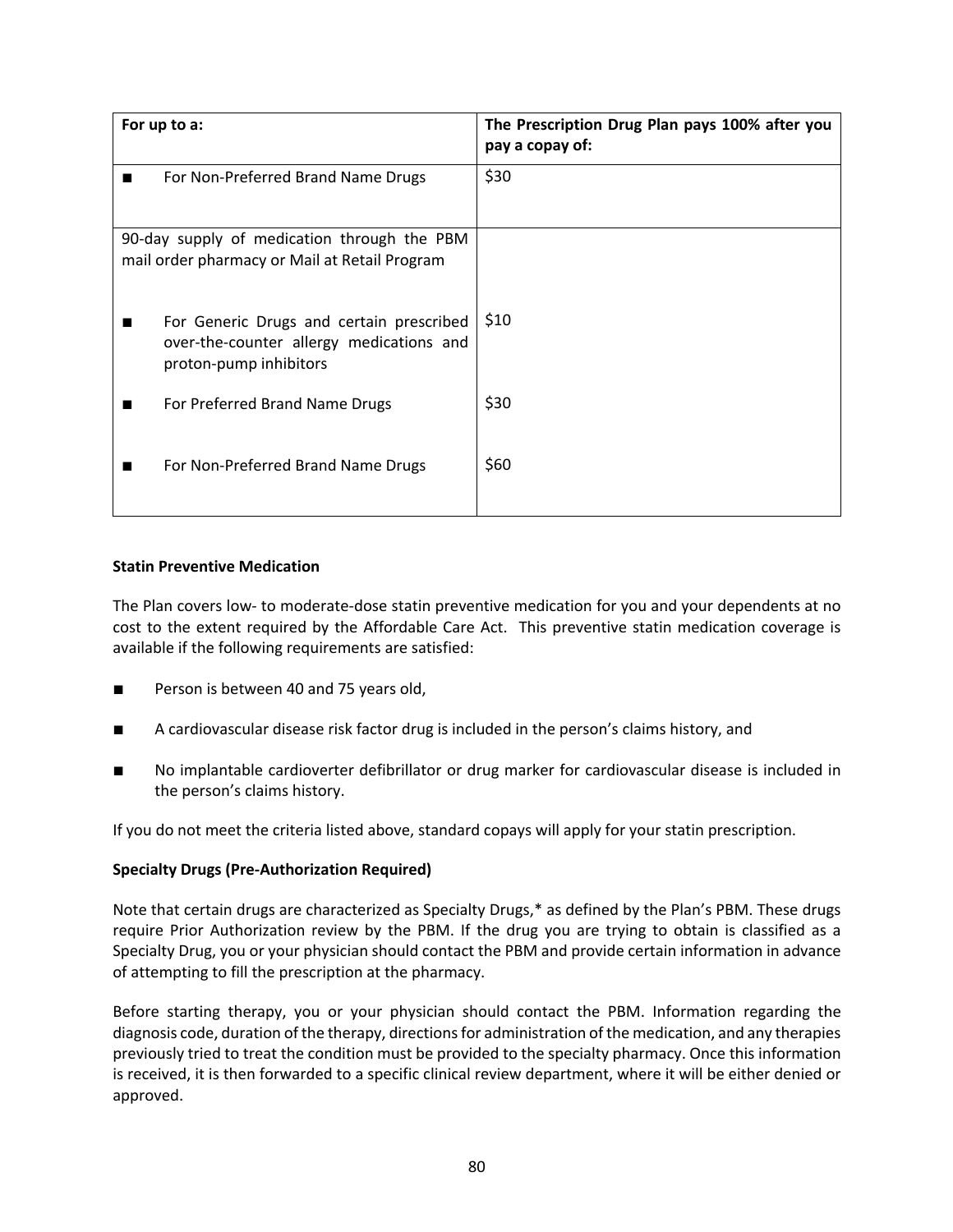| For up to a: | The Prescription Drug Plan pays 100% after you pay a copay of: |
|---|---|
| ■ For Non-Preferred Brand Name Drugs | $30 |
| 90-day supply of medication through the PBM mail order pharmacy or Mail at Retail Program | |
| ■ For Generic Drugs and certain prescribed over-the-counter allergy medications and proton-pump inhibitors | $10 |
| ■ For Preferred Brand Name Drugs | $30 |
| ■ For Non-Preferred Brand Name Drugs | $60 |

**Statin Preventive Medication**

The Plan covers low- to moderate-dose statin preventive medication for you and your dependents at no cost to the extent required by the Affordable Care Act. This preventive statin medication coverage is available if the following requirements are satisfied:

- Person is between 40 and 75 years old,
- A cardiovascular disease risk factor drug is included in the person's claims history, and
- No implantable cardioverter defibrillator or drug marker for cardiovascular disease is included in the person's claims history.

If you do not meet the criteria listed above, standard copays will apply for your statin prescription.

**Specialty Drugs (Pre-Authorization Required)**

Note that certain drugs are characterized as Specialty Drugs,* as defined by the Plan's PBM. These drugs require Prior Authorization review by the PBM. If the drug you are trying to obtain is classified as a Specialty Drug, you or your physician should contact the PBM and provide certain information in advance of attempting to fill the prescription at the pharmacy.

Before starting therapy, you or your physician should contact the PBM. Information regarding the diagnosis code, duration of the therapy, directions for administration of the medication, and any therapies previously tried to treat the condition must be provided to the specialty pharmacy. Once this information is received, it is then forwarded to a specific clinical review department, where it will be either denied or approved.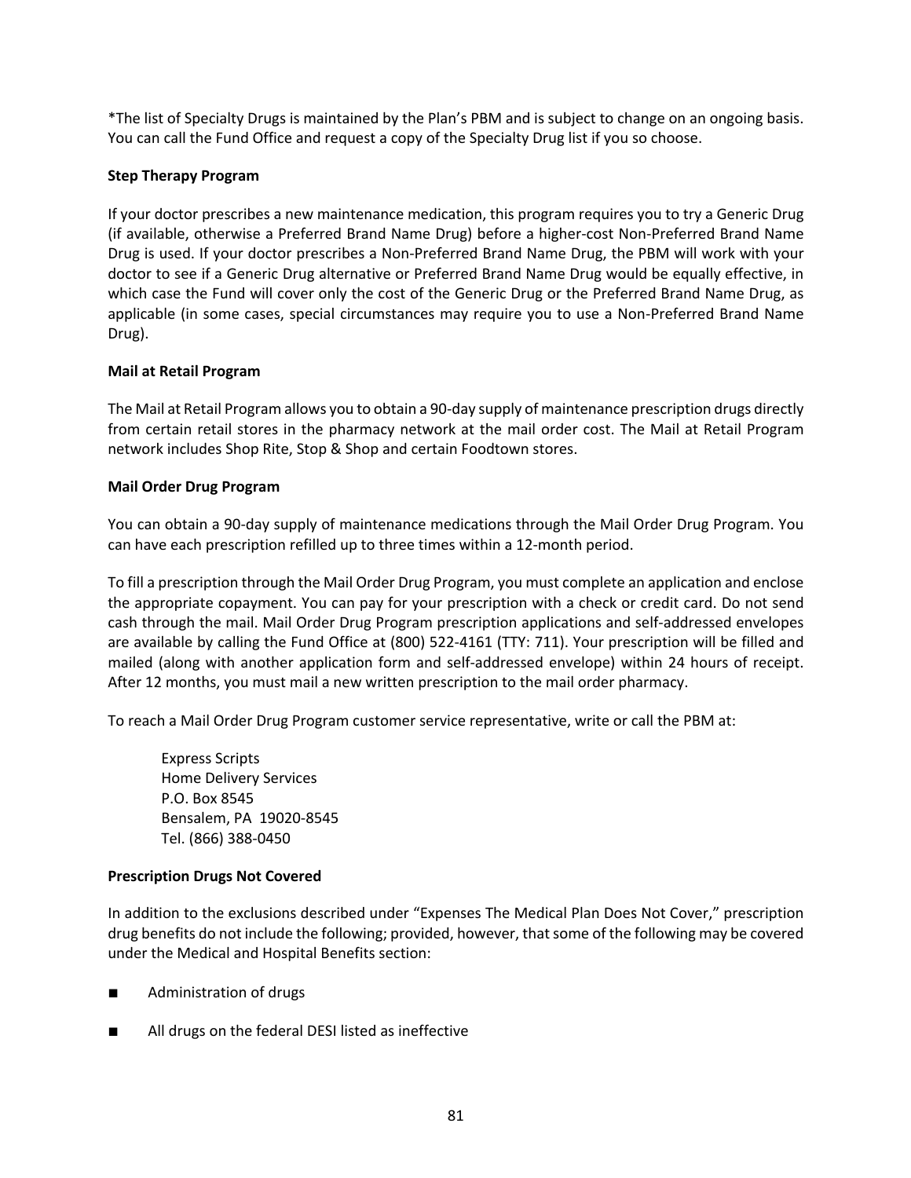*The list of Specialty Drugs is maintained by the Plan's PBM and is subject to change on an ongoing basis. You can call the Fund Office and request a copy of the Specialty Drug list if you so choose.

**Step Therapy Program**

If your doctor prescribes a new maintenance medication, this program requires you to try a Generic Drug (if available, otherwise a Preferred Brand Name Drug) before a higher-cost Non-Preferred Brand Name Drug is used. If your doctor prescribes a Non-Preferred Brand Name Drug, the PBM will work with your doctor to see if a Generic Drug alternative or Preferred Brand Name Drug would be equally effective, in which case the Fund will cover only the cost of the Generic Drug or the Preferred Brand Name Drug, as applicable (in some cases, special circumstances may require you to use a Non-Preferred Brand Name Drug).

**Mail at Retail Program**

The Mail at Retail Program allows you to obtain a 90-day supply of maintenance prescription drugs directly from certain retail stores in the pharmacy network at the mail order cost. The Mail at Retail Program network includes Shop Rite, Stop & Shop and certain Foodtown stores.

**Mail Order Drug Program**

You can obtain a 90-day supply of maintenance medications through the Mail Order Drug Program. You can have each prescription refilled up to three times within a 12-month period.

To fill a prescription through the Mail Order Drug Program, you must complete an application and enclose the appropriate copayment. You can pay for your prescription with a check or credit card. Do not send cash through the mail. Mail Order Drug Program prescription applications and self-addressed envelopes are available by calling the Fund Office at (800) 522-4161 (TTY: 711). Your prescription will be filled and mailed (along with another application form and self-addressed envelope) within 24 hours of receipt. After 12 months, you must mail a new written prescription to the mail order pharmacy.

To reach a Mail Order Drug Program customer service representative, write or call the PBM at:

> Express Scripts
> Home Delivery Services
> P.O. Box 8545
> Bensalem, PA 19020-8545
> Tel. (866) 388-0450

**Prescription Drugs Not Covered**

In addition to the exclusions described under "Expenses The Medical Plan Does Not Cover," prescription drug benefits do not include the following; provided, however, that some of the following may be covered under the Medical and Hospital Benefits section:

- Administration of drugs
- All drugs on the federal DESI listed as ineffective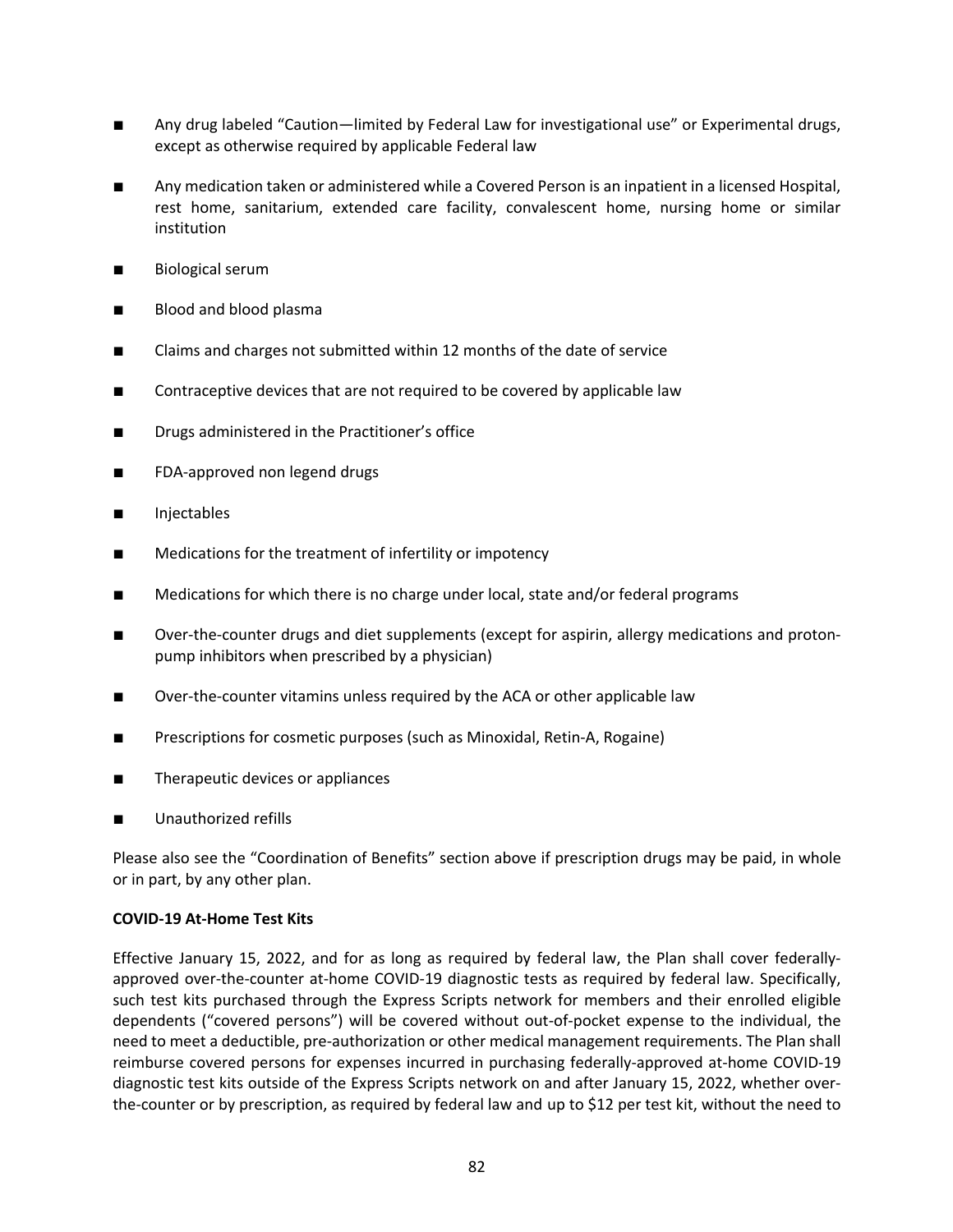- Any drug labeled "Caution—limited by Federal Law for investigational use" or Experimental drugs, except as otherwise required by applicable Federal law
- Any medication taken or administered while a Covered Person is an inpatient in a licensed Hospital, rest home, sanitarium, extended care facility, convalescent home, nursing home or similar institution
- Biological serum
- Blood and blood plasma
- Claims and charges not submitted within 12 months of the date of service
- Contraceptive devices that are not required to be covered by applicable law
- Drugs administered in the Practitioner's office
- FDA-approved non legend drugs
- Injectables
- Medications for the treatment of infertility or impotency
- Medications for which there is no charge under local, state and/or federal programs
- Over-the-counter drugs and diet supplements (except for aspirin, allergy medications and proton-pump inhibitors when prescribed by a physician)
- Over-the-counter vitamins unless required by the ACA or other applicable law
- Prescriptions for cosmetic purposes (such as Minoxidal, Retin-A, Rogaine)
- Therapeutic devices or appliances
- Unauthorized refills

Please also see the "Coordination of Benefits" section above if prescription drugs may be paid, in whole or in part, by any other plan.

**COVID-19 At-Home Test Kits**

Effective January 15, 2022, and for as long as required by federal law, the Plan shall cover federally-approved over-the-counter at-home COVID-19 diagnostic tests as required by federal law. Specifically, such test kits purchased through the Express Scripts network for members and their enrolled eligible dependents ("covered persons") will be covered without out-of-pocket expense to the individual, the need to meet a deductible, pre-authorization or other medical management requirements. The Plan shall reimburse covered persons for expenses incurred in purchasing federally-approved at-home COVID-19 diagnostic test kits outside of the Express Scripts network on and after January 15, 2022, whether over-the-counter or by prescription, as required by federal law and up to $12 per test kit, without the need to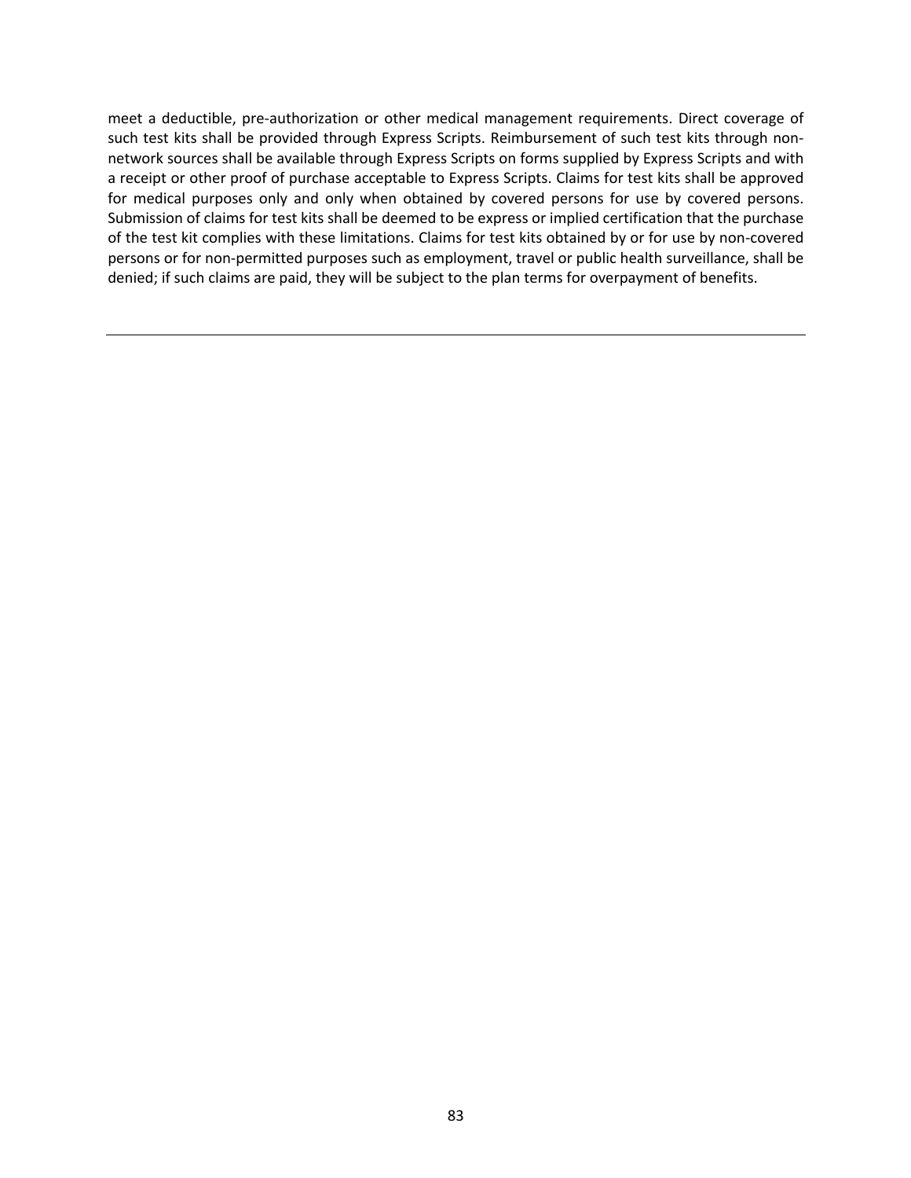meet a deductible, pre-authorization or other medical management requirements. Direct coverage of such test kits shall be provided through Express Scripts. Reimbursement of such test kits through non-network sources shall be available through Express Scripts on forms supplied by Express Scripts and with a receipt or other proof of purchase acceptable to Express Scripts. Claims for test kits shall be approved for medical purposes only and only when obtained by covered persons for use by covered persons. Submission of claims for test kits shall be deemed to be express or implied certification that the purchase of the test kit complies with these limitations. Claims for test kits obtained by or for use by non-covered persons or for non-permitted purposes such as employment, travel or public health surveillance, shall be denied; if such claims are paid, they will be subject to the plan terms for overpayment of benefits.

---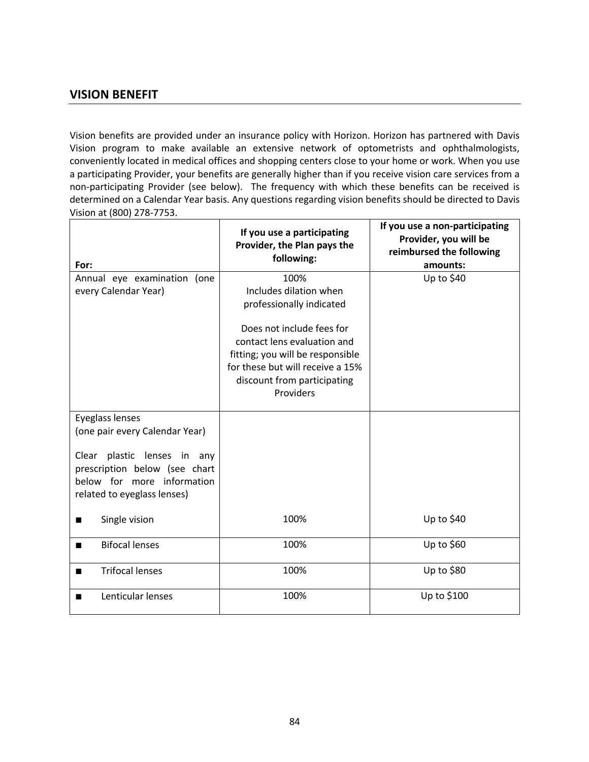## VISION BENEFIT

Vision benefits are provided under an insurance policy with Horizon. Horizon has partnered with Davis Vision program to make available an extensive network of optometrists and ophthalmologists, conveniently located in medical offices and shopping centers close to your home or work. When you use a participating Provider, your benefits are generally higher than if you receive vision care services from a non-participating Provider (see below). The frequency with which these benefits can be received is determined on a Calendar Year basis. Any questions regarding vision benefits should be directed to Davis Vision at (800) 278-7753.

| For: | If you use a participating Provider, the Plan pays the following: | If you use a non-participating Provider, you will be reimbursed the following amounts: |
|---|---|---|
| Annual eye examination (one every Calendar Year) | 100%<br>Includes dilation when professionally indicated<br><br>Does not include fees for contact lens evaluation and fitting; you will be responsible for these but will receive a 15% discount from participating Providers | Up to $40 |
| Eyeglass lenses<br>(one pair every Calendar Year)<br><br>Clear plastic lenses in any prescription below (see chart below for more information related to eyeglass lenses)<br><br>■ Single vision | 100% | Up to $40 |
| ■ Bifocal lenses | 100% | Up to $60 |
| ■ Trifocal lenses | 100% | Up to $80 |
| ■ Lenticular lenses | 100% | Up to $100 |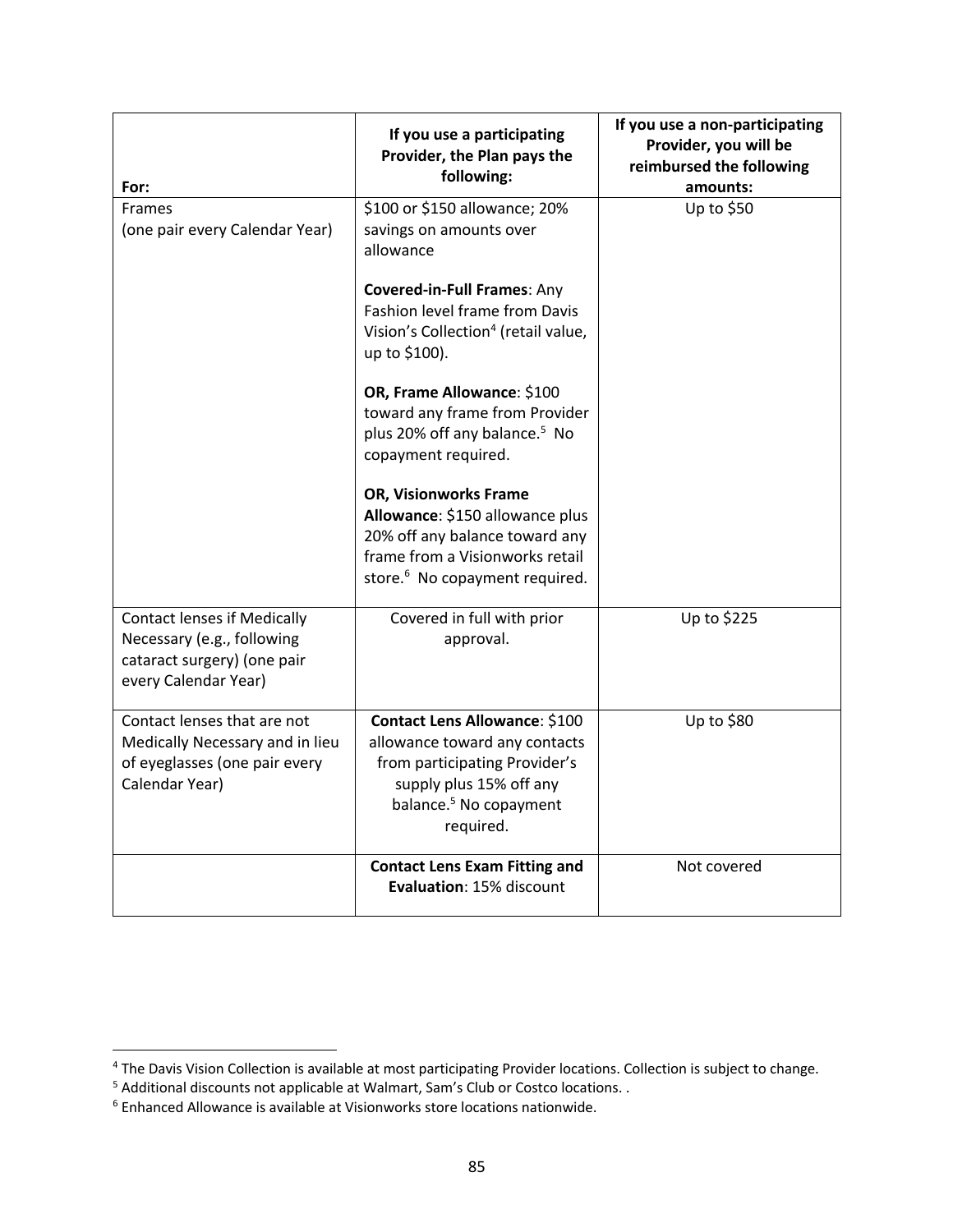| For: | If you use a participating Provider, the Plan pays the following: | If you use a non-participating Provider, you will be reimbursed the following amounts: |
|---|---|---|
| Frames (one pair every Calendar Year) | $100 or $150 allowance; 20% savings on amounts over allowance<br><br>**Covered-in-Full Frames**: Any Fashion level frame from Davis Vision's Collection[4] (retail value, up to $100).<br><br>**OR, Frame Allowance**: $100 toward any frame from Provider plus 20% off any balance.[5] No copayment required.<br><br>**OR, Visionworks Frame Allowance**: $150 allowance plus 20% off any balance toward any frame from a Visionworks retail store.[6] No copayment required. | Up to $50 |
| Contact lenses if Medically Necessary (e.g., following cataract surgery) (one pair every Calendar Year) | Covered in full with prior approval. | Up to $225 |
| Contact lenses that are not Medically Necessary and in lieu of eyeglasses (one pair every Calendar Year) | **Contact Lens Allowance**: $100 allowance toward any contacts from participating Provider's supply plus 15% off any balance.[5] No copayment required. | Up to $80 |
| | **Contact Lens Exam Fitting and Evaluation**: 15% discount | Not covered |

[4] The Davis Vision Collection is available at most participating Provider locations. Collection is subject to change.

[5] Additional discounts not applicable at Walmart, Sam's Club or Costco locations. .

[6] Enhanced Allowance is available at Visionworks store locations nationwide.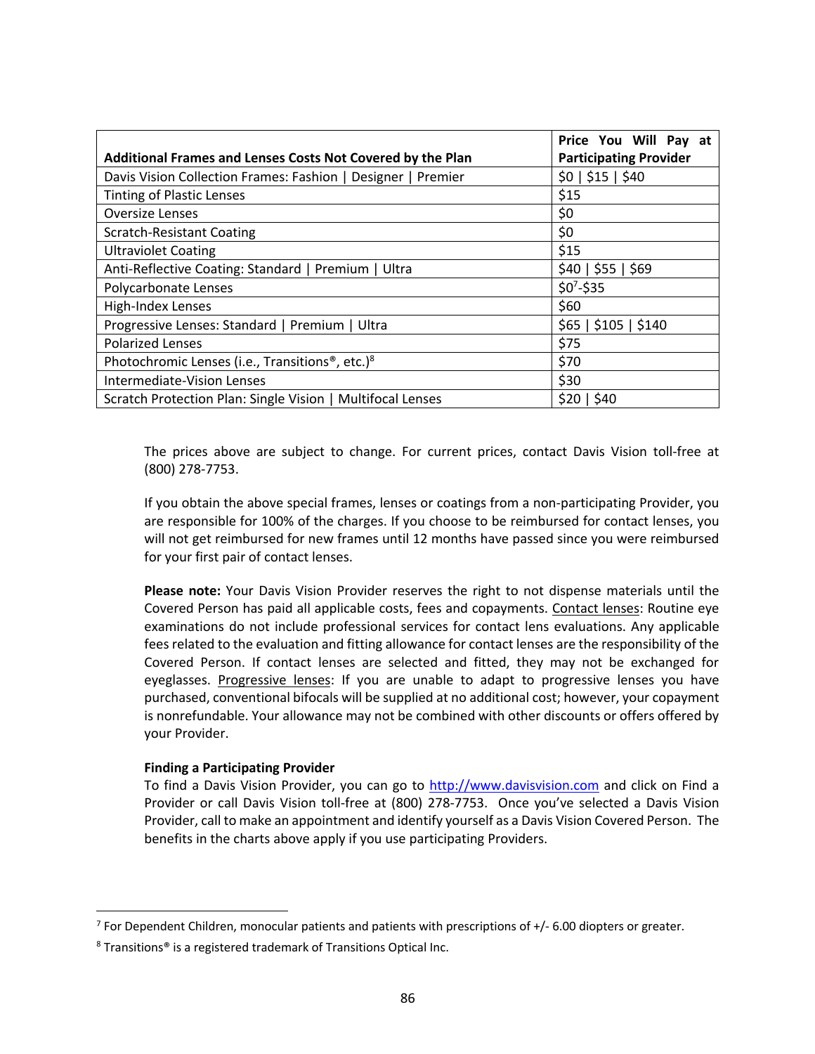| Additional Frames and Lenses Costs Not Covered by the Plan | Price You Will Pay at Participating Provider |
|---|---|
| Davis Vision Collection Frames: Fashion \| Designer \| Premier | $0 \| $15 \| $40 |
| Tinting of Plastic Lenses | $15 |
| Oversize Lenses | $0 |
| Scratch-Resistant Coating | $0 |
| Ultraviolet Coating | $15 |
| Anti-Reflective Coating: Standard \| Premium \| Ultra | $40 \| $55 \| $69 |
| Polycarbonate Lenses | $0[7]-$35 |
| High-Index Lenses | $60 |
| Progressive Lenses: Standard \| Premium \| Ultra | $65 \| $105 \| $140 |
| Polarized Lenses | $75 |
| Photochromic Lenses (i.e., Transitions®, etc.)[8] | $70 |
| Intermediate-Vision Lenses | $30 |
| Scratch Protection Plan: Single Vision \| Multifocal Lenses | $20 \| $40 |

The prices above are subject to change. For current prices, contact Davis Vision toll-free at (800) 278-7753.

If you obtain the above special frames, lenses or coatings from a non-participating Provider, you are responsible for 100% of the charges. If you choose to be reimbursed for contact lenses, you will not get reimbursed for new frames until 12 months have passed since you were reimbursed for your first pair of contact lenses.

**Please note:** Your Davis Vision Provider reserves the right to not dispense materials until the Covered Person has paid all applicable costs, fees and copayments. Contact lenses: Routine eye examinations do not include professional services for contact lens evaluations. Any applicable fees related to the evaluation and fitting allowance for contact lenses are the responsibility of the Covered Person. If contact lenses are selected and fitted, they may not be exchanged for eyeglasses. Progressive lenses: If you are unable to adapt to progressive lenses you have purchased, conventional bifocals will be supplied at no additional cost; however, your copayment is nonrefundable. Your allowance may not be combined with other discounts or offers offered by your Provider.

**Finding a Participating Provider**

To find a Davis Vision Provider, you can go to http://www.davisvision.com and click on Find a Provider or call Davis Vision toll-free at (800) 278-7753. Once you've selected a Davis Vision Provider, call to make an appointment and identify yourself as a Davis Vision Covered Person. The benefits in the charts above apply if you use participating Providers.

[7] For Dependent Children, monocular patients and patients with prescriptions of +/- 6.00 diopters or greater.

[8] Transitions® is a registered trademark of Transitions Optical Inc.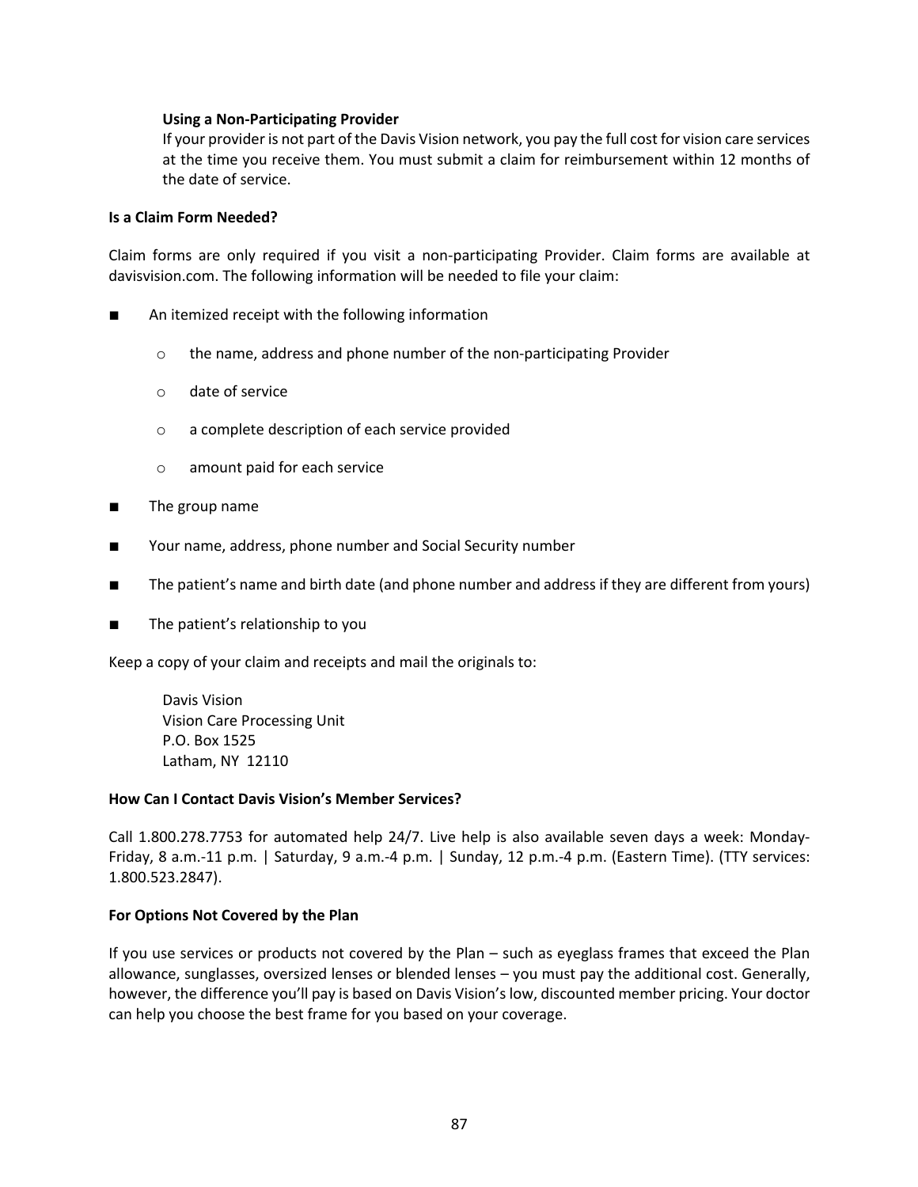#### Using a Non-Participating Provider

If your provider is not part of the Davis Vision network, you pay the full cost for vision care services at the time you receive them. You must submit a claim for reimbursement within 12 months of the date of service.

### Is a Claim Form Needed?

Claim forms are only required if you visit a non-participating Provider. Claim forms are available at davisvision.com. The following information will be needed to file your claim:

- An itemized receipt with the following information
  - the name, address and phone number of the non-participating Provider
  - date of service
  - a complete description of each service provided
  - amount paid for each service
- The group name
- Your name, address, phone number and Social Security number
- The patient's name and birth date (and phone number and address if they are different from yours)
- The patient's relationship to you

Keep a copy of your claim and receipts and mail the originals to:

> Davis Vision
> Vision Care Processing Unit
> P.O. Box 1525
> Latham, NY 12110

### How Can I Contact Davis Vision's Member Services?

Call 1.800.278.7753 for automated help 24/7. Live help is also available seven days a week: Monday-Friday, 8 a.m.-11 p.m. | Saturday, 9 a.m.-4 p.m. | Sunday, 12 p.m.-4 p.m. (Eastern Time). (TTY services: 1.800.523.2847).

### For Options Not Covered by the Plan

If you use services or products not covered by the Plan – such as eyeglass frames that exceed the Plan allowance, sunglasses, oversized lenses or blended lenses – you must pay the additional cost. Generally, however, the difference you'll pay is based on Davis Vision's low, discounted member pricing. Your doctor can help you choose the best frame for you based on your coverage.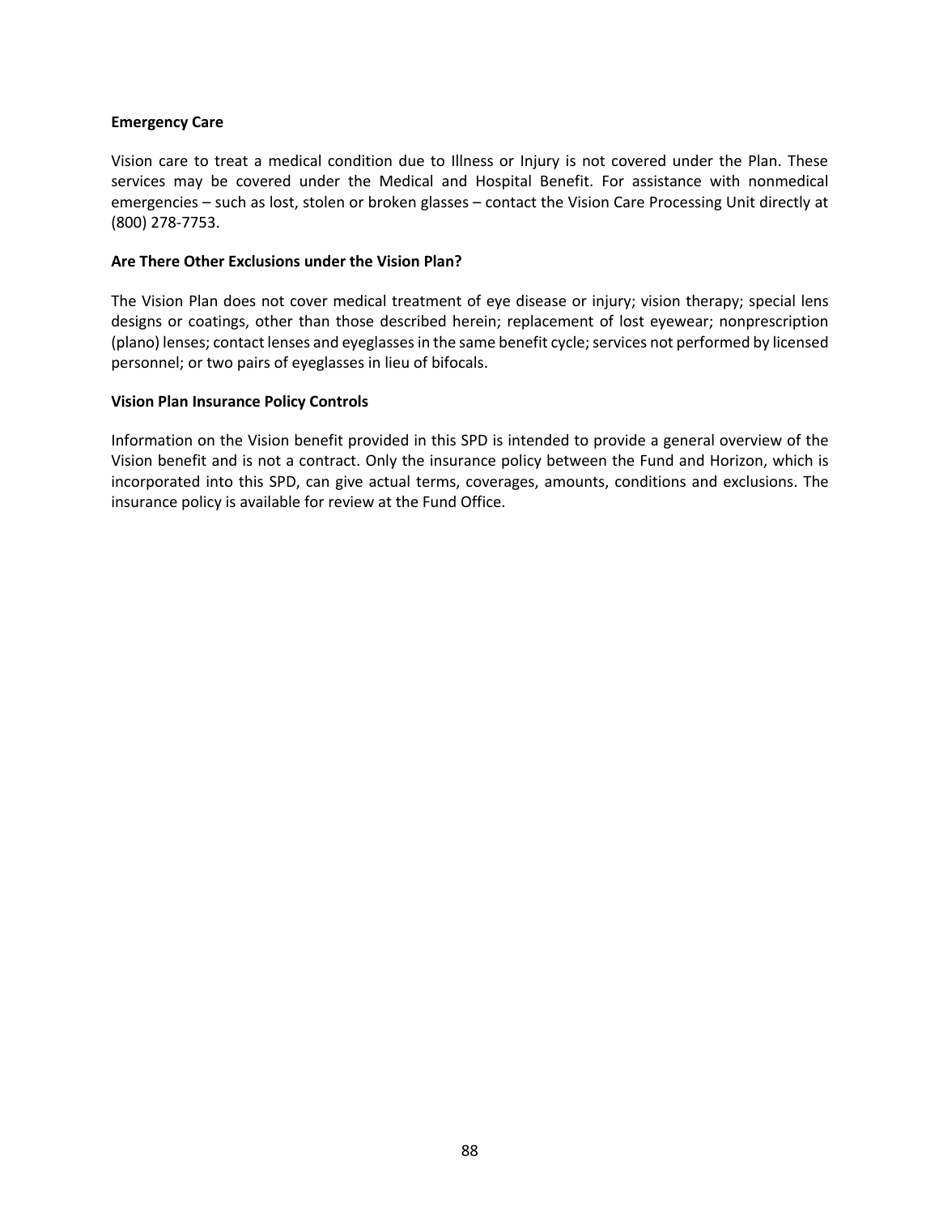**Emergency Care**

Vision care to treat a medical condition due to Illness or Injury is not covered under the Plan. These services may be covered under the Medical and Hospital Benefit. For assistance with nonmedical emergencies – such as lost, stolen or broken glasses – contact the Vision Care Processing Unit directly at (800) 278-7753.

**Are There Other Exclusions under the Vision Plan?**

The Vision Plan does not cover medical treatment of eye disease or injury; vision therapy; special lens designs or coatings, other than those described herein; replacement of lost eyewear; nonprescription (plano) lenses; contact lenses and eyeglasses in the same benefit cycle; services not performed by licensed personnel; or two pairs of eyeglasses in lieu of bifocals.

**Vision Plan Insurance Policy Controls**

Information on the Vision benefit provided in this SPD is intended to provide a general overview of the Vision benefit and is not a contract. Only the insurance policy between the Fund and Horizon, which is incorporated into this SPD, can give actual terms, coverages, amounts, conditions and exclusions. The insurance policy is available for review at the Fund Office.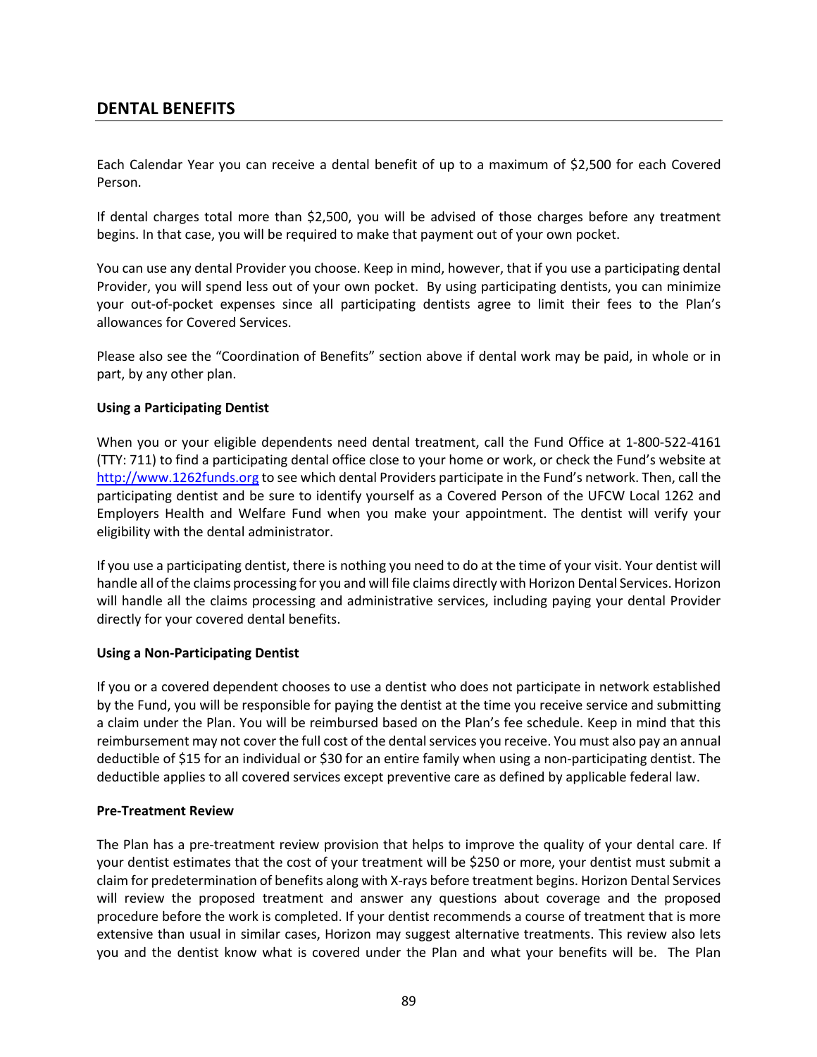## DENTAL BENEFITS

Each Calendar Year you can receive a dental benefit of up to a maximum of $2,500 for each Covered Person.

If dental charges total more than $2,500, you will be advised of those charges before any treatment begins. In that case, you will be required to make that payment out of your own pocket.

You can use any dental Provider you choose. Keep in mind, however, that if you use a participating dental Provider, you will spend less out of your own pocket. By using participating dentists, you can minimize your out-of-pocket expenses since all participating dentists agree to limit their fees to the Plan's allowances for Covered Services.

Please also see the "Coordination of Benefits" section above if dental work may be paid, in whole or in part, by any other plan.

**Using a Participating Dentist**

When you or your eligible dependents need dental treatment, call the Fund Office at 1-800-522-4161 (TTY: 711) to find a participating dental office close to your home or work, or check the Fund's website at http://www.1262funds.org to see which dental Providers participate in the Fund's network. Then, call the participating dentist and be sure to identify yourself as a Covered Person of the UFCW Local 1262 and Employers Health and Welfare Fund when you make your appointment. The dentist will verify your eligibility with the dental administrator.

If you use a participating dentist, there is nothing you need to do at the time of your visit. Your dentist will handle all of the claims processing for you and will file claims directly with Horizon Dental Services. Horizon will handle all the claims processing and administrative services, including paying your dental Provider directly for your covered dental benefits.

**Using a Non-Participating Dentist**

If you or a covered dependent chooses to use a dentist who does not participate in network established by the Fund, you will be responsible for paying the dentist at the time you receive service and submitting a claim under the Plan. You will be reimbursed based on the Plan's fee schedule. Keep in mind that this reimbursement may not cover the full cost of the dental services you receive. You must also pay an annual deductible of $15 for an individual or $30 for an entire family when using a non-participating dentist. The deductible applies to all covered services except preventive care as defined by applicable federal law.

**Pre-Treatment Review**

The Plan has a pre-treatment review provision that helps to improve the quality of your dental care. If your dentist estimates that the cost of your treatment will be $250 or more, your dentist must submit a claim for predetermination of benefits along with X-rays before treatment begins. Horizon Dental Services will review the proposed treatment and answer any questions about coverage and the proposed procedure before the work is completed. If your dentist recommends a course of treatment that is more extensive than usual in similar cases, Horizon may suggest alternative treatments. This review also lets you and the dentist know what is covered under the Plan and what your benefits will be. The Plan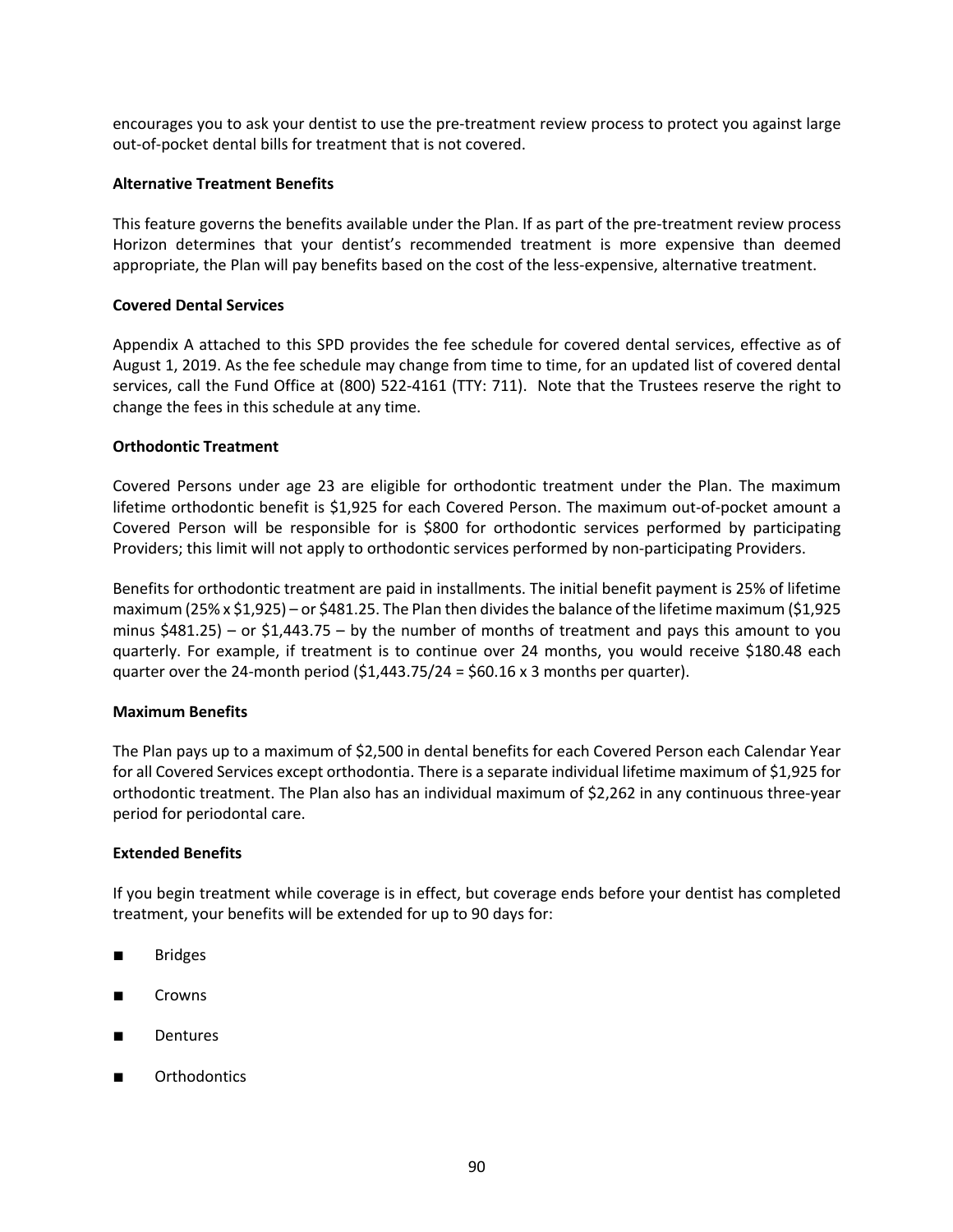encourages you to ask your dentist to use the pre-treatment review process to protect you against large out-of-pocket dental bills for treatment that is not covered.

**Alternative Treatment Benefits**

This feature governs the benefits available under the Plan. If as part of the pre-treatment review process Horizon determines that your dentist's recommended treatment is more expensive than deemed appropriate, the Plan will pay benefits based on the cost of the less-expensive, alternative treatment.

**Covered Dental Services**

Appendix A attached to this SPD provides the fee schedule for covered dental services, effective as of August 1, 2019. As the fee schedule may change from time to time, for an updated list of covered dental services, call the Fund Office at (800) 522-4161 (TTY: 711). Note that the Trustees reserve the right to change the fees in this schedule at any time.

**Orthodontic Treatment**

Covered Persons under age 23 are eligible for orthodontic treatment under the Plan. The maximum lifetime orthodontic benefit is $1,925 for each Covered Person. The maximum out-of-pocket amount a Covered Person will be responsible for is $800 for orthodontic services performed by participating Providers; this limit will not apply to orthodontic services performed by non-participating Providers.

Benefits for orthodontic treatment are paid in installments. The initial benefit payment is 25% of lifetime maximum (25% x $1,925) – or $481.25. The Plan then divides the balance of the lifetime maximum ($1,925 minus $481.25) – or $1,443.75 – by the number of months of treatment and pays this amount to you quarterly. For example, if treatment is to continue over 24 months, you would receive $180.48 each quarter over the 24-month period ($1,443.75/24 = $60.16 x 3 months per quarter).

**Maximum Benefits**

The Plan pays up to a maximum of $2,500 in dental benefits for each Covered Person each Calendar Year for all Covered Services except orthodontia. There is a separate individual lifetime maximum of $1,925 for orthodontic treatment. The Plan also has an individual maximum of $2,262 in any continuous three-year period for periodontal care.

**Extended Benefits**

If you begin treatment while coverage is in effect, but coverage ends before your dentist has completed treatment, your benefits will be extended for up to 90 days for:

- Bridges
- Crowns
- Dentures
- Orthodontics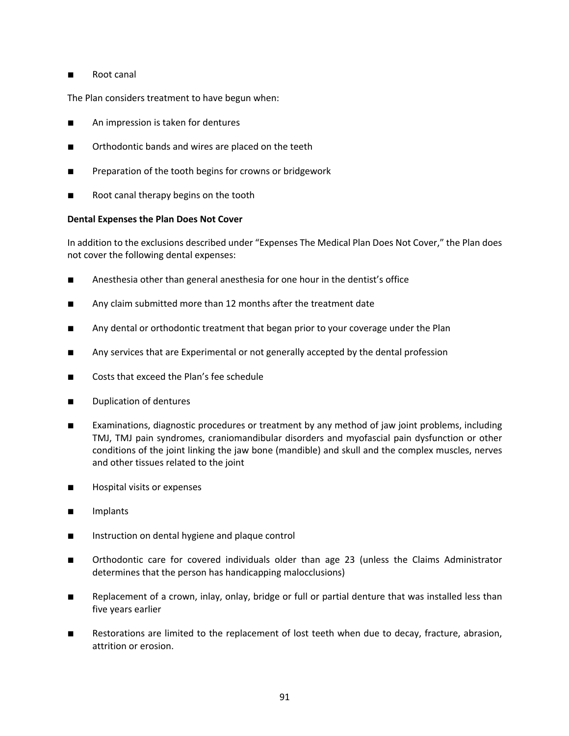- Root canal

The Plan considers treatment to have begun when:

- An impression is taken for dentures
- Orthodontic bands and wires are placed on the teeth
- Preparation of the tooth begins for crowns or bridgework
- Root canal therapy begins on the tooth

**Dental Expenses the Plan Does Not Cover**

In addition to the exclusions described under "Expenses The Medical Plan Does Not Cover," the Plan does not cover the following dental expenses:

- Anesthesia other than general anesthesia for one hour in the dentist's office
- Any claim submitted more than 12 months after the treatment date
- Any dental or orthodontic treatment that began prior to your coverage under the Plan
- Any services that are Experimental or not generally accepted by the dental profession
- Costs that exceed the Plan's fee schedule
- Duplication of dentures
- Examinations, diagnostic procedures or treatment by any method of jaw joint problems, including TMJ, TMJ pain syndromes, craniomandibular disorders and myofascial pain dysfunction or other conditions of the joint linking the jaw bone (mandible) and skull and the complex muscles, nerves and other tissues related to the joint
- Hospital visits or expenses
- Implants
- Instruction on dental hygiene and plaque control
- Orthodontic care for covered individuals older than age 23 (unless the Claims Administrator determines that the person has handicapping malocclusions)
- Replacement of a crown, inlay, onlay, bridge or full or partial denture that was installed less than five years earlier
- Restorations are limited to the replacement of lost teeth when due to decay, fracture, abrasion, attrition or erosion.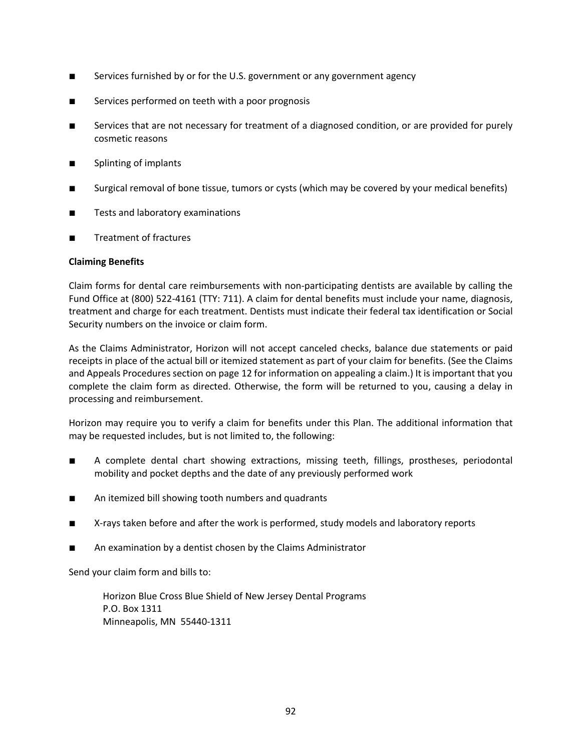- Services furnished by or for the U.S. government or any government agency
- Services performed on teeth with a poor prognosis
- Services that are not necessary for treatment of a diagnosed condition, or are provided for purely cosmetic reasons
- Splinting of implants
- Surgical removal of bone tissue, tumors or cysts (which may be covered by your medical benefits)
- Tests and laboratory examinations
- Treatment of fractures

**Claiming Benefits**

Claim forms for dental care reimbursements with non-participating dentists are available by calling the Fund Office at (800) 522-4161 (TTY: 711). A claim for dental benefits must include your name, diagnosis, treatment and charge for each treatment. Dentists must indicate their federal tax identification or Social Security numbers on the invoice or claim form.

As the Claims Administrator, Horizon will not accept canceled checks, balance due statements or paid receipts in place of the actual bill or itemized statement as part of your claim for benefits. (See the Claims and Appeals Procedures section on page 12 for information on appealing a claim.) It is important that you complete the claim form as directed. Otherwise, the form will be returned to you, causing a delay in processing and reimbursement.

Horizon may require you to verify a claim for benefits under this Plan. The additional information that may be requested includes, but is not limited to, the following:

- A complete dental chart showing extractions, missing teeth, fillings, prostheses, periodontal mobility and pocket depths and the date of any previously performed work
- An itemized bill showing tooth numbers and quadrants
- X-rays taken before and after the work is performed, study models and laboratory reports
- An examination by a dentist chosen by the Claims Administrator

Send your claim form and bills to:

Horizon Blue Cross Blue Shield of New Jersey Dental Programs
P.O. Box 1311
Minneapolis, MN 55440-1311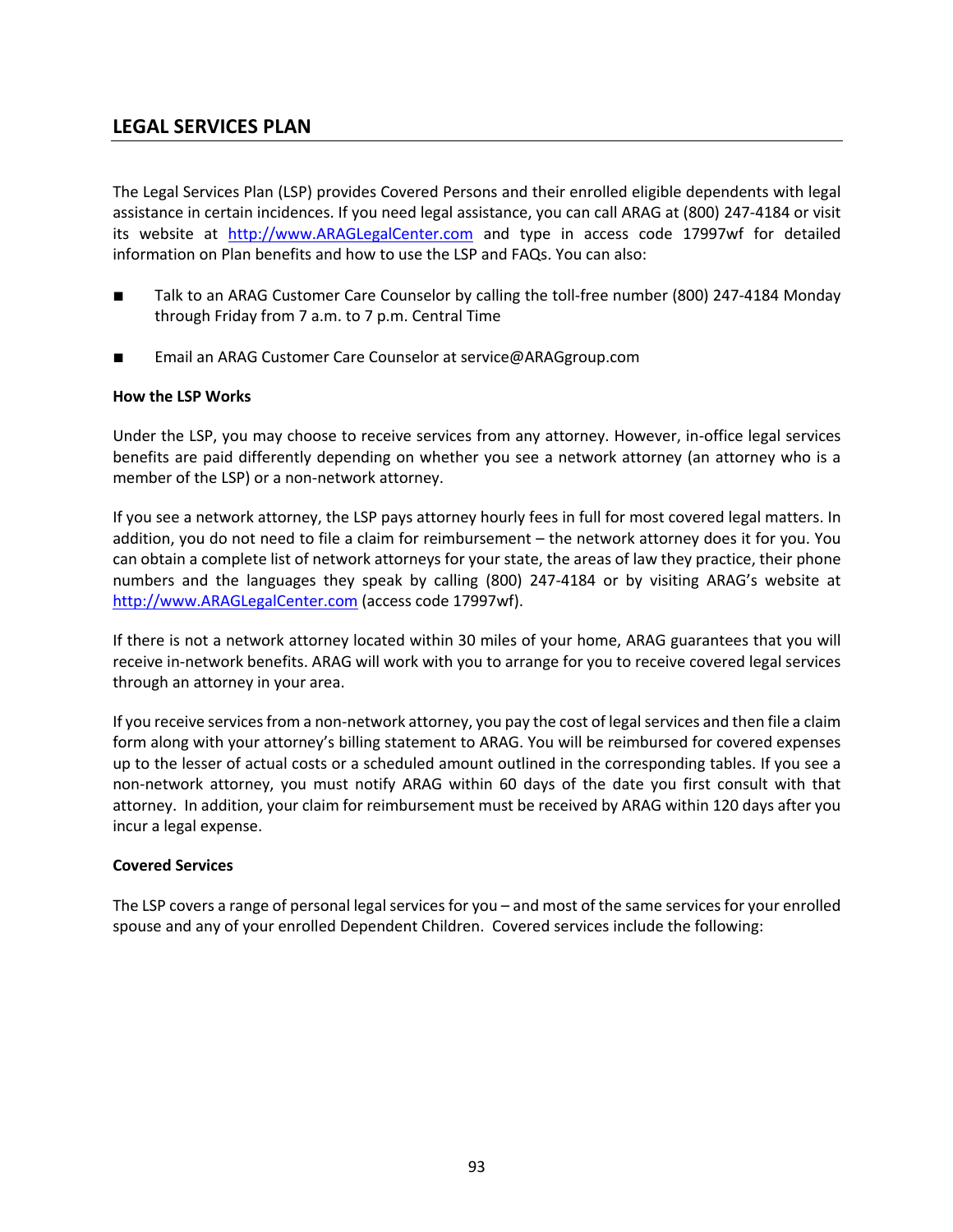## LEGAL SERVICES PLAN

The Legal Services Plan (LSP) provides Covered Persons and their enrolled eligible dependents with legal assistance in certain incidences. If you need legal assistance, you can call ARAG at (800) 247-4184 or visit its website at http://www.ARAGLegalCenter.com and type in access code 17997wf for detailed information on Plan benefits and how to use the LSP and FAQs. You can also:

- Talk to an ARAG Customer Care Counselor by calling the toll-free number (800) 247-4184 Monday through Friday from 7 a.m. to 7 p.m. Central Time
- Email an ARAG Customer Care Counselor at service@ARAGgroup.com

**How the LSP Works**

Under the LSP, you may choose to receive services from any attorney. However, in-office legal services benefits are paid differently depending on whether you see a network attorney (an attorney who is a member of the LSP) or a non-network attorney.

If you see a network attorney, the LSP pays attorney hourly fees in full for most covered legal matters. In addition, you do not need to file a claim for reimbursement – the network attorney does it for you. You can obtain a complete list of network attorneys for your state, the areas of law they practice, their phone numbers and the languages they speak by calling (800) 247-4184 or by visiting ARAG's website at http://www.ARAGLegalCenter.com (access code 17997wf).

If there is not a network attorney located within 30 miles of your home, ARAG guarantees that you will receive in-network benefits. ARAG will work with you to arrange for you to receive covered legal services through an attorney in your area.

If you receive services from a non-network attorney, you pay the cost of legal services and then file a claim form along with your attorney's billing statement to ARAG. You will be reimbursed for covered expenses up to the lesser of actual costs or a scheduled amount outlined in the corresponding tables. If you see a non-network attorney, you must notify ARAG within 60 days of the date you first consult with that attorney. In addition, your claim for reimbursement must be received by ARAG within 120 days after you incur a legal expense.

**Covered Services**

The LSP covers a range of personal legal services for you – and most of the same services for your enrolled spouse and any of your enrolled Dependent Children. Covered services include the following: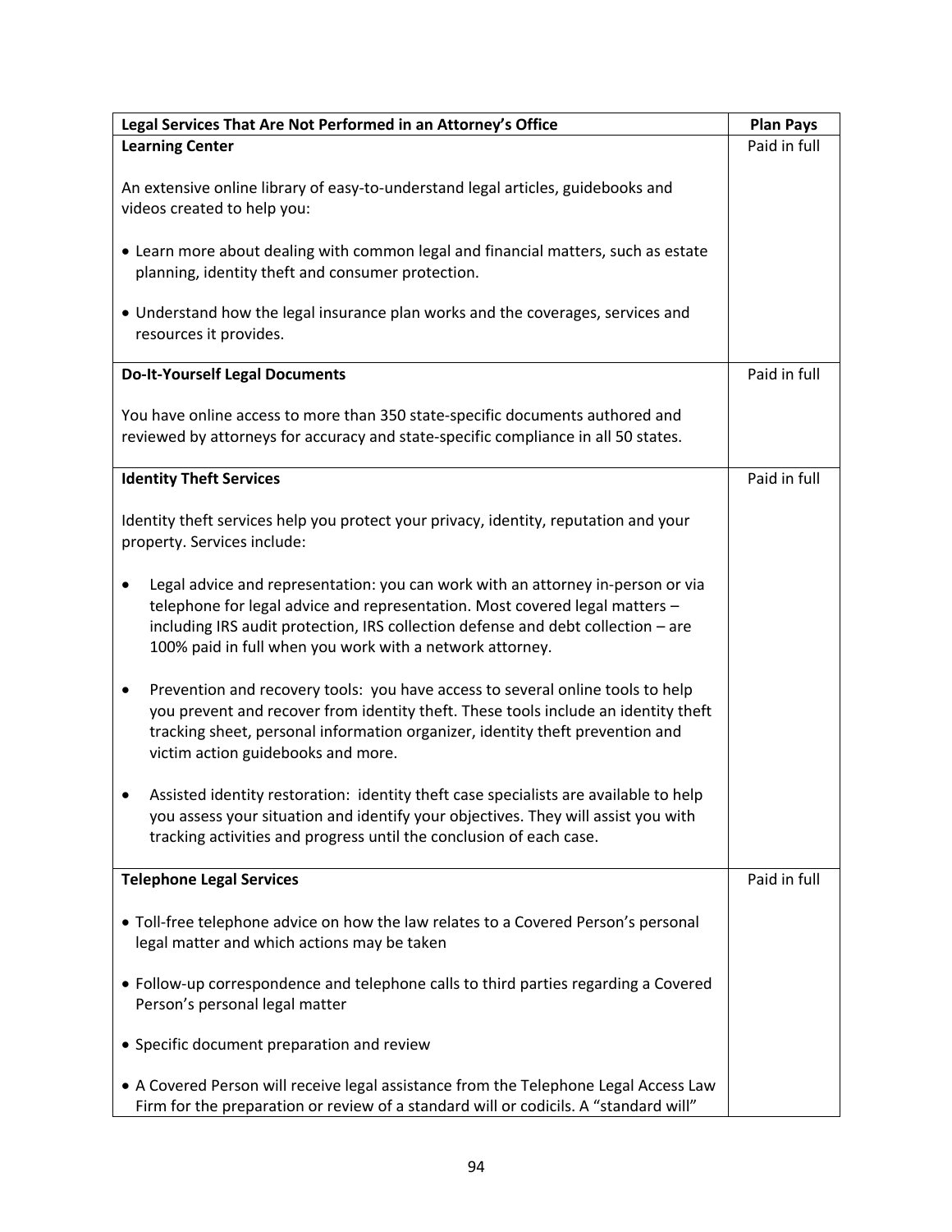| Legal Services That Are Not Performed in an Attorney's Office | Plan Pays |
|---|---|
| **Learning Center**<br><br>An extensive online library of easy-to-understand legal articles, guidebooks and videos created to help you:<br><br>• Learn more about dealing with common legal and financial matters, such as estate planning, identity theft and consumer protection.<br><br>• Understand how the legal insurance plan works and the coverages, services and resources it provides. | Paid in full |
| **Do-It-Yourself Legal Documents**<br><br>You have online access to more than 350 state-specific documents authored and reviewed by attorneys for accuracy and state-specific compliance in all 50 states. | Paid in full |
| **Identity Theft Services**<br><br>Identity theft services help you protect your privacy, identity, reputation and your property. Services include:<br><br>• Legal advice and representation: you can work with an attorney in-person or via telephone for legal advice and representation. Most covered legal matters – including IRS audit protection, IRS collection defense and debt collection – are 100% paid in full when you work with a network attorney.<br><br>• Prevention and recovery tools: you have access to several online tools to help you prevent and recover from identity theft. These tools include an identity theft tracking sheet, personal information organizer, identity theft prevention and victim action guidebooks and more.<br><br>• Assisted identity restoration: identity theft case specialists are available to help you assess your situation and identify your objectives. They will assist you with tracking activities and progress until the conclusion of each case. | Paid in full |
| **Telephone Legal Services**<br><br>• Toll-free telephone advice on how the law relates to a Covered Person's personal legal matter and which actions may be taken<br><br>• Follow-up correspondence and telephone calls to third parties regarding a Covered Person's personal legal matter<br><br>• Specific document preparation and review<br><br>• A Covered Person will receive legal assistance from the Telephone Legal Access Law Firm for the preparation or review of a standard will or codicils. A "standard will" | Paid in full |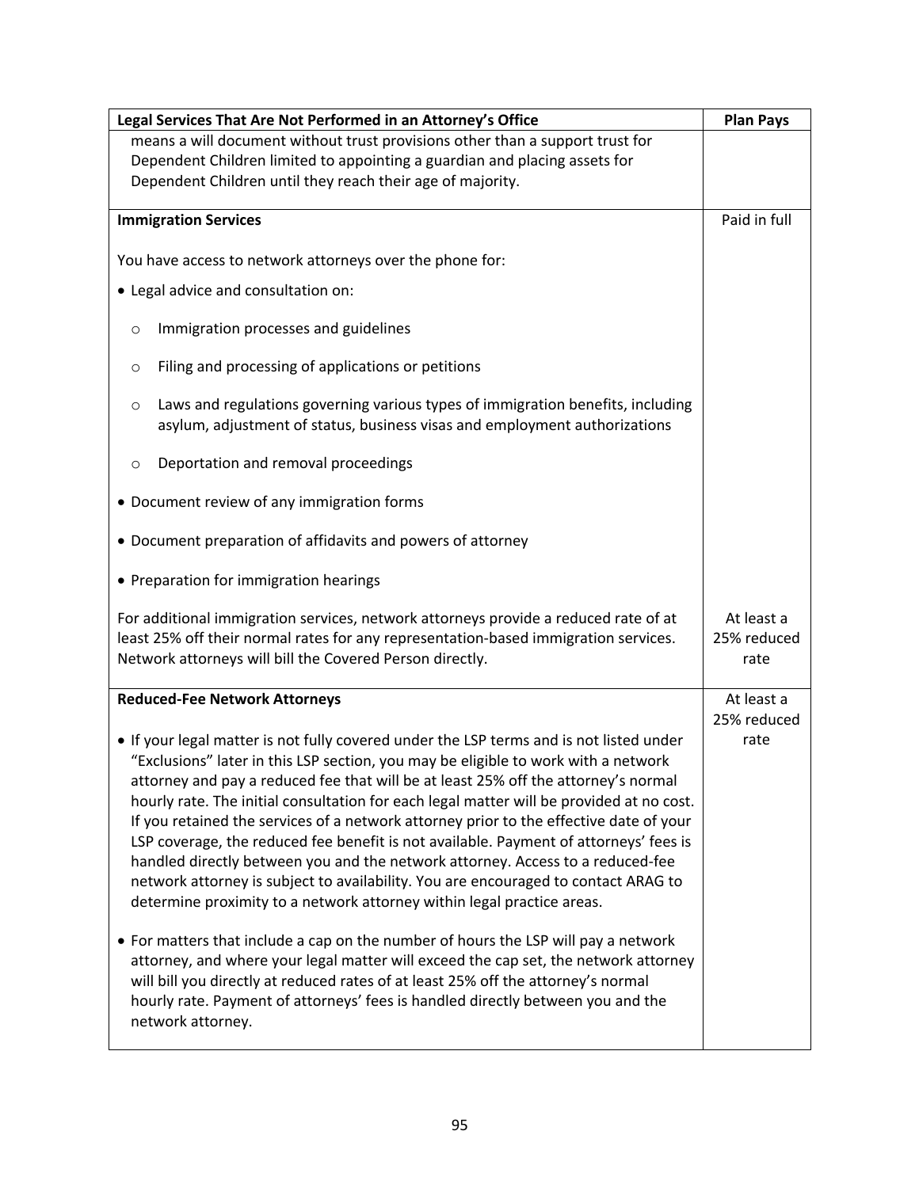| Legal Services That Are Not Performed in an Attorney's Office | Plan Pays |
|---|---|
| means a will document without trust provisions other than a support trust for Dependent Children limited to appointing a guardian and placing assets for Dependent Children until they reach their age of majority. | |
| **Immigration Services**<br><br>You have access to network attorneys over the phone for:<br>• Legal advice and consultation on:<br>  ○ Immigration processes and guidelines<br>  ○ Filing and processing of applications or petitions<br>  ○ Laws and regulations governing various types of immigration benefits, including asylum, adjustment of status, business visas and employment authorizations<br>  ○ Deportation and removal proceedings<br>• Document review of any immigration forms<br>• Document preparation of affidavits and powers of attorney<br>• Preparation for immigration hearings | Paid in full |
| For additional immigration services, network attorneys provide a reduced rate of at least 25% off their normal rates for any representation-based immigration services. Network attorneys will bill the Covered Person directly. | At least a 25% reduced rate |
| **Reduced-Fee Network Attorneys**<br><br>• If your legal matter is not fully covered under the LSP terms and is not listed under "Exclusions" later in this LSP section, you may be eligible to work with a network attorney and pay a reduced fee that will be at least 25% off the attorney's normal hourly rate. The initial consultation for each legal matter will be provided at no cost. If you retained the services of a network attorney prior to the effective date of your LSP coverage, the reduced fee benefit is not available. Payment of attorneys' fees is handled directly between you and the network attorney. Access to a reduced-fee network attorney is subject to availability. You are encouraged to contact ARAG to determine proximity to a network attorney within legal practice areas.<br><br>• For matters that include a cap on the number of hours the LSP will pay a network attorney, and where your legal matter will exceed the cap set, the network attorney will bill you directly at reduced rates of at least 25% off the attorney's normal hourly rate. Payment of attorneys' fees is handled directly between you and the network attorney. | At least a 25% reduced rate |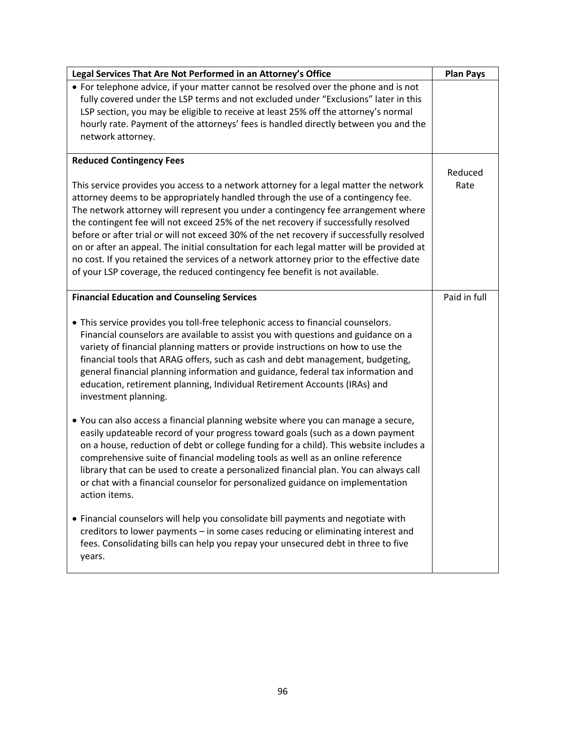| Legal Services That Are Not Performed in an Attorney's Office | Plan Pays |
|---|---|
| • For telephone advice, if your matter cannot be resolved over the phone and is not fully covered under the LSP terms and not excluded under "Exclusions" later in this LSP section, you may be eligible to receive at least 25% off the attorney's normal hourly rate. Payment of the attorneys' fees is handled directly between you and the network attorney. | |
| **Reduced Contingency Fees**<br><br>This service provides you access to a network attorney for a legal matter the network attorney deems to be appropriately handled through the use of a contingency fee. The network attorney will represent you under a contingency fee arrangement where the contingent fee will not exceed 25% of the net recovery if successfully resolved before or after trial or will not exceed 30% of the net recovery if successfully resolved on or after an appeal. The initial consultation for each legal matter will be provided at no cost. If you retained the services of a network attorney prior to the effective date of your LSP coverage, the reduced contingency fee benefit is not available. | Reduced Rate |
| **Financial Education and Counseling Services**<br><br>• This service provides you toll-free telephonic access to financial counselors. Financial counselors are available to assist you with questions and guidance on a variety of financial planning matters or provide instructions on how to use the financial tools that ARAG offers, such as cash and debt management, budgeting, general financial planning information and guidance, federal tax information and education, retirement planning, Individual Retirement Accounts (IRAs) and investment planning.<br><br>• You can also access a financial planning website where you can manage a secure, easily updateable record of your progress toward goals (such as a down payment on a house, reduction of debt or college funding for a child). This website includes a comprehensive suite of financial modeling tools as well as an online reference library that can be used to create a personalized financial plan. You can always call or chat with a financial counselor for personalized guidance on implementation action items.<br><br>• Financial counselors will help you consolidate bill payments and negotiate with creditors to lower payments – in some cases reducing or eliminating interest and fees. Consolidating bills can help you repay your unsecured debt in three to five years. | Paid in full |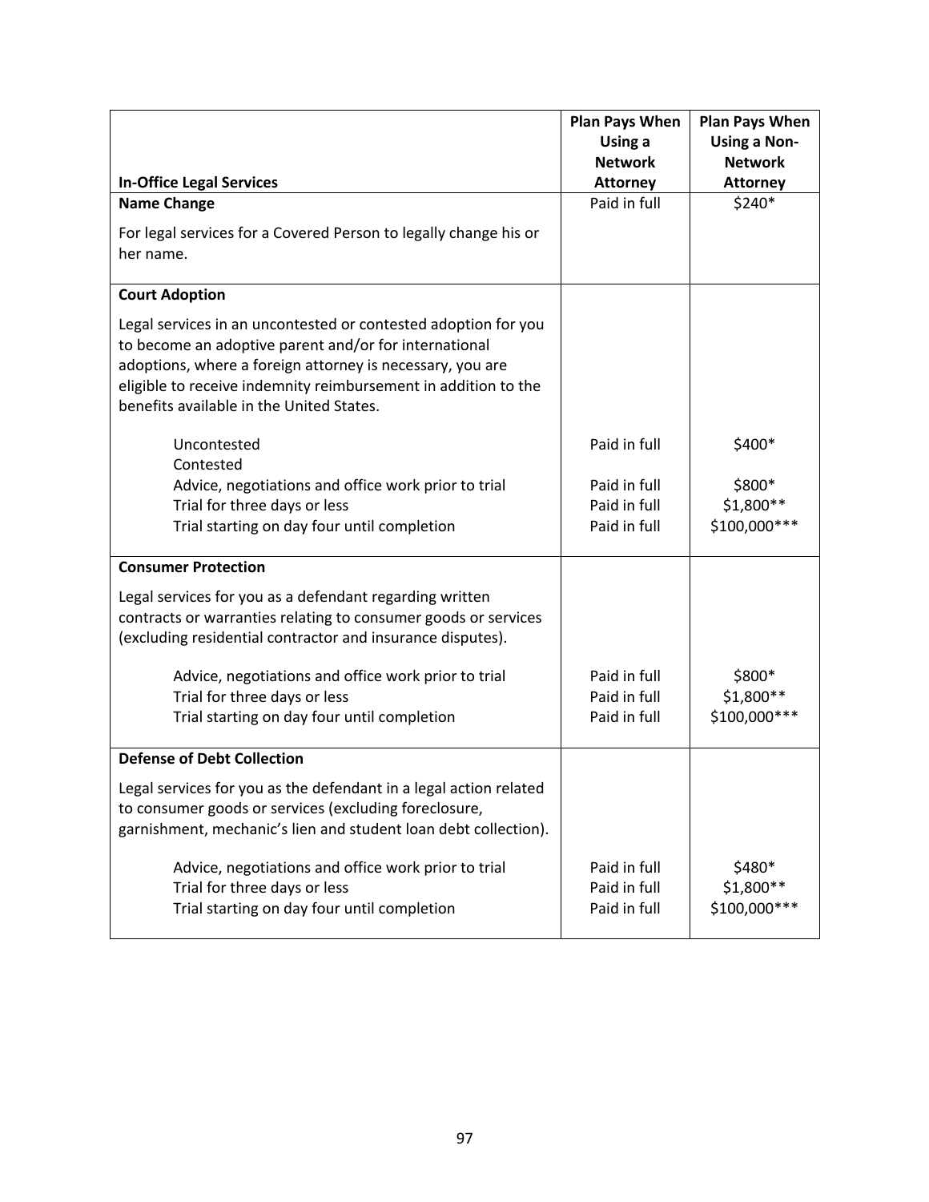| In-Office Legal Services | Plan Pays When Using a Network Attorney | Plan Pays When Using a Non-Network Attorney |
|---|---|---|
| **Name Change** | Paid in full | $240* |
| For legal services for a Covered Person to legally change his or her name. | | |
| **Court Adoption** | | |
| Legal services in an uncontested or contested adoption for you to become an adoptive parent and/or for international adoptions, where a foreign attorney is necessary, you are eligible to receive indemnity reimbursement in addition to the benefits available in the United States. | | |
| Uncontested | Paid in full | $400* |
| Contested | | |
| Advice, negotiations and office work prior to trial | Paid in full | $800* |
| Trial for three days or less | Paid in full | $1,800** |
| Trial starting on day four until completion | Paid in full | $100,000*** |
| **Consumer Protection** | | |
| Legal services for you as a defendant regarding written contracts or warranties relating to consumer goods or services (excluding residential contractor and insurance disputes). | | |
| Advice, negotiations and office work prior to trial | Paid in full | $800* |
| Trial for three days or less | Paid in full | $1,800** |
| Trial starting on day four until completion | Paid in full | $100,000*** |
| **Defense of Debt Collection** | | |
| Legal services for you as the defendant in a legal action related to consumer goods or services (excluding foreclosure, garnishment, mechanic's lien and student loan debt collection). | | |
| Advice, negotiations and office work prior to trial | Paid in full | $480* |
| Trial for three days or less | Paid in full | $1,800** |
| Trial starting on day four until completion | Paid in full | $100,000*** |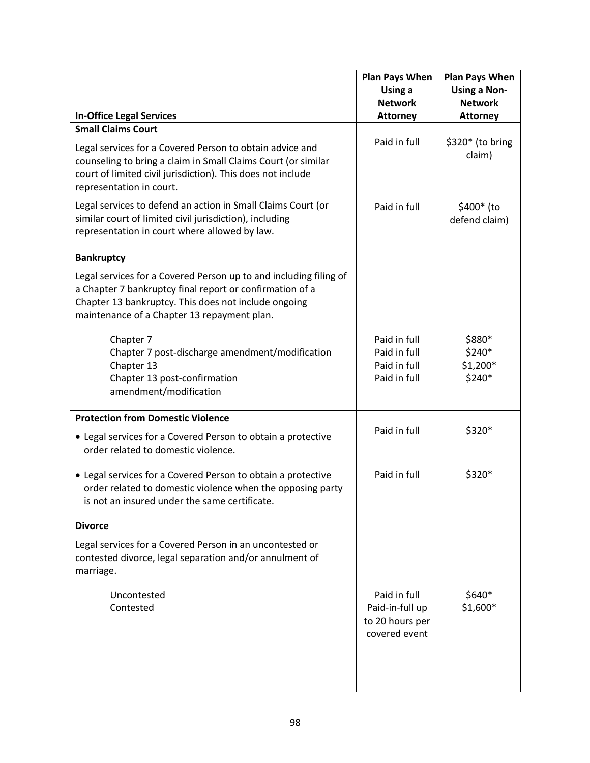| In-Office Legal Services | Plan Pays When Using a Network Attorney | Plan Pays When Using a Non-Network Attorney |
|---|---|---|
| **Small Claims Court** | | |
| Legal services for a Covered Person to obtain advice and counseling to bring a claim in Small Claims Court (or similar court of limited civil jurisdiction). This does not include representation in court. | Paid in full | $320* (to bring claim) |
| Legal services to defend an action in Small Claims Court (or similar court of limited civil jurisdiction), including representation in court where allowed by law. | Paid in full | $400* (to defend claim) |
| **Bankruptcy** | | |
| Legal services for a Covered Person up to and including filing of a Chapter 7 bankruptcy final report or confirmation of a Chapter 13 bankruptcy. This does not include ongoing maintenance of a Chapter 13 repayment plan. | | |
| Chapter 7 | Paid in full | $880* |
| Chapter 7 post-discharge amendment/modification | Paid in full | $240* |
| Chapter 13 | Paid in full | $1,200* |
| Chapter 13 post-confirmation amendment/modification | Paid in full | $240* |
| **Protection from Domestic Violence** | | |
| • Legal services for a Covered Person to obtain a protective order related to domestic violence. | Paid in full | $320* |
| • Legal services for a Covered Person to obtain a protective order related to domestic violence when the opposing party is not an insured under the same certificate. | Paid in full | $320* |
| **Divorce** | | |
| Legal services for a Covered Person in an uncontested or contested divorce, legal separation and/or annulment of marriage. | | |
| Uncontested | Paid in full | $640* |
| Contested | Paid-in-full up to 20 hours per covered event | $1,600* |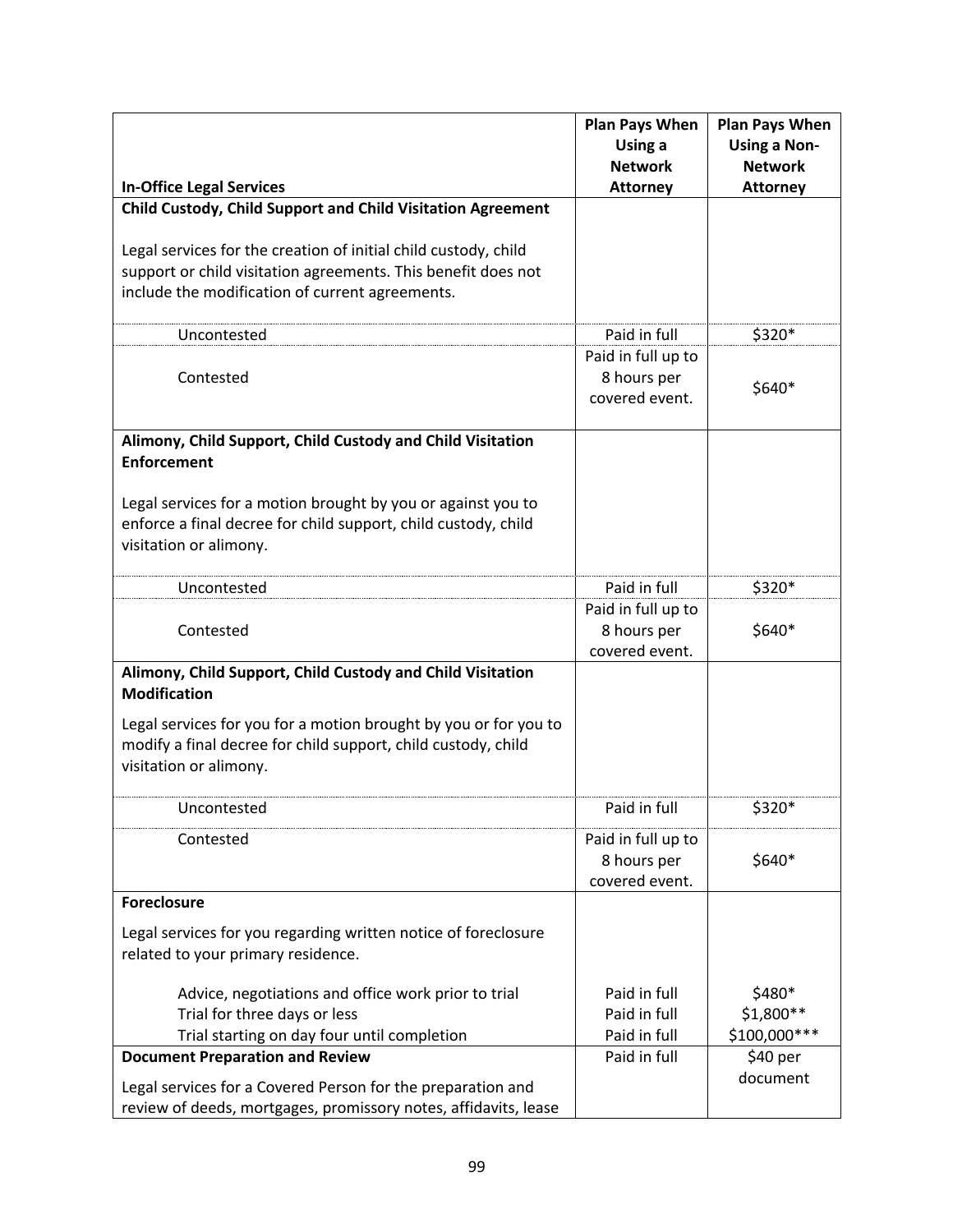| In-Office Legal Services | Plan Pays When Using a Network Attorney | Plan Pays When Using a Non-Network Attorney |
|---|---|---|
| **Child Custody, Child Support and Child Visitation Agreement**<br><br>Legal services for the creation of initial child custody, child support or child visitation agreements. This benefit does not include the modification of current agreements. | | |
| Uncontested | Paid in full | $320* |
| Contested | Paid in full up to 8 hours per covered event. | $640* |
| **Alimony, Child Support, Child Custody and Child Visitation Enforcement**<br><br>Legal services for a motion brought by you or against you to enforce a final decree for child support, child custody, child visitation or alimony. | | |
| Uncontested | Paid in full | $320* |
| Contested | Paid in full up to 8 hours per covered event. | $640* |
| **Alimony, Child Support, Child Custody and Child Visitation Modification**<br><br>Legal services for you for a motion brought by you or for you to modify a final decree for child support, child custody, child visitation or alimony. | | |
| Uncontested | Paid in full | $320* |
| Contested | Paid in full up to 8 hours per covered event. | $640* |
| **Foreclosure**<br><br>Legal services for you regarding written notice of foreclosure related to your primary residence. | | |
| Advice, negotiations and office work prior to trial | Paid in full | $480* |
| Trial for three days or less | Paid in full | $1,800** |
| Trial starting on day four until completion | Paid in full | $100,000*** |
| **Document Preparation and Review**<br><br>Legal services for a Covered Person for the preparation and review of deeds, mortgages, promissory notes, affidavits, lease | Paid in full | $40 per document |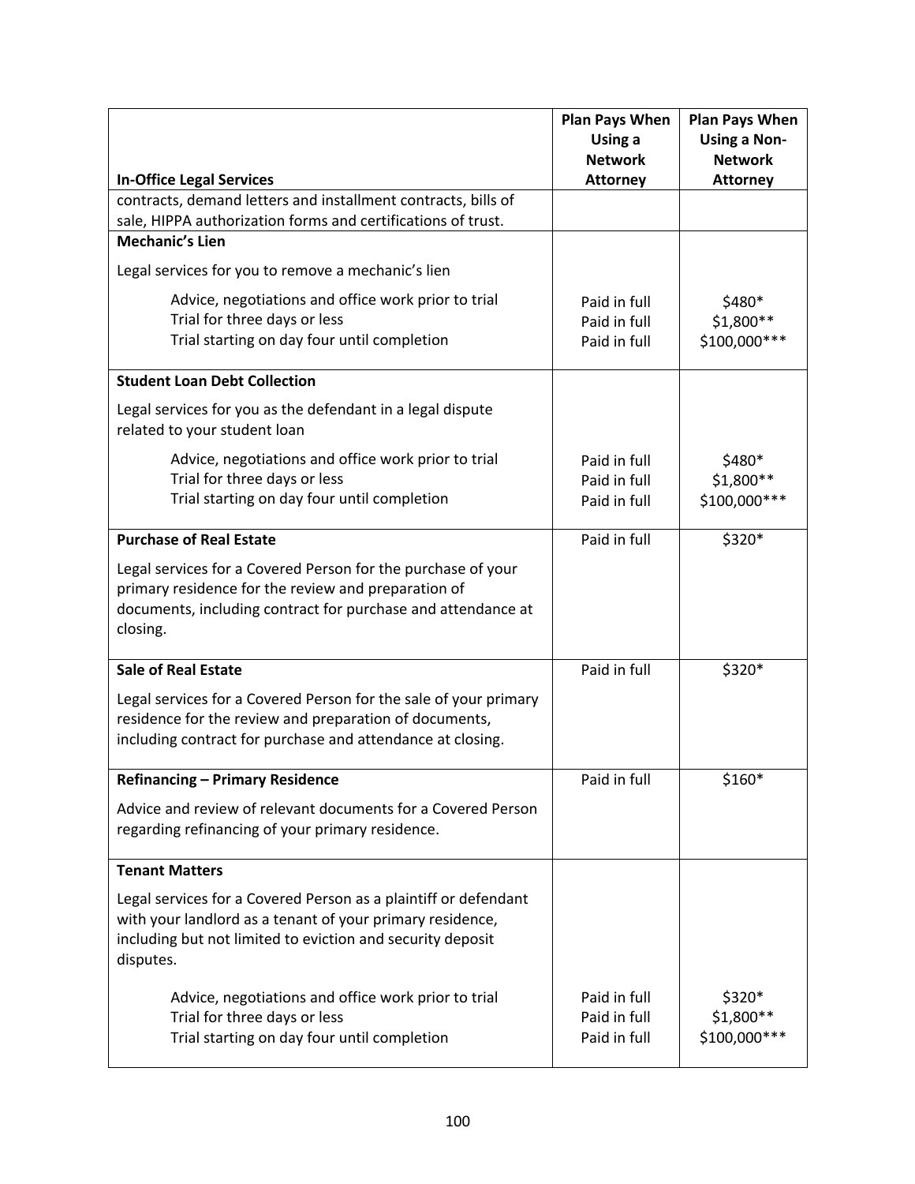| In-Office Legal Services | Plan Pays When Using a Network Attorney | Plan Pays When Using a Non-Network Attorney |
|---|---|---|
| contracts, demand letters and installment contracts, bills of sale, HIPPA authorization forms and certifications of trust. | | |
| **Mechanic's Lien**<br><br>Legal services for you to remove a mechanic's lien<br><br>Advice, negotiations and office work prior to trial<br>Trial for three days or less<br>Trial starting on day four until completion | <br><br><br><br>Paid in full<br>Paid in full<br>Paid in full | <br><br><br><br>$480*<br>$1,800**<br>$100,000*** |
| **Student Loan Debt Collection**<br><br>Legal services for you as the defendant in a legal dispute related to your student loan<br><br>Advice, negotiations and office work prior to trial<br>Trial for three days or less<br>Trial starting on day four until completion | <br><br><br><br>Paid in full<br>Paid in full<br>Paid in full | <br><br><br><br>$480*<br>$1,800**<br>$100,000*** |
| **Purchase of Real Estate**<br><br>Legal services for a Covered Person for the purchase of your primary residence for the review and preparation of documents, including contract for purchase and attendance at closing. | Paid in full | $320* |
| **Sale of Real Estate**<br><br>Legal services for a Covered Person for the sale of your primary residence for the review and preparation of documents, including contract for purchase and attendance at closing. | Paid in full | $320* |
| **Refinancing – Primary Residence**<br><br>Advice and review of relevant documents for a Covered Person regarding refinancing of your primary residence. | Paid in full | $160* |
| **Tenant Matters**<br><br>Legal services for a Covered Person as a plaintiff or defendant with your landlord as a tenant of your primary residence, including but not limited to eviction and security deposit disputes.<br><br>Advice, negotiations and office work prior to trial<br>Trial for three days or less<br>Trial starting on day four until completion | <br><br><br><br>Paid in full<br>Paid in full<br>Paid in full | <br><br><br><br>$320*<br>$1,800**<br>$100,000*** |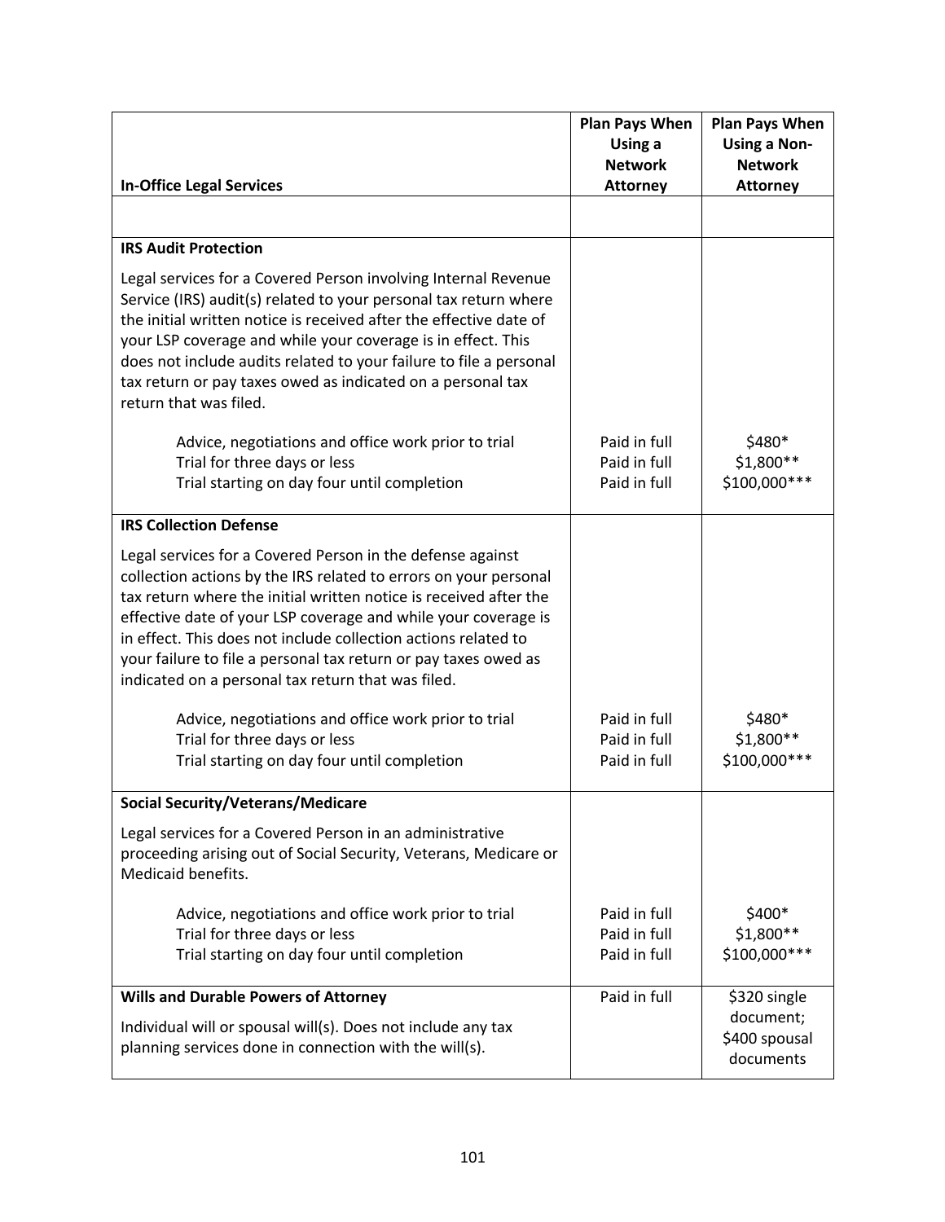| In-Office Legal Services | Plan Pays When Using a Network Attorney | Plan Pays When Using a Non-Network Attorney |
|---|---|---|
| | | |
| **IRS Audit Protection**<br><br>Legal services for a Covered Person involving Internal Revenue Service (IRS) audit(s) related to your personal tax return where the initial written notice is received after the effective date of your LSP coverage and while your coverage is in effect. This does not include audits related to your failure to file a personal tax return or pay taxes owed as indicated on a personal tax return that was filed. | | |
| Advice, negotiations and office work prior to trial | Paid in full | $480* |
| Trial for three days or less | Paid in full | $1,800** |
| Trial starting on day four until completion | Paid in full | $100,000*** |
| **IRS Collection Defense**<br><br>Legal services for a Covered Person in the defense against collection actions by the IRS related to errors on your personal tax return where the initial written notice is received after the effective date of your LSP coverage and while your coverage is in effect. This does not include collection actions related to your failure to file a personal tax return or pay taxes owed as indicated on a personal tax return that was filed. | | |
| Advice, negotiations and office work prior to trial | Paid in full | $480* |
| Trial for three days or less | Paid in full | $1,800** |
| Trial starting on day four until completion | Paid in full | $100,000*** |
| **Social Security/Veterans/Medicare**<br><br>Legal services for a Covered Person in an administrative proceeding arising out of Social Security, Veterans, Medicare or Medicaid benefits. | | |
| Advice, negotiations and office work prior to trial | Paid in full | $400* |
| Trial for three days or less | Paid in full | $1,800** |
| Trial starting on day four until completion | Paid in full | $100,000*** |
| **Wills and Durable Powers of Attorney**<br><br>Individual will or spousal will(s). Does not include any tax planning services done in connection with the will(s). | Paid in full | $320 single document; $400 spousal documents |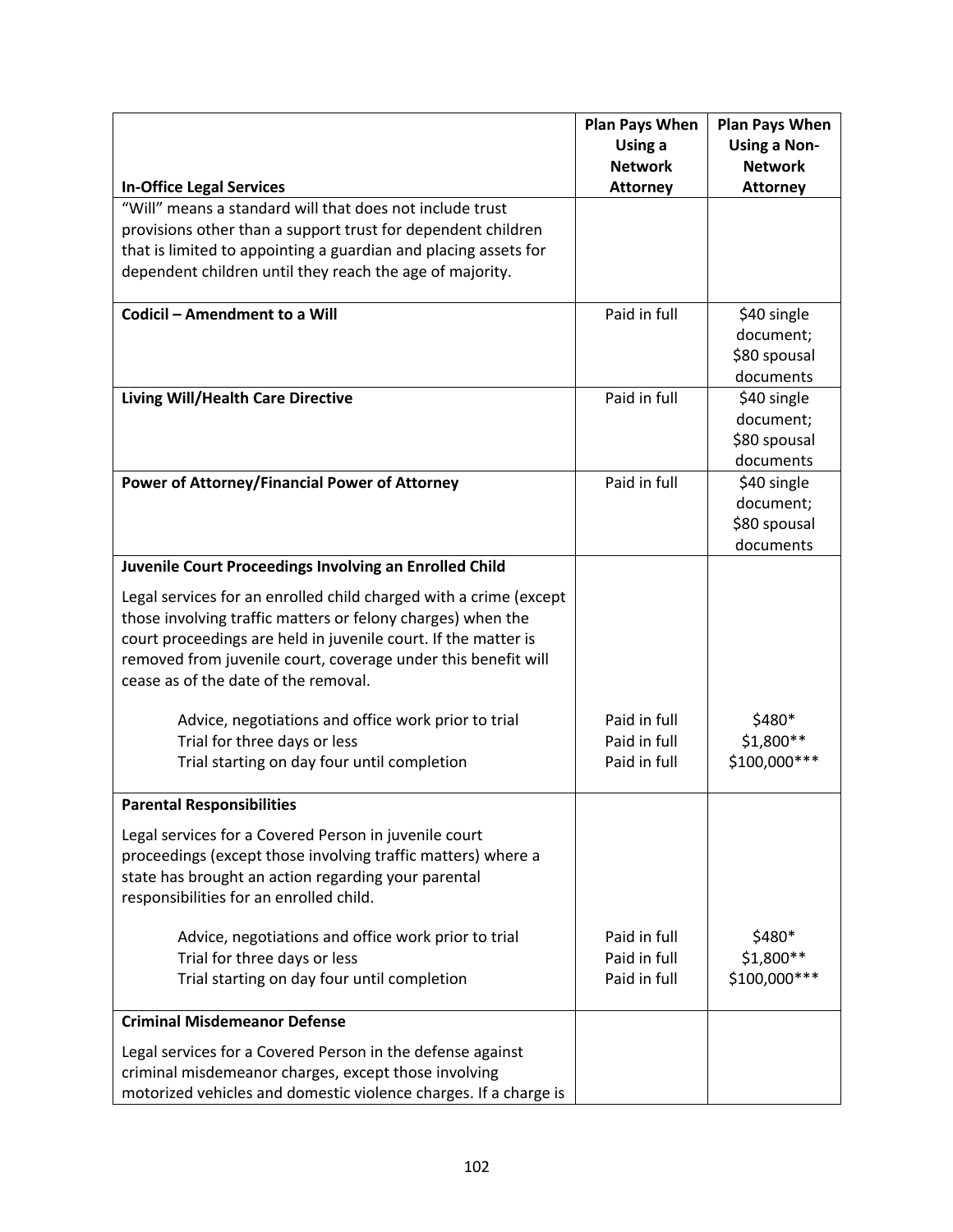| In-Office Legal Services | Plan Pays When Using a Network Attorney | Plan Pays When Using a Non-Network Attorney |
|---|---|---|
| "Will" means a standard will that does not include trust provisions other than a support trust for dependent children that is limited to appointing a guardian and placing assets for dependent children until they reach the age of majority. | | |
| **Codicil – Amendment to a Will** | Paid in full | $40 single document; $80 spousal documents |
| **Living Will/Health Care Directive** | Paid in full | $40 single document; $80 spousal documents |
| **Power of Attorney/Financial Power of Attorney** | Paid in full | $40 single document; $80 spousal documents |
| **Juvenile Court Proceedings Involving an Enrolled Child**<br><br>Legal services for an enrolled child charged with a crime (except those involving traffic matters or felony charges) when the court proceedings are held in juvenile court. If the matter is removed from juvenile court, coverage under this benefit will cease as of the date of the removal.<br><br>Advice, negotiations and office work prior to trial<br>Trial for three days or less<br>Trial starting on day four until completion | <br><br><br><br><br><br>Paid in full<br>Paid in full<br>Paid in full | <br><br><br><br><br><br>$480*<br>$1,800**<br>$100,000*** |
| **Parental Responsibilities**<br><br>Legal services for a Covered Person in juvenile court proceedings (except those involving traffic matters) where a state has brought an action regarding your parental responsibilities for an enrolled child.<br><br>Advice, negotiations and office work prior to trial<br>Trial for three days or less<br>Trial starting on day four until completion | <br><br><br><br><br>Paid in full<br>Paid in full<br>Paid in full | <br><br><br><br><br>$480*<br>$1,800**<br>$100,000*** |
| **Criminal Misdemeanor Defense**<br><br>Legal services for a Covered Person in the defense against criminal misdemeanor charges, except those involving motorized vehicles and domestic violence charges. If a charge is | | |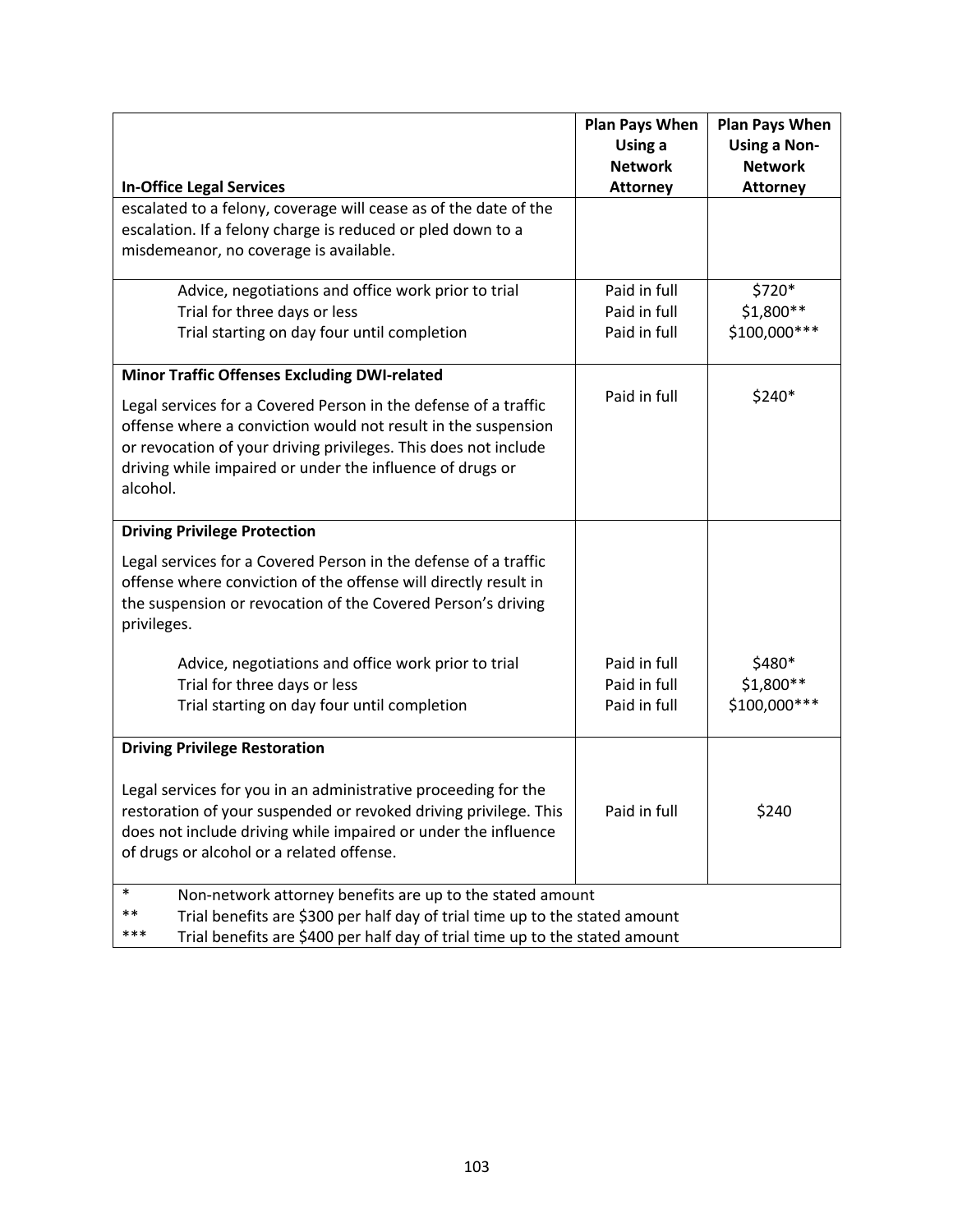| In-Office Legal Services | Plan Pays When Using a Network Attorney | Plan Pays When Using a Non-Network Attorney |
|---|---|---|
| escalated to a felony, coverage will cease as of the date of the escalation. If a felony charge is reduced or pled down to a misdemeanor, no coverage is available. | | |
| Advice, negotiations and office work prior to trial<br>Trial for three days or less<br>Trial starting on day four until completion | Paid in full<br>Paid in full<br>Paid in full | $720*<br>$1,800**<br>$100,000*** |
| **Minor Traffic Offenses Excluding DWI-related**<br><br>Legal services for a Covered Person in the defense of a traffic offense where a conviction would not result in the suspension or revocation of your driving privileges. This does not include driving while impaired or under the influence of drugs or alcohol. | Paid in full | $240* |
| **Driving Privilege Protection**<br><br>Legal services for a Covered Person in the defense of a traffic offense where conviction of the offense will directly result in the suspension or revocation of the Covered Person's driving privileges.<br><br>Advice, negotiations and office work prior to trial<br>Trial for three days or less<br>Trial starting on day four until completion | <br><br><br><br><br>Paid in full<br>Paid in full<br>Paid in full | <br><br><br><br><br>$480*<br>$1,800**<br>$100,000*** |
| **Driving Privilege Restoration**<br><br>Legal services for you in an administrative proceeding for the restoration of your suspended or revoked driving privilege. This does not include driving while impaired or under the influence of drugs or alcohol or a related offense. | Paid in full | $240 |

\* Non-network attorney benefits are up to the stated amount
\*\* Trial benefits are $300 per half day of trial time up to the stated amount
\*\*\* Trial benefits are $400 per half day of trial time up to the stated amount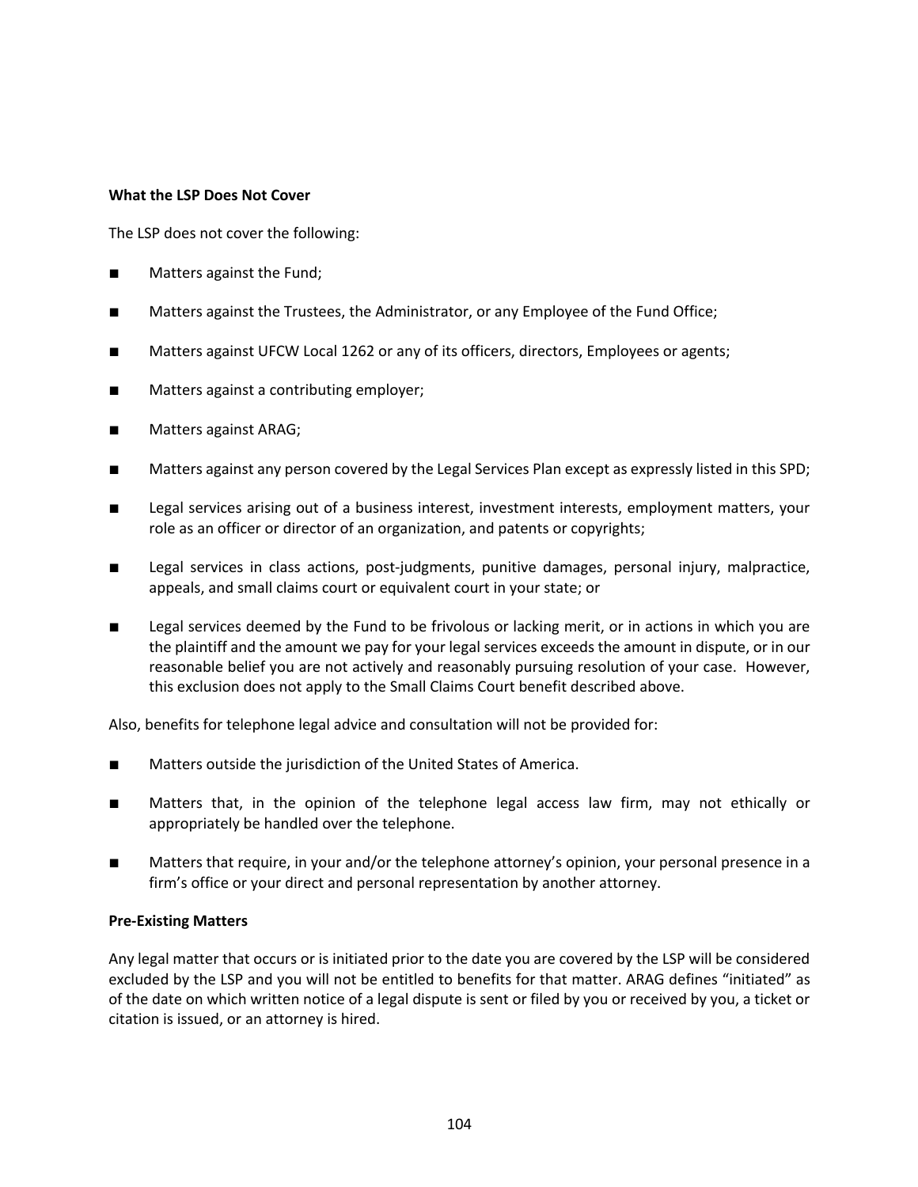**What the LSP Does Not Cover**

The LSP does not cover the following:

- Matters against the Fund;
- Matters against the Trustees, the Administrator, or any Employee of the Fund Office;
- Matters against UFCW Local 1262 or any of its officers, directors, Employees or agents;
- Matters against a contributing employer;
- Matters against ARAG;
- Matters against any person covered by the Legal Services Plan except as expressly listed in this SPD;
- Legal services arising out of a business interest, investment interests, employment matters, your role as an officer or director of an organization, and patents or copyrights;
- Legal services in class actions, post-judgments, punitive damages, personal injury, malpractice, appeals, and small claims court or equivalent court in your state; or
- Legal services deemed by the Fund to be frivolous or lacking merit, or in actions in which you are the plaintiff and the amount we pay for your legal services exceeds the amount in dispute, or in our reasonable belief you are not actively and reasonably pursuing resolution of your case. However, this exclusion does not apply to the Small Claims Court benefit described above.

Also, benefits for telephone legal advice and consultation will not be provided for:

- Matters outside the jurisdiction of the United States of America.
- Matters that, in the opinion of the telephone legal access law firm, may not ethically or appropriately be handled over the telephone.
- Matters that require, in your and/or the telephone attorney's opinion, your personal presence in a firm's office or your direct and personal representation by another attorney.

**Pre-Existing Matters**

Any legal matter that occurs or is initiated prior to the date you are covered by the LSP will be considered excluded by the LSP and you will not be entitled to benefits for that matter. ARAG defines "initiated" as of the date on which written notice of a legal dispute is sent or filed by you or received by you, a ticket or citation is issued, or an attorney is hired.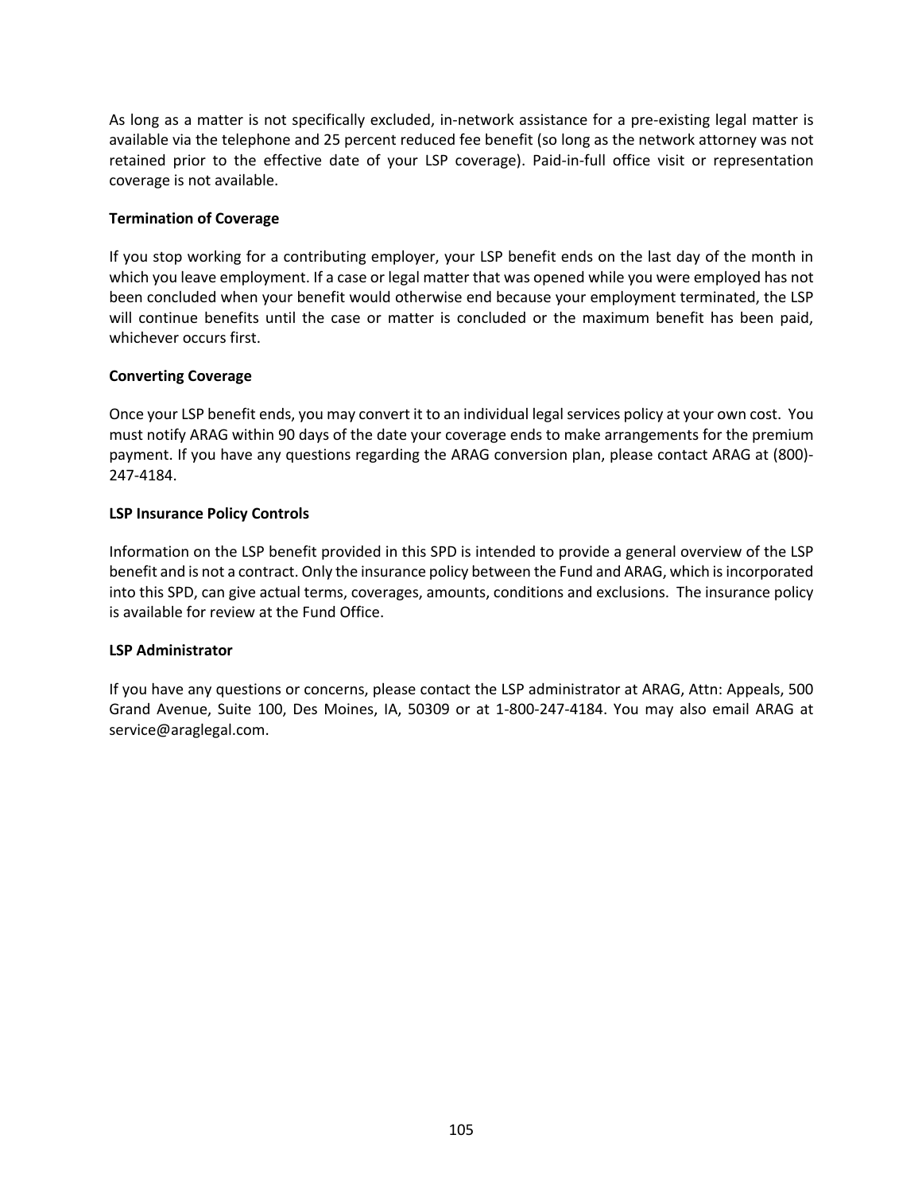As long as a matter is not specifically excluded, in-network assistance for a pre-existing legal matter is available via the telephone and 25 percent reduced fee benefit (so long as the network attorney was not retained prior to the effective date of your LSP coverage). Paid-in-full office visit or representation coverage is not available.

**Termination of Coverage**

If you stop working for a contributing employer, your LSP benefit ends on the last day of the month in which you leave employment. If a case or legal matter that was opened while you were employed has not been concluded when your benefit would otherwise end because your employment terminated, the LSP will continue benefits until the case or matter is concluded or the maximum benefit has been paid, whichever occurs first.

**Converting Coverage**

Once your LSP benefit ends, you may convert it to an individual legal services policy at your own cost. You must notify ARAG within 90 days of the date your coverage ends to make arrangements for the premium payment. If you have any questions regarding the ARAG conversion plan, please contact ARAG at (800)-247-4184.

**LSP Insurance Policy Controls**

Information on the LSP benefit provided in this SPD is intended to provide a general overview of the LSP benefit and is not a contract. Only the insurance policy between the Fund and ARAG, which is incorporated into this SPD, can give actual terms, coverages, amounts, conditions and exclusions. The insurance policy is available for review at the Fund Office.

**LSP Administrator**

If you have any questions or concerns, please contact the LSP administrator at ARAG, Attn: Appeals, 500 Grand Avenue, Suite 100, Des Moines, IA, 50309 or at 1-800-247-4184. You may also email ARAG at service@araglegal.com.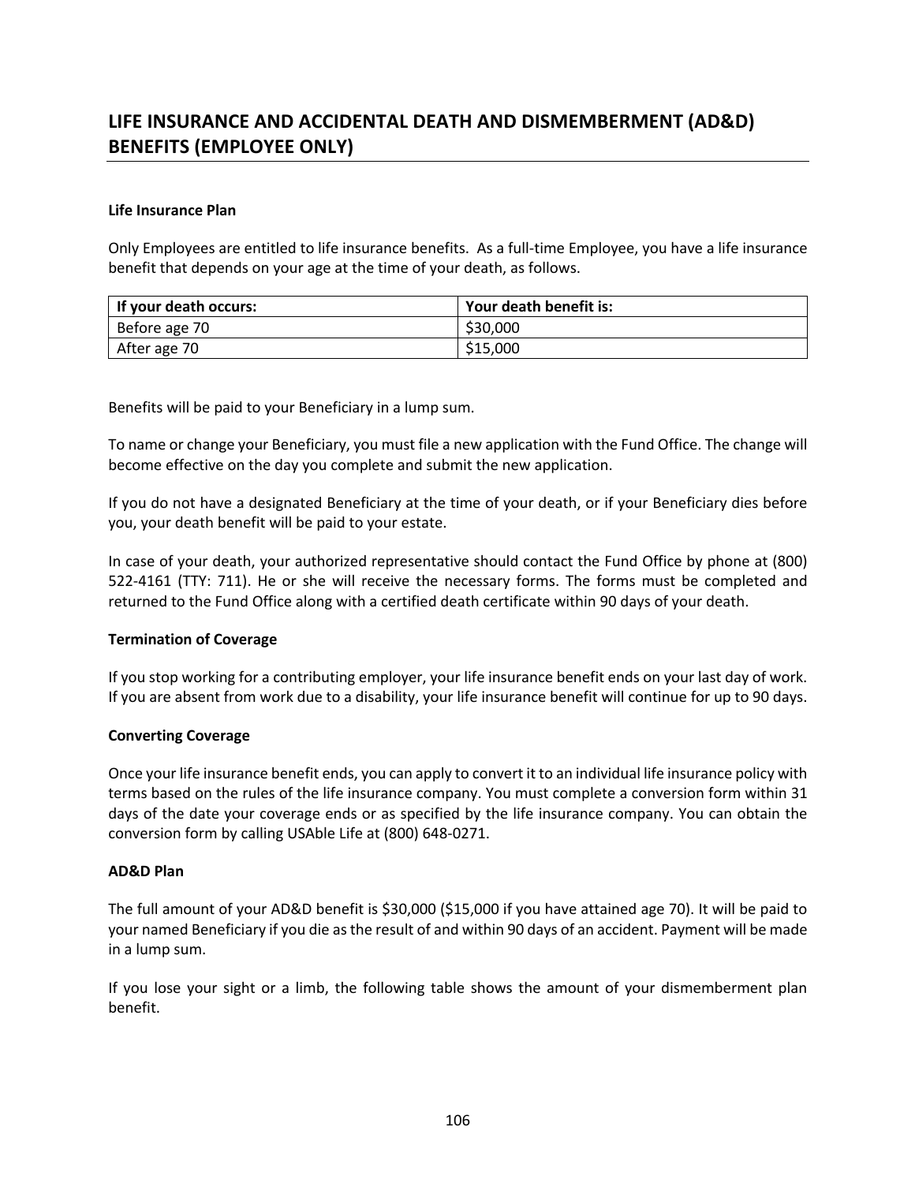## LIFE INSURANCE AND ACCIDENTAL DEATH AND DISMEMBERMENT (AD&D) BENEFITS (EMPLOYEE ONLY)

**Life Insurance Plan**

Only Employees are entitled to life insurance benefits. As a full-time Employee, you have a life insurance benefit that depends on your age at the time of your death, as follows.

| If your death occurs: | Your death benefit is: |
|---|---|
| Before age 70 | $30,000 |
| After age 70 | $15,000 |

Benefits will be paid to your Beneficiary in a lump sum.

To name or change your Beneficiary, you must file a new application with the Fund Office. The change will become effective on the day you complete and submit the new application.

If you do not have a designated Beneficiary at the time of your death, or if your Beneficiary dies before you, your death benefit will be paid to your estate.

In case of your death, your authorized representative should contact the Fund Office by phone at (800) 522-4161 (TTY: 711). He or she will receive the necessary forms. The forms must be completed and returned to the Fund Office along with a certified death certificate within 90 days of your death.

**Termination of Coverage**

If you stop working for a contributing employer, your life insurance benefit ends on your last day of work. If you are absent from work due to a disability, your life insurance benefit will continue for up to 90 days.

**Converting Coverage**

Once your life insurance benefit ends, you can apply to convert it to an individual life insurance policy with terms based on the rules of the life insurance company. You must complete a conversion form within 31 days of the date your coverage ends or as specified by the life insurance company. You can obtain the conversion form by calling USAble Life at (800) 648-0271.

**AD&D Plan**

The full amount of your AD&D benefit is $30,000 ($15,000 if you have attained age 70). It will be paid to your named Beneficiary if you die as the result of and within 90 days of an accident. Payment will be made in a lump sum.

If you lose your sight or a limb, the following table shows the amount of your dismemberment plan benefit.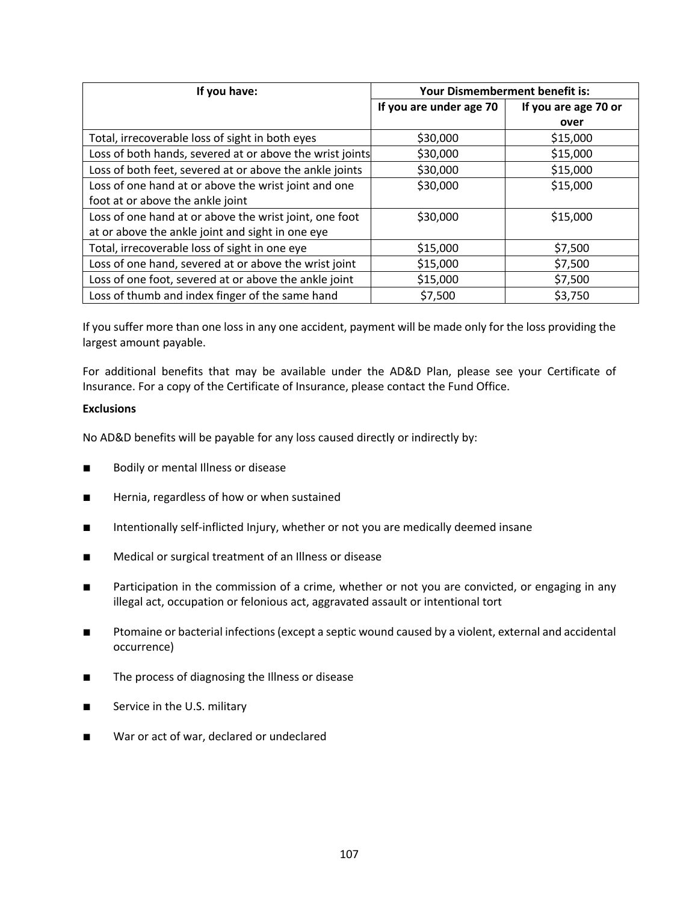| If you have: | Your Dismemberment benefit is: | |
|---|---|---|
| | If you are under age 70 | If you are age 70 or over |
| Total, irrecoverable loss of sight in both eyes | $30,000 | $15,000 |
| Loss of both hands, severed at or above the wrist joints | $30,000 | $15,000 |
| Loss of both feet, severed at or above the ankle joints | $30,000 | $15,000 |
| Loss of one hand at or above the wrist joint and one foot at or above the ankle joint | $30,000 | $15,000 |
| Loss of one hand at or above the wrist joint, one foot at or above the ankle joint and sight in one eye | $30,000 | $15,000 |
| Total, irrecoverable loss of sight in one eye | $15,000 | $7,500 |
| Loss of one hand, severed at or above the wrist joint | $15,000 | $7,500 |
| Loss of one foot, severed at or above the ankle joint | $15,000 | $7,500 |
| Loss of thumb and index finger of the same hand | $7,500 | $3,750 |

If you suffer more than one loss in any one accident, payment will be made only for the loss providing the largest amount payable.

For additional benefits that may be available under the AD&D Plan, please see your Certificate of Insurance. For a copy of the Certificate of Insurance, please contact the Fund Office.

**Exclusions**

No AD&D benefits will be payable for any loss caused directly or indirectly by:

- Bodily or mental Illness or disease
- Hernia, regardless of how or when sustained
- Intentionally self-inflicted Injury, whether or not you are medically deemed insane
- Medical or surgical treatment of an Illness or disease
- Participation in the commission of a crime, whether or not you are convicted, or engaging in any illegal act, occupation or felonious act, aggravated assault or intentional tort
- Ptomaine or bacterial infections (except a septic wound caused by a violent, external and accidental occurrence)
- The process of diagnosing the Illness or disease
- Service in the U.S. military
- War or act of war, declared or undeclared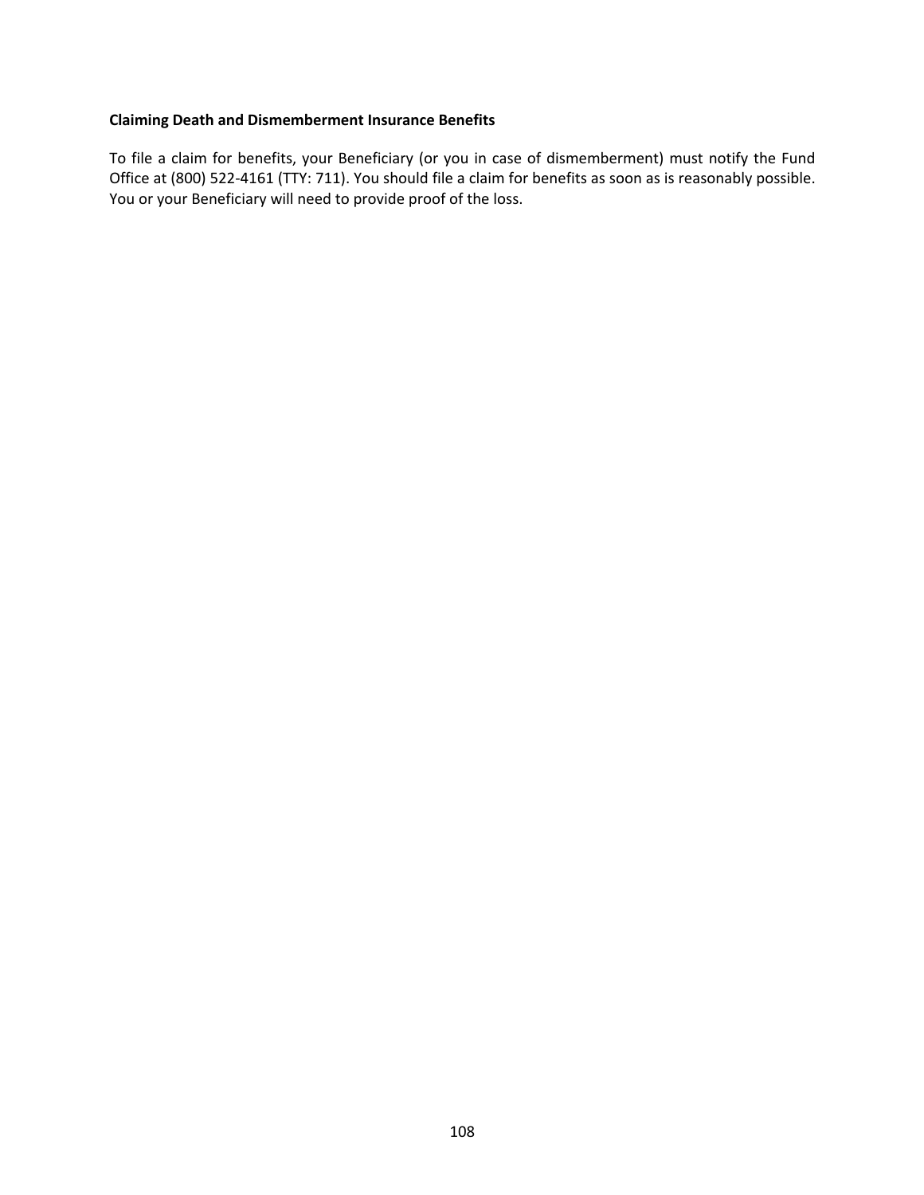**Claiming Death and Dismemberment Insurance Benefits**

To file a claim for benefits, your Beneficiary (or you in case of dismemberment) must notify the Fund Office at (800) 522-4161 (TTY: 711). You should file a claim for benefits as soon as is reasonably possible. You or your Beneficiary will need to provide proof of the loss.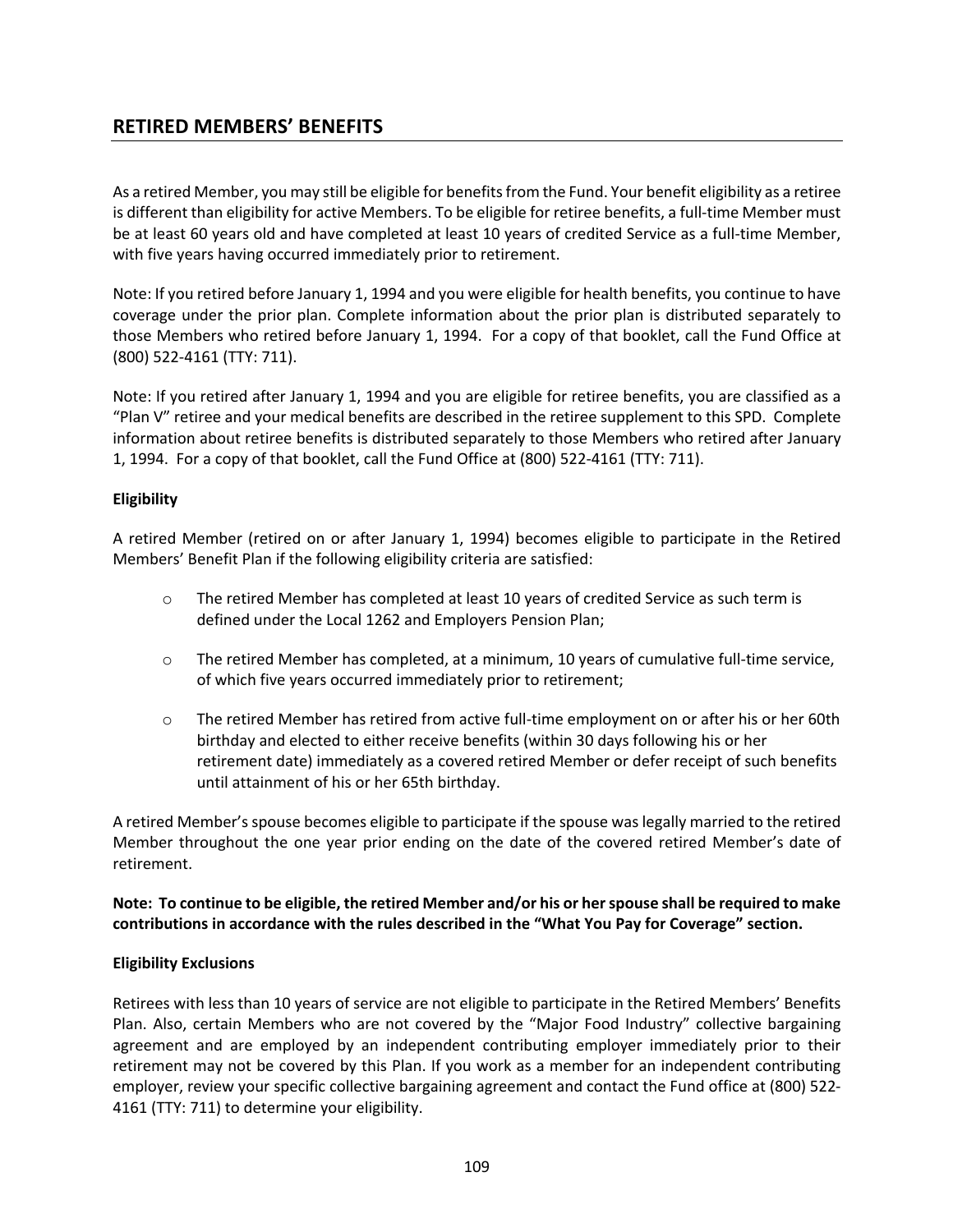## RETIRED MEMBERS' BENEFITS

As a retired Member, you may still be eligible for benefits from the Fund. Your benefit eligibility as a retiree is different than eligibility for active Members. To be eligible for retiree benefits, a full-time Member must be at least 60 years old and have completed at least 10 years of credited Service as a full-time Member, with five years having occurred immediately prior to retirement.

Note: If you retired before January 1, 1994 and you were eligible for health benefits, you continue to have coverage under the prior plan. Complete information about the prior plan is distributed separately to those Members who retired before January 1, 1994. For a copy of that booklet, call the Fund Office at (800) 522-4161 (TTY: 711).

Note: If you retired after January 1, 1994 and you are eligible for retiree benefits, you are classified as a "Plan V" retiree and your medical benefits are described in the retiree supplement to this SPD. Complete information about retiree benefits is distributed separately to those Members who retired after January 1, 1994. For a copy of that booklet, call the Fund Office at (800) 522-4161 (TTY: 711).

**Eligibility**

A retired Member (retired on or after January 1, 1994) becomes eligible to participate in the Retired Members' Benefit Plan if the following eligibility criteria are satisfied:

- The retired Member has completed at least 10 years of credited Service as such term is defined under the Local 1262 and Employers Pension Plan;
- The retired Member has completed, at a minimum, 10 years of cumulative full-time service, of which five years occurred immediately prior to retirement;
- The retired Member has retired from active full-time employment on or after his or her 60th birthday and elected to either receive benefits (within 30 days following his or her retirement date) immediately as a covered retired Member or defer receipt of such benefits until attainment of his or her 65th birthday.

A retired Member's spouse becomes eligible to participate if the spouse was legally married to the retired Member throughout the one year prior ending on the date of the covered retired Member's date of retirement.

**Note: To continue to be eligible, the retired Member and/or his or her spouse shall be required to make contributions in accordance with the rules described in the "What You Pay for Coverage" section.**

**Eligibility Exclusions**

Retirees with less than 10 years of service are not eligible to participate in the Retired Members' Benefits Plan. Also, certain Members who are not covered by the "Major Food Industry" collective bargaining agreement and are employed by an independent contributing employer immediately prior to their retirement may not be covered by this Plan. If you work as a member for an independent contributing employer, review your specific collective bargaining agreement and contact the Fund office at (800) 522-4161 (TTY: 711) to determine your eligibility.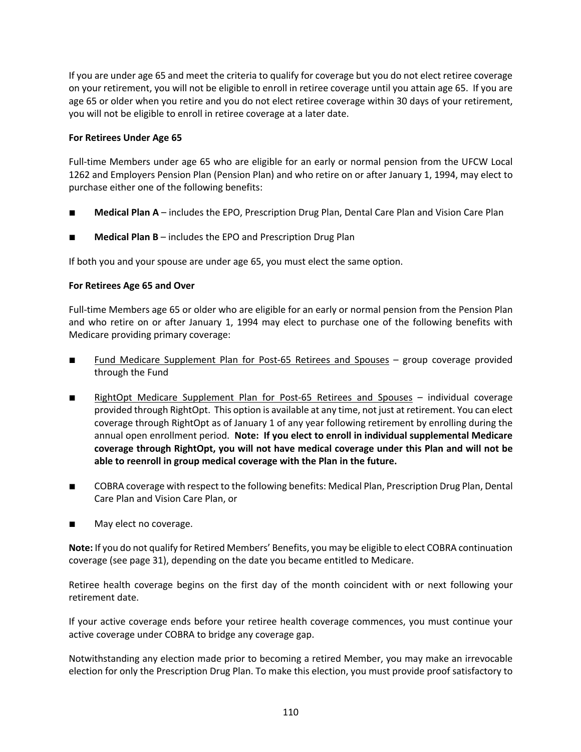If you are under age 65 and meet the criteria to qualify for coverage but you do not elect retiree coverage on your retirement, you will not be eligible to enroll in retiree coverage until you attain age 65. If you are age 65 or older when you retire and you do not elect retiree coverage within 30 days of your retirement, you will not be eligible to enroll in retiree coverage at a later date.

**For Retirees Under Age 65**

Full-time Members under age 65 who are eligible for an early or normal pension from the UFCW Local 1262 and Employers Pension Plan (Pension Plan) and who retire on or after January 1, 1994, may elect to purchase either one of the following benefits:

- **Medical Plan A** – includes the EPO, Prescription Drug Plan, Dental Care Plan and Vision Care Plan
- **Medical Plan B** – includes the EPO and Prescription Drug Plan

If both you and your spouse are under age 65, you must elect the same option.

**For Retirees Age 65 and Over**

Full-time Members age 65 or older who are eligible for an early or normal pension from the Pension Plan and who retire on or after January 1, 1994 may elect to purchase one of the following benefits with Medicare providing primary coverage:

- <u>Fund Medicare Supplement Plan for Post-65 Retirees and Spouses</u> – group coverage provided through the Fund
- <u>RightOpt Medicare Supplement Plan for Post-65 Retirees and Spouses</u> – individual coverage provided through RightOpt. This option is available at any time, not just at retirement. You can elect coverage through RightOpt as of January 1 of any year following retirement by enrolling during the annual open enrollment period. **Note: If you elect to enroll in individual supplemental Medicare coverage through RightOpt, you will not have medical coverage under this Plan and will not be able to reenroll in group medical coverage with the Plan in the future.**
- COBRA coverage with respect to the following benefits: Medical Plan, Prescription Drug Plan, Dental Care Plan and Vision Care Plan, or
- May elect no coverage.

**Note:** If you do not qualify for Retired Members' Benefits, you may be eligible to elect COBRA continuation coverage (see page 31), depending on the date you became entitled to Medicare.

Retiree health coverage begins on the first day of the month coincident with or next following your retirement date.

If your active coverage ends before your retiree health coverage commences, you must continue your active coverage under COBRA to bridge any coverage gap.

Notwithstanding any election made prior to becoming a retired Member, you may make an irrevocable election for only the Prescription Drug Plan. To make this election, you must provide proof satisfactory to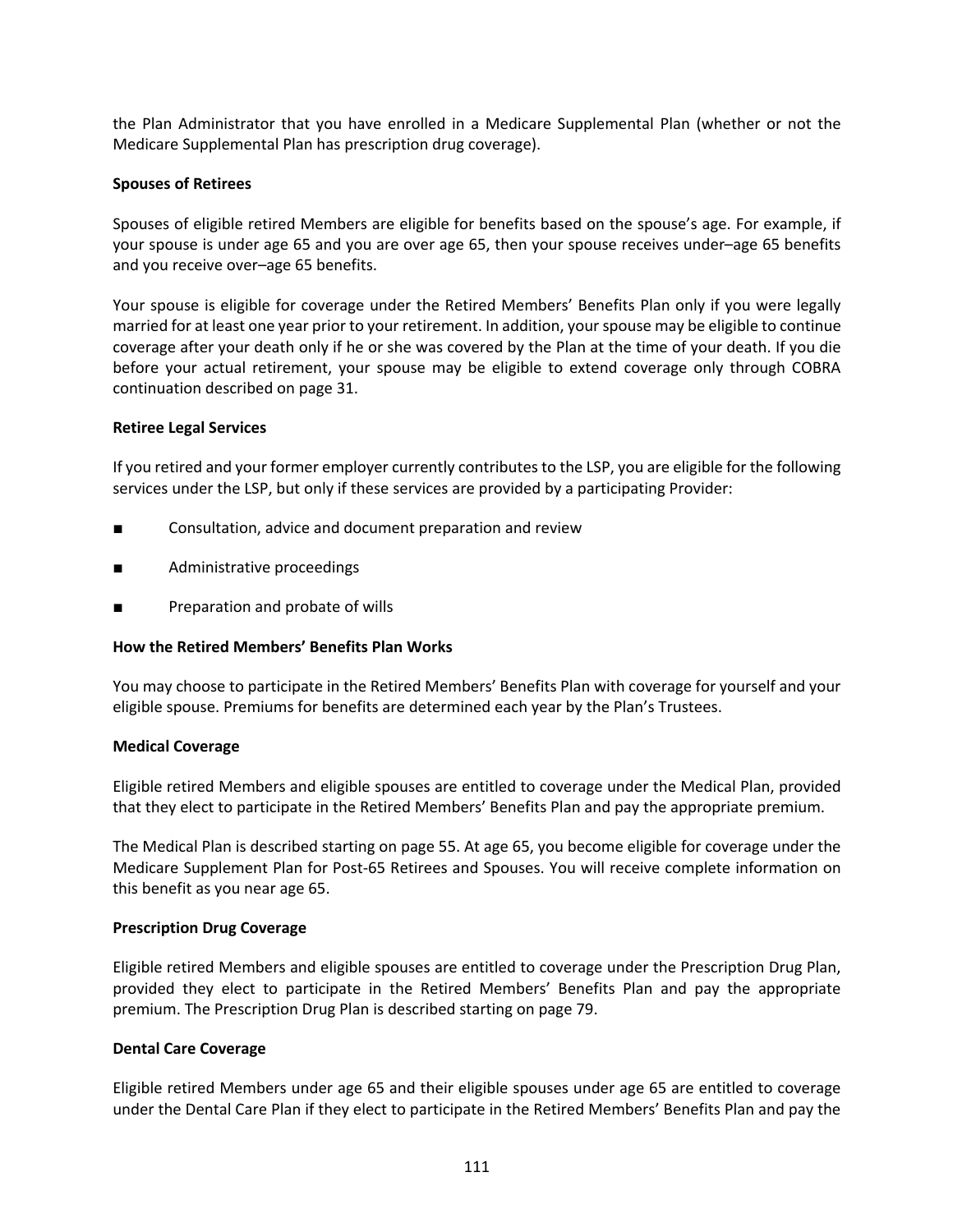the Plan Administrator that you have enrolled in a Medicare Supplemental Plan (whether or not the Medicare Supplemental Plan has prescription drug coverage).

**Spouses of Retirees**

Spouses of eligible retired Members are eligible for benefits based on the spouse's age. For example, if your spouse is under age 65 and you are over age 65, then your spouse receives under–age 65 benefits and you receive over–age 65 benefits.

Your spouse is eligible for coverage under the Retired Members' Benefits Plan only if you were legally married for at least one year prior to your retirement. In addition, your spouse may be eligible to continue coverage after your death only if he or she was covered by the Plan at the time of your death. If you die before your actual retirement, your spouse may be eligible to extend coverage only through COBRA continuation described on page 31.

**Retiree Legal Services**

If you retired and your former employer currently contributes to the LSP, you are eligible for the following services under the LSP, but only if these services are provided by a participating Provider:

- Consultation, advice and document preparation and review
- Administrative proceedings
- Preparation and probate of wills

**How the Retired Members' Benefits Plan Works**

You may choose to participate in the Retired Members' Benefits Plan with coverage for yourself and your eligible spouse. Premiums for benefits are determined each year by the Plan's Trustees.

**Medical Coverage**

Eligible retired Members and eligible spouses are entitled to coverage under the Medical Plan, provided that they elect to participate in the Retired Members' Benefits Plan and pay the appropriate premium.

The Medical Plan is described starting on page 55. At age 65, you become eligible for coverage under the Medicare Supplement Plan for Post-65 Retirees and Spouses. You will receive complete information on this benefit as you near age 65.

**Prescription Drug Coverage**

Eligible retired Members and eligible spouses are entitled to coverage under the Prescription Drug Plan, provided they elect to participate in the Retired Members' Benefits Plan and pay the appropriate premium. The Prescription Drug Plan is described starting on page 79.

**Dental Care Coverage**

Eligible retired Members under age 65 and their eligible spouses under age 65 are entitled to coverage under the Dental Care Plan if they elect to participate in the Retired Members' Benefits Plan and pay the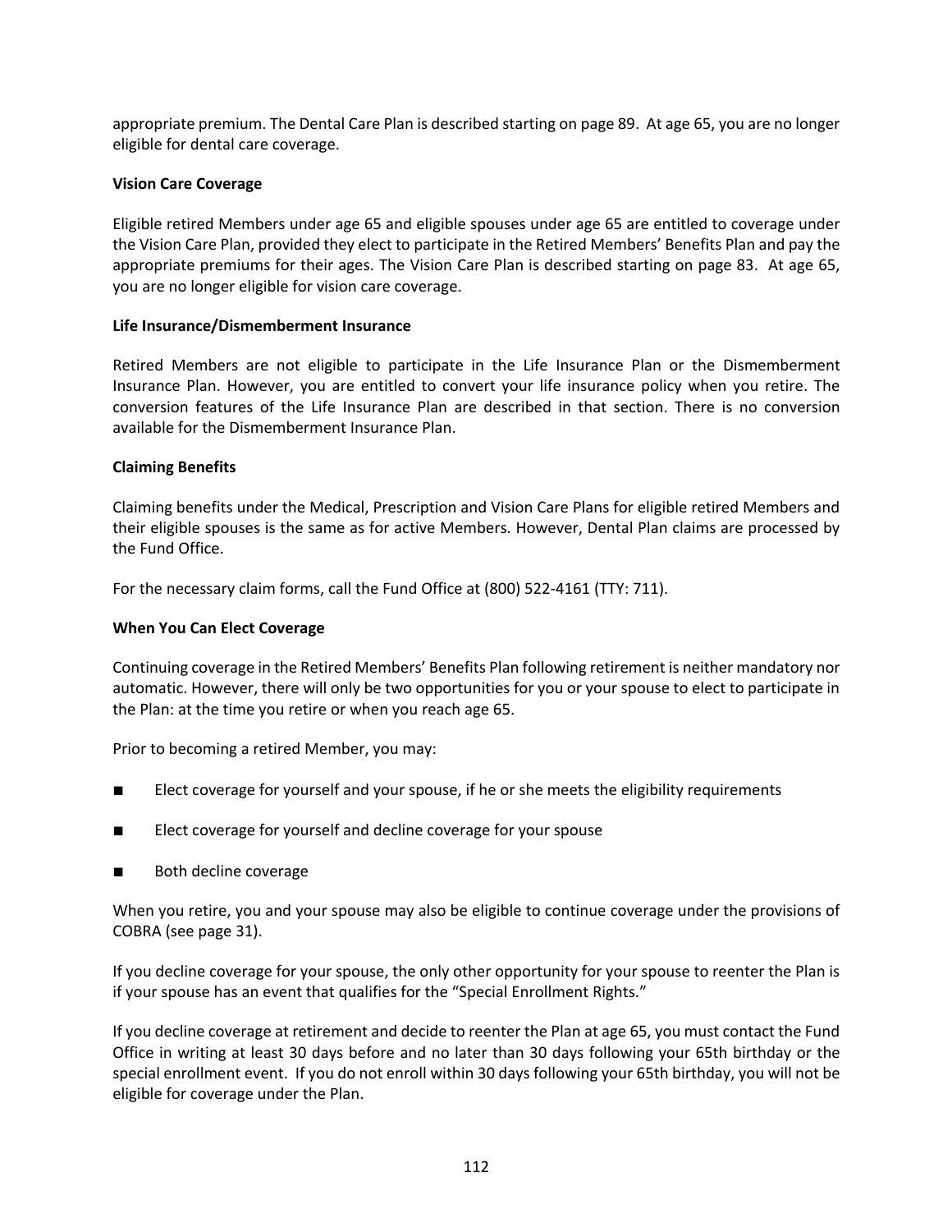appropriate premium. The Dental Care Plan is described starting on page 89. At age 65, you are no longer eligible for dental care coverage.

**Vision Care Coverage**

Eligible retired Members under age 65 and eligible spouses under age 65 are entitled to coverage under the Vision Care Plan, provided they elect to participate in the Retired Members' Benefits Plan and pay the appropriate premiums for their ages. The Vision Care Plan is described starting on page 83. At age 65, you are no longer eligible for vision care coverage.

**Life Insurance/Dismemberment Insurance**

Retired Members are not eligible to participate in the Life Insurance Plan or the Dismemberment Insurance Plan. However, you are entitled to convert your life insurance policy when you retire. The conversion features of the Life Insurance Plan are described in that section. There is no conversion available for the Dismemberment Insurance Plan.

**Claiming Benefits**

Claiming benefits under the Medical, Prescription and Vision Care Plans for eligible retired Members and their eligible spouses is the same as for active Members. However, Dental Plan claims are processed by the Fund Office.

For the necessary claim forms, call the Fund Office at (800) 522-4161 (TTY: 711).

**When You Can Elect Coverage**

Continuing coverage in the Retired Members' Benefits Plan following retirement is neither mandatory nor automatic. However, there will only be two opportunities for you or your spouse to elect to participate in the Plan: at the time you retire or when you reach age 65.

Prior to becoming a retired Member, you may:

- Elect coverage for yourself and your spouse, if he or she meets the eligibility requirements
- Elect coverage for yourself and decline coverage for your spouse
- Both decline coverage

When you retire, you and your spouse may also be eligible to continue coverage under the provisions of COBRA (see page 31).

If you decline coverage for your spouse, the only other opportunity for your spouse to reenter the Plan is if your spouse has an event that qualifies for the "Special Enrollment Rights."

If you decline coverage at retirement and decide to reenter the Plan at age 65, you must contact the Fund Office in writing at least 30 days before and no later than 30 days following your 65th birthday or the special enrollment event. If you do not enroll within 30 days following your 65th birthday, you will not be eligible for coverage under the Plan.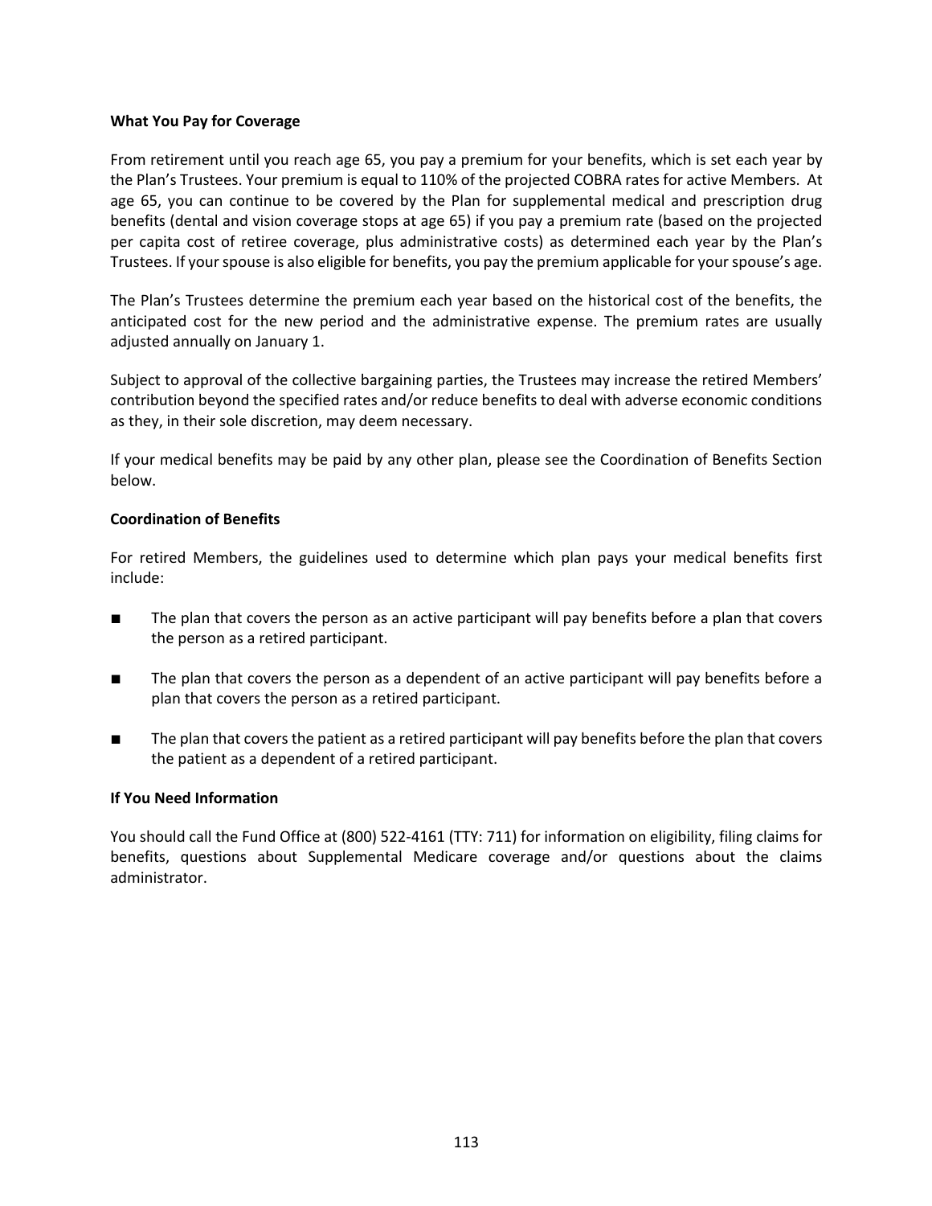**What You Pay for Coverage**

From retirement until you reach age 65, you pay a premium for your benefits, which is set each year by the Plan's Trustees. Your premium is equal to 110% of the projected COBRA rates for active Members. At age 65, you can continue to be covered by the Plan for supplemental medical and prescription drug benefits (dental and vision coverage stops at age 65) if you pay a premium rate (based on the projected per capita cost of retiree coverage, plus administrative costs) as determined each year by the Plan's Trustees. If your spouse is also eligible for benefits, you pay the premium applicable for your spouse's age.

The Plan's Trustees determine the premium each year based on the historical cost of the benefits, the anticipated cost for the new period and the administrative expense. The premium rates are usually adjusted annually on January 1.

Subject to approval of the collective bargaining parties, the Trustees may increase the retired Members' contribution beyond the specified rates and/or reduce benefits to deal with adverse economic conditions as they, in their sole discretion, may deem necessary.

If your medical benefits may be paid by any other plan, please see the Coordination of Benefits Section below.

**Coordination of Benefits**

For retired Members, the guidelines used to determine which plan pays your medical benefits first include:

- The plan that covers the person as an active participant will pay benefits before a plan that covers the person as a retired participant.
- The plan that covers the person as a dependent of an active participant will pay benefits before a plan that covers the person as a retired participant.
- The plan that covers the patient as a retired participant will pay benefits before the plan that covers the patient as a dependent of a retired participant.

**If You Need Information**

You should call the Fund Office at (800) 522-4161 (TTY: 711) for information on eligibility, filing claims for benefits, questions about Supplemental Medicare coverage and/or questions about the claims administrator.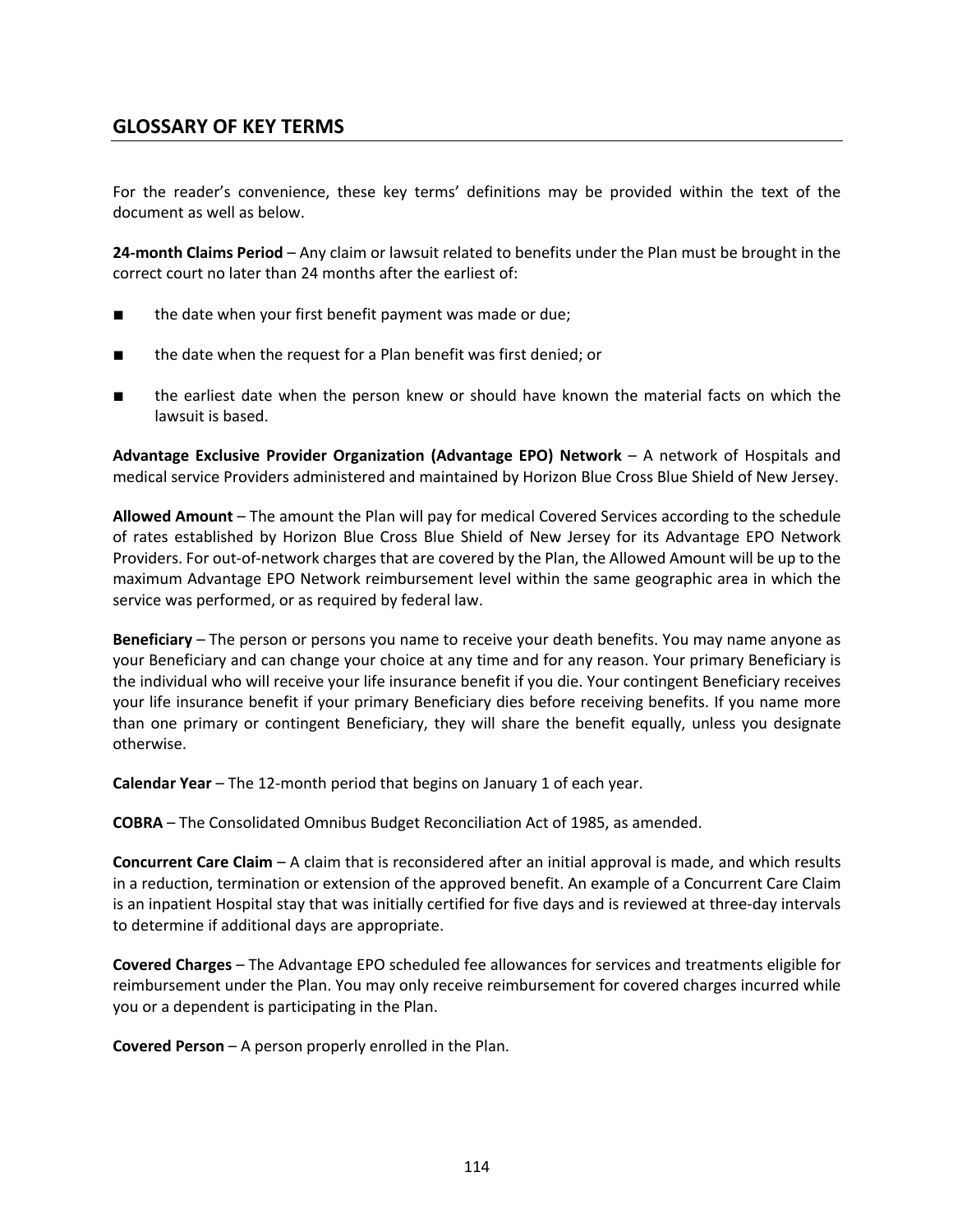## GLOSSARY OF KEY TERMS

For the reader's convenience, these key terms' definitions may be provided within the text of the document as well as below.

**24-month Claims Period** – Any claim or lawsuit related to benefits under the Plan must be brought in the correct court no later than 24 months after the earliest of:

- the date when your first benefit payment was made or due;
- the date when the request for a Plan benefit was first denied; or
- the earliest date when the person knew or should have known the material facts on which the lawsuit is based.

**Advantage Exclusive Provider Organization (Advantage EPO) Network** – A network of Hospitals and medical service Providers administered and maintained by Horizon Blue Cross Blue Shield of New Jersey.

**Allowed Amount** – The amount the Plan will pay for medical Covered Services according to the schedule of rates established by Horizon Blue Cross Blue Shield of New Jersey for its Advantage EPO Network Providers. For out-of-network charges that are covered by the Plan, the Allowed Amount will be up to the maximum Advantage EPO Network reimbursement level within the same geographic area in which the service was performed, or as required by federal law.

**Beneficiary** – The person or persons you name to receive your death benefits. You may name anyone as your Beneficiary and can change your choice at any time and for any reason. Your primary Beneficiary is the individual who will receive your life insurance benefit if you die. Your contingent Beneficiary receives your life insurance benefit if your primary Beneficiary dies before receiving benefits. If you name more than one primary or contingent Beneficiary, they will share the benefit equally, unless you designate otherwise.

**Calendar Year** – The 12-month period that begins on January 1 of each year.

**COBRA** – The Consolidated Omnibus Budget Reconciliation Act of 1985, as amended.

**Concurrent Care Claim** – A claim that is reconsidered after an initial approval is made, and which results in a reduction, termination or extension of the approved benefit. An example of a Concurrent Care Claim is an inpatient Hospital stay that was initially certified for five days and is reviewed at three-day intervals to determine if additional days are appropriate.

**Covered Charges** – The Advantage EPO scheduled fee allowances for services and treatments eligible for reimbursement under the Plan. You may only receive reimbursement for covered charges incurred while you or a dependent is participating in the Plan.

**Covered Person** – A person properly enrolled in the Plan.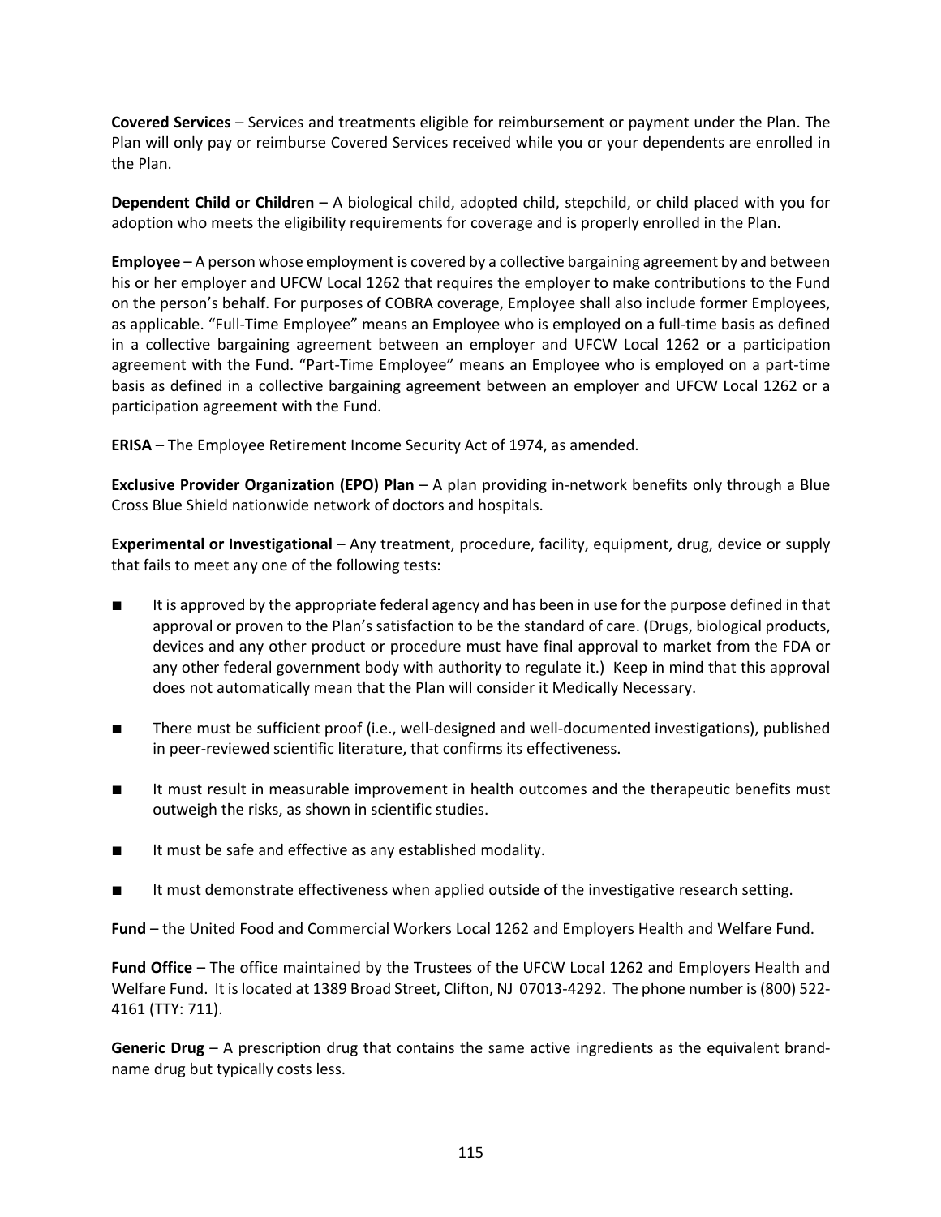**Covered Services** – Services and treatments eligible for reimbursement or payment under the Plan. The Plan will only pay or reimburse Covered Services received while you or your dependents are enrolled in the Plan.

**Dependent Child or Children** – A biological child, adopted child, stepchild, or child placed with you for adoption who meets the eligibility requirements for coverage and is properly enrolled in the Plan.

**Employee** – A person whose employment is covered by a collective bargaining agreement by and between his or her employer and UFCW Local 1262 that requires the employer to make contributions to the Fund on the person's behalf. For purposes of COBRA coverage, Employee shall also include former Employees, as applicable. "Full-Time Employee" means an Employee who is employed on a full-time basis as defined in a collective bargaining agreement between an employer and UFCW Local 1262 or a participation agreement with the Fund. "Part-Time Employee" means an Employee who is employed on a part-time basis as defined in a collective bargaining agreement between an employer and UFCW Local 1262 or a participation agreement with the Fund.

**ERISA** – The Employee Retirement Income Security Act of 1974, as amended.

**Exclusive Provider Organization (EPO) Plan** – A plan providing in-network benefits only through a Blue Cross Blue Shield nationwide network of doctors and hospitals.

**Experimental or Investigational** – Any treatment, procedure, facility, equipment, drug, device or supply that fails to meet any one of the following tests:

- It is approved by the appropriate federal agency and has been in use for the purpose defined in that approval or proven to the Plan's satisfaction to be the standard of care. (Drugs, biological products, devices and any other product or procedure must have final approval to market from the FDA or any other federal government body with authority to regulate it.) Keep in mind that this approval does not automatically mean that the Plan will consider it Medically Necessary.
- There must be sufficient proof (i.e., well-designed and well-documented investigations), published in peer-reviewed scientific literature, that confirms its effectiveness.
- It must result in measurable improvement in health outcomes and the therapeutic benefits must outweigh the risks, as shown in scientific studies.
- It must be safe and effective as any established modality.
- It must demonstrate effectiveness when applied outside of the investigative research setting.

**Fund** – the United Food and Commercial Workers Local 1262 and Employers Health and Welfare Fund.

**Fund Office** – The office maintained by the Trustees of the UFCW Local 1262 and Employers Health and Welfare Fund. It is located at 1389 Broad Street, Clifton, NJ 07013-4292. The phone number is (800) 522-4161 (TTY: 711).

**Generic Drug** – A prescription drug that contains the same active ingredients as the equivalent brand-name drug but typically costs less.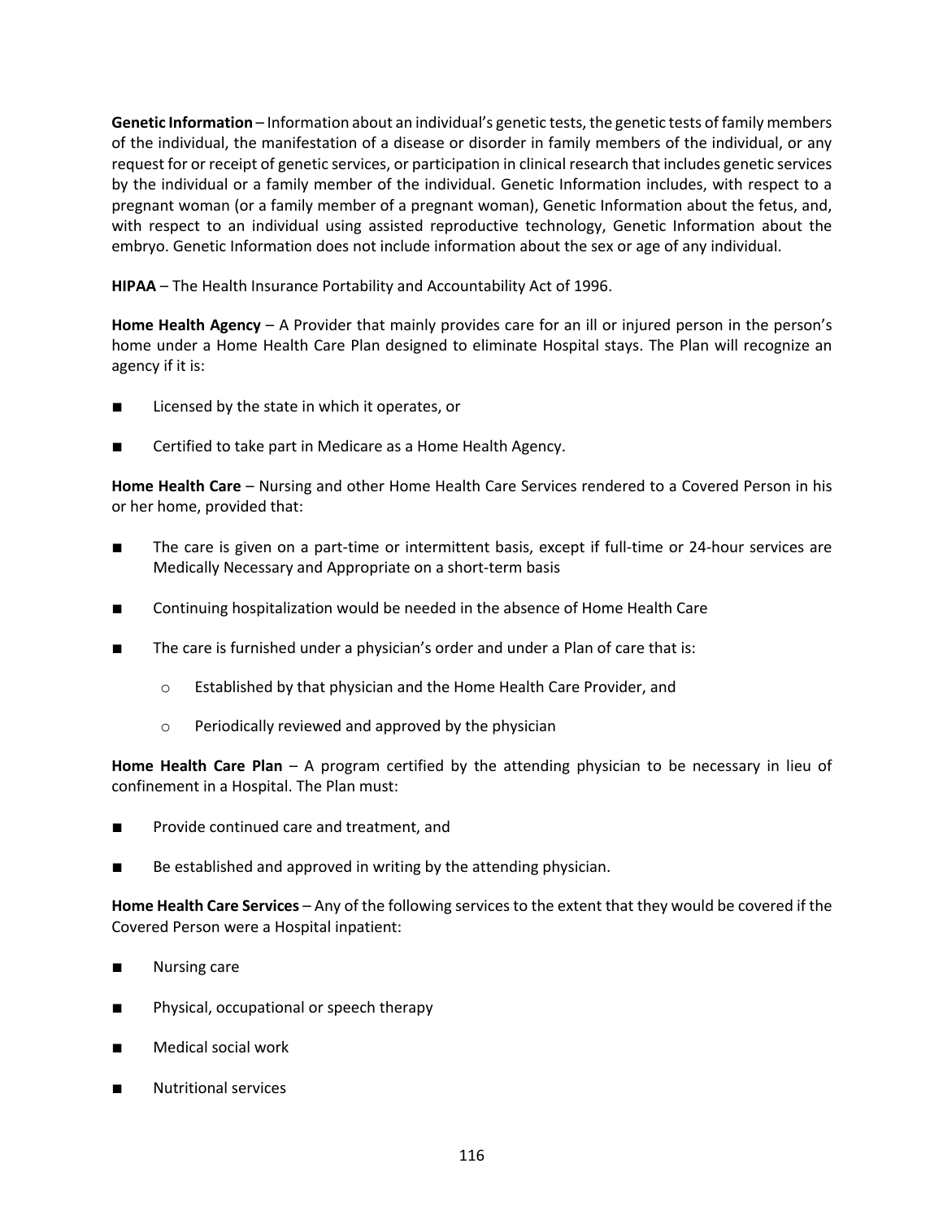**Genetic Information** – Information about an individual's genetic tests, the genetic tests of family members of the individual, the manifestation of a disease or disorder in family members of the individual, or any request for or receipt of genetic services, or participation in clinical research that includes genetic services by the individual or a family member of the individual. Genetic Information includes, with respect to a pregnant woman (or a family member of a pregnant woman), Genetic Information about the fetus, and, with respect to an individual using assisted reproductive technology, Genetic Information about the embryo. Genetic Information does not include information about the sex or age of any individual.

**HIPAA** – The Health Insurance Portability and Accountability Act of 1996.

**Home Health Agency** – A Provider that mainly provides care for an ill or injured person in the person's home under a Home Health Care Plan designed to eliminate Hospital stays. The Plan will recognize an agency if it is:

- Licensed by the state in which it operates, or
- Certified to take part in Medicare as a Home Health Agency.

**Home Health Care** – Nursing and other Home Health Care Services rendered to a Covered Person in his or her home, provided that:

- The care is given on a part-time or intermittent basis, except if full-time or 24-hour services are Medically Necessary and Appropriate on a short-term basis
- Continuing hospitalization would be needed in the absence of Home Health Care
- The care is furnished under a physician's order and under a Plan of care that is:
  - Established by that physician and the Home Health Care Provider, and
  - Periodically reviewed and approved by the physician

**Home Health Care Plan** – A program certified by the attending physician to be necessary in lieu of confinement in a Hospital. The Plan must:

- Provide continued care and treatment, and
- Be established and approved in writing by the attending physician.

**Home Health Care Services** – Any of the following services to the extent that they would be covered if the Covered Person were a Hospital inpatient:

- Nursing care
- Physical, occupational or speech therapy
- Medical social work
- Nutritional services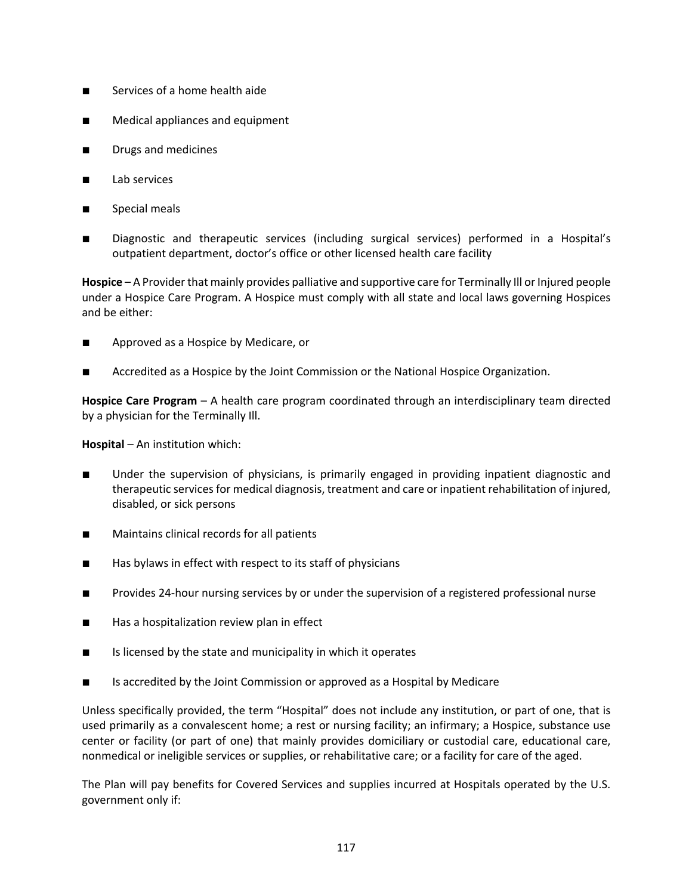- Services of a home health aide
- Medical appliances and equipment
- Drugs and medicines
- Lab services
- Special meals
- Diagnostic and therapeutic services (including surgical services) performed in a Hospital's outpatient department, doctor's office or other licensed health care facility

**Hospice** – A Provider that mainly provides palliative and supportive care for Terminally Ill or Injured people under a Hospice Care Program. A Hospice must comply with all state and local laws governing Hospices and be either:

- Approved as a Hospice by Medicare, or
- Accredited as a Hospice by the Joint Commission or the National Hospice Organization.

**Hospice Care Program** – A health care program coordinated through an interdisciplinary team directed by a physician for the Terminally Ill.

**Hospital** – An institution which:

- Under the supervision of physicians, is primarily engaged in providing inpatient diagnostic and therapeutic services for medical diagnosis, treatment and care or inpatient rehabilitation of injured, disabled, or sick persons
- Maintains clinical records for all patients
- Has bylaws in effect with respect to its staff of physicians
- Provides 24-hour nursing services by or under the supervision of a registered professional nurse
- Has a hospitalization review plan in effect
- Is licensed by the state and municipality in which it operates
- Is accredited by the Joint Commission or approved as a Hospital by Medicare

Unless specifically provided, the term "Hospital" does not include any institution, or part of one, that is used primarily as a convalescent home; a rest or nursing facility; an infirmary; a Hospice, substance use center or facility (or part of one) that mainly provides domiciliary or custodial care, educational care, nonmedical or ineligible services or supplies, or rehabilitative care; or a facility for care of the aged.

The Plan will pay benefits for Covered Services and supplies incurred at Hospitals operated by the U.S. government only if: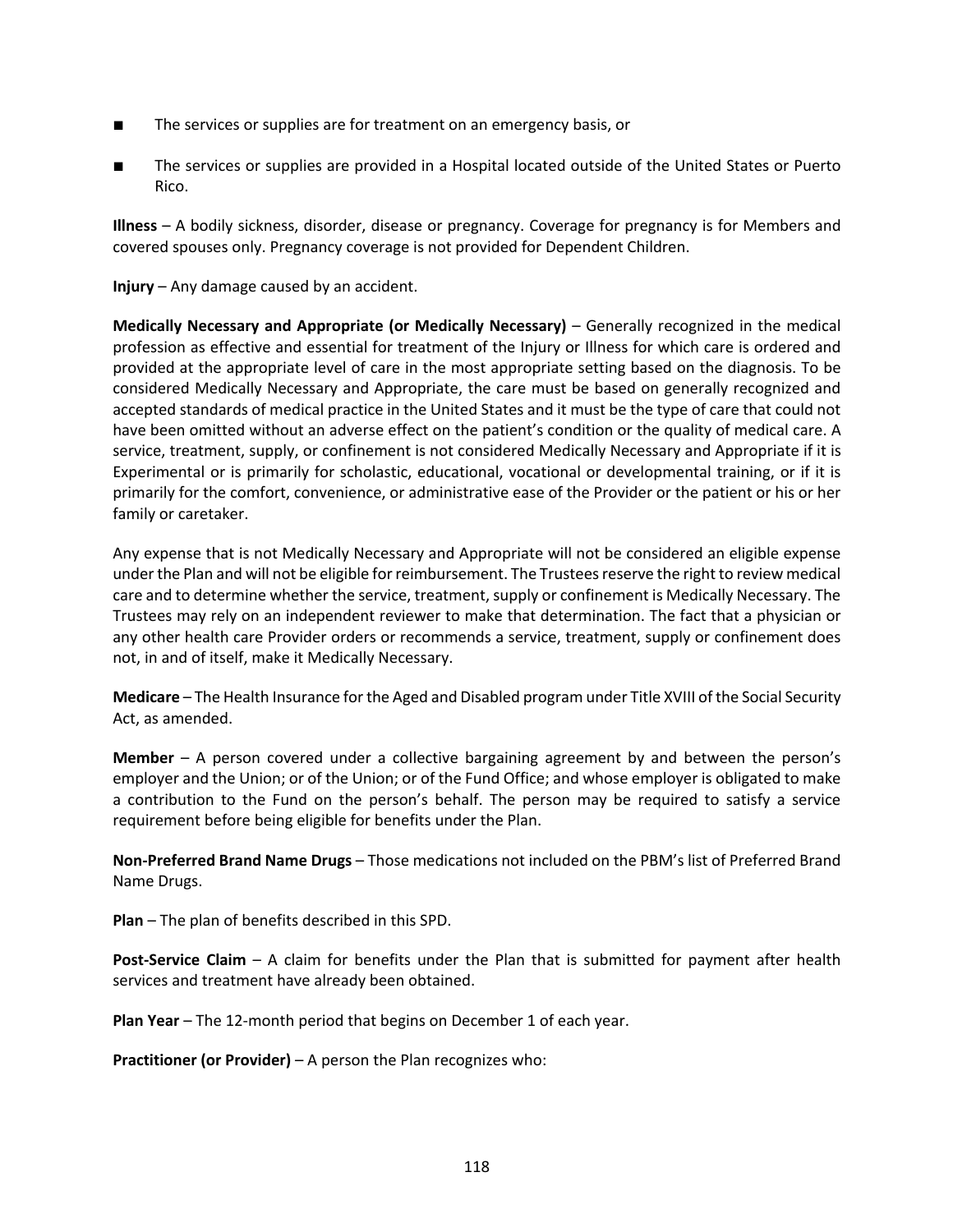- The services or supplies are for treatment on an emergency basis, or
- The services or supplies are provided in a Hospital located outside of the United States or Puerto Rico.

**Illness** – A bodily sickness, disorder, disease or pregnancy. Coverage for pregnancy is for Members and covered spouses only. Pregnancy coverage is not provided for Dependent Children.

**Injury** – Any damage caused by an accident.

**Medically Necessary and Appropriate (or Medically Necessary)** – Generally recognized in the medical profession as effective and essential for treatment of the Injury or Illness for which care is ordered and provided at the appropriate level of care in the most appropriate setting based on the diagnosis. To be considered Medically Necessary and Appropriate, the care must be based on generally recognized and accepted standards of medical practice in the United States and it must be the type of care that could not have been omitted without an adverse effect on the patient's condition or the quality of medical care. A service, treatment, supply, or confinement is not considered Medically Necessary and Appropriate if it is Experimental or is primarily for scholastic, educational, vocational or developmental training, or if it is primarily for the comfort, convenience, or administrative ease of the Provider or the patient or his or her family or caretaker.

Any expense that is not Medically Necessary and Appropriate will not be considered an eligible expense under the Plan and will not be eligible for reimbursement. The Trustees reserve the right to review medical care and to determine whether the service, treatment, supply or confinement is Medically Necessary. The Trustees may rely on an independent reviewer to make that determination. The fact that a physician or any other health care Provider orders or recommends a service, treatment, supply or confinement does not, in and of itself, make it Medically Necessary.

**Medicare** – The Health Insurance for the Aged and Disabled program under Title XVIII of the Social Security Act, as amended.

**Member** – A person covered under a collective bargaining agreement by and between the person's employer and the Union; or of the Union; or of the Fund Office; and whose employer is obligated to make a contribution to the Fund on the person's behalf. The person may be required to satisfy a service requirement before being eligible for benefits under the Plan.

**Non-Preferred Brand Name Drugs** – Those medications not included on the PBM's list of Preferred Brand Name Drugs.

**Plan** – The plan of benefits described in this SPD.

**Post-Service Claim** – A claim for benefits under the Plan that is submitted for payment after health services and treatment have already been obtained.

**Plan Year** – The 12-month period that begins on December 1 of each year.

**Practitioner (or Provider)** – A person the Plan recognizes who: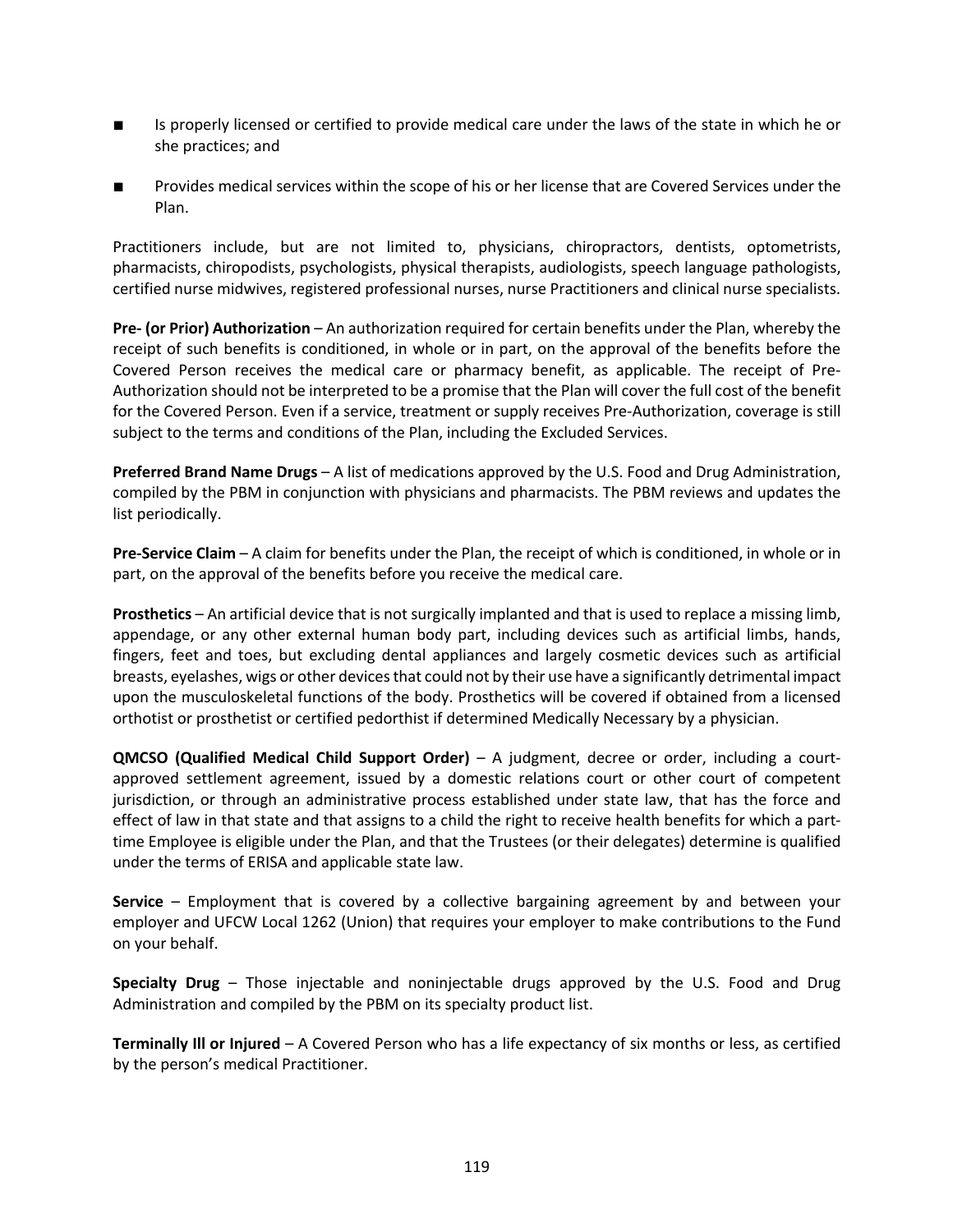- Is properly licensed or certified to provide medical care under the laws of the state in which he or she practices; and
- Provides medical services within the scope of his or her license that are Covered Services under the Plan.

Practitioners include, but are not limited to, physicians, chiropractors, dentists, optometrists, pharmacists, chiropodists, psychologists, physical therapists, audiologists, speech language pathologists, certified nurse midwives, registered professional nurses, nurse Practitioners and clinical nurse specialists.

**Pre- (or Prior) Authorization** – An authorization required for certain benefits under the Plan, whereby the receipt of such benefits is conditioned, in whole or in part, on the approval of the benefits before the Covered Person receives the medical care or pharmacy benefit, as applicable. The receipt of Pre-Authorization should not be interpreted to be a promise that the Plan will cover the full cost of the benefit for the Covered Person. Even if a service, treatment or supply receives Pre-Authorization, coverage is still subject to the terms and conditions of the Plan, including the Excluded Services.

**Preferred Brand Name Drugs** – A list of medications approved by the U.S. Food and Drug Administration, compiled by the PBM in conjunction with physicians and pharmacists. The PBM reviews and updates the list periodically.

**Pre-Service Claim** – A claim for benefits under the Plan, the receipt of which is conditioned, in whole or in part, on the approval of the benefits before you receive the medical care.

**Prosthetics** – An artificial device that is not surgically implanted and that is used to replace a missing limb, appendage, or any other external human body part, including devices such as artificial limbs, hands, fingers, feet and toes, but excluding dental appliances and largely cosmetic devices such as artificial breasts, eyelashes, wigs or other devices that could not by their use have a significantly detrimental impact upon the musculoskeletal functions of the body. Prosthetics will be covered if obtained from a licensed orthotist or prosthetist or certified pedorthist if determined Medically Necessary by a physician.

**QMCSO (Qualified Medical Child Support Order)** – A judgment, decree or order, including a court-approved settlement agreement, issued by a domestic relations court or other court of competent jurisdiction, or through an administrative process established under state law, that has the force and effect of law in that state and that assigns to a child the right to receive health benefits for which a part-time Employee is eligible under the Plan, and that the Trustees (or their delegates) determine is qualified under the terms of ERISA and applicable state law.

**Service** – Employment that is covered by a collective bargaining agreement by and between your employer and UFCW Local 1262 (Union) that requires your employer to make contributions to the Fund on your behalf.

**Specialty Drug** – Those injectable and noninjectable drugs approved by the U.S. Food and Drug Administration and compiled by the PBM on its specialty product list.

**Terminally Ill or Injured** – A Covered Person who has a life expectancy of six months or less, as certified by the person's medical Practitioner.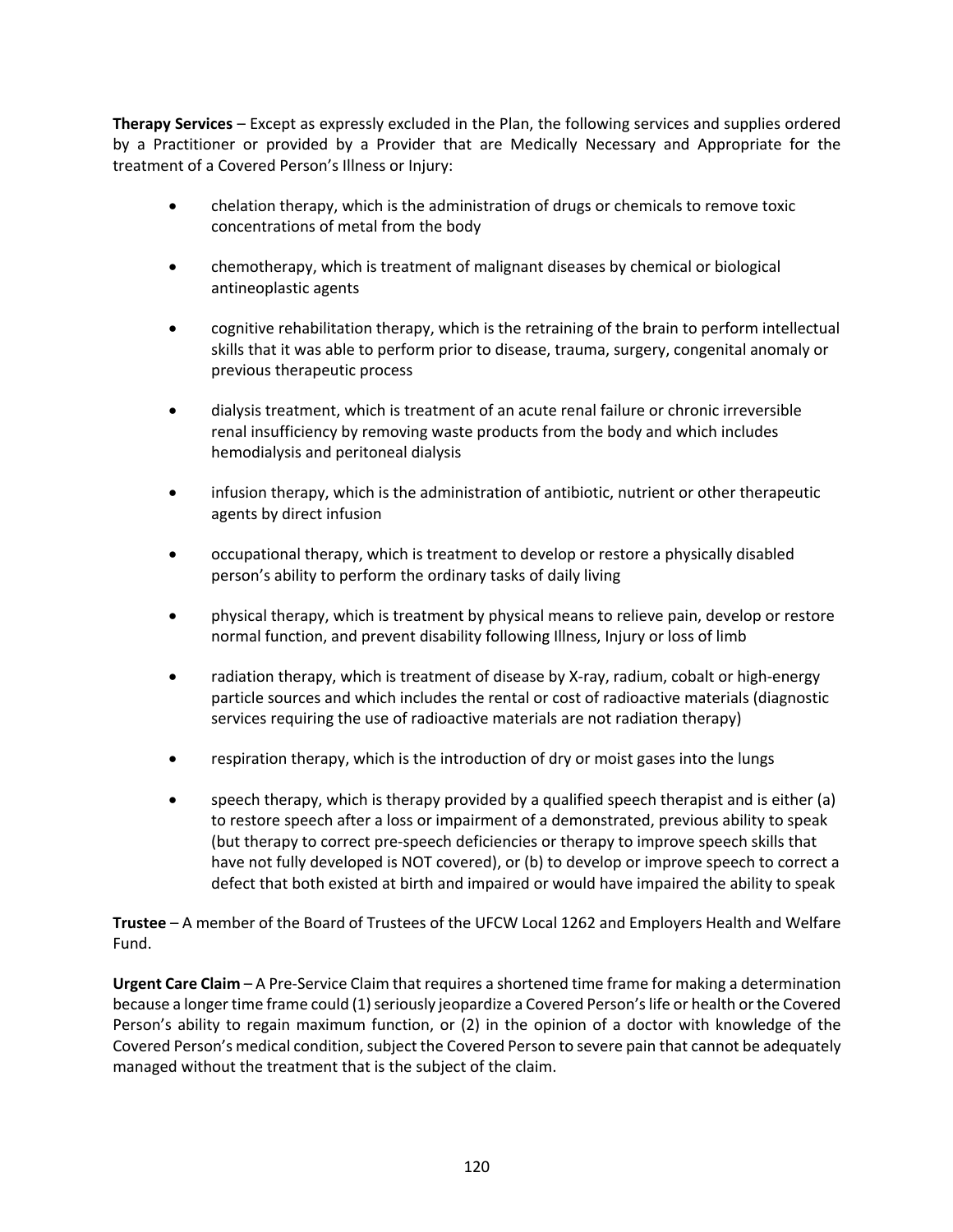**Therapy Services** – Except as expressly excluded in the Plan, the following services and supplies ordered by a Practitioner or provided by a Provider that are Medically Necessary and Appropriate for the treatment of a Covered Person's Illness or Injury:

- chelation therapy, which is the administration of drugs or chemicals to remove toxic concentrations of metal from the body
- chemotherapy, which is treatment of malignant diseases by chemical or biological antineoplastic agents
- cognitive rehabilitation therapy, which is the retraining of the brain to perform intellectual skills that it was able to perform prior to disease, trauma, surgery, congenital anomaly or previous therapeutic process
- dialysis treatment, which is treatment of an acute renal failure or chronic irreversible renal insufficiency by removing waste products from the body and which includes hemodialysis and peritoneal dialysis
- infusion therapy, which is the administration of antibiotic, nutrient or other therapeutic agents by direct infusion
- occupational therapy, which is treatment to develop or restore a physically disabled person's ability to perform the ordinary tasks of daily living
- physical therapy, which is treatment by physical means to relieve pain, develop or restore normal function, and prevent disability following Illness, Injury or loss of limb
- radiation therapy, which is treatment of disease by X-ray, radium, cobalt or high-energy particle sources and which includes the rental or cost of radioactive materials (diagnostic services requiring the use of radioactive materials are not radiation therapy)
- respiration therapy, which is the introduction of dry or moist gases into the lungs
- speech therapy, which is therapy provided by a qualified speech therapist and is either (a) to restore speech after a loss or impairment of a demonstrated, previous ability to speak (but therapy to correct pre-speech deficiencies or therapy to improve speech skills that have not fully developed is NOT covered), or (b) to develop or improve speech to correct a defect that both existed at birth and impaired or would have impaired the ability to speak

**Trustee** – A member of the Board of Trustees of the UFCW Local 1262 and Employers Health and Welfare Fund.

**Urgent Care Claim** – A Pre-Service Claim that requires a shortened time frame for making a determination because a longer time frame could (1) seriously jeopardize a Covered Person's life or health or the Covered Person's ability to regain maximum function, or (2) in the opinion of a doctor with knowledge of the Covered Person's medical condition, subject the Covered Person to severe pain that cannot be adequately managed without the treatment that is the subject of the claim.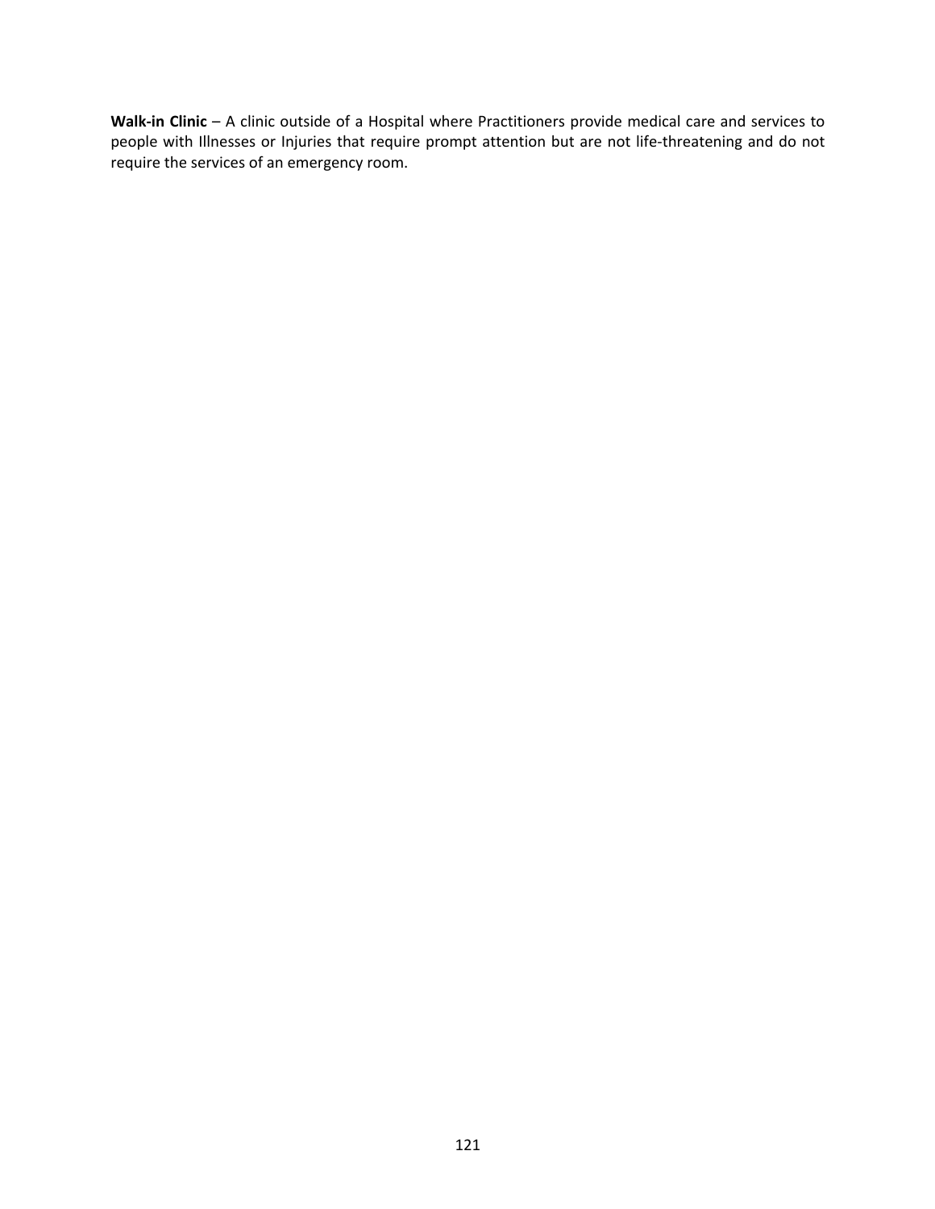**Walk-in Clinic** – A clinic outside of a Hospital where Practitioners provide medical care and services to people with Illnesses or Injuries that require prompt attention but are not life-threatening and do not require the services of an emergency room.